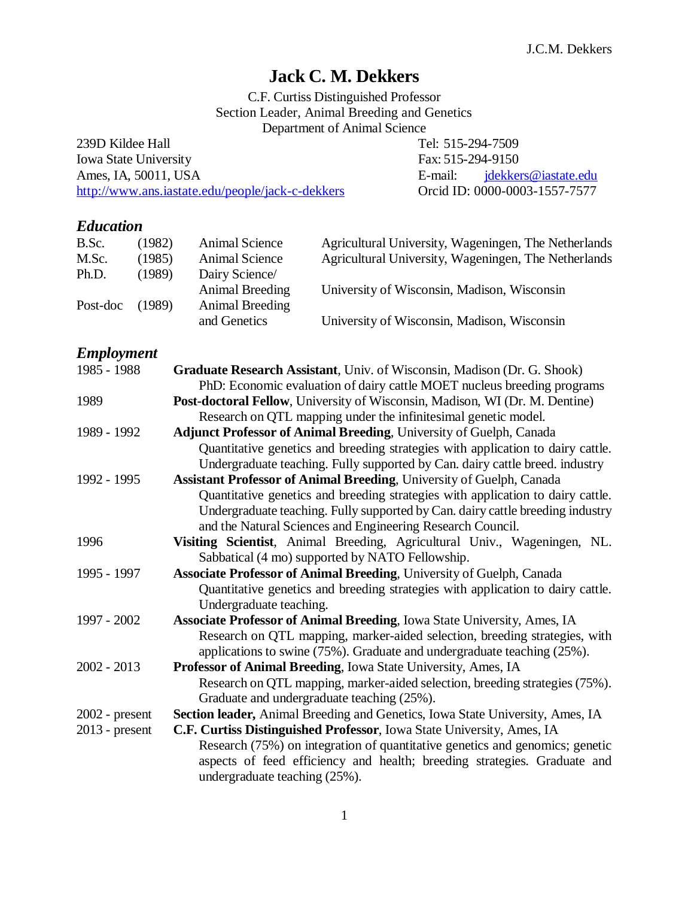# Jack C. M. Dekkers

C.F. Curtiss Distinguished Professor
Section Leader, Animal Breeding and Genetics
Department of Animal Science

239D Kildee Hall
Iowa State University
Ames, IA, 50011, USA
http://www.ans.iastate.edu/people/jack-c-dekkers

Tel: 515-294-7509
Fax: 515-294-9150
E-mail: jdekkers@iastate.edu
Orcid ID: 0000-0003-1557-7577

## *Education*

| | | | |
|---|---|---|---|
| B.Sc. | (1982) | Animal Science | Agricultural University, Wageningen, The Netherlands |
| M.Sc. | (1985) | Animal Science | Agricultural University, Wageningen, The Netherlands |
| Ph.D. | (1989) | Dairy Science/ Animal Breeding | University of Wisconsin, Madison, Wisconsin |
| Post-doc | (1989) | Animal Breeding and Genetics | University of Wisconsin, Madison, Wisconsin |

## *Employment*

**1985 - 1988** — **Graduate Research Assistant**, Univ. of Wisconsin, Madison (Dr. G. Shook)
PhD: Economic evaluation of dairy cattle MOET nucleus breeding programs

**1989** — **Post-doctoral Fellow**, University of Wisconsin, Madison, WI (Dr. M. Dentine)
Research on QTL mapping under the infinitesimal genetic model.

**1989 - 1992** — **Adjunct Professor of Animal Breeding**, University of Guelph, Canada
Quantitative genetics and breeding strategies with application to dairy cattle. Undergraduate teaching. Fully supported by Can. dairy cattle breed. industry

**1992 - 1995** — **Assistant Professor of Animal Breeding**, University of Guelph, Canada
Quantitative genetics and breeding strategies with application to dairy cattle. Undergraduate teaching. Fully supported by Can. dairy cattle breeding industry and the Natural Sciences and Engineering Research Council.

**1996** — **Visiting Scientist**, Animal Breeding, Agricultural Univ., Wageningen, NL.
Sabbatical (4 mo) supported by NATO Fellowship.

**1995 - 1997** — **Associate Professor of Animal Breeding**, University of Guelph, Canada
Quantitative genetics and breeding strategies with application to dairy cattle. Undergraduate teaching.

**1997 - 2002** — **Associate Professor of Animal Breeding**, Iowa State University, Ames, IA
Research on QTL mapping, marker-aided selection, breeding strategies, with applications to swine (75%). Graduate and undergraduate teaching (25%).

**2002 - 2013** — **Professor of Animal Breeding**, Iowa State University, Ames, IA
Research on QTL mapping, marker-aided selection, breeding strategies (75%). Graduate and undergraduate teaching (25%).

**2002 - present** — **Section leader,** Animal Breeding and Genetics, Iowa State University, Ames, IA

**2013 - present** — **C.F. Curtiss Distinguished Professor**, Iowa State University, Ames, IA
Research (75%) on integration of quantitative genetics and genomics; genetic aspects of feed efficiency and health; breeding strategies. Graduate and undergraduate teaching (25%).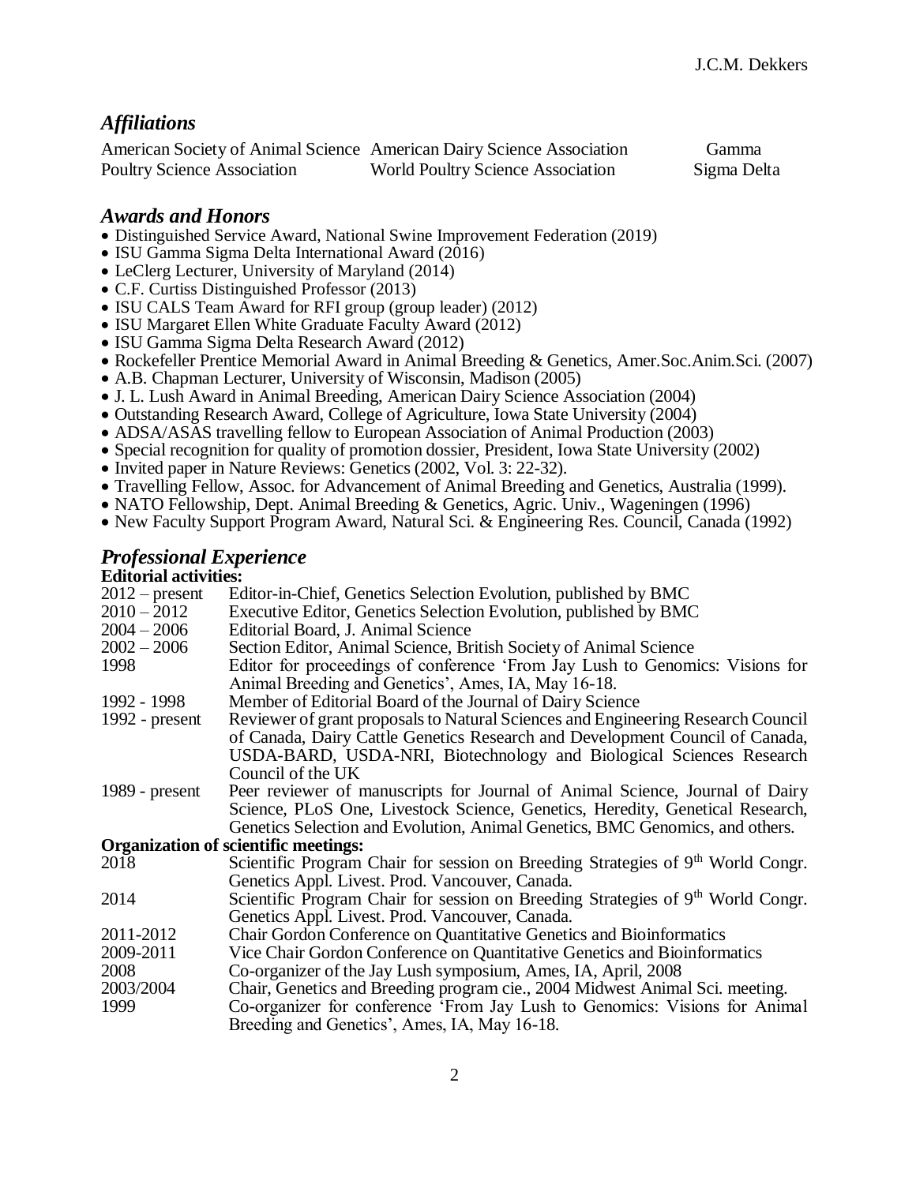## *Affiliations*

American Society of Animal Science
American Dairy Science Association
Gamma Sigma Delta
Poultry Science Association
World Poultry Science Association

## *Awards and Honors*

- Distinguished Service Award, National Swine Improvement Federation (2019)
- ISU Gamma Sigma Delta International Award (2016)
- LeClerg Lecturer, University of Maryland (2014)
- C.F. Curtiss Distinguished Professor (2013)
- ISU CALS Team Award for RFI group (group leader) (2012)
- ISU Margaret Ellen White Graduate Faculty Award (2012)
- ISU Gamma Sigma Delta Research Award (2012)
- Rockefeller Prentice Memorial Award in Animal Breeding & Genetics, Amer.Soc.Anim.Sci. (2007)
- A.B. Chapman Lecturer, University of Wisconsin, Madison (2005)
- J. L. Lush Award in Animal Breeding, American Dairy Science Association (2004)
- Outstanding Research Award, College of Agriculture, Iowa State University (2004)
- ADSA/ASAS travelling fellow to European Association of Animal Production (2003)
- Special recognition for quality of promotion dossier, President, Iowa State University (2002)
- Invited paper in Nature Reviews: Genetics (2002, Vol. 3: 22-32).
- Travelling Fellow, Assoc. for Advancement of Animal Breeding and Genetics, Australia (1999).
- NATO Fellowship, Dept. Animal Breeding & Genetics, Agric. Univ., Wageningen (1996)
- New Faculty Support Program Award, Natural Sci. & Engineering Res. Council, Canada (1992)

## *Professional Experience*

**Editorial activities:**

| | |
|---|---|
| 2012 – present | Editor-in-Chief, Genetics Selection Evolution, published by BMC |
| 2010 – 2012 | Executive Editor, Genetics Selection Evolution, published by BMC |
| 2004 – 2006 | Editorial Board, J. Animal Science |
| 2002 – 2006 | Section Editor, Animal Science, British Society of Animal Science |
| 1998 | Editor for proceedings of conference 'From Jay Lush to Genomics: Visions for Animal Breeding and Genetics', Ames, IA, May 16-18. |
| 1992 - 1998 | Member of Editorial Board of the Journal of Dairy Science |
| 1992 - present | Reviewer of grant proposals to Natural Sciences and Engineering Research Council of Canada, Dairy Cattle Genetics Research and Development Council of Canada, USDA-BARD, USDA-NRI, Biotechnology and Biological Sciences Research Council of the UK |
| 1989 - present | Peer reviewer of manuscripts for Journal of Animal Science, Journal of Dairy Science, PLoS One, Livestock Science, Genetics, Heredity, Genetical Research, Genetics Selection and Evolution, Animal Genetics, BMC Genomics, and others. |

**Organization of scientific meetings:**

| | |
|---|---|
| 2018 | Scientific Program Chair for session on Breeding Strategies of 9th World Congr. Genetics Appl. Livest. Prod. Vancouver, Canada. |
| 2014 | Scientific Program Chair for session on Breeding Strategies of 9th World Congr. Genetics Appl. Livest. Prod. Vancouver, Canada. |
| 2011-2012 | Chair Gordon Conference on Quantitative Genetics and Bioinformatics |
| 2009-2011 | Vice Chair Gordon Conference on Quantitative Genetics and Bioinformatics |
| 2008 | Co-organizer of the Jay Lush symposium, Ames, IA, April, 2008 |
| 2003/2004 | Chair, Genetics and Breeding program cie., 2004 Midwest Animal Sci. meeting. |
| 1999 | Co-organizer for conference 'From Jay Lush to Genomics: Visions for Animal Breeding and Genetics', Ames, IA, May 16-18. |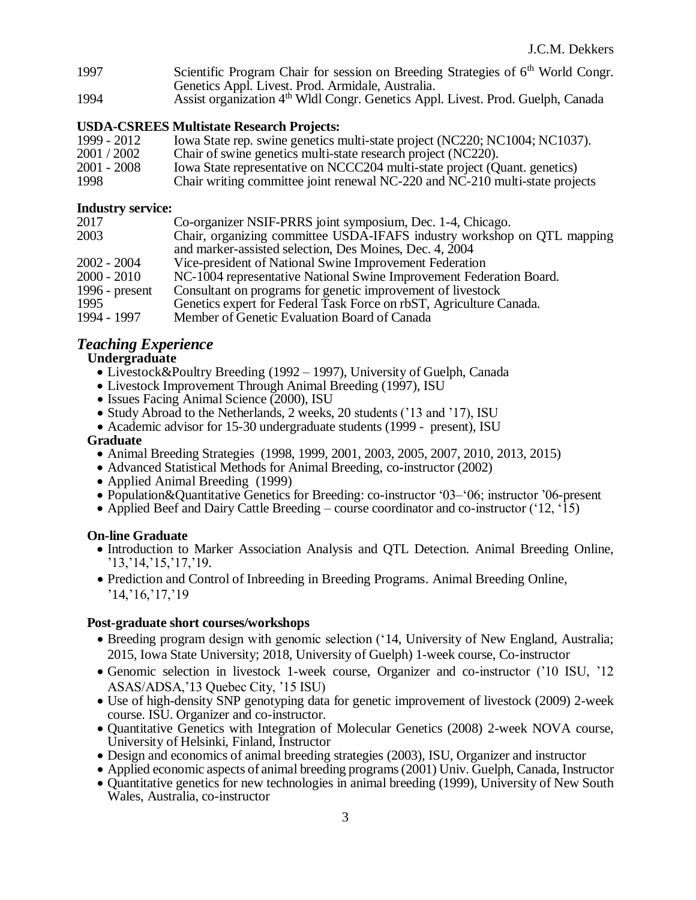| | |
|---|---|
| 1997 | Scientific Program Chair for session on Breeding Strategies of 6th World Congr. Genetics Appl. Livest. Prod. Armidale, Australia. |
| 1994 | Assist organization 4th Wldl Congr. Genetics Appl. Livest. Prod. Guelph, Canada |

**USDA-CSREES Multistate Research Projects:**

| | |
|---|---|
| 1999 - 2012 | Iowa State rep. swine genetics multi-state project (NC220; NC1004; NC1037). |
| 2001 / 2002 | Chair of swine genetics multi-state research project (NC220). |
| 2001 - 2008 | Iowa State representative on NCCC204 multi-state project (Quant. genetics) |
| 1998 | Chair writing committee joint renewal NC-220 and NC-210 multi-state projects |

**Industry service:**

| | |
|---|---|
| 2017 | Co-organizer NSIF-PRRS joint symposium, Dec. 1-4, Chicago. |
| 2003 | Chair, organizing committee USDA-IFAFS industry workshop on QTL mapping and marker-assisted selection, Des Moines, Dec. 4, 2004 |
| 2002 - 2004 | Vice-president of National Swine Improvement Federation |
| 2000 - 2010 | NC-1004 representative National Swine Improvement Federation Board. |
| 1996 - present | Consultant on programs for genetic improvement of livestock |
| 1995 | Genetics expert for Federal Task Force on rbST, Agriculture Canada. |
| 1994 - 1997 | Member of Genetic Evaluation Board of Canada |

## *Teaching Experience*

**Undergraduate**

- Livestock&Poultry Breeding (1992 – 1997), University of Guelph, Canada
- Livestock Improvement Through Animal Breeding (1997), ISU
- Issues Facing Animal Science (2000), ISU
- Study Abroad to the Netherlands, 2 weeks, 20 students ('13 and '17), ISU
- Academic advisor for 15-30 undergraduate students (1999 - present), ISU

**Graduate**

- Animal Breeding Strategies (1998, 1999, 2001, 2003, 2005, 2007, 2010, 2013, 2015)
- Advanced Statistical Methods for Animal Breeding, co-instructor (2002)
- Applied Animal Breeding (1999)
- Population&Quantitative Genetics for Breeding: co-instructor '03–'06; instructor '06-present
- Applied Beef and Dairy Cattle Breeding – course coordinator and co-instructor ('12, '15)

**On-line Graduate**

- Introduction to Marker Association Analysis and QTL Detection. Animal Breeding Online, '13,'14,'15,'17,'19.
- Prediction and Control of Inbreeding in Breeding Programs. Animal Breeding Online, '14,'16,'17,'19

**Post-graduate short courses/workshops**

- Breeding program design with genomic selection ('14, University of New England, Australia; 2015, Iowa State University; 2018, University of Guelph) 1-week course, Co-instructor
- Genomic selection in livestock 1-week course, Organizer and co-instructor ('10 ISU, '12 ASAS/ADSA,'13 Quebec City, '15 ISU)
- Use of high-density SNP genotyping data for genetic improvement of livestock (2009) 2-week course. ISU. Organizer and co-instructor.
- Quantitative Genetics with Integration of Molecular Genetics (2008) 2-week NOVA course, University of Helsinki, Finland, Instructor
- Design and economics of animal breeding strategies (2003), ISU, Organizer and instructor
- Applied economic aspects of animal breeding programs (2001) Univ. Guelph, Canada, Instructor
- Quantitative genetics for new technologies in animal breeding (1999), University of New South Wales, Australia, co-instructor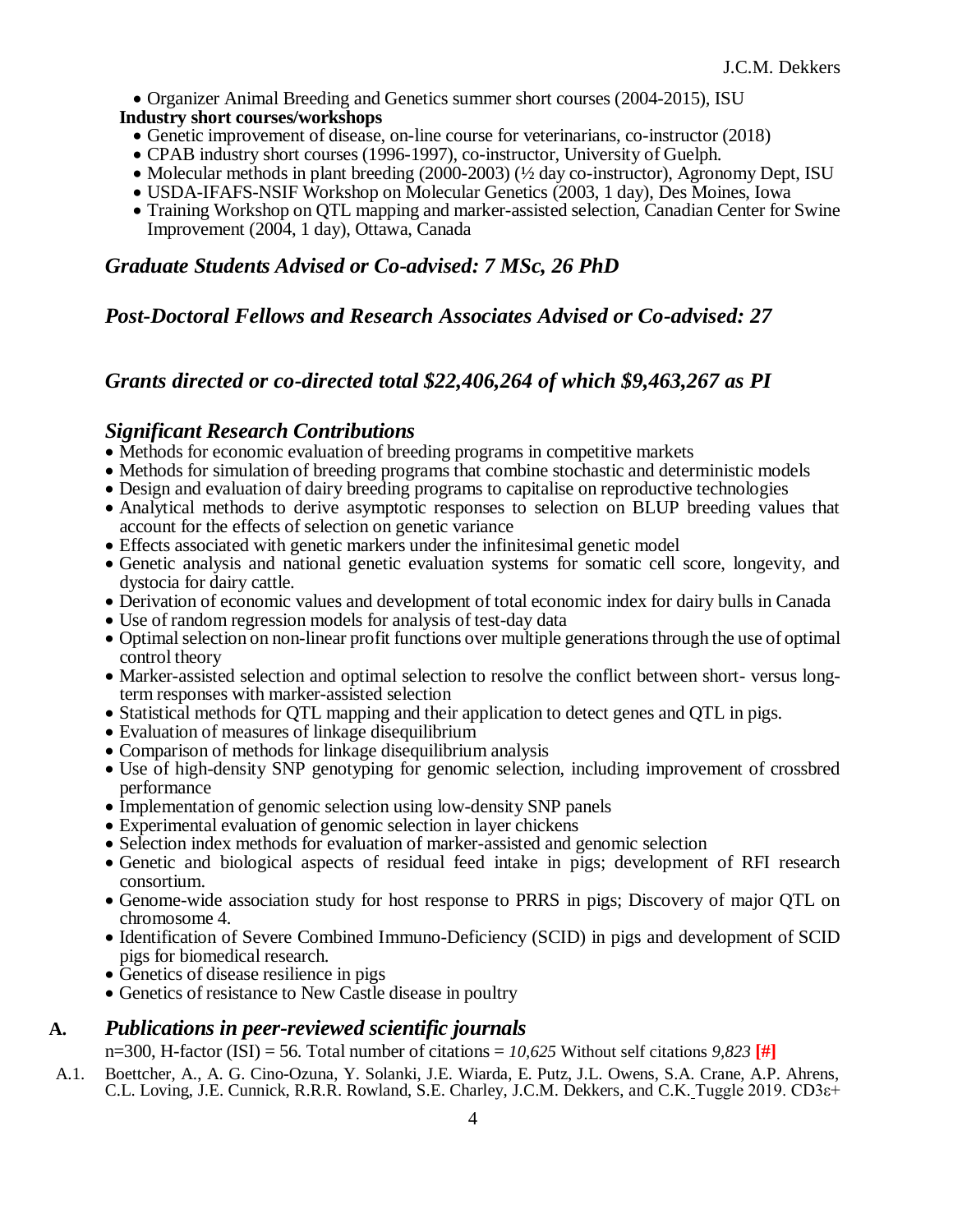- Organizer Animal Breeding and Genetics summer short courses (2004-2015), ISU

**Industry short courses/workshops**

- Genetic improvement of disease, on-line course for veterinarians, co-instructor (2018)
- CPAB industry short courses (1996-1997), co-instructor, University of Guelph.
- Molecular methods in plant breeding (2000-2003) (½ day co-instructor), Agronomy Dept, ISU
- USDA-IFAFS-NSIF Workshop on Molecular Genetics (2003, 1 day), Des Moines, Iowa
- Training Workshop on QTL mapping and marker-assisted selection, Canadian Center for Swine Improvement (2004, 1 day), Ottawa, Canada

## *Graduate Students Advised or Co-advised: 7 MSc, 26 PhD*

## *Post-Doctoral Fellows and Research Associates Advised or Co-advised: 27*

## *Grants directed or co-directed total $22,406,264 of which $9,463,267 as PI*

## *Significant Research Contributions*

- Methods for economic evaluation of breeding programs in competitive markets
- Methods for simulation of breeding programs that combine stochastic and deterministic models
- Design and evaluation of dairy breeding programs to capitalise on reproductive technologies
- Analytical methods to derive asymptotic responses to selection on BLUP breeding values that account for the effects of selection on genetic variance
- Effects associated with genetic markers under the infinitesimal genetic model
- Genetic analysis and national genetic evaluation systems for somatic cell score, longevity, and dystocia for dairy cattle.
- Derivation of economic values and development of total economic index for dairy bulls in Canada
- Use of random regression models for analysis of test-day data
- Optimal selection on non-linear profit functions over multiple generations through the use of optimal control theory
- Marker-assisted selection and optimal selection to resolve the conflict between short- versus long-term responses with marker-assisted selection
- Statistical methods for QTL mapping and their application to detect genes and QTL in pigs.
- Evaluation of measures of linkage disequilibrium
- Comparison of methods for linkage disequilibrium analysis
- Use of high-density SNP genotyping for genomic selection, including improvement of crossbred performance
- Implementation of genomic selection using low-density SNP panels
- Experimental evaluation of genomic selection in layer chickens
- Selection index methods for evaluation of marker-assisted and genomic selection
- Genetic and biological aspects of residual feed intake in pigs; development of RFI research consortium.
- Genome-wide association study for host response to PRRS in pigs; Discovery of major QTL on chromosome 4.
- Identification of Severe Combined Immuno-Deficiency (SCID) in pigs and development of SCID pigs for biomedical research.
- Genetics of disease resilience in pigs
- Genetics of resistance to New Castle disease in poultry

## A. *Publications in peer-reviewed scientific journals*

n=300, H-factor (ISI) = 56. Total number of citations = *10,625* Without self citations *9,823* **[#]**

A.1. Boettcher, A., A. G. Cino-Ozuna, Y. Solanki, J.E. Wiarda, E. Putz, J.L. Owens, S.A. Crane, A.P. Ahrens, C.L. Loving, J.E. Cunnick, R.R.R. Rowland, S.E. Charley, J.C.M. Dekkers, and C.K. Tuggle 2019. CD3ε+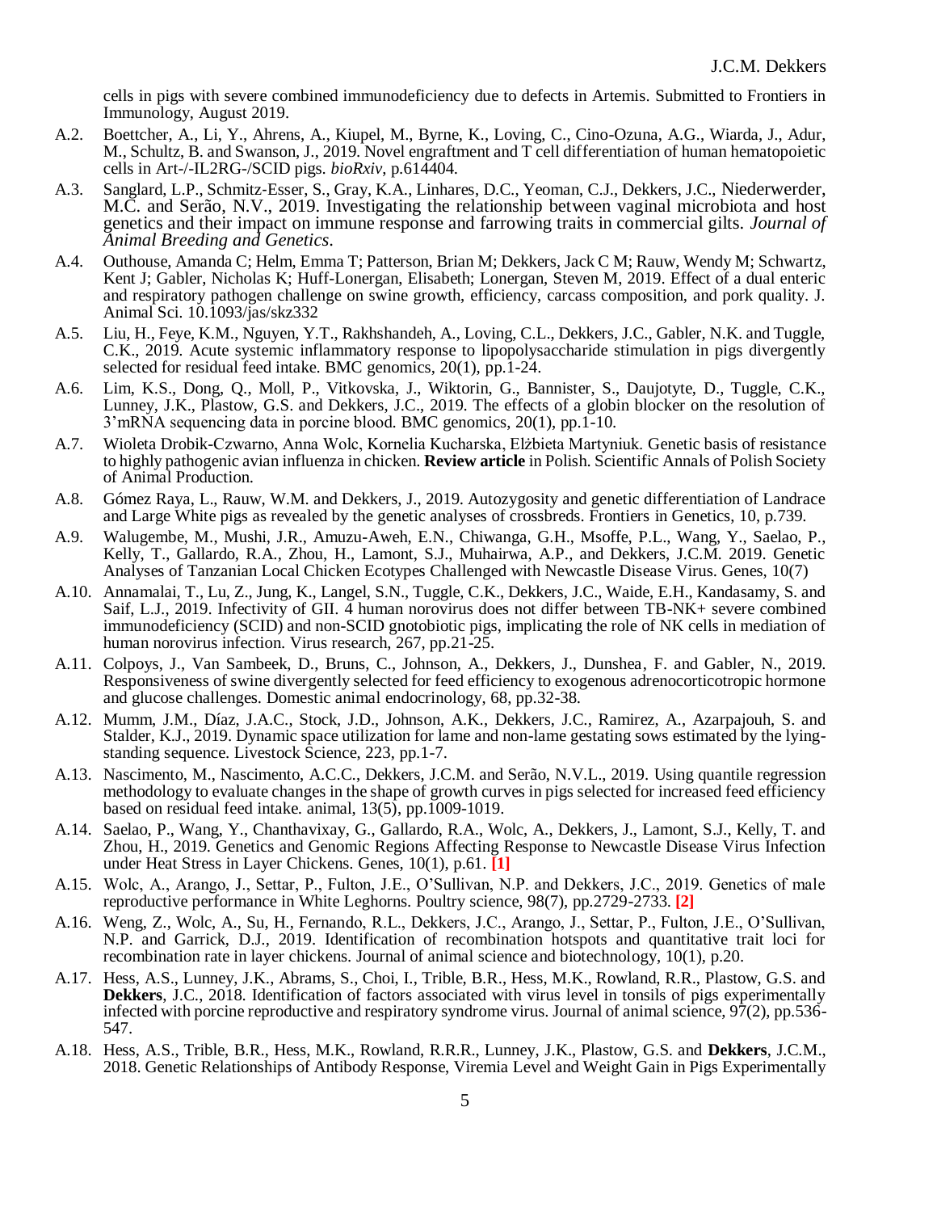cells in pigs with severe combined immunodeficiency due to defects in Artemis. Submitted to Frontiers in Immunology, August 2019.

A.2. Boettcher, A., Li, Y., Ahrens, A., Kiupel, M., Byrne, K., Loving, C., Cino-Ozuna, A.G., Wiarda, J., Adur, M., Schultz, B. and Swanson, J., 2019. Novel engraftment and T cell differentiation of human hematopoietic cells in Art-/-IL2RG-/SCID pigs. *bioRxiv*, p.614404.

A.3. Sanglard, L.P., Schmitz-Esser, S., Gray, K.A., Linhares, D.C., Yeoman, C.J., Dekkers, J.C., Niederwerder, M.C. and Serão, N.V., 2019. Investigating the relationship between vaginal microbiota and host genetics and their impact on immune response and farrowing traits in commercial gilts. *Journal of Animal Breeding and Genetics*.

A.4. Outhouse, Amanda C; Helm, Emma T; Patterson, Brian M; Dekkers, Jack C M; Rauw, Wendy M; Schwartz, Kent J; Gabler, Nicholas K; Huff-Lonergan, Elisabeth; Lonergan, Steven M, 2019. Effect of a dual enteric and respiratory pathogen challenge on swine growth, efficiency, carcass composition, and pork quality. J. Animal Sci. 10.1093/jas/skz332

A.5. Liu, H., Feye, K.M., Nguyen, Y.T., Rakhshandeh, A., Loving, C.L., Dekkers, J.C., Gabler, N.K. and Tuggle, C.K., 2019. Acute systemic inflammatory response to lipopolysaccharide stimulation in pigs divergently selected for residual feed intake. BMC genomics, 20(1), pp.1-24.

A.6. Lim, K.S., Dong, Q., Moll, P., Vitkovska, J., Wiktorin, G., Bannister, S., Daujotyte, D., Tuggle, C.K., Lunney, J.K., Plastow, G.S. and Dekkers, J.C., 2019. The effects of a globin blocker on the resolution of 3'mRNA sequencing data in porcine blood. BMC genomics, 20(1), pp.1-10.

A.7. Wioleta Drobik-Czwarno, Anna Wolc, Kornelia Kucharska, Elżbieta Martyniuk. Genetic basis of resistance to highly pathogenic avian influenza in chicken. **Review article** in Polish. Scientific Annals of Polish Society of Animal Production.

A.8. Gómez Raya, L., Rauw, W.M. and Dekkers, J., 2019. Autozygosity and genetic differentiation of Landrace and Large White pigs as revealed by the genetic analyses of crossbreds. Frontiers in Genetics, 10, p.739.

A.9. Walugembe, M., Mushi, J.R., Amuzu-Aweh, E.N., Chiwanga, G.H., Msoffe, P.L., Wang, Y., Saelao, P., Kelly, T., Gallardo, R.A., Zhou, H., Lamont, S.J., Muhairwa, A.P., and Dekkers, J.C.M. 2019. Genetic Analyses of Tanzanian Local Chicken Ecotypes Challenged with Newcastle Disease Virus. Genes, 10(7)

A.10. Annamalai, T., Lu, Z., Jung, K., Langel, S.N., Tuggle, C.K., Dekkers, J.C., Waide, E.H., Kandasamy, S. and Saif, L.J., 2019. Infectivity of GII. 4 human norovirus does not differ between TB-NK+ severe combined immunodeficiency (SCID) and non-SCID gnotobiotic pigs, implicating the role of NK cells in mediation of human norovirus infection. Virus research, 267, pp.21-25.

A.11. Colpoys, J., Van Sambeek, D., Bruns, C., Johnson, A., Dekkers, J., Dunshea, F. and Gabler, N., 2019. Responsiveness of swine divergently selected for feed efficiency to exogenous adrenocorticotropic hormone and glucose challenges. Domestic animal endocrinology, 68, pp.32-38.

A.12. Mumm, J.M., Díaz, J.A.C., Stock, J.D., Johnson, A.K., Dekkers, J.C., Ramirez, A., Azarpajouh, S. and Stalder, K.J., 2019. Dynamic space utilization for lame and non-lame gestating sows estimated by the lying-standing sequence. Livestock Science, 223, pp.1-7.

A.13. Nascimento, M., Nascimento, A.C.C., Dekkers, J.C.M. and Serão, N.V.L., 2019. Using quantile regression methodology to evaluate changes in the shape of growth curves in pigs selected for increased feed efficiency based on residual feed intake. animal, 13(5), pp.1009-1019.

A.14. Saelao, P., Wang, Y., Chanthavixay, G., Gallardo, R.A., Wolc, A., Dekkers, J., Lamont, S.J., Kelly, T. and Zhou, H., 2019. Genetics and Genomic Regions Affecting Response to Newcastle Disease Virus Infection under Heat Stress in Layer Chickens. Genes, 10(1), p.61. **[1]**

A.15. Wolc, A., Arango, J., Settar, P., Fulton, J.E., O'Sullivan, N.P. and Dekkers, J.C., 2019. Genetics of male reproductive performance in White Leghorns. Poultry science, 98(7), pp.2729-2733. **[2]**

A.16. Weng, Z., Wolc, A., Su, H., Fernando, R.L., Dekkers, J.C., Arango, J., Settar, P., Fulton, J.E., O'Sullivan, N.P. and Garrick, D.J., 2019. Identification of recombination hotspots and quantitative trait loci for recombination rate in layer chickens. Journal of animal science and biotechnology, 10(1), p.20.

A.17. Hess, A.S., Lunney, J.K., Abrams, S., Choi, I., Trible, B.R., Hess, M.K., Rowland, R.R., Plastow, G.S. and **Dekkers**, J.C., 2018. Identification of factors associated with virus level in tonsils of pigs experimentally infected with porcine reproductive and respiratory syndrome virus. Journal of animal science, 97(2), pp.536-547.

A.18. Hess, A.S., Trible, B.R., Hess, M.K., Rowland, R.R.R., Lunney, J.K., Plastow, G.S. and **Dekkers**, J.C.M., 2018. Genetic Relationships of Antibody Response, Viremia Level and Weight Gain in Pigs Experimentally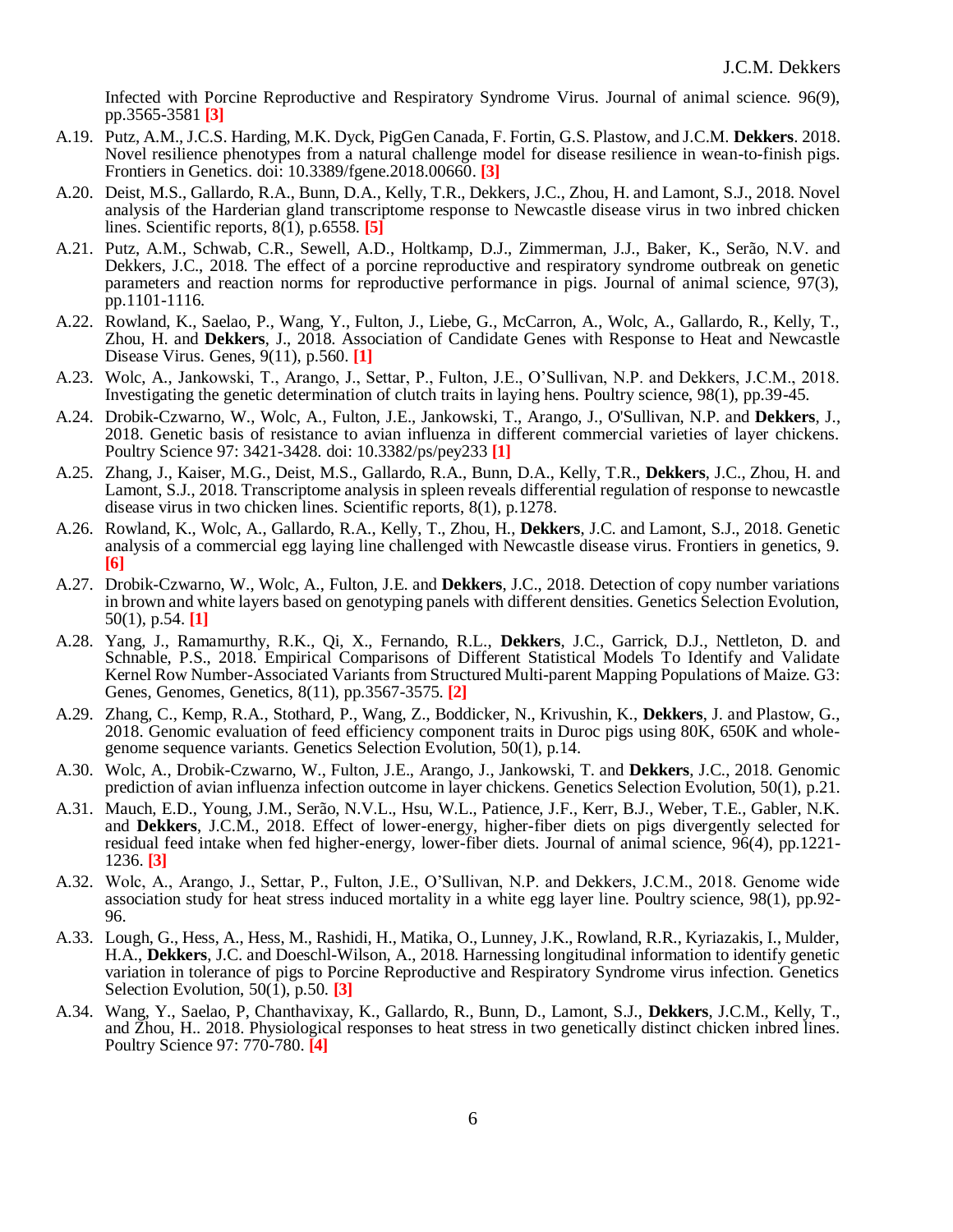Infected with Porcine Reproductive and Respiratory Syndrome Virus. Journal of animal science. 96(9), pp.3565-3581 **[3]**

A.19. Putz, A.M., J.C.S. Harding, M.K. Dyck, PigGen Canada, F. Fortin, G.S. Plastow, and J.C.M. **Dekkers**. 2018. Novel resilience phenotypes from a natural challenge model for disease resilience in wean-to-finish pigs. Frontiers in Genetics. doi: 10.3389/fgene.2018.00660. **[3]**

A.20. Deist, M.S., Gallardo, R.A., Bunn, D.A., Kelly, T.R., Dekkers, J.C., Zhou, H. and Lamont, S.J., 2018. Novel analysis of the Harderian gland transcriptome response to Newcastle disease virus in two inbred chicken lines. Scientific reports, 8(1), p.6558. **[5]**

A.21. Putz, A.M., Schwab, C.R., Sewell, A.D., Holtkamp, D.J., Zimmerman, J.J., Baker, K., Serão, N.V. and Dekkers, J.C., 2018. The effect of a porcine reproductive and respiratory syndrome outbreak on genetic parameters and reaction norms for reproductive performance in pigs. Journal of animal science, 97(3), pp.1101-1116.

A.22. Rowland, K., Saelao, P., Wang, Y., Fulton, J., Liebe, G., McCarron, A., Wolc, A., Gallardo, R., Kelly, T., Zhou, H. and **Dekkers**, J., 2018. Association of Candidate Genes with Response to Heat and Newcastle Disease Virus. Genes, 9(11), p.560. **[1]**

A.23. Wolc, A., Jankowski, T., Arango, J., Settar, P., Fulton, J.E., O'Sullivan, N.P. and Dekkers, J.C.M., 2018. Investigating the genetic determination of clutch traits in laying hens. Poultry science, 98(1), pp.39-45.

A.24. Drobik-Czwarno, W., Wolc, A., Fulton, J.E., Jankowski, T., Arango, J., O'Sullivan, N.P. and **Dekkers**, J., 2018. Genetic basis of resistance to avian influenza in different commercial varieties of layer chickens. Poultry Science 97: 3421-3428. doi: 10.3382/ps/pey233 **[1]**

A.25. Zhang, J., Kaiser, M.G., Deist, M.S., Gallardo, R.A., Bunn, D.A., Kelly, T.R., **Dekkers**, J.C., Zhou, H. and Lamont, S.J., 2018. Transcriptome analysis in spleen reveals differential regulation of response to newcastle disease virus in two chicken lines. Scientific reports, 8(1), p.1278.

A.26. Rowland, K., Wolc, A., Gallardo, R.A., Kelly, T., Zhou, H., **Dekkers**, J.C. and Lamont, S.J., 2018. Genetic analysis of a commercial egg laying line challenged with Newcastle disease virus. Frontiers in genetics, 9. **[6]**

A.27. Drobik-Czwarno, W., Wolc, A., Fulton, J.E. and **Dekkers**, J.C., 2018. Detection of copy number variations in brown and white layers based on genotyping panels with different densities. Genetics Selection Evolution, 50(1), p.54. **[1]**

A.28. Yang, J., Ramamurthy, R.K., Qi, X., Fernando, R.L., **Dekkers**, J.C., Garrick, D.J., Nettleton, D. and Schnable, P.S., 2018. Empirical Comparisons of Different Statistical Models To Identify and Validate Kernel Row Number-Associated Variants from Structured Multi-parent Mapping Populations of Maize. G3: Genes, Genomes, Genetics, 8(11), pp.3567-3575. **[2]**

A.29. Zhang, C., Kemp, R.A., Stothard, P., Wang, Z., Boddicker, N., Krivushin, K., **Dekkers**, J. and Plastow, G., 2018. Genomic evaluation of feed efficiency component traits in Duroc pigs using 80K, 650K and whole-genome sequence variants. Genetics Selection Evolution, 50(1), p.14.

A.30. Wolc, A., Drobik-Czwarno, W., Fulton, J.E., Arango, J., Jankowski, T. and **Dekkers**, J.C., 2018. Genomic prediction of avian influenza infection outcome in layer chickens. Genetics Selection Evolution, 50(1), p.21.

A.31. Mauch, E.D., Young, J.M., Serão, N.V.L., Hsu, W.L., Patience, J.F., Kerr, B.J., Weber, T.E., Gabler, N.K. and **Dekkers**, J.C.M., 2018. Effect of lower-energy, higher-fiber diets on pigs divergently selected for residual feed intake when fed higher-energy, lower-fiber diets. Journal of animal science, 96(4), pp.1221-1236. **[3]**

A.32. Wolc, A., Arango, J., Settar, P., Fulton, J.E., O'Sullivan, N.P. and Dekkers, J.C.M., 2018. Genome wide association study for heat stress induced mortality in a white egg layer line. Poultry science, 98(1), pp.92-96.

A.33. Lough, G., Hess, A., Hess, M., Rashidi, H., Matika, O., Lunney, J.K., Rowland, R.R., Kyriazakis, I., Mulder, H.A., **Dekkers**, J.C. and Doeschl-Wilson, A., 2018. Harnessing longitudinal information to identify genetic variation in tolerance of pigs to Porcine Reproductive and Respiratory Syndrome virus infection. Genetics Selection Evolution, 50(1), p.50. **[3]**

A.34. Wang, Y., Saelao, P, Chanthavixay, K., Gallardo, R., Bunn, D., Lamont, S.J., **Dekkers**, J.C.M., Kelly, T., and Zhou, H.. 2018. Physiological responses to heat stress in two genetically distinct chicken inbred lines. Poultry Science 97: 770-780. **[4]**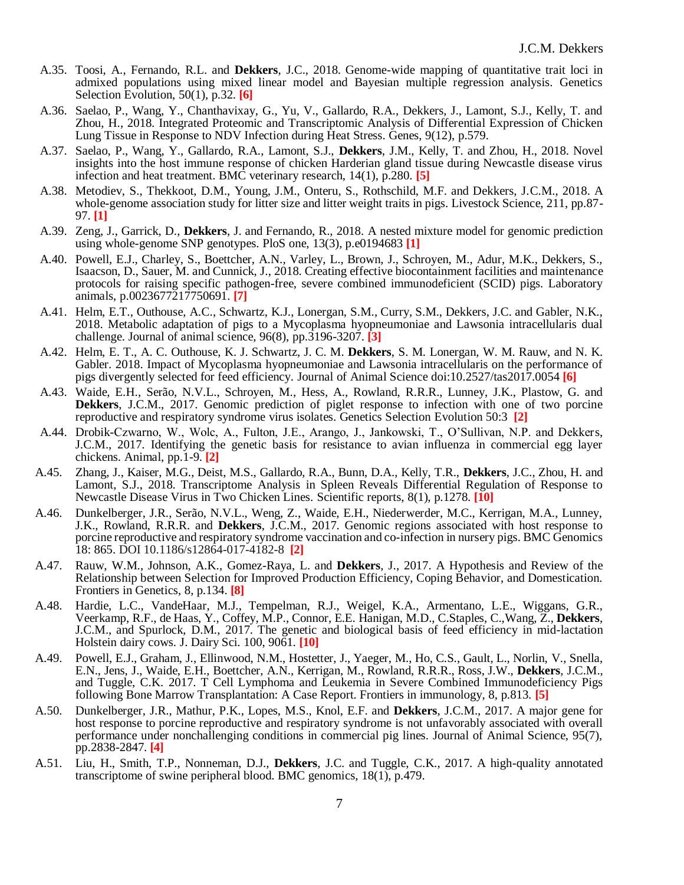A.35. Toosi, A., Fernando, R.L. and **Dekkers**, J.C., 2018. Genome-wide mapping of quantitative trait loci in admixed populations using mixed linear model and Bayesian multiple regression analysis. Genetics Selection Evolution, 50(1), p.32. **[6]**

A.36. Saelao, P., Wang, Y., Chanthavixay, G., Yu, V., Gallardo, R.A., Dekkers, J., Lamont, S.J., Kelly, T. and Zhou, H., 2018. Integrated Proteomic and Transcriptomic Analysis of Differential Expression of Chicken Lung Tissue in Response to NDV Infection during Heat Stress. Genes, 9(12), p.579.

A.37. Saelao, P., Wang, Y., Gallardo, R.A., Lamont, S.J., **Dekkers**, J.M., Kelly, T. and Zhou, H., 2018. Novel insights into the host immune response of chicken Harderian gland tissue during Newcastle disease virus infection and heat treatment. BMC veterinary research, 14(1), p.280. **[5]**

A.38. Metodiev, S., Thekkoot, D.M., Young, J.M., Onteru, S., Rothschild, M.F. and Dekkers, J.C.M., 2018. A whole-genome association study for litter size and litter weight traits in pigs. Livestock Science, 211, pp.87-97. **[1]**

A.39. Zeng, J., Garrick, D., **Dekkers**, J. and Fernando, R., 2018. A nested mixture model for genomic prediction using whole-genome SNP genotypes. PloS one, 13(3), p.e0194683 **[1]**

A.40. Powell, E.J., Charley, S., Boettcher, A.N., Varley, L., Brown, J., Schroyen, M., Adur, M.K., Dekkers, S., Isaacson, D., Sauer, M. and Cunnick, J., 2018. Creating effective biocontainment facilities and maintenance protocols for raising specific pathogen-free, severe combined immunodeficient (SCID) pigs. Laboratory animals, p.0023677217750691. **[7]**

A.41. Helm, E.T., Outhouse, A.C., Schwartz, K.J., Lonergan, S.M., Curry, S.M., Dekkers, J.C. and Gabler, N.K., 2018. Metabolic adaptation of pigs to a Mycoplasma hyopneumoniae and Lawsonia intracellularis dual challenge. Journal of animal science, 96(8), pp.3196-3207. **[3]**

A.42. Helm, E. T., A. C. Outhouse, K. J. Schwartz, J. C. M. **Dekkers**, S. M. Lonergan, W. M. Rauw, and N. K. Gabler. 2018. Impact of Mycoplasma hyopneumoniae and Lawsonia intracellularis on the performance of pigs divergently selected for feed efficiency. Journal of Animal Science doi:10.2527/tas2017.0054 **[6]**

A.43. Waide, E.H., Serão, N.V.L., Schroyen, M., Hess, A., Rowland, R.R.R., Lunney, J.K., Plastow, G. and **Dekkers**, J.C.M., 2017. Genomic prediction of piglet response to infection with one of two porcine reproductive and respiratory syndrome virus isolates. Genetics Selection Evolution 50:3 **[2]**

A.44. Drobik-Czwarno, W., Wolc, A., Fulton, J.E., Arango, J., Jankowski, T., O'Sullivan, N.P. and Dekkers, J.C.M., 2017. Identifying the genetic basis for resistance to avian influenza in commercial egg layer chickens. Animal, pp.1-9. **[2]**

A.45. Zhang, J., Kaiser, M.G., Deist, M.S., Gallardo, R.A., Bunn, D.A., Kelly, T.R., **Dekkers**, J.C., Zhou, H. and Lamont, S.J., 2018. Transcriptome Analysis in Spleen Reveals Differential Regulation of Response to Newcastle Disease Virus in Two Chicken Lines. Scientific reports, 8(1), p.1278. **[10]**

A.46. Dunkelberger, J.R., Serão, N.V.L., Weng, Z., Waide, E.H., Niederwerder, M.C., Kerrigan, M.A., Lunney, J.K., Rowland, R.R.R. and **Dekkers**, J.C.M., 2017. Genomic regions associated with host response to porcine reproductive and respiratory syndrome vaccination and co-infection in nursery pigs. BMC Genomics 18: 865. DOI 10.1186/s12864-017-4182-8 **[2]**

A.47. Rauw, W.M., Johnson, A.K., Gomez-Raya, L. and **Dekkers**, J., 2017. A Hypothesis and Review of the Relationship between Selection for Improved Production Efficiency, Coping Behavior, and Domestication. Frontiers in Genetics, 8, p.134. **[8]**

A.48. Hardie, L.C., VandeHaar, M.J., Tempelman, R.J., Weigel, K.A., Armentano, L.E., Wiggans, G.R., Veerkamp, R.F., de Haas, Y., Coffey, M.P., Connor, E.E. Hanigan, M.D., C.Staples, C.,Wang, Z., **Dekkers**, J.C.M., and Spurlock, D.M., 2017. The genetic and biological basis of feed efficiency in mid-lactation Holstein dairy cows. J. Dairy Sci. 100, 9061. **[10]**

A.49. Powell, E.J., Graham, J., Ellinwood, N.M., Hostetter, J., Yaeger, M., Ho, C.S., Gault, L., Norlin, V., Snella, E.N., Jens, J., Waide, E.H., Boettcher, A.N., Kerrigan, M., Rowland, R.R.R., Ross, J.W., **Dekkers**, J.C.M., and Tuggle, C.K. 2017. T Cell Lymphoma and Leukemia in Severe Combined Immunodeficiency Pigs following Bone Marrow Transplantation: A Case Report. Frontiers in immunology, 8, p.813. **[5]**

A.50. Dunkelberger, J.R., Mathur, P.K., Lopes, M.S., Knol, E.F. and **Dekkers**, J.C.M., 2017. A major gene for host response to porcine reproductive and respiratory syndrome is not unfavorably associated with overall performance under nonchallenging conditions in commercial pig lines. Journal of Animal Science, 95(7), pp.2838-2847. **[4]**

A.51. Liu, H., Smith, T.P., Nonneman, D.J., **Dekkers**, J.C. and Tuggle, C.K., 2017. A high-quality annotated transcriptome of swine peripheral blood. BMC genomics, 18(1), p.479.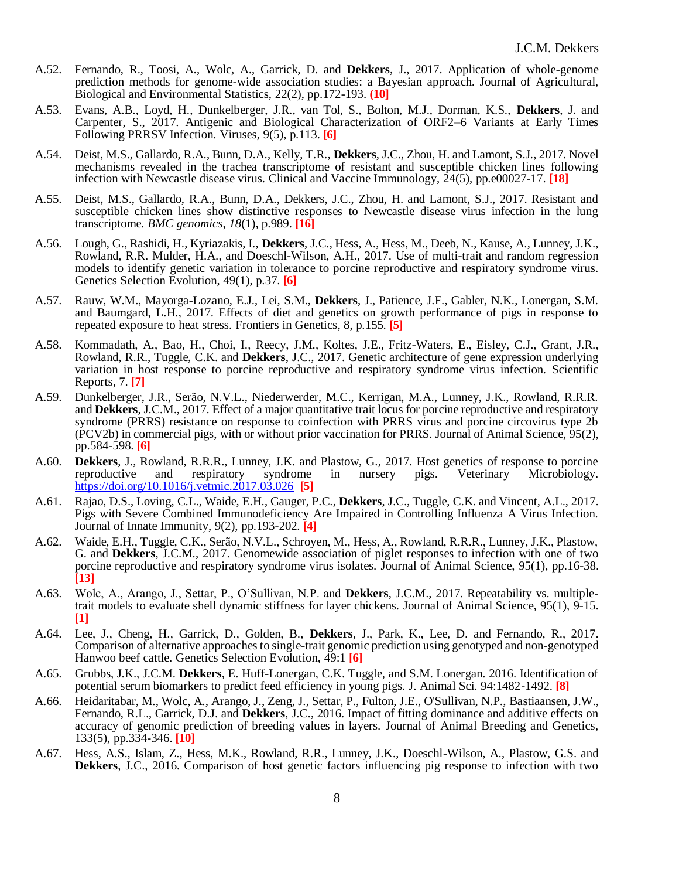A.52. Fernando, R., Toosi, A., Wolc, A., Garrick, D. and **Dekkers**, J., 2017. Application of whole-genome prediction methods for genome-wide association studies: a Bayesian approach. Journal of Agricultural, Biological and Environmental Statistics, 22(2), pp.172-193. **(10)**

A.53. Evans, A.B., Loyd, H., Dunkelberger, J.R., van Tol, S., Bolton, M.J., Dorman, K.S., **Dekkers**, J. and Carpenter, S., 2017. Antigenic and Biological Characterization of ORF2–6 Variants at Early Times Following PRRSV Infection. Viruses, 9(5), p.113. **[6]**

A.54. Deist, M.S., Gallardo, R.A., Bunn, D.A., Kelly, T.R., **Dekkers**, J.C., Zhou, H. and Lamont, S.J., 2017. Novel mechanisms revealed in the trachea transcriptome of resistant and susceptible chicken lines following infection with Newcastle disease virus. Clinical and Vaccine Immunology, 24(5), pp.e00027-17. **[18]**

A.55. Deist, M.S., Gallardo, R.A., Bunn, D.A., Dekkers, J.C., Zhou, H. and Lamont, S.J., 2017. Resistant and susceptible chicken lines show distinctive responses to Newcastle disease virus infection in the lung transcriptome. *BMC genomics*, *18*(1), p.989. **[16]**

A.56. Lough, G., Rashidi, H., Kyriazakis, I., **Dekkers**, J.C., Hess, A., Hess, M., Deeb, N., Kause, A., Lunney, J.K., Rowland, R.R. Mulder, H.A., and Doeschl-Wilson, A.H., 2017. Use of multi-trait and random regression models to identify genetic variation in tolerance to porcine reproductive and respiratory syndrome virus. Genetics Selection Evolution, 49(1), p.37. **[6]**

A.57. Rauw, W.M., Mayorga-Lozano, E.J., Lei, S.M., **Dekkers**, J., Patience, J.F., Gabler, N.K., Lonergan, S.M. and Baumgard, L.H., 2017. Effects of diet and genetics on growth performance of pigs in response to repeated exposure to heat stress. Frontiers in Genetics, 8, p.155. **[5]**

A.58. Kommadath, A., Bao, H., Choi, I., Reecy, J.M., Koltes, J.E., Fritz-Waters, E., Eisley, C.J., Grant, J.R., Rowland, R.R., Tuggle, C.K. and **Dekkers**, J.C., 2017. Genetic architecture of gene expression underlying variation in host response to porcine reproductive and respiratory syndrome virus infection. Scientific Reports, 7. **[7]**

A.59. Dunkelberger, J.R., Serão, N.V.L., Niederwerder, M.C., Kerrigan, M.A., Lunney, J.K., Rowland, R.R.R. and **Dekkers**, J.C.M., 2017. Effect of a major quantitative trait locus for porcine reproductive and respiratory syndrome (PRRS) resistance on response to coinfection with PRRS virus and porcine circovirus type 2b (PCV2b) in commercial pigs, with or without prior vaccination for PRRS. Journal of Animal Science, 95(2), pp.584-598. **[6]**

A.60. **Dekkers**, J., Rowland, R.R.R., Lunney, J.K. and Plastow, G., 2017. Host genetics of response to porcine reproductive and respiratory syndrome in nursery pigs. Veterinary Microbiology. https://doi.org/10.1016/j.vetmic.2017.03.026 **[5]**

A.61. Rajao, D.S., Loving, C.L., Waide, E.H., Gauger, P.C., **Dekkers**, J.C., Tuggle, C.K. and Vincent, A.L., 2017. Pigs with Severe Combined Immunodeficiency Are Impaired in Controlling Influenza A Virus Infection. Journal of Innate Immunity, 9(2), pp.193-202. **[4]**

A.62. Waide, E.H., Tuggle, C.K., Serão, N.V.L., Schroyen, M., Hess, A., Rowland, R.R.R., Lunney, J.K., Plastow, G. and **Dekkers**, J.C.M., 2017. Genomewide association of piglet responses to infection with one of two porcine reproductive and respiratory syndrome virus isolates. Journal of Animal Science, 95(1), pp.16-38. **[13]**

A.63. Wolc, A., Arango, J., Settar, P., O'Sullivan, N.P. and **Dekkers**, J.C.M., 2017. Repeatability vs. multiple-trait models to evaluate shell dynamic stiffness for layer chickens. Journal of Animal Science, 95(1), 9-15. **[1]**

A.64. Lee, J., Cheng, H., Garrick, D., Golden, B., **Dekkers**, J., Park, K., Lee, D. and Fernando, R., 2017. Comparison of alternative approaches to single-trait genomic prediction using genotyped and non-genotyped Hanwoo beef cattle. Genetics Selection Evolution, 49:1 **[6]**

A.65. Grubbs, J.K., J.C.M. **Dekkers**, E. Huff-Lonergan, C.K. Tuggle, and S.M. Lonergan. 2016. Identification of potential serum biomarkers to predict feed efficiency in young pigs. J. Animal Sci. 94:1482-1492. **[8]**

A.66. Heidaritabar, M., Wolc, A., Arango, J., Zeng, J., Settar, P., Fulton, J.E., O'Sullivan, N.P., Bastiaansen, J.W., Fernando, R.L., Garrick, D.J. and **Dekkers**, J.C., 2016. Impact of fitting dominance and additive effects on accuracy of genomic prediction of breeding values in layers. Journal of Animal Breeding and Genetics, 133(5), pp.334-346. **[10]**

A.67. Hess, A.S., Islam, Z., Hess, M.K., Rowland, R.R., Lunney, J.K., Doeschl-Wilson, A., Plastow, G.S. and **Dekkers**, J.C., 2016. Comparison of host genetic factors influencing pig response to infection with two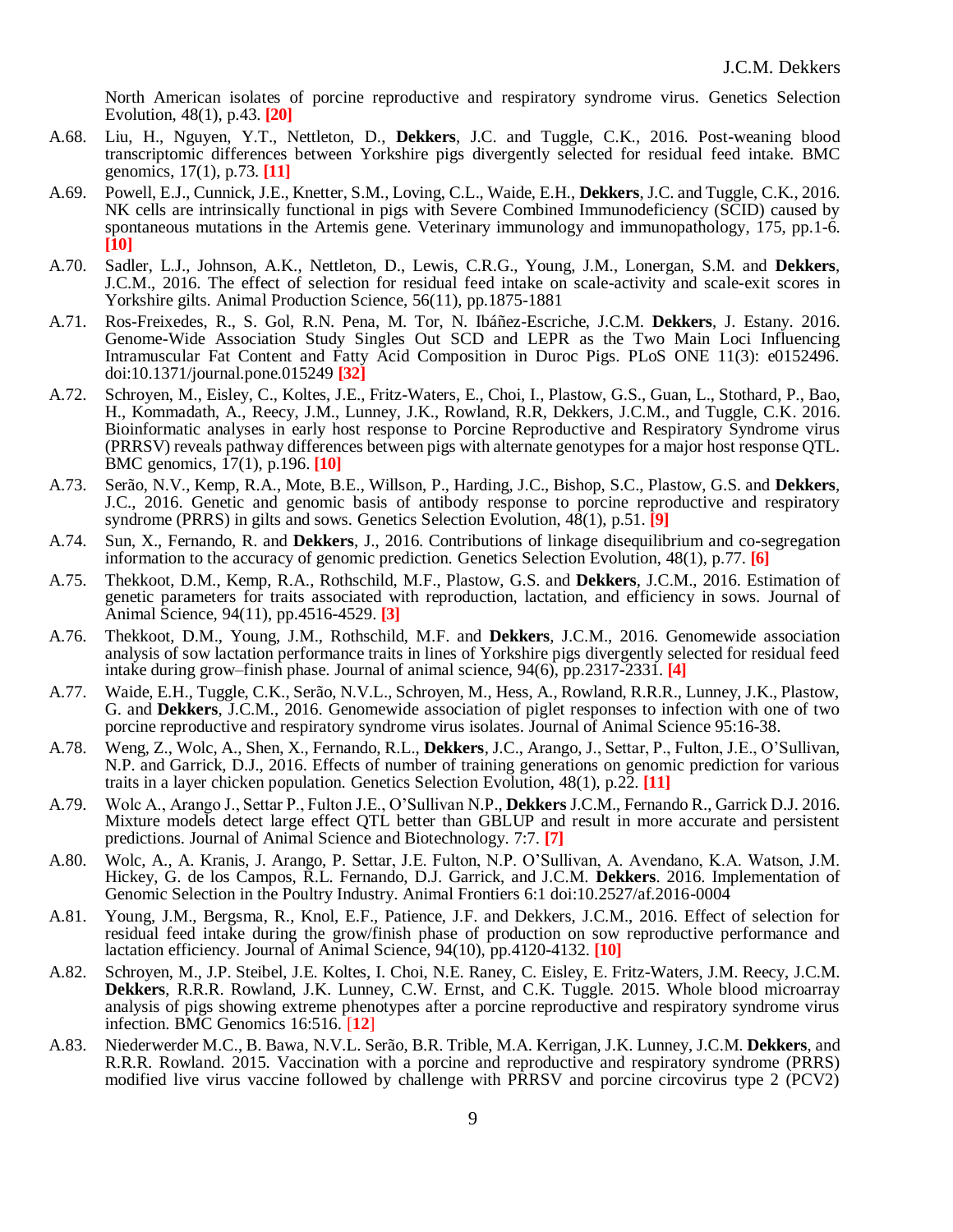North American isolates of porcine reproductive and respiratory syndrome virus. Genetics Selection Evolution, 48(1), p.43. **[20]**

A.68. Liu, H., Nguyen, Y.T., Nettleton, D., **Dekkers**, J.C. and Tuggle, C.K., 2016. Post-weaning blood transcriptomic differences between Yorkshire pigs divergently selected for residual feed intake. BMC genomics, 17(1), p.73. **[11]**

A.69. Powell, E.J., Cunnick, J.E., Knetter, S.M., Loving, C.L., Waide, E.H., **Dekkers**, J.C. and Tuggle, C.K., 2016. NK cells are intrinsically functional in pigs with Severe Combined Immunodeficiency (SCID) caused by spontaneous mutations in the Artemis gene. Veterinary immunology and immunopathology, 175, pp.1-6. **[10]**

A.70. Sadler, L.J., Johnson, A.K., Nettleton, D., Lewis, C.R.G., Young, J.M., Lonergan, S.M. and **Dekkers**, J.C.M., 2016. The effect of selection for residual feed intake on scale-activity and scale-exit scores in Yorkshire gilts. Animal Production Science, 56(11), pp.1875-1881

A.71. Ros-Freixedes, R., S. Gol, R.N. Pena, M. Tor, N. Ibáñez-Escriche, J.C.M. **Dekkers**, J. Estany. 2016. Genome-Wide Association Study Singles Out SCD and LEPR as the Two Main Loci Influencing Intramuscular Fat Content and Fatty Acid Composition in Duroc Pigs. PLoS ONE 11(3): e0152496. doi:10.1371/journal.pone.015249 **[32]**

A.72. Schroyen, M., Eisley, C., Koltes, J.E., Fritz-Waters, E., Choi, I., Plastow, G.S., Guan, L., Stothard, P., Bao, H., Kommadath, A., Reecy, J.M., Lunney, J.K., Rowland, R.R, Dekkers, J.C.M., and Tuggle, C.K. 2016. Bioinformatic analyses in early host response to Porcine Reproductive and Respiratory Syndrome virus (PRRSV) reveals pathway differences between pigs with alternate genotypes for a major host response QTL. BMC genomics, 17(1), p.196. **[10]**

A.73. Serão, N.V., Kemp, R.A., Mote, B.E., Willson, P., Harding, J.C., Bishop, S.C., Plastow, G.S. and **Dekkers**, J.C., 2016. Genetic and genomic basis of antibody response to porcine reproductive and respiratory syndrome (PRRS) in gilts and sows. Genetics Selection Evolution, 48(1), p.51. **[9]**

A.74. Sun, X., Fernando, R. and **Dekkers**, J., 2016. Contributions of linkage disequilibrium and co-segregation information to the accuracy of genomic prediction. Genetics Selection Evolution, 48(1), p.77. **[6]**

A.75. Thekkoot, D.M., Kemp, R.A., Rothschild, M.F., Plastow, G.S. and **Dekkers**, J.C.M., 2016. Estimation of genetic parameters for traits associated with reproduction, lactation, and efficiency in sows. Journal of Animal Science, 94(11), pp.4516-4529. **[3]**

A.76. Thekkoot, D.M., Young, J.M., Rothschild, M.F. and **Dekkers**, J.C.M., 2016. Genomewide association analysis of sow lactation performance traits in lines of Yorkshire pigs divergently selected for residual feed intake during grow–finish phase. Journal of animal science, 94(6), pp.2317-2331. **[4]**

A.77. Waide, E.H., Tuggle, C.K., Serão, N.V.L., Schroyen, M., Hess, A., Rowland, R.R.R., Lunney, J.K., Plastow, G. and **Dekkers**, J.C.M., 2016. Genomewide association of piglet responses to infection with one of two porcine reproductive and respiratory syndrome virus isolates. Journal of Animal Science 95:16-38.

A.78. Weng, Z., Wolc, A., Shen, X., Fernando, R.L., **Dekkers**, J.C., Arango, J., Settar, P., Fulton, J.E., O'Sullivan, N.P. and Garrick, D.J., 2016. Effects of number of training generations on genomic prediction for various traits in a layer chicken population. Genetics Selection Evolution, 48(1), p.22. **[11]**

A.79. Wolc A., Arango J., Settar P., Fulton J.E., O'Sullivan N.P., **Dekkers** J.C.M., Fernando R., Garrick D.J. 2016. Mixture models detect large effect QTL better than GBLUP and result in more accurate and persistent predictions. Journal of Animal Science and Biotechnology. 7:7. **[7]**

A.80. Wolc, A., A. Kranis, J. Arango, P. Settar, J.E. Fulton, N.P. O'Sullivan, A. Avendano, K.A. Watson, J.M. Hickey, G. de los Campos, R.L. Fernando, D.J. Garrick, and J.C.M. **Dekkers**. 2016. Implementation of Genomic Selection in the Poultry Industry. Animal Frontiers 6:1 doi:10.2527/af.2016-0004

A.81. Young, J.M., Bergsma, R., Knol, E.F., Patience, J.F. and Dekkers, J.C.M., 2016. Effect of selection for residual feed intake during the grow/finish phase of production on sow reproductive performance and lactation efficiency. Journal of Animal Science, 94(10), pp.4120-4132. **[10]**

A.82. Schroyen, M., J.P. Steibel, J.E. Koltes, I. Choi, N.E. Raney, C. Eisley, E. Fritz-Waters, J.M. Reecy, J.C.M. **Dekkers**, R.R.R. Rowland, J.K. Lunney, C.W. Ernst, and C.K. Tuggle. 2015. Whole blood microarray analysis of pigs showing extreme phenotypes after a porcine reproductive and respiratory syndrome virus infection. BMC Genomics 16:516. [**12**]

A.83. Niederwerder M.C., B. Bawa, N.V.L. Serão, B.R. Trible, M.A. Kerrigan, J.K. Lunney, J.C.M. **Dekkers**, and R.R.R. Rowland. 2015. Vaccination with a porcine and reproductive and respiratory syndrome (PRRS) modified live virus vaccine followed by challenge with PRRSV and porcine circovirus type 2 (PCV2)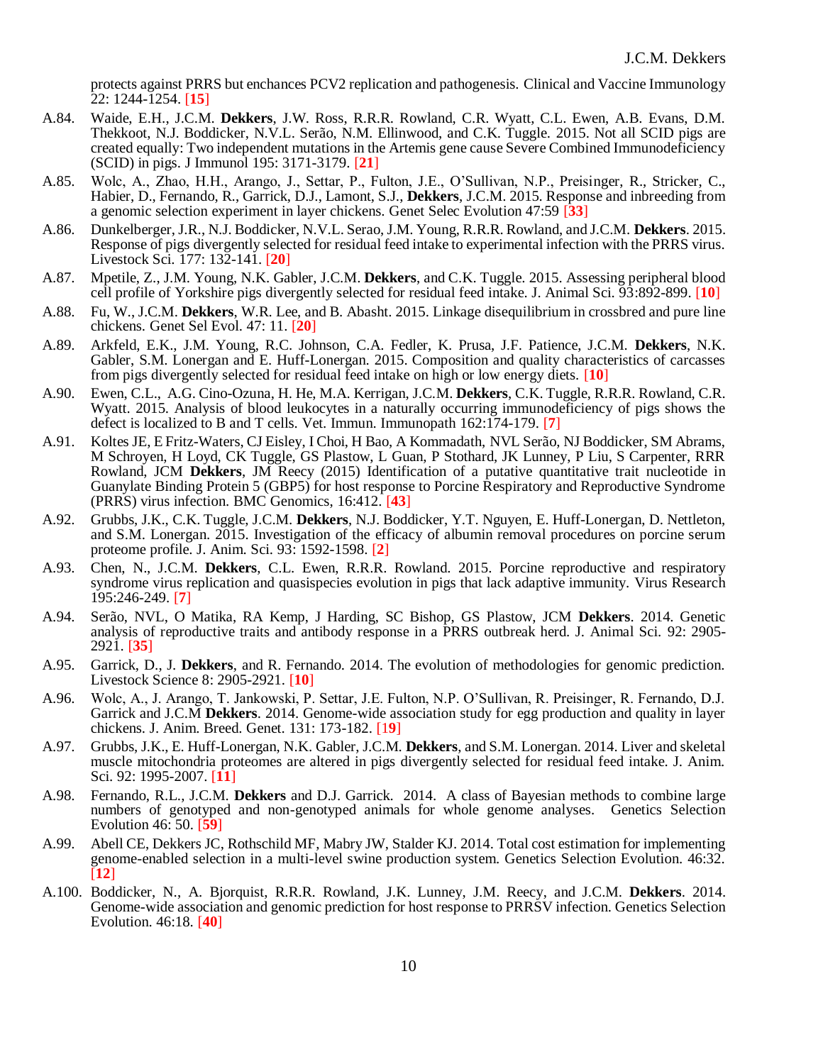protects against PRRS but enchances PCV2 replication and pathogenesis. Clinical and Vaccine Immunology 22: 1244-1254. [**15**]

A.84. Waide, E.H., J.C.M. **Dekkers**, J.W. Ross, R.R.R. Rowland, C.R. Wyatt, C.L. Ewen, A.B. Evans, D.M. Thekkoot, N.J. Boddicker, N.V.L. Serão, N.M. Ellinwood, and C.K. Tuggle. 2015. Not all SCID pigs are created equally: Two independent mutations in the Artemis gene cause Severe Combined Immunodeficiency (SCID) in pigs. J Immunol 195: 3171-3179. [**21**]

A.85. Wolc, A., Zhao, H.H., Arango, J., Settar, P., Fulton, J.E., O'Sullivan, N.P., Preisinger, R., Stricker, C., Habier, D., Fernando, R., Garrick, D.J., Lamont, S.J., **Dekkers**, J.C.M. 2015. Response and inbreeding from a genomic selection experiment in layer chickens. Genet Selec Evolution 47:59 [**33**]

A.86. Dunkelberger, J.R., N.J. Boddicker, N.V.L. Serao, J.M. Young, R.R.R. Rowland, and J.C.M. **Dekkers**. 2015. Response of pigs divergently selected for residual feed intake to experimental infection with the PRRS virus. Livestock Sci. 177: 132-141. [**20**]

A.87. Mpetile, Z., J.M. Young, N.K. Gabler, J.C.M. **Dekkers**, and C.K. Tuggle. 2015. Assessing peripheral blood cell profile of Yorkshire pigs divergently selected for residual feed intake. J. Animal Sci. 93:892-899. [**10**]

A.88. Fu, W., J.C.M. **Dekkers**, W.R. Lee, and B. Abasht. 2015. Linkage disequilibrium in crossbred and pure line chickens. Genet Sel Evol. 47: 11. [**20**]

A.89. Arkfeld, E.K., J.M. Young, R.C. Johnson, C.A. Fedler, K. Prusa, J.F. Patience, J.C.M. **Dekkers**, N.K. Gabler, S.M. Lonergan and E. Huff-Lonergan. 2015. Composition and quality characteristics of carcasses from pigs divergently selected for residual feed intake on high or low energy diets. [**10**]

A.90. Ewen, C.L., A.G. Cino-Ozuna, H. He, M.A. Kerrigan, J.C.M. **Dekkers**, C.K. Tuggle, R.R.R. Rowland, C.R. Wyatt. 2015. Analysis of blood leukocytes in a naturally occurring immunodeficiency of pigs shows the defect is localized to B and T cells. Vet. Immun. Immunopath 162:174-179. [**7**]

A.91. Koltes JE, E Fritz-Waters, CJ Eisley, I Choi, H Bao, A Kommadath, NVL Serão, NJ Boddicker, SM Abrams, M Schroyen, H Loyd, CK Tuggle, GS Plastow, L Guan, P Stothard, JK Lunney, P Liu, S Carpenter, RRR Rowland, JCM **Dekkers**, JM Reecy (2015) Identification of a putative quantitative trait nucleotide in Guanylate Binding Protein 5 (GBP5) for host response to Porcine Respiratory and Reproductive Syndrome (PRRS) virus infection. BMC Genomics, 16:412. [**43**]

A.92. Grubbs, J.K., C.K. Tuggle, J.C.M. **Dekkers**, N.J. Boddicker, Y.T. Nguyen, E. Huff-Lonergan, D. Nettleton, and S.M. Lonergan. 2015. Investigation of the efficacy of albumin removal procedures on porcine serum proteome profile. J. Anim. Sci. 93: 1592-1598. [**2**]

A.93. Chen, N., J.C.M. **Dekkers**, C.L. Ewen, R.R.R. Rowland. 2015. Porcine reproductive and respiratory syndrome virus replication and quasispecies evolution in pigs that lack adaptive immunity. Virus Research 195:246-249. [**7**]

A.94. Serão, NVL, O Matika, RA Kemp, J Harding, SC Bishop, GS Plastow, JCM **Dekkers**. 2014. Genetic analysis of reproductive traits and antibody response in a PRRS outbreak herd. J. Animal Sci. 92: 2905-2921. [**35**]

A.95. Garrick, D., J. **Dekkers**, and R. Fernando. 2014. The evolution of methodologies for genomic prediction. Livestock Science 8: 2905-2921. [**10**]

A.96. Wolc, A., J. Arango, T. Jankowski, P. Settar, J.E. Fulton, N.P. O'Sullivan, R. Preisinger, R. Fernando, D.J. Garrick and J.C.M **Dekkers**. 2014. Genome-wide association study for egg production and quality in layer chickens. J. Anim. Breed. Genet. 131: 173-182. [**19**]

A.97. Grubbs, J.K., E. Huff-Lonergan, N.K. Gabler, J.C.M. **Dekkers**, and S.M. Lonergan. 2014. Liver and skeletal muscle mitochondria proteomes are altered in pigs divergently selected for residual feed intake. J. Anim. Sci. 92: 1995-2007. [**11**]

A.98. Fernando, R.L., J.C.M. **Dekkers** and D.J. Garrick. 2014. A class of Bayesian methods to combine large numbers of genotyped and non-genotyped animals for whole genome analyses. Genetics Selection Evolution 46: 50. [**59**]

A.99. Abell CE, Dekkers JC, Rothschild MF, Mabry JW, Stalder KJ. 2014. Total cost estimation for implementing genome-enabled selection in a multi-level swine production system. Genetics Selection Evolution. 46:32. [**12**]

A.100. Boddicker, N., A. Bjorquist, R.R.R. Rowland, J.K. Lunney, J.M. Reecy, and J.C.M. **Dekkers**. 2014. Genome-wide association and genomic prediction for host response to PRRSV infection. Genetics Selection Evolution. 46:18. [**40**]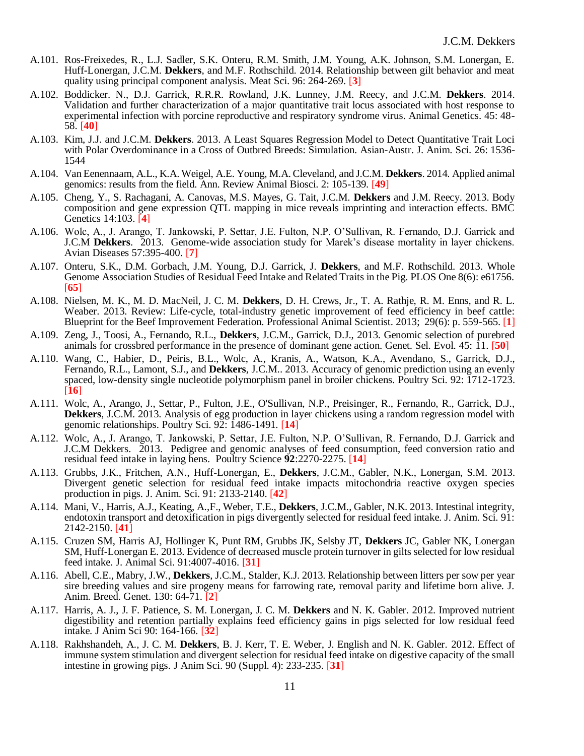A.101. Ros-Freixedes, R., L.J. Sadler, S.K. Onteru, R.M. Smith, J.M. Young, A.K. Johnson, S.M. Lonergan, E. Huff-Lonergan, J.C.M. **Dekkers**, and M.F. Rothschild. 2014. Relationship between gilt behavior and meat quality using principal component analysis. Meat Sci. 96: 264-269. [**3**]

A.102. Boddicker. N., D.J. Garrick, R.R.R. Rowland, J.K. Lunney, J.M. Reecy, and J.C.M. **Dekkers**. 2014. Validation and further characterization of a major quantitative trait locus associated with host response to experimental infection with porcine reproductive and respiratory syndrome virus. Animal Genetics. 45: 48-58. [**40**]

A.103. Kim, J.J. and J.C.M. **Dekkers**. 2013. A Least Squares Regression Model to Detect Quantitative Trait Loci with Polar Overdominance in a Cross of Outbred Breeds: Simulation. Asian-Austr. J. Anim. Sci. 26: 1536-1544

A.104. Van Eenennaam, A.L., K.A. Weigel, A.E. Young, M.A. Cleveland, and J.C.M. **Dekkers**. 2014. Applied animal genomics: results from the field. Ann. Review Animal Biosci. 2: 105-139. [**49**]

A.105. Cheng, Y., S. Rachagani, A. Canovas, M.S. Mayes, G. Tait, J.C.M. **Dekkers** and J.M. Reecy. 2013. Body composition and gene expression QTL mapping in mice reveals imprinting and interaction effects. BMC Genetics 14:103. [**4**]

A.106. Wolc, A., J. Arango, T. Jankowski, P. Settar, J.E. Fulton, N.P. O'Sullivan, R. Fernando, D.J. Garrick and J.C.M **Dekkers**. 2013. Genome-wide association study for Marek's disease mortality in layer chickens. Avian Diseases 57:395-400. [**7**]

A.107. Onteru, S.K., D.M. Gorbach, J.M. Young, D.J. Garrick, J. **Dekkers**, and M.F. Rothschild. 2013. Whole Genome Association Studies of Residual Feed Intake and Related Traits in the Pig. PLOS One 8(6): e61756. [**65**]

A.108. Nielsen, M. K., M. D. MacNeil, J. C. M. **Dekkers**, D. H. Crews, Jr., T. A. Rathje, R. M. Enns, and R. L. Weaber. 2013. Review: Life-cycle, total-industry genetic improvement of feed efficiency in beef cattle: Blueprint for the Beef Improvement Federation. Professional Animal Scientist. 2013; 29(6): p. 559-565. [**1**]

A.109. Zeng, J., Toosi, A., Fernando, R.L., **Dekkers**, J.C.M., Garrick, D.J., 2013. Genomic selection of purebred animals for crossbred performance in the presence of dominant gene action. Genet. Sel. Evol. 45: 11. [**50**]

A.110. Wang, C., Habier, D., Peiris, B.L., Wolc, A., Kranis, A., Watson, K.A., Avendano, S., Garrick, D.J., Fernando, R.L., Lamont, S.J., and **Dekkers**, J.C.M.. 2013. Accuracy of genomic prediction using an evenly spaced, low-density single nucleotide polymorphism panel in broiler chickens. Poultry Sci. 92: 1712-1723. [**16**]

A.111. Wolc, A., Arango, J., Settar, P., Fulton, J.E., O'Sullivan, N.P., Preisinger, R., Fernando, R., Garrick, D.J., **Dekkers**, J.C.M. 2013. Analysis of egg production in layer chickens using a random regression model with genomic relationships. Poultry Sci. 92: 1486-1491. [**14**]

A.112. Wolc, A., J. Arango, T. Jankowski, P. Settar, J.E. Fulton, N.P. O'Sullivan, R. Fernando, D.J. Garrick and J.C.M Dekkers. 2013. Pedigree and genomic analyses of feed consumption, feed conversion ratio and residual feed intake in laying hens. Poultry Science **92**:2270-2275. [**14**]

A.113. Grubbs, J.K., Fritchen, A.N., Huff-Lonergan, E., **Dekkers**, J.C.M., Gabler, N.K., Lonergan, S.M. 2013. Divergent genetic selection for residual feed intake impacts mitochondria reactive oxygen species production in pigs. J. Anim. Sci. 91: 2133-2140. [**42**]

A.114. Mani, V., Harris, A.J., Keating, A.,F., Weber, T.E., **Dekkers**, J.C.M., Gabler, N.K. 2013. Intestinal integrity, endotoxin transport and detoxification in pigs divergently selected for residual feed intake. J. Anim. Sci. 91: 2142-2150. [**41**]

A.115. Cruzen SM, Harris AJ, Hollinger K, Punt RM, Grubbs JK, Selsby JT, **Dekkers** JC, Gabler NK, Lonergan SM, Huff-Lonergan E. 2013. Evidence of decreased muscle protein turnover in gilts selected for low residual feed intake. J. Animal Sci. 91:4007-4016. [**31**]

A.116. Abell, C.E., Mabry, J.W., **Dekkers**, J.C.M., Stalder, K.J. 2013. Relationship between litters per sow per year sire breeding values and sire progeny means for farrowing rate, removal parity and lifetime born alive. J. Anim. Breed. Genet. 130: 64-71. [**2**]

A.117. Harris, A. J., J. F. Patience, S. M. Lonergan, J. C. M. **Dekkers** and N. K. Gabler. 2012. Improved nutrient digestibility and retention partially explains feed efficiency gains in pigs selected for low residual feed intake. J Anim Sci 90: 164-166. [**32**]

A.118. Rakhshandeh, A., J. C. M. **Dekkers**, B. J. Kerr, T. E. Weber, J. English and N. K. Gabler. 2012. Effect of immune system stimulation and divergent selection for residual feed intake on digestive capacity of the small intestine in growing pigs. J Anim Sci. 90 (Suppl. 4): 233-235. [**31**]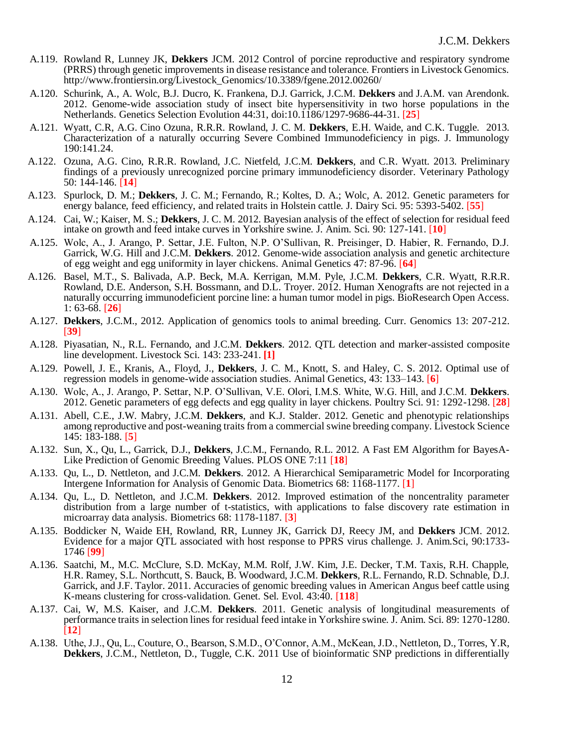A.119. Rowland R, Lunney JK, **Dekkers** JCM. 2012 Control of porcine reproductive and respiratory syndrome (PRRS) through genetic improvements in disease resistance and tolerance. Frontiers in Livestock Genomics. http://www.frontiersin.org/Livestock_Genomics/10.3389/fgene.2012.00260/

A.120. Schurink, A., A. Wolc, B.J. Ducro, K. Frankena, D.J. Garrick, J.C.M. **Dekkers** and J.A.M. van Arendonk. 2012. Genome-wide association study of insect bite hypersensitivity in two horse populations in the Netherlands. Genetics Selection Evolution 44:31, doi:10.1186/1297-9686-44-31. [**25**]

A.121. Wyatt, C.R, A.G. Cino Ozuna, R.R.R. Rowland, J. C. M. **Dekkers**, E.H. Waide, and C.K. Tuggle. 2013. Characterization of a naturally occurring Severe Combined Immunodeficiency in pigs. J. Immunology 190:141.24.

A.122. Ozuna, A.G. Cino, R.R.R. Rowland, J.C. Nietfeld, J.C.M. **Dekkers**, and C.R. Wyatt. 2013. Preliminary findings of a previously unrecognized porcine primary immunodeficiency disorder. Veterinary Pathology 50: 144-146. [**14**]

A.123. Spurlock, D. M.; **Dekkers**, J. C. M.; Fernando, R.; Koltes, D. A.; Wolc, A. 2012. Genetic parameters for energy balance, feed efficiency, and related traits in Holstein cattle. J. Dairy Sci. 95: 5393-5402. [**55**]

A.124. Cai, W.; Kaiser, M. S.; **Dekkers**, J. C. M. 2012. Bayesian analysis of the effect of selection for residual feed intake on growth and feed intake curves in Yorkshire swine. J. Anim. Sci. 90: 127-141. [**10**]

A.125. Wolc, A., J. Arango, P. Settar, J.E. Fulton, N.P. O'Sullivan, R. Preisinger, D. Habier, R. Fernando, D.J. Garrick, W.G. Hill and J.C.M. **Dekkers**. 2012. Genome-wide association analysis and genetic architecture of egg weight and egg uniformity in layer chickens. Animal Genetics 47: 87-96. [**64**]

A.126. Basel, M.T., S. Balivada, A.P. Beck, M.A. Kerrigan, M.M. Pyle, J.C.M. **Dekkers**, C.R. Wyatt, R.R.R. Rowland, D.E. Anderson, S.H. Bossmann, and D.L. Troyer. 2012. Human Xenografts are not rejected in a naturally occurring immunodeficient porcine line: a human tumor model in pigs. BioResearch Open Access. 1: 63-68. [**26**]

A.127. **Dekkers**, J.C.M., 2012. Application of genomics tools to animal breeding. Curr. Genomics 13: 207-212. [**39**]

A.128. Piyasatian, N., R.L. Fernando, and J.C.M. **Dekkers**. 2012. QTL detection and marker-assisted composite line development. Livestock Sci. 143: 233-241. **[1]**

A.129. Powell, J. E., Kranis, A., Floyd, J., **Dekkers**, J. C. M., Knott, S. and Haley, C. S. 2012. Optimal use of regression models in genome-wide association studies. Animal Genetics, 43: 133–143. [**6**]

A.130. Wolc, A., J. Arango, P. Settar, N.P. O'Sullivan, V.E. Olori, I.M.S. White, W.G. Hill, and J.C.M. **Dekkers**. 2012. Genetic parameters of egg defects and egg quality in layer chickens. Poultry Sci. 91: 1292-1298. [**28**]

A.131. Abell, C.E., J.W. Mabry, J.C.M. **Dekkers**, and K.J. Stalder. 2012. Genetic and phenotypic relationships among reproductive and post-weaning traits from a commercial swine breeding company. Livestock Science 145: 183-188. [**5**]

A.132. Sun, X., Qu, L., Garrick, D.J., **Dekkers**, J.C.M., Fernando, R.L. 2012. A Fast EM Algorithm for BayesA-Like Prediction of Genomic Breeding Values. PLOS ONE 7:11 [**18**]

A.133. Qu, L., D. Nettleton, and J.C.M. **Dekkers**. 2012. A Hierarchical Semiparametric Model for Incorporating Intergene Information for Analysis of Genomic Data. Biometrics 68: 1168-1177. [**1**]

A.134. Qu, L., D. Nettleton, and J.C.M. **Dekkers**. 2012. Improved estimation of the noncentrality parameter distribution from a large number of t-statistics, with applications to false discovery rate estimation in microarray data analysis. Biometrics 68: 1178-1187. [**3**]

A.135. Boddicker N, Waide EH, Rowland, RR, Lunney JK, Garrick DJ, Reecy JM, and **Dekkers** JCM. 2012. Evidence for a major QTL associated with host response to PPRS virus challenge. J. Anim.Sci, 90:1733-1746 [**99**]

A.136. Saatchi, M., M.C. McClure, S.D. McKay, M.M. Rolf, J.W. Kim, J.E. Decker, T.M. Taxis, R.H. Chapple, H.R. Ramey, S.L. Northcutt, S. Bauck, B. Woodward, J.C.M. **Dekkers**, R.L. Fernando, R.D. Schnable, D.J. Garrick, and J.F. Taylor. 2011. Accuracies of genomic breeding values in American Angus beef cattle using K-means clustering for cross-validation. Genet. Sel. Evol. 43:40. [**118**]

A.137. Cai, W, M.S. Kaiser, and J.C.M. **Dekkers**. 2011. Genetic analysis of longitudinal measurements of performance traits in selection lines for residual feed intake in Yorkshire swine. J. Anim. Sci. 89: 1270-1280. [**12**]

A.138. Uthe, J.J., Qu, L., Couture, O., Bearson, S.M.D., O'Connor, A.M., McKean, J.D., Nettleton, D., Torres, Y.R, **Dekkers**, J.C.M., Nettleton, D., Tuggle, C.K. 2011 Use of bioinformatic SNP predictions in differentially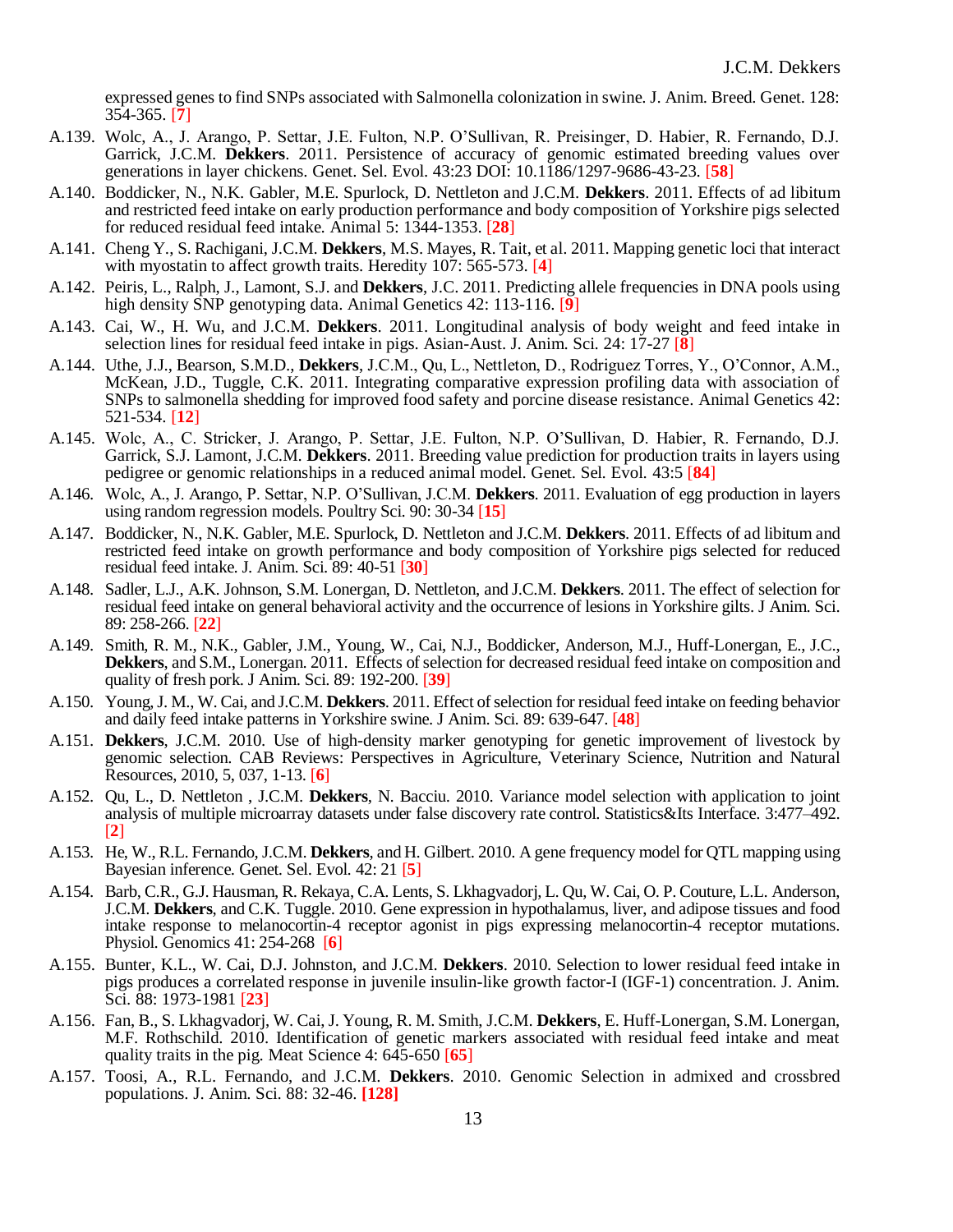expressed genes to find SNPs associated with Salmonella colonization in swine. J. Anim. Breed. Genet. 128: 354-365. [7]

A.139. Wolc, A., J. Arango, P. Settar, J.E. Fulton, N.P. O'Sullivan, R. Preisinger, D. Habier, R. Fernando, D.J. Garrick, J.C.M. **Dekkers**. 2011. Persistence of accuracy of genomic estimated breeding values over generations in layer chickens. Genet. Sel. Evol. 43:23 DOI: 10.1186/1297-9686-43-23. [**58**]

A.140. Boddicker, N., N.K. Gabler, M.E. Spurlock, D. Nettleton and J.C.M. **Dekkers**. 2011. Effects of ad libitum and restricted feed intake on early production performance and body composition of Yorkshire pigs selected for reduced residual feed intake. Animal 5: 1344-1353. [**28**]

A.141. Cheng Y., S. Rachigani, J.C.M. **Dekkers**, M.S. Mayes, R. Tait, et al. 2011. Mapping genetic loci that interact with myostatin to affect growth traits. Heredity 107: 565-573. [**4**]

A.142. Peiris, L., Ralph, J., Lamont, S.J. and **Dekkers**, J.C. 2011. Predicting allele frequencies in DNA pools using high density SNP genotyping data. Animal Genetics 42: 113-116. [**9**]

A.143. Cai, W., H. Wu, and J.C.M. **Dekkers**. 2011. Longitudinal analysis of body weight and feed intake in selection lines for residual feed intake in pigs. Asian-Aust. J. Anim. Sci. 24: 17-27 [**8**]

A.144. Uthe, J.J., Bearson, S.M.D., **Dekkers**, J.C.M., Qu, L., Nettleton, D., Rodriguez Torres, Y., O'Connor, A.M., McKean, J.D., Tuggle, C.K. 2011. Integrating comparative expression profiling data with association of SNPs to salmonella shedding for improved food safety and porcine disease resistance. Animal Genetics 42: 521-534. [**12**]

A.145. Wolc, A., C. Stricker, J. Arango, P. Settar, J.E. Fulton, N.P. O'Sullivan, D. Habier, R. Fernando, D.J. Garrick, S.J. Lamont, J.C.M. **Dekkers**. 2011. Breeding value prediction for production traits in layers using pedigree or genomic relationships in a reduced animal model. Genet. Sel. Evol. 43:5 [**84**]

A.146. Wolc, A., J. Arango, P. Settar, N.P. O'Sullivan, J.C.M. **Dekkers**. 2011. Evaluation of egg production in layers using random regression models. Poultry Sci. 90: 30-34 [**15**]

A.147. Boddicker, N., N.K. Gabler, M.E. Spurlock, D. Nettleton and J.C.M. **Dekkers**. 2011. Effects of ad libitum and restricted feed intake on growth performance and body composition of Yorkshire pigs selected for reduced residual feed intake. J. Anim. Sci. 89: 40-51 [**30**]

A.148. Sadler, L.J., A.K. Johnson, S.M. Lonergan, D. Nettleton, and J.C.M. **Dekkers**. 2011. The effect of selection for residual feed intake on general behavioral activity and the occurrence of lesions in Yorkshire gilts. J Anim. Sci. 89: 258-266. [**22**]

A.149. Smith, R. M., N.K., Gabler, J.M., Young, W., Cai, N.J., Boddicker, Anderson, M.J., Huff-Lonergan, E., J.C., **Dekkers**, and S.M., Lonergan. 2011. Effects of selection for decreased residual feed intake on composition and quality of fresh pork. J Anim. Sci. 89: 192-200. [**39**]

A.150. Young, J. M., W. Cai, and J.C.M. **Dekkers**. 2011. Effect of selection for residual feed intake on feeding behavior and daily feed intake patterns in Yorkshire swine. J Anim. Sci. 89: 639-647. [**48**]

A.151. **Dekkers**, J.C.M. 2010. Use of high-density marker genotyping for genetic improvement of livestock by genomic selection. CAB Reviews: Perspectives in Agriculture, Veterinary Science, Nutrition and Natural Resources, 2010, 5, 037, 1-13. [**6**]

A.152. Qu, L., D. Nettleton , J.C.M. **Dekkers**, N. Bacciu. 2010. Variance model selection with application to joint analysis of multiple microarray datasets under false discovery rate control. Statistics&Its Interface. 3:477–492. [**2**]

A.153. He, W., R.L. Fernando, J.C.M. **Dekkers**, and H. Gilbert. 2010. A gene frequency model for QTL mapping using Bayesian inference. Genet. Sel. Evol. 42: 21 [**5**]

A.154. Barb, C.R., G.J. Hausman, R. Rekaya, C.A. Lents, S. Lkhagvadorj, L. Qu, W. Cai, O. P. Couture, L.L. Anderson, J.C.M. **Dekkers**, and C.K. Tuggle. 2010. Gene expression in hypothalamus, liver, and adipose tissues and food intake response to melanocortin-4 receptor agonist in pigs expressing melanocortin-4 receptor mutations. Physiol. Genomics 41: 254-268 [**6**]

A.155. Bunter, K.L., W. Cai, D.J. Johnston, and J.C.M. **Dekkers**. 2010. Selection to lower residual feed intake in pigs produces a correlated response in juvenile insulin-like growth factor-I (IGF-1) concentration. J. Anim. Sci. 88: 1973-1981 [**23**]

A.156. Fan, B., S. Lkhagvadorj, W. Cai, J. Young, R. M. Smith, J.C.M. **Dekkers**, E. Huff-Lonergan, S.M. Lonergan, M.F. Rothschild. 2010. Identification of genetic markers associated with residual feed intake and meat quality traits in the pig. Meat Science 4: 645-650 [**65**]

A.157. Toosi, A., R.L. Fernando, and J.C.M. **Dekkers**. 2010. Genomic Selection in admixed and crossbred populations. J. Anim. Sci. 88: 32-46. **[128]**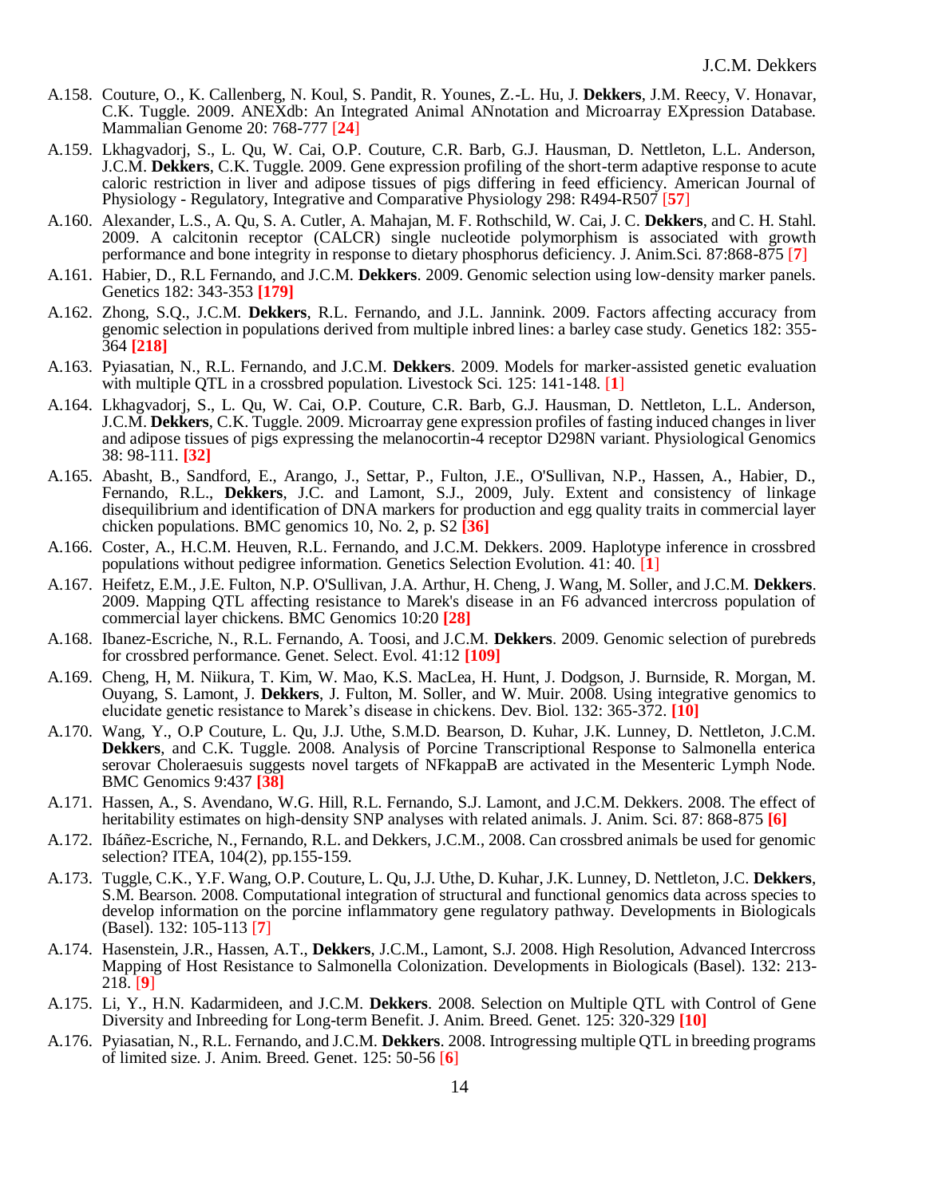A.158. Couture, O., K. Callenberg, N. Koul, S. Pandit, R. Younes, Z.-L. Hu, J. **Dekkers**, J.M. Reecy, V. Honavar, C.K. Tuggle. 2009. ANEXdb: An Integrated Animal ANnotation and Microarray EXpression Database. Mammalian Genome 20: 768-777 [**24**]

A.159. Lkhagvadorj, S., L. Qu, W. Cai, O.P. Couture, C.R. Barb, G.J. Hausman, D. Nettleton, L.L. Anderson, J.C.M. **Dekkers**, C.K. Tuggle. 2009. Gene expression profiling of the short-term adaptive response to acute caloric restriction in liver and adipose tissues of pigs differing in feed efficiency. American Journal of Physiology - Regulatory, Integrative and Comparative Physiology 298: R494-R507 [**57**]

A.160. Alexander, L.S., A. Qu, S. A. Cutler, A. Mahajan, M. F. Rothschild, W. Cai, J. C. **Dekkers**, and C. H. Stahl. 2009. A calcitonin receptor (CALCR) single nucleotide polymorphism is associated with growth performance and bone integrity in response to dietary phosphorus deficiency. J. Anim.Sci. 87:868-875 [**7**]

A.161. Habier, D., R.L Fernando, and J.C.M. **Dekkers**. 2009. Genomic selection using low-density marker panels. Genetics 182: 343-353 **[179]**

A.162. Zhong, S.Q., J.C.M. **Dekkers**, R.L. Fernando, and J.L. Jannink. 2009. Factors affecting accuracy from genomic selection in populations derived from multiple inbred lines: a barley case study. Genetics 182: 355-364 **[218]**

A.163. Pyiasatian, N., R.L. Fernando, and J.C.M. **Dekkers**. 2009. Models for marker-assisted genetic evaluation with multiple QTL in a crossbred population. Livestock Sci. 125: 141-148. [**1**]

A.164. Lkhagvadorj, S., L. Qu, W. Cai, O.P. Couture, C.R. Barb, G.J. Hausman, D. Nettleton, L.L. Anderson, J.C.M. **Dekkers**, C.K. Tuggle. 2009. Microarray gene expression profiles of fasting induced changes in liver and adipose tissues of pigs expressing the melanocortin-4 receptor D298N variant. Physiological Genomics 38: 98-111. **[32]**

A.165. Abasht, B., Sandford, E., Arango, J., Settar, P., Fulton, J.E., O'Sullivan, N.P., Hassen, A., Habier, D., Fernando, R.L., **Dekkers**, J.C. and Lamont, S.J., 2009, July. Extent and consistency of linkage disequilibrium and identification of DNA markers for production and egg quality traits in commercial layer chicken populations. BMC genomics 10, No. 2, p. S2 **[36]**

A.166. Coster, A., H.C.M. Heuven, R.L. Fernando, and J.C.M. Dekkers. 2009. Haplotype inference in crossbred populations without pedigree information. Genetics Selection Evolution. 41: 40. [**1**]

A.167. Heifetz, E.M., J.E. Fulton, N.P. O'Sullivan, J.A. Arthur, H. Cheng, J. Wang, M. Soller, and J.C.M. **Dekkers**. 2009. Mapping QTL affecting resistance to Marek's disease in an F6 advanced intercross population of commercial layer chickens. BMC Genomics 10:20 **[28]**

A.168. Ibanez-Escriche, N., R.L. Fernando, A. Toosi, and J.C.M. **Dekkers**. 2009. Genomic selection of purebreds for crossbred performance. Genet. Select. Evol. 41:12 **[109]**

A.169. Cheng, H, M. Niikura, T. Kim, W. Mao, K.S. MacLea, H. Hunt, J. Dodgson, J. Burnside, R. Morgan, M. Ouyang, S. Lamont, J. **Dekkers**, J. Fulton, M. Soller, and W. Muir. 2008. Using integrative genomics to elucidate genetic resistance to Marek's disease in chickens. Dev. Biol. 132: 365-372. **[10]**

A.170. Wang, Y., O.P Couture, L. Qu, J.J. Uthe, S.M.D. Bearson, D. Kuhar, J.K. Lunney, D. Nettleton, J.C.M. **Dekkers**, and C.K. Tuggle. 2008. Analysis of Porcine Transcriptional Response to Salmonella enterica serovar Choleraesuis suggests novel targets of NFkappaB are activated in the Mesenteric Lymph Node. BMC Genomics 9:437 **[38]**

A.171. Hassen, A., S. Avendano, W.G. Hill, R.L. Fernando, S.J. Lamont, and J.C.M. Dekkers. 2008. The effect of heritability estimates on high-density SNP analyses with related animals. J. Anim. Sci. 87: 868-875 **[6]**

A.172. Ibáñez-Escriche, N., Fernando, R.L. and Dekkers, J.C.M., 2008. Can crossbred animals be used for genomic selection? ITEA, 104(2), pp.155-159.

A.173. Tuggle, C.K., Y.F. Wang, O.P. Couture, L. Qu, J.J. Uthe, D. Kuhar, J.K. Lunney, D. Nettleton, J.C. **Dekkers**, S.M. Bearson. 2008. Computational integration of structural and functional genomics data across species to develop information on the porcine inflammatory gene regulatory pathway. Developments in Biologicals (Basel). 132: 105-113 [**7**]

A.174. Hasenstein, J.R., Hassen, A.T., **Dekkers**, J.C.M., Lamont, S.J. 2008. High Resolution, Advanced Intercross Mapping of Host Resistance to Salmonella Colonization. Developments in Biologicals (Basel). 132: 213-218. [**9**]

A.175. Li, Y., H.N. Kadarmideen, and J.C.M. **Dekkers**. 2008. Selection on Multiple QTL with Control of Gene Diversity and Inbreeding for Long-term Benefit. J. Anim. Breed. Genet. 125: 320-329 **[10]**

A.176. Pyiasatian, N., R.L. Fernando, and J.C.M. **Dekkers**. 2008. Introgressing multiple QTL in breeding programs of limited size. J. Anim. Breed. Genet. 125: 50-56 [**6**]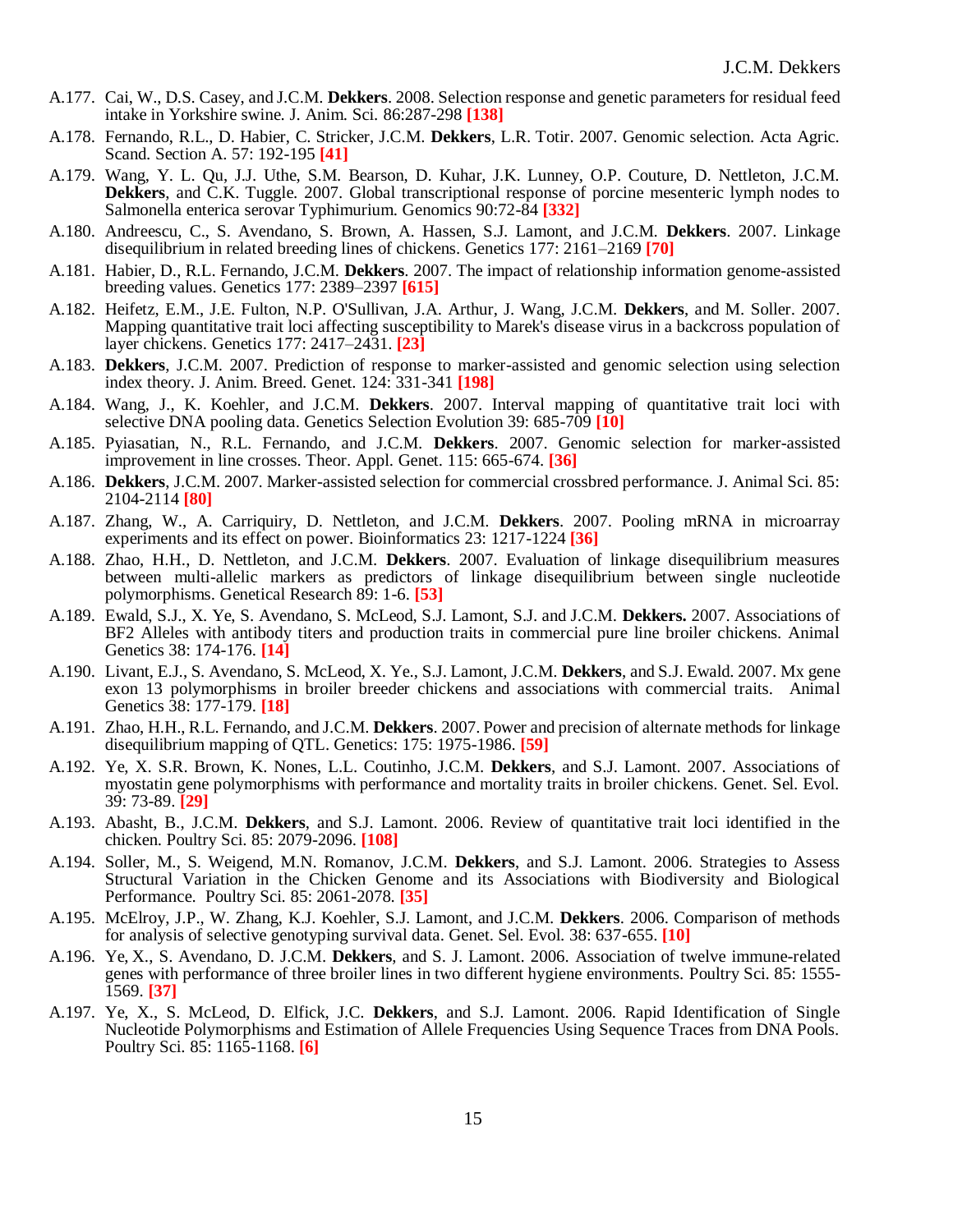A.177. Cai, W., D.S. Casey, and J.C.M. **Dekkers**. 2008. Selection response and genetic parameters for residual feed intake in Yorkshire swine. J. Anim. Sci. 86:287-298 **[138]**

A.178. Fernando, R.L., D. Habier, C. Stricker, J.C.M. **Dekkers**, L.R. Totir. 2007. Genomic selection. Acta Agric. Scand. Section A. 57: 192-195 **[41]**

A.179. Wang, Y. L. Qu, J.J. Uthe, S.M. Bearson, D. Kuhar, J.K. Lunney, O.P. Couture, D. Nettleton, J.C.M. **Dekkers**, and C.K. Tuggle. 2007. Global transcriptional response of porcine mesenteric lymph nodes to Salmonella enterica serovar Typhimurium. Genomics 90:72-84 **[332]**

A.180. Andreescu, C., S. Avendano, S. Brown, A. Hassen, S.J. Lamont, and J.C.M. **Dekkers**. 2007. Linkage disequilibrium in related breeding lines of chickens. Genetics 177: 2161–2169 **[70]**

A.181. Habier, D., R.L. Fernando, J.C.M. **Dekkers**. 2007. The impact of relationship information genome-assisted breeding values. Genetics 177: 2389–2397 **[615]**

A.182. Heifetz, E.M., J.E. Fulton, N.P. O'Sullivan, J.A. Arthur, J. Wang, J.C.M. **Dekkers**, and M. Soller. 2007. Mapping quantitative trait loci affecting susceptibility to Marek's disease virus in a backcross population of layer chickens. Genetics 177: 2417–2431. **[23]**

A.183. **Dekkers**, J.C.M. 2007. Prediction of response to marker-assisted and genomic selection using selection index theory. J. Anim. Breed. Genet. 124: 331-341 **[198]**

A.184. Wang, J., K. Koehler, and J.C.M. **Dekkers**. 2007. Interval mapping of quantitative trait loci with selective DNA pooling data. Genetics Selection Evolution 39: 685-709 **[10]**

A.185. Pyiasatian, N., R.L. Fernando, and J.C.M. **Dekkers**. 2007. Genomic selection for marker-assisted improvement in line crosses. Theor. Appl. Genet. 115: 665-674. **[36]**

A.186. **Dekkers**, J.C.M. 2007. Marker-assisted selection for commercial crossbred performance. J. Animal Sci. 85: 2104-2114 **[80]**

A.187. Zhang, W., A. Carriquiry, D. Nettleton, and J.C.M. **Dekkers**. 2007. Pooling mRNA in microarray experiments and its effect on power. Bioinformatics 23: 1217-1224 **[36]**

A.188. Zhao, H.H., D. Nettleton, and J.C.M. **Dekkers**. 2007. Evaluation of linkage disequilibrium measures between multi-allelic markers as predictors of linkage disequilibrium between single nucleotide polymorphisms. Genetical Research 89: 1-6. **[53]**

A.189. Ewald, S.J., X. Ye, S. Avendano, S. McLeod, S.J. Lamont, S.J. and J.C.M. **Dekkers.** 2007. Associations of BF2 Alleles with antibody titers and production traits in commercial pure line broiler chickens. Animal Genetics 38: 174-176. **[14]**

A.190. Livant, E.J., S. Avendano, S. McLeod, X. Ye., S.J. Lamont, J.C.M. **Dekkers**, and S.J. Ewald. 2007. Mx gene exon 13 polymorphisms in broiler breeder chickens and associations with commercial traits. Animal Genetics 38: 177-179. **[18]**

A.191. Zhao, H.H., R.L. Fernando, and J.C.M. **Dekkers**. 2007. Power and precision of alternate methods for linkage disequilibrium mapping of QTL. Genetics: 175: 1975-1986. **[59]**

A.192. Ye, X. S.R. Brown, K. Nones, L.L. Coutinho, J.C.M. **Dekkers**, and S.J. Lamont. 2007. Associations of myostatin gene polymorphisms with performance and mortality traits in broiler chickens. Genet. Sel. Evol. 39: 73-89. **[29]**

A.193. Abasht, B., J.C.M. **Dekkers**, and S.J. Lamont. 2006. Review of quantitative trait loci identified in the chicken. Poultry Sci. 85: 2079-2096. **[108]**

A.194. Soller, M., S. Weigend, M.N. Romanov, J.C.M. **Dekkers**, and S.J. Lamont. 2006. Strategies to Assess Structural Variation in the Chicken Genome and its Associations with Biodiversity and Biological Performance. Poultry Sci. 85: 2061-2078. **[35]**

A.195. McElroy, J.P., W. Zhang, K.J. Koehler, S.J. Lamont, and J.C.M. **Dekkers**. 2006. Comparison of methods for analysis of selective genotyping survival data. Genet. Sel. Evol. 38: 637-655. **[10]**

A.196. Ye, X., S. Avendano, D. J.C.M. **Dekkers**, and S. J. Lamont. 2006. Association of twelve immune-related genes with performance of three broiler lines in two different hygiene environments. Poultry Sci. 85: 1555-1569. **[37]**

A.197. Ye, X., S. McLeod, D. Elfick, J.C. **Dekkers**, and S.J. Lamont. 2006. Rapid Identification of Single Nucleotide Polymorphisms and Estimation of Allele Frequencies Using Sequence Traces from DNA Pools. Poultry Sci. 85: 1165-1168. **[6]**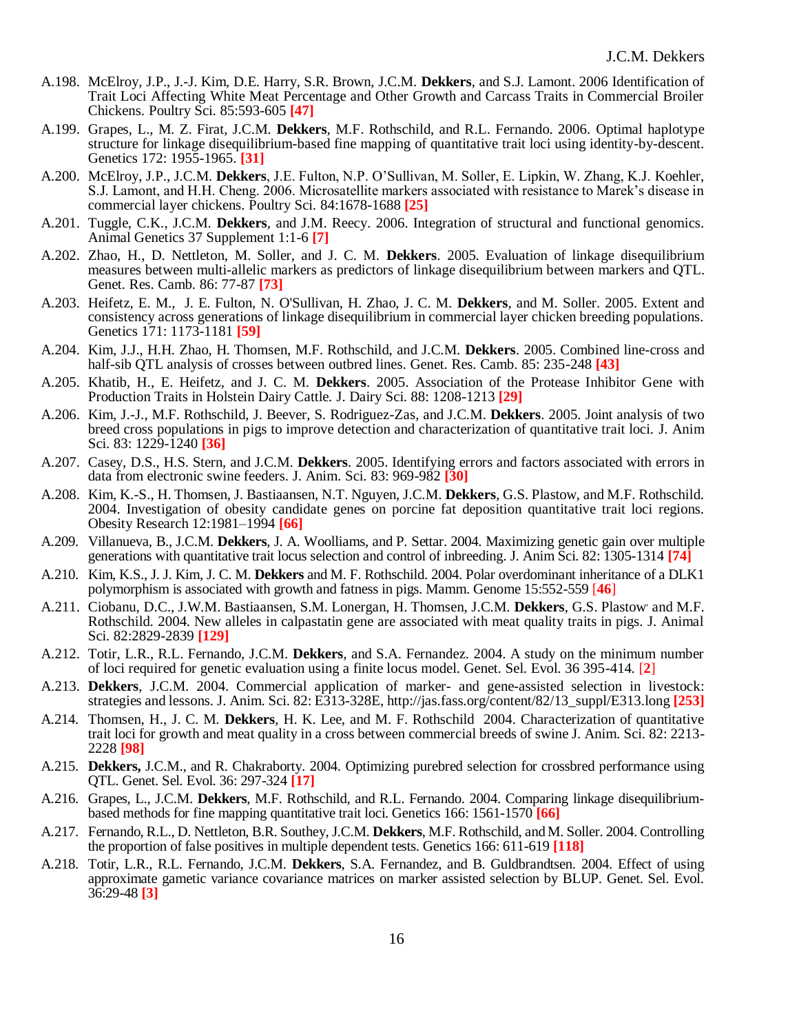A.198. McElroy, J.P., J.-J. Kim, D.E. Harry, S.R. Brown, J.C.M. **Dekkers**, and S.J. Lamont. 2006 Identification of Trait Loci Affecting White Meat Percentage and Other Growth and Carcass Traits in Commercial Broiler Chickens. Poultry Sci. 85:593-605 **[47]**

A.199. Grapes, L., M. Z. Firat, J.C.M. **Dekkers**, M.F. Rothschild, and R.L. Fernando. 2006. Optimal haplotype structure for linkage disequilibrium-based fine mapping of quantitative trait loci using identity-by-descent. Genetics 172: 1955-1965. **[31]**

A.200. McElroy, J.P., J.C.M. **Dekkers**, J.E. Fulton, N.P. O'Sullivan, M. Soller, E. Lipkin, W. Zhang, K.J. Koehler, S.J. Lamont, and H.H. Cheng. 2006. Microsatellite markers associated with resistance to Marek's disease in commercial layer chickens. Poultry Sci. 84:1678-1688 **[25]**

A.201. Tuggle, C.K., J.C.M. **Dekkers**, and J.M. Reecy. 2006. Integration of structural and functional genomics. Animal Genetics 37 Supplement 1:1-6 **[7]**

A.202. Zhao, H., D. Nettleton, M. Soller, and J. C. M. **Dekkers**. 2005. Evaluation of linkage disequilibrium measures between multi-allelic markers as predictors of linkage disequilibrium between markers and QTL. Genet. Res. Camb. 86: 77-87 **[73]**

A.203. Heifetz, E. M., J. E. Fulton, N. O'Sullivan, H. Zhao, J. C. M. **Dekkers**, and M. Soller. 2005. Extent and consistency across generations of linkage disequilibrium in commercial layer chicken breeding populations. Genetics 171: 1173-1181 **[59]**

A.204. Kim, J.J., H.H. Zhao, H. Thomsen, M.F. Rothschild, and J.C.M. **Dekkers**. 2005. Combined line-cross and half-sib QTL analysis of crosses between outbred lines. Genet. Res. Camb. 85: 235-248 **[43]**

A.205. Khatib, H., E. Heifetz, and J. C. M. **Dekkers**. 2005. Association of the Protease Inhibitor Gene with Production Traits in Holstein Dairy Cattle. J. Dairy Sci. 88: 1208-1213 **[29]**

A.206. Kim, J.-J., M.F. Rothschild, J. Beever, S. Rodriguez-Zas, and J.C.M. **Dekkers**. 2005. Joint analysis of two breed cross populations in pigs to improve detection and characterization of quantitative trait loci. J. Anim Sci. 83: 1229-1240 **[36]**

A.207. Casey, D.S., H.S. Stern, and J.C.M. **Dekkers**. 2005. Identifying errors and factors associated with errors in data from electronic swine feeders. J. Anim. Sci. 83: 969-982 **[30]**

A.208. Kim, K.-S., H. Thomsen, J. Bastiaansen, N.T. Nguyen, J.C.M. **Dekkers**, G.S. Plastow, and M.F. Rothschild. 2004. Investigation of obesity candidate genes on porcine fat deposition quantitative trait loci regions. Obesity Research 12:1981–1994 **[66]**

A.209. Villanueva, B., J.C.M. **Dekkers**, J. A. Woolliams, and P. Settar. 2004. Maximizing genetic gain over multiple generations with quantitative trait locus selection and control of inbreeding. J. Anim Sci. 82: 1305-1314 **[74]**

A.210. Kim, K.S., J. J. Kim, J. C. M. **Dekkers** and M. F. Rothschild. 2004. Polar overdominant inheritance of a DLK1 polymorphism is associated with growth and fatness in pigs. Mamm. Genome 15:552-559 [**46**]

A.211. Ciobanu, D.C., J.W.M. Bastiaansen, S.M. Lonergan, H. Thomsen, J.C.M. **Dekkers**, G.S. Plastow, and M.F. Rothschild. 2004. New alleles in calpastatin gene are associated with meat quality traits in pigs. J. Animal Sci. 82:2829-2839 **[129]**

A.212. Totir, L.R., R.L. Fernando, J.C.M. **Dekkers**, and S.A. Fernandez. 2004. A study on the minimum number of loci required for genetic evaluation using a finite locus model. Genet. Sel. Evol. 36 395-414. [**2**]

A.213. **Dekkers**, J.C.M. 2004. Commercial application of marker- and gene-assisted selection in livestock: strategies and lessons. J. Anim. Sci. 82: E313-328E, http://jas.fass.org/content/82/13_suppl/E313.long **[253]**

A.214. Thomsen, H., J. C. M. **Dekkers**, H. K. Lee, and M. F. Rothschild 2004. Characterization of quantitative trait loci for growth and meat quality in a cross between commercial breeds of swine J. Anim. Sci. 82: 2213-2228 **[98]**

A.215. **Dekkers,** J.C.M., and R. Chakraborty. 2004. Optimizing purebred selection for crossbred performance using QTL. Genet. Sel. Evol. 36: 297-324 **[17]**

A.216. Grapes, L., J.C.M. **Dekkers**, M.F. Rothschild, and R.L. Fernando. 2004. Comparing linkage disequilibrium-based methods for fine mapping quantitative trait loci. Genetics 166: 1561-1570 **[66]**

A.217. Fernando, R.L., D. Nettleton, B.R. Southey, J.C.M. **Dekkers**, M.F. Rothschild, and M. Soller. 2004. Controlling the proportion of false positives in multiple dependent tests. Genetics 166: 611-619 **[118]**

A.218. Totir, L.R., R.L. Fernando, J.C.M. **Dekkers**, S.A. Fernandez, and B. Guldbrandtsen. 2004. Effect of using approximate gametic variance covariance matrices on marker assisted selection by BLUP. Genet. Sel. Evol. 36:29-48 **[3]**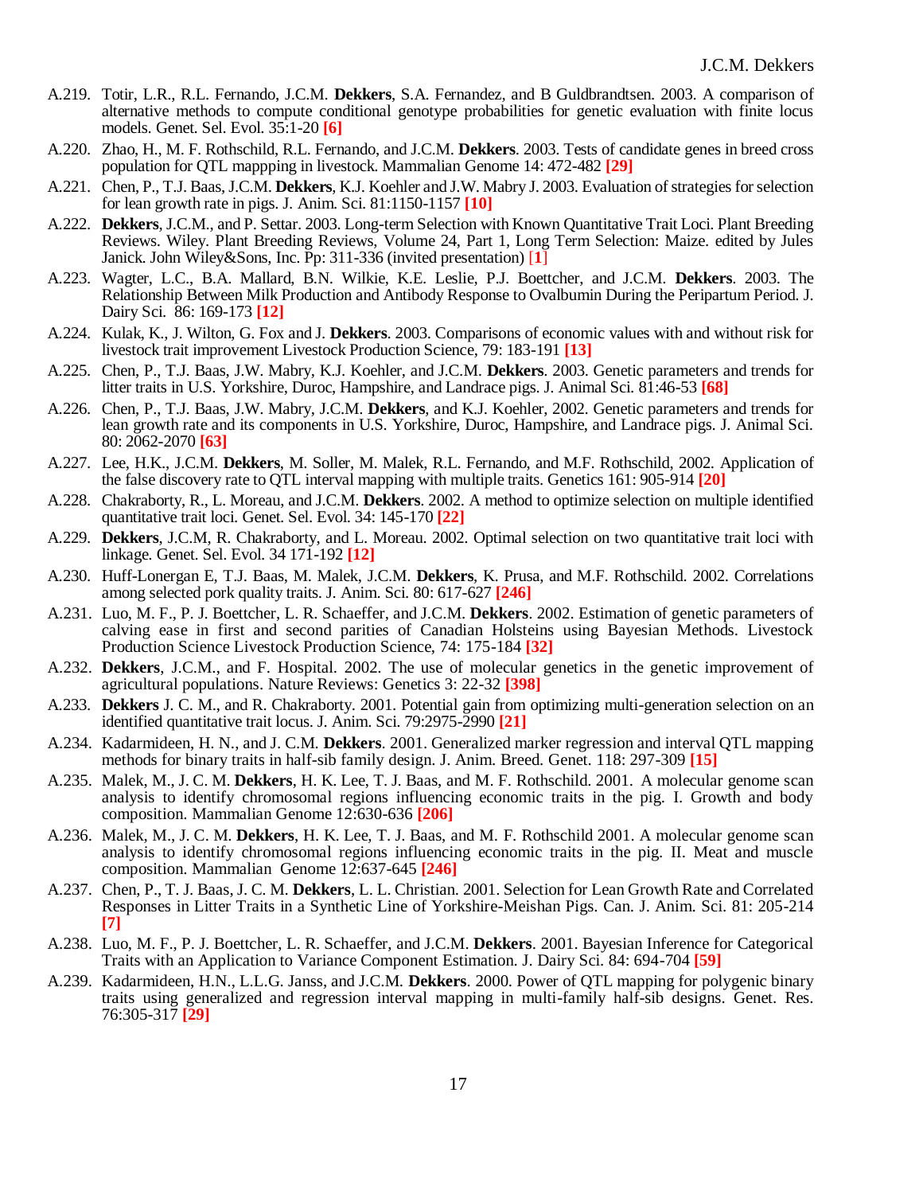A.219. Totir, L.R., R.L. Fernando, J.C.M. **Dekkers**, S.A. Fernandez, and B Guldbrandtsen. 2003. A comparison of alternative methods to compute conditional genotype probabilities for genetic evaluation with finite locus models. Genet. Sel. Evol. 35:1-20 **[6]**

A.220. Zhao, H., M. F. Rothschild, R.L. Fernando, and J.C.M. **Dekkers**. 2003. Tests of candidate genes in breed cross population for QTL mappping in livestock. Mammalian Genome 14: 472-482 **[29]**

A.221. Chen, P., T.J. Baas, J.C.M. **Dekkers**, K.J. Koehler and J.W. Mabry J. 2003. Evaluation of strategies for selection for lean growth rate in pigs. J. Anim. Sci. 81:1150-1157 **[10]**

A.222. **Dekkers**, J.C.M., and P. Settar. 2003. Long-term Selection with Known Quantitative Trait Loci. Plant Breeding Reviews. Wiley. Plant Breeding Reviews, Volume 24, Part 1, Long Term Selection: Maize. edited by Jules Janick. John Wiley&Sons, Inc. Pp: 311-336 (invited presentation) [**1**]

A.223. Wagter, L.C., B.A. Mallard, B.N. Wilkie, K.E. Leslie, P.J. Boettcher, and J.C.M. **Dekkers**. 2003. The Relationship Between Milk Production and Antibody Response to Ovalbumin During the Peripartum Period. J. Dairy Sci. 86: 169-173 **[12]**

A.224. Kulak, K., J. Wilton, G. Fox and J. **Dekkers**. 2003. Comparisons of economic values with and without risk for livestock trait improvement Livestock Production Science, 79: 183-191 **[13]**

A.225. Chen, P., T.J. Baas, J.W. Mabry, K.J. Koehler, and J.C.M. **Dekkers**. 2003. Genetic parameters and trends for litter traits in U.S. Yorkshire, Duroc, Hampshire, and Landrace pigs. J. Animal Sci. 81:46-53 **[68]**

A.226. Chen, P., T.J. Baas, J.W. Mabry, J.C.M. **Dekkers**, and K.J. Koehler, 2002. Genetic parameters and trends for lean growth rate and its components in U.S. Yorkshire, Duroc, Hampshire, and Landrace pigs. J. Animal Sci. 80: 2062-2070 **[63]**

A.227. Lee, H.K., J.C.M. **Dekkers**, M. Soller, M. Malek, R.L. Fernando, and M.F. Rothschild, 2002. Application of the false discovery rate to QTL interval mapping with multiple traits. Genetics 161: 905-914 **[20]**

A.228. Chakraborty, R., L. Moreau, and J.C.M. **Dekkers**. 2002. A method to optimize selection on multiple identified quantitative trait loci. Genet. Sel. Evol. 34: 145-170 **[22]**

A.229. **Dekkers**, J.C.M, R. Chakraborty, and L. Moreau. 2002. Optimal selection on two quantitative trait loci with linkage. Genet. Sel. Evol. 34 171-192 **[12]**

A.230. Huff-Lonergan E, T.J. Baas, M. Malek, J.C.M. **Dekkers**, K. Prusa, and M.F. Rothschild. 2002. Correlations among selected pork quality traits. J. Anim. Sci. 80: 617-627 **[246]**

A.231. Luo, M. F., P. J. Boettcher, L. R. Schaeffer, and J.C.M. **Dekkers**. 2002. Estimation of genetic parameters of calving ease in first and second parities of Canadian Holsteins using Bayesian Methods. Livestock Production Science Livestock Production Science, 74: 175-184 **[32]**

A.232. **Dekkers**, J.C.M., and F. Hospital. 2002. The use of molecular genetics in the genetic improvement of agricultural populations. Nature Reviews: Genetics 3: 22-32 **[398]**

A.233. **Dekkers** J. C. M., and R. Chakraborty. 2001. Potential gain from optimizing multi-generation selection on an identified quantitative trait locus. J. Anim. Sci. 79:2975-2990 **[21]**

A.234. Kadarmideen, H. N., and J. C.M. **Dekkers**. 2001. Generalized marker regression and interval QTL mapping methods for binary traits in half-sib family design. J. Anim. Breed. Genet. 118: 297-309 **[15]**

A.235. Malek, M., J. C. M. **Dekkers**, H. K. Lee, T. J. Baas, and M. F. Rothschild. 2001. A molecular genome scan analysis to identify chromosomal regions influencing economic traits in the pig. I. Growth and body composition. Mammalian Genome 12:630-636 **[206]**

A.236. Malek, M., J. C. M. **Dekkers**, H. K. Lee, T. J. Baas, and M. F. Rothschild 2001. A molecular genome scan analysis to identify chromosomal regions influencing economic traits in the pig. II. Meat and muscle composition. Mammalian Genome 12:637-645 **[246]**

A.237. Chen, P., T. J. Baas, J. C. M. **Dekkers**, L. L. Christian. 2001. Selection for Lean Growth Rate and Correlated Responses in Litter Traits in a Synthetic Line of Yorkshire-Meishan Pigs. Can. J. Anim. Sci. 81: 205-214 **[7]**

A.238. Luo, M. F., P. J. Boettcher, L. R. Schaeffer, and J.C.M. **Dekkers**. 2001. Bayesian Inference for Categorical Traits with an Application to Variance Component Estimation. J. Dairy Sci. 84: 694-704 **[59]**

A.239. Kadarmideen, H.N., L.L.G. Janss, and J.C.M. **Dekkers**. 2000. Power of QTL mapping for polygenic binary traits using generalized and regression interval mapping in multi-family half-sib designs. Genet. Res. 76:305-317 **[29]**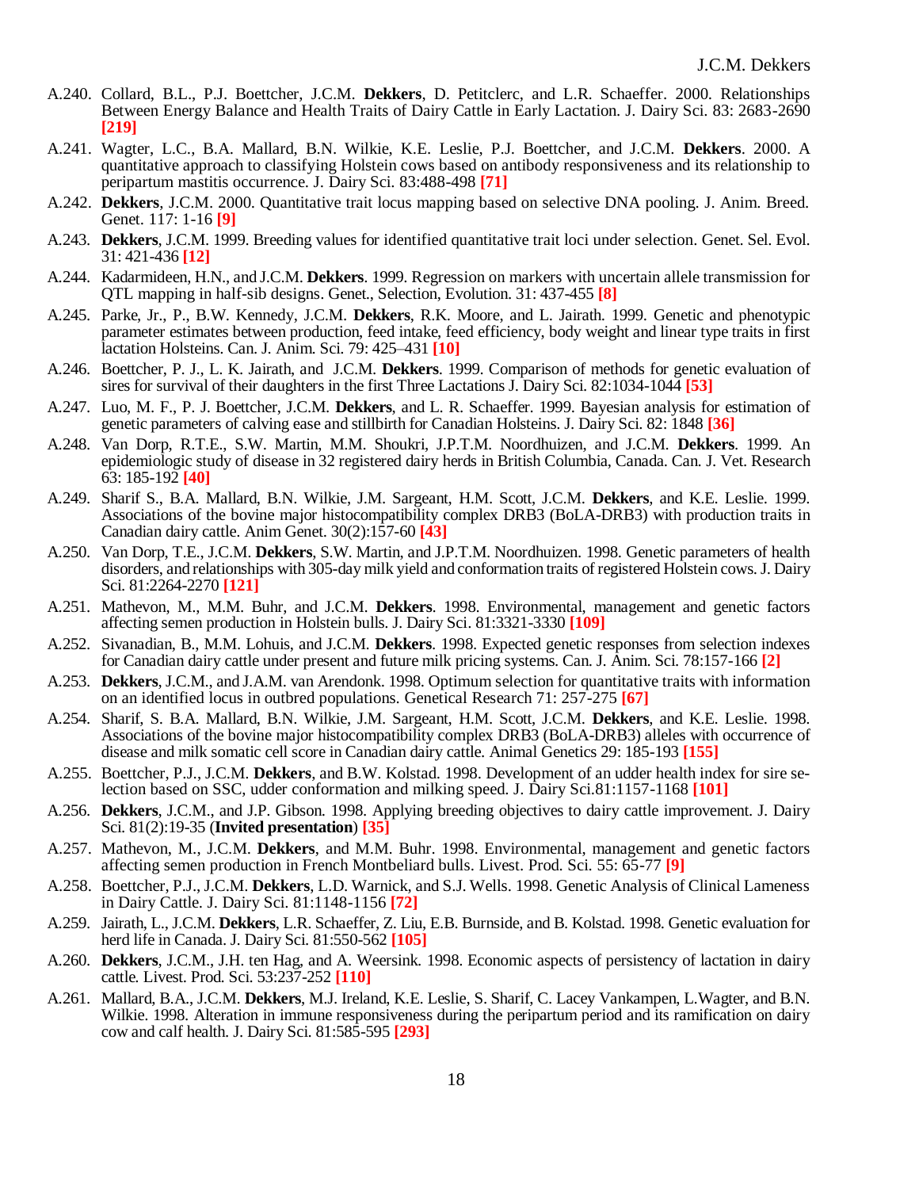A.240. Collard, B.L., P.J. Boettcher, J.C.M. **Dekkers**, D. Petitclerc, and L.R. Schaeffer. 2000. Relationships Between Energy Balance and Health Traits of Dairy Cattle in Early Lactation. J. Dairy Sci. 83: 2683-2690 **[219]**

A.241. Wagter, L.C., B.A. Mallard, B.N. Wilkie, K.E. Leslie, P.J. Boettcher, and J.C.M. **Dekkers**. 2000. A quantitative approach to classifying Holstein cows based on antibody responsiveness and its relationship to peripartum mastitis occurrence. J. Dairy Sci. 83:488-498 **[71]**

A.242. **Dekkers**, J.C.M. 2000. Quantitative trait locus mapping based on selective DNA pooling. J. Anim. Breed. Genet. 117: 1-16 **[9]**

A.243. **Dekkers**, J.C.M. 1999. Breeding values for identified quantitative trait loci under selection. Genet. Sel. Evol. 31: 421-436 **[12]**

A.244. Kadarmideen, H.N., and J.C.M. **Dekkers**. 1999. Regression on markers with uncertain allele transmission for QTL mapping in half-sib designs. Genet., Selection, Evolution. 31: 437-455 **[8]**

A.245. Parke, Jr., P., B.W. Kennedy, J.C.M. **Dekkers**, R.K. Moore, and L. Jairath. 1999. Genetic and phenotypic parameter estimates between production, feed intake, feed efficiency, body weight and linear type traits in first lactation Holsteins. Can. J. Anim. Sci. 79: 425–431 **[10]**

A.246. Boettcher, P. J., L. K. Jairath, and J.C.M. **Dekkers**. 1999. Comparison of methods for genetic evaluation of sires for survival of their daughters in the first Three Lactations J. Dairy Sci. 82:1034-1044 **[53]**

A.247. Luo, M. F., P. J. Boettcher, J.C.M. **Dekkers**, and L. R. Schaeffer. 1999. Bayesian analysis for estimation of genetic parameters of calving ease and stillbirth for Canadian Holsteins. J. Dairy Sci. 82: 1848 **[36]**

A.248. Van Dorp, R.T.E., S.W. Martin, M.M. Shoukri, J.P.T.M. Noordhuizen, and J.C.M. **Dekkers**. 1999. An epidemiologic study of disease in 32 registered dairy herds in British Columbia, Canada. Can. J. Vet. Research 63: 185-192 **[40]**

A.249. Sharif S., B.A. Mallard, B.N. Wilkie, J.M. Sargeant, H.M. Scott, J.C.M. **Dekkers**, and K.E. Leslie. 1999. Associations of the bovine major histocompatibility complex DRB3 (BoLA-DRB3) with production traits in Canadian dairy cattle. Anim Genet. 30(2):157-60 **[43]**

A.250. Van Dorp, T.E., J.C.M. **Dekkers**, S.W. Martin, and J.P.T.M. Noordhuizen. 1998. Genetic parameters of health disorders, and relationships with 305-day milk yield and conformation traits of registered Holstein cows. J. Dairy Sci. 81:2264-2270 **[121]**

A.251. Mathevon, M., M.M. Buhr, and J.C.M. **Dekkers**. 1998. Environmental, management and genetic factors affecting semen production in Holstein bulls. J. Dairy Sci. 81:3321-3330 **[109]**

A.252. Sivanadian, B., M.M. Lohuis, and J.C.M. **Dekkers**. 1998. Expected genetic responses from selection indexes for Canadian dairy cattle under present and future milk pricing systems. Can. J. Anim. Sci. 78:157-166 **[2]**

A.253. **Dekkers**, J.C.M., and J.A.M. van Arendonk. 1998. Optimum selection for quantitative traits with information on an identified locus in outbred populations. Genetical Research 71: 257-275 **[67]**

A.254. Sharif, S. B.A. Mallard, B.N. Wilkie, J.M. Sargeant, H.M. Scott, J.C.M. **Dekkers**, and K.E. Leslie. 1998. Associations of the bovine major histocompatibility complex DRB3 (BoLA-DRB3) alleles with occurrence of disease and milk somatic cell score in Canadian dairy cattle. Animal Genetics 29: 185-193 **[155]**

A.255. Boettcher, P.J., J.C.M. **Dekkers**, and B.W. Kolstad. 1998. Development of an udder health index for sire selection based on SSC, udder conformation and milking speed. J. Dairy Sci.81:1157-1168 **[101]**

A.256. **Dekkers**, J.C.M., and J.P. Gibson. 1998. Applying breeding objectives to dairy cattle improvement. J. Dairy Sci. 81(2):19-35 (**Invited presentation**) **[35]**

A.257. Mathevon, M., J.C.M. **Dekkers**, and M.M. Buhr. 1998. Environmental, management and genetic factors affecting semen production in French Montbeliard bulls. Livest. Prod. Sci. 55: 65-77 **[9]**

A.258. Boettcher, P.J., J.C.M. **Dekkers**, L.D. Warnick, and S.J. Wells. 1998. Genetic Analysis of Clinical Lameness in Dairy Cattle. J. Dairy Sci. 81:1148-1156 **[72]**

A.259. Jairath, L., J.C.M. **Dekkers**, L.R. Schaeffer, Z. Liu, E.B. Burnside, and B. Kolstad. 1998. Genetic evaluation for herd life in Canada. J. Dairy Sci. 81:550-562 **[105]**

A.260. **Dekkers**, J.C.M., J.H. ten Hag, and A. Weersink. 1998. Economic aspects of persistency of lactation in dairy cattle. Livest. Prod. Sci. 53:237-252 **[110]**

A.261. Mallard, B.A., J.C.M. **Dekkers**, M.J. Ireland, K.E. Leslie, S. Sharif, C. Lacey Vankampen, L.Wagter, and B.N. Wilkie. 1998. Alteration in immune responsiveness during the peripartum period and its ramification on dairy cow and calf health. J. Dairy Sci. 81:585-595 **[293]**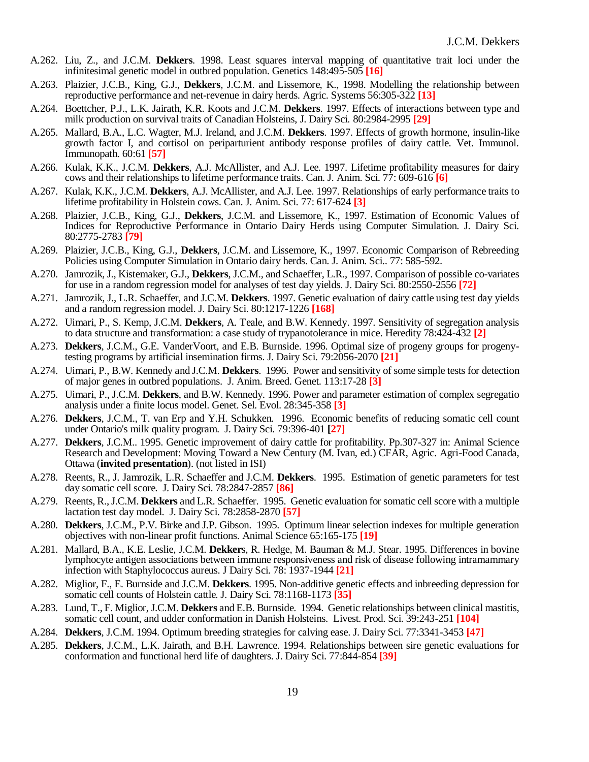A.262. Liu, Z., and J.C.M. **Dekkers**. 1998. Least squares interval mapping of quantitative trait loci under the infinitesimal genetic model in outbred population. Genetics 148:495-505 **[16]**

A.263. Plaizier, J.C.B., King, G.J., **Dekkers**, J.C.M. and Lissemore, K., 1998. Modelling the relationship between reproductive performance and net-revenue in dairy herds. Agric. Systems 56:305-322 **[13]**

A.264. Boettcher, P.J., L.K. Jairath, K.R. Koots and J.C.M. **Dekkers**. 1997. Effects of interactions between type and milk production on survival traits of Canadian Holsteins, J. Dairy Sci. 80:2984-2995 **[29]**

A.265. Mallard, B.A., L.C. Wagter, M.J. Ireland, and J.C.M. **Dekkers**. 1997. Effects of growth hormone, insulin-like growth factor I, and cortisol on periparturient antibody response profiles of dairy cattle. Vet. Immunol. Immunopath. 60:61 **[57]**

A.266. Kulak, K.K., J.C.M. **Dekkers**, A.J. McAllister, and A.J. Lee. 1997. Lifetime profitability measures for dairy cows and their relationships to lifetime performance traits. Can. J. Anim. Sci. 77: 609-616 **[6]**

A.267. Kulak, K.K., J.C.M. **Dekkers**, A.J. McAllister, and A.J. Lee. 1997. Relationships of early performance traits to lifetime profitability in Holstein cows. Can. J. Anim. Sci. 77: 617-624 **[3]**

A.268. Plaizier, J.C.B., King, G.J., **Dekkers**, J.C.M. and Lissemore, K., 1997. Estimation of Economic Values of Indices for Reproductive Performance in Ontario Dairy Herds using Computer Simulation. J. Dairy Sci. 80:2775-2783 **[79]**

A.269. Plaizier, J.C.B., King, G.J., **Dekkers**, J.C.M. and Lissemore, K., 1997. Economic Comparison of Rebreeding Policies using Computer Simulation in Ontario dairy herds. Can. J. Anim. Sci.. 77: 585-592.

A.270. Jamrozik, J., Kistemaker, G.J., **Dekkers**, J.C.M., and Schaeffer, L.R., 1997. Comparison of possible co-variates for use in a random regression model for analyses of test day yields. J. Dairy Sci. 80:2550-2556 **[72]**

A.271. Jamrozik, J., L.R. Schaeffer, and J.C.M. **Dekkers**. 1997. Genetic evaluation of dairy cattle using test day yields and a random regression model. J. Dairy Sci. 80:1217-1226 **[168]**

A.272. Uimari, P., S. Kemp, J.C.M. **Dekkers**, A. Teale, and B.W. Kennedy. 1997. Sensitivity of segregation analysis to data structure and transformation: a case study of trypanotolerance in mice. Heredity 78:424-432 **[2]**

A.273. **Dekkers**, J.C.M., G.E. VanderVoort, and E.B. Burnside. 1996. Optimal size of progeny groups for progeny-testing programs by artificial insemination firms. J. Dairy Sci. 79:2056-2070 **[21]**

A.274. Uimari, P., B.W. Kennedy and J.C.M. **Dekkers**. 1996. Power and sensitivity of some simple tests for detection of major genes in outbred populations. J. Anim. Breed. Genet. 113:17-28 **[3]**

A.275. Uimari, P., J.C.M. **Dekkers**, and B.W. Kennedy. 1996. Power and parameter estimation of complex segregatio analysis under a finite locus model. Genet. Sel. Evol. 28:345-358 **[3]**

A.276. **Dekkers**, J.C.M., T. van Erp and Y.H. Schukken. 1996. Economic benefits of reducing somatic cell count under Ontario's milk quality program. J. Dairy Sci. 79:396-401 **[27]**

A.277. **Dekkers**, J.C.M.. 1995. Genetic improvement of dairy cattle for profitability. Pp.307-327 in: Animal Science Research and Development: Moving Toward a New Century (M. Ivan, ed.) CFAR, Agric. Agri-Food Canada, Ottawa (**invited presentation**). (not listed in ISI)

A.278. Reents, R., J. Jamrozik, L.R. Schaeffer and J.C.M. **Dekkers**. 1995. Estimation of genetic parameters for test day somatic cell score. J. Dairy Sci. 78:2847-2857 **[86]**

A.279. Reents, R., J.C.M. **Dekkers** and L.R. Schaeffer. 1995. Genetic evaluation for somatic cell score with a multiple lactation test day model. J. Dairy Sci. 78:2858-2870 **[57]**

A.280. **Dekkers**, J.C.M., P.V. Birke and J.P. Gibson. 1995. Optimum linear selection indexes for multiple generation objectives with non-linear profit functions. Animal Science 65:165-175 **[19]**

A.281. Mallard, B.A., K.E. Leslie, J.C.M. **Dekker**s, R. Hedge, M. Bauman & M.J. Stear. 1995. Differences in bovine lymphocyte antigen associations between immune responsiveness and risk of disease following intramammary infection with Staphylococcus aureus. J Dairy Sci. 78: 1937-1944 **[21]**

A.282. Miglior, F., E. Burnside and J.C.M. **Dekkers**. 1995. Non-additive genetic effects and inbreeding depression for somatic cell counts of Holstein cattle. J. Dairy Sci. 78:1168-1173 **[35]**

A.283. Lund, T., F. Miglior, J.C.M. **Dekkers** and E.B. Burnside. 1994. Genetic relationships between clinical mastitis, somatic cell count, and udder conformation in Danish Holsteins. Livest. Prod. Sci. 39:243-251 **[104]**

A.284. **Dekkers**, J.C.M. 1994. Optimum breeding strategies for calving ease. J. Dairy Sci. 77:3341-3453 **[47]**

A.285. **Dekkers**, J.C.M., L.K. Jairath, and B.H. Lawrence. 1994. Relationships between sire genetic evaluations for conformation and functional herd life of daughters. J. Dairy Sci. 77:844-854 **[39]**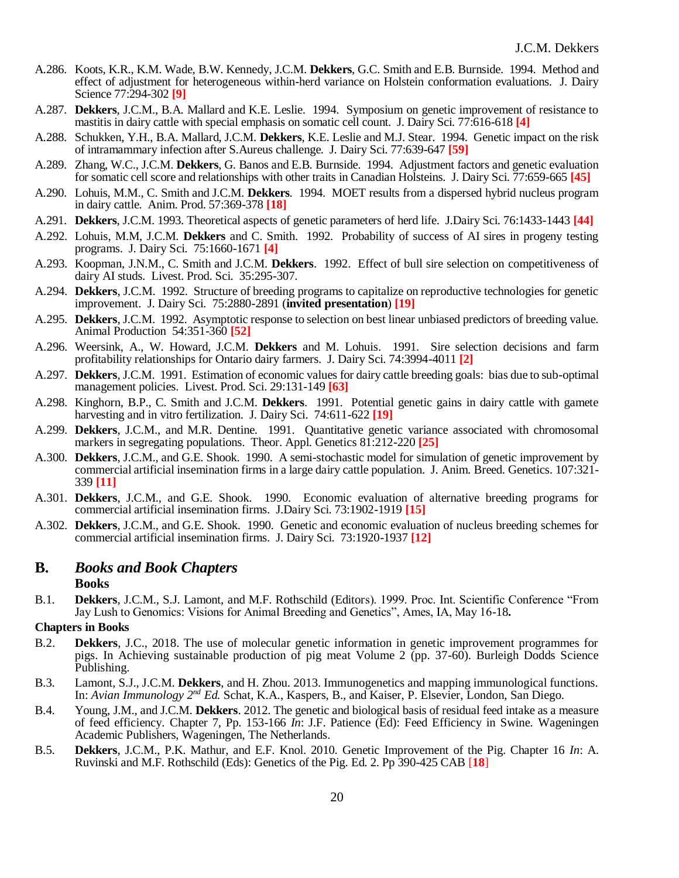A.286. Koots, K.R., K.M. Wade, B.W. Kennedy, J.C.M. **Dekkers**, G.C. Smith and E.B. Burnside. 1994. Method and effect of adjustment for heterogeneous within-herd variance on Holstein conformation evaluations. J. Dairy Science 77:294-302 **[9]**

A.287. **Dekkers**, J.C.M., B.A. Mallard and K.E. Leslie. 1994. Symposium on genetic improvement of resistance to mastitis in dairy cattle with special emphasis on somatic cell count. J. Dairy Sci. 77:616-618 **[4]**

A.288. Schukken, Y.H., B.A. Mallard, J.C.M. **Dekkers**, K.E. Leslie and M.J. Stear. 1994. Genetic impact on the risk of intramammary infection after S.Aureus challenge. J. Dairy Sci. 77:639-647 **[59]**

A.289. Zhang, W.C., J.C.M. **Dekkers**, G. Banos and E.B. Burnside. 1994. Adjustment factors and genetic evaluation for somatic cell score and relationships with other traits in Canadian Holsteins. J. Dairy Sci. 77:659-665 **[45]**

A.290. Lohuis, M.M., C. Smith and J.C.M. **Dekkers**. 1994. MOET results from a dispersed hybrid nucleus program in dairy cattle. Anim. Prod. 57:369-378 **[18]**

A.291. **Dekkers**, J.C.M. 1993. Theoretical aspects of genetic parameters of herd life. J.Dairy Sci. 76:1433-1443 **[44]**

A.292. Lohuis, M.M, J.C.M. **Dekkers** and C. Smith. 1992. Probability of success of AI sires in progeny testing programs. J. Dairy Sci. 75:1660-1671 **[4]**

A.293. Koopman, J.N.M., C. Smith and J.C.M. **Dekkers**. 1992. Effect of bull sire selection on competitiveness of dairy AI studs. Livest. Prod. Sci. 35:295-307.

A.294. **Dekkers**, J.C.M. 1992. Structure of breeding programs to capitalize on reproductive technologies for genetic improvement. J. Dairy Sci. 75:2880-2891 (**invited presentation**) **[19]**

A.295. **Dekkers**, J.C.M. 1992. Asymptotic response to selection on best linear unbiased predictors of breeding value. Animal Production 54:351-360 **[52]**

A.296. Weersink, A., W. Howard, J.C.M. **Dekkers** and M. Lohuis. 1991. Sire selection decisions and farm profitability relationships for Ontario dairy farmers. J. Dairy Sci. 74:3994-4011 **[2]**

A.297. **Dekkers**, J.C.M. 1991. Estimation of economic values for dairy cattle breeding goals: bias due to sub-optimal management policies. Livest. Prod. Sci. 29:131-149 **[63]**

A.298. Kinghorn, B.P., C. Smith and J.C.M. **Dekkers**. 1991. Potential genetic gains in dairy cattle with gamete harvesting and in vitro fertilization. J. Dairy Sci. 74:611-622 **[19]**

A.299. **Dekkers**, J.C.M., and M.R. Dentine. 1991. Quantitative genetic variance associated with chromosomal markers in segregating populations. Theor. Appl. Genetics 81:212-220 **[25]**

A.300. **Dekkers**, J.C.M., and G.E. Shook. 1990. A semi-stochastic model for simulation of genetic improvement by commercial artificial insemination firms in a large dairy cattle population. J. Anim. Breed. Genetics. 107:321-339 **[11]**

A.301. **Dekkers**, J.C.M., and G.E. Shook. 1990. Economic evaluation of alternative breeding programs for commercial artificial insemination firms. J.Dairy Sci. 73:1902-1919 **[15]**

A.302. **Dekkers**, J.C.M., and G.E. Shook. 1990. Genetic and economic evaluation of nucleus breeding schemes for commercial artificial insemination firms. J. Dairy Sci. 73:1920-1937 **[12]**

## B. *Books and Book Chapters*

**Books**

B.1. **Dekkers**, J.C.M., S.J. Lamont, and M.F. Rothschild (Editors). 1999. Proc. Int. Scientific Conference "From Jay Lush to Genomics: Visions for Animal Breeding and Genetics", Ames, IA, May 16-18**.**

**Chapters in Books**

B.2. **Dekkers**, J.C., 2018. The use of molecular genetic information in genetic improvement programmes for pigs. In Achieving sustainable production of pig meat Volume 2 (pp. 37-60). Burleigh Dodds Science Publishing.

B.3. Lamont, S.J., J.C.M. **Dekkers**, and H. Zhou. 2013. Immunogenetics and mapping immunological functions. In: *Avian Immunology 2nd Ed.* Schat, K.A., Kaspers, B., and Kaiser, P. Elsevier, London, San Diego.

B.4. Young, J.M., and J.C.M. **Dekkers**. 2012. The genetic and biological basis of residual feed intake as a measure of feed efficiency. Chapter 7, Pp. 153-166 *In*: J.F. Patience (Ed): Feed Efficiency in Swine. Wageningen Academic Publishers, Wageningen, The Netherlands.

B.5. **Dekkers**, J.C.M., P.K. Mathur, and E.F. Knol. 2010. Genetic Improvement of the Pig. Chapter 16 *In*: A. Ruvinski and M.F. Rothschild (Eds): Genetics of the Pig. Ed. 2. Pp 390-425 CAB [**18**]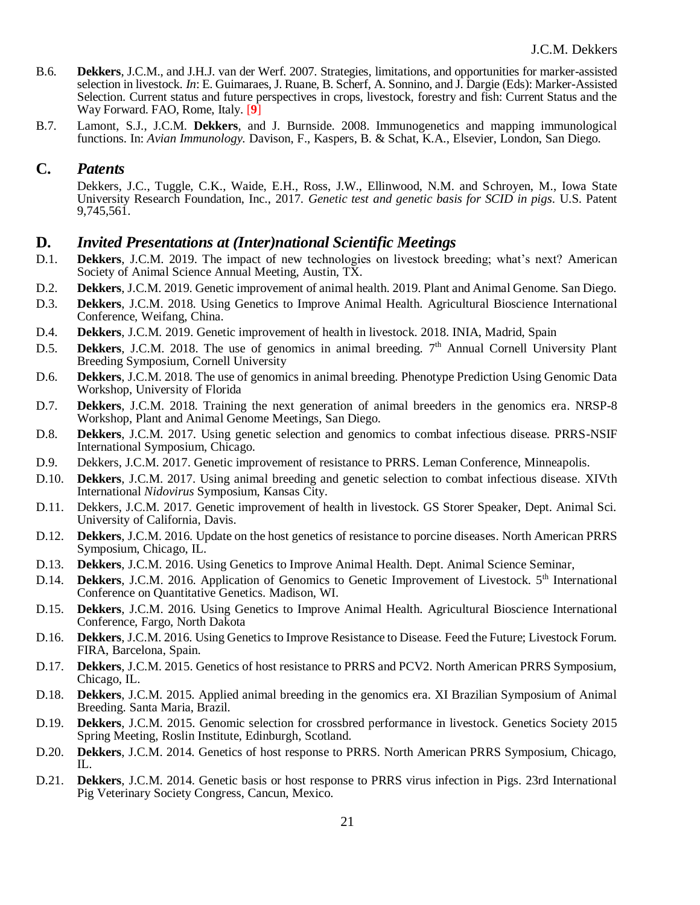B.6. **Dekkers**, J.C.M., and J.H.J. van der Werf. 2007. Strategies, limitations, and opportunities for marker-assisted selection in livestock. *In*: E. Guimaraes, J. Ruane, B. Scherf, A. Sonnino, and J. Dargie (Eds): Marker-Assisted Selection. Current status and future perspectives in crops, livestock, forestry and fish: Current Status and the Way Forward. FAO, Rome, Italy. [**9**]

B.7. Lamont, S.J., J.C.M. **Dekkers**, and J. Burnside. 2008. Immunogenetics and mapping immunological functions. In: *Avian Immunology.* Davison, F., Kaspers, B. & Schat, K.A., Elsevier, London, San Diego.

## C. *Patents*

Dekkers, J.C., Tuggle, C.K., Waide, E.H., Ross, J.W., Ellinwood, N.M. and Schroyen, M., Iowa State University Research Foundation, Inc., 2017. *Genetic test and genetic basis for SCID in pigs*. U.S. Patent 9,745,561.

## D. *Invited Presentations at (Inter)national Scientific Meetings*

D.1. **Dekkers**, J.C.M. 2019. The impact of new technologies on livestock breeding; what's next? American Society of Animal Science Annual Meeting, Austin, TX.

D.2. **Dekkers**, J.C.M. 2019. Genetic improvement of animal health. 2019. Plant and Animal Genome. San Diego.

D.3. **Dekkers**, J.C.M. 2018. Using Genetics to Improve Animal Health. Agricultural Bioscience International Conference, Weifang, China.

D.4. **Dekkers**, J.C.M. 2019. Genetic improvement of health in livestock. 2018. INIA, Madrid, Spain

D.5. **Dekkers**, J.C.M. 2018. The use of genomics in animal breeding. 7th Annual Cornell University Plant Breeding Symposium, Cornell University

D.6. **Dekkers**, J.C.M. 2018. The use of genomics in animal breeding. Phenotype Prediction Using Genomic Data Workshop, University of Florida

D.7. **Dekkers**, J.C.M. 2018. Training the next generation of animal breeders in the genomics era. NRSP-8 Workshop, Plant and Animal Genome Meetings, San Diego.

D.8. **Dekkers**, J.C.M. 2017. Using genetic selection and genomics to combat infectious disease. PRRS-NSIF International Symposium, Chicago.

D.9. Dekkers, J.C.M. 2017. Genetic improvement of resistance to PRRS. Leman Conference, Minneapolis.

D.10. **Dekkers**, J.C.M. 2017. Using animal breeding and genetic selection to combat infectious disease. XIVth International *Nidovirus* Symposium, Kansas City.

D.11. Dekkers, J.C.M. 2017. Genetic improvement of health in livestock. GS Storer Speaker, Dept. Animal Sci. University of California, Davis.

D.12. **Dekkers**, J.C.M. 2016. Update on the host genetics of resistance to porcine diseases. North American PRRS Symposium, Chicago, IL.

D.13. **Dekkers**, J.C.M. 2016. Using Genetics to Improve Animal Health. Dept. Animal Science Seminar,

D.14. **Dekkers**, J.C.M. 2016. Application of Genomics to Genetic Improvement of Livestock. 5th International Conference on Quantitative Genetics. Madison, WI.

D.15. **Dekkers**, J.C.M. 2016. Using Genetics to Improve Animal Health. Agricultural Bioscience International Conference, Fargo, North Dakota

D.16. **Dekkers**, J.C.M. 2016. Using Genetics to Improve Resistance to Disease. Feed the Future; Livestock Forum. FIRA, Barcelona, Spain.

D.17. **Dekkers**, J.C.M. 2015. Genetics of host resistance to PRRS and PCV2. North American PRRS Symposium, Chicago, IL.

D.18. **Dekkers**, J.C.M. 2015. Applied animal breeding in the genomics era. XI Brazilian Symposium of Animal Breeding. Santa Maria, Brazil.

D.19. **Dekkers**, J.C.M. 2015. Genomic selection for crossbred performance in livestock. Genetics Society 2015 Spring Meeting, Roslin Institute, Edinburgh, Scotland.

D.20. **Dekkers**, J.C.M. 2014. Genetics of host response to PRRS. North American PRRS Symposium, Chicago, IL.

D.21. **Dekkers**, J.C.M. 2014. Genetic basis or host response to PRRS virus infection in Pigs. 23rd International Pig Veterinary Society Congress, Cancun, Mexico.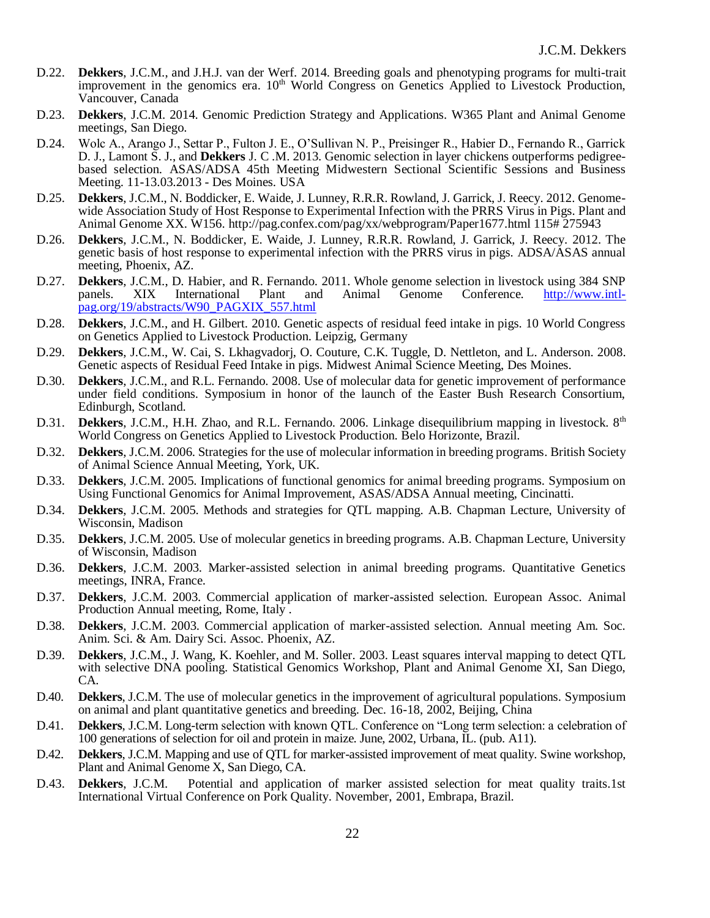D.22. **Dekkers**, J.C.M., and J.H.J. van der Werf. 2014. Breeding goals and phenotyping programs for multi-trait improvement in the genomics era. 10th World Congress on Genetics Applied to Livestock Production, Vancouver, Canada

D.23. **Dekkers**, J.C.M. 2014. Genomic Prediction Strategy and Applications. W365 Plant and Animal Genome meetings, San Diego.

D.24. Wolc A., Arango J., Settar P., Fulton J. E., O'Sullivan N. P., Preisinger R., Habier D., Fernando R., Garrick D. J., Lamont S. J., and **Dekkers** J. C .M. 2013. Genomic selection in layer chickens outperforms pedigree-based selection. ASAS/ADSA 45th Meeting Midwestern Sectional Scientific Sessions and Business Meeting. 11-13.03.2013 - Des Moines. USA

D.25. **Dekkers**, J.C.M., N. Boddicker, E. Waide, J. Lunney, R.R.R. Rowland, J. Garrick, J. Reecy. 2012. Genome-wide Association Study of Host Response to Experimental Infection with the PRRS Virus in Pigs. Plant and Animal Genome XX. W156. http://pag.confex.com/pag/xx/webprogram/Paper1677.html 115# 275943

D.26. **Dekkers**, J.C.M., N. Boddicker, E. Waide, J. Lunney, R.R.R. Rowland, J. Garrick, J. Reecy. 2012. The genetic basis of host response to experimental infection with the PRRS virus in pigs. ADSA/ASAS annual meeting, Phoenix, AZ.

D.27. **Dekkers**, J.C.M., D. Habier, and R. Fernando. 2011. Whole genome selection in livestock using 384 SNP panels. XIX International Plant and Animal Genome Conference. http://www.intl-pag.org/19/abstracts/W90_PAGXIX_557.html

D.28. **Dekkers**, J.C.M., and H. Gilbert. 2010. Genetic aspects of residual feed intake in pigs. 10 World Congress on Genetics Applied to Livestock Production. Leipzig, Germany

D.29. **Dekkers**, J.C.M., W. Cai, S. Lkhagvadorj, O. Couture, C.K. Tuggle, D. Nettleton, and L. Anderson. 2008. Genetic aspects of Residual Feed Intake in pigs. Midwest Animal Science Meeting, Des Moines.

D.30. **Dekkers**, J.C.M., and R.L. Fernando. 2008. Use of molecular data for genetic improvement of performance under field conditions. Symposium in honor of the launch of the Easter Bush Research Consortium, Edinburgh, Scotland.

D.31. **Dekkers**, J.C.M., H.H. Zhao, and R.L. Fernando. 2006. Linkage disequilibrium mapping in livestock. 8th World Congress on Genetics Applied to Livestock Production. Belo Horizonte, Brazil.

D.32. **Dekkers**, J.C.M. 2006. Strategies for the use of molecular information in breeding programs. British Society of Animal Science Annual Meeting, York, UK.

D.33. **Dekkers**, J.C.M. 2005. Implications of functional genomics for animal breeding programs. Symposium on Using Functional Genomics for Animal Improvement, ASAS/ADSA Annual meeting, Cincinatti.

D.34. **Dekkers**, J.C.M. 2005. Methods and strategies for QTL mapping. A.B. Chapman Lecture, University of Wisconsin, Madison

D.35. **Dekkers**, J.C.M. 2005. Use of molecular genetics in breeding programs. A.B. Chapman Lecture, University of Wisconsin, Madison

D.36. **Dekkers**, J.C.M. 2003. Marker-assisted selection in animal breeding programs. Quantitative Genetics meetings, INRA, France.

D.37. **Dekkers**, J.C.M. 2003. Commercial application of marker-assisted selection. European Assoc. Animal Production Annual meeting, Rome, Italy .

D.38. **Dekkers**, J.C.M. 2003. Commercial application of marker-assisted selection. Annual meeting Am. Soc. Anim. Sci. & Am. Dairy Sci. Assoc. Phoenix, AZ.

D.39. **Dekkers**, J.C.M., J. Wang, K. Koehler, and M. Soller. 2003. Least squares interval mapping to detect QTL with selective DNA pooling. Statistical Genomics Workshop, Plant and Animal Genome XI, San Diego, CA.

D.40. **Dekkers**, J.C.M. The use of molecular genetics in the improvement of agricultural populations. Symposium on animal and plant quantitative genetics and breeding. Dec. 16-18, 2002, Beijing, China

D.41. **Dekkers**, J.C.M. Long-term selection with known QTL. Conference on "Long term selection: a celebration of 100 generations of selection for oil and protein in maize. June, 2002, Urbana, IL. (pub. A11).

D.42. **Dekkers**, J.C.M. Mapping and use of QTL for marker-assisted improvement of meat quality. Swine workshop, Plant and Animal Genome X, San Diego, CA.

D.43. **Dekkers**, J.C.M. Potential and application of marker assisted selection for meat quality traits.1st International Virtual Conference on Pork Quality. November, 2001, Embrapa, Brazil.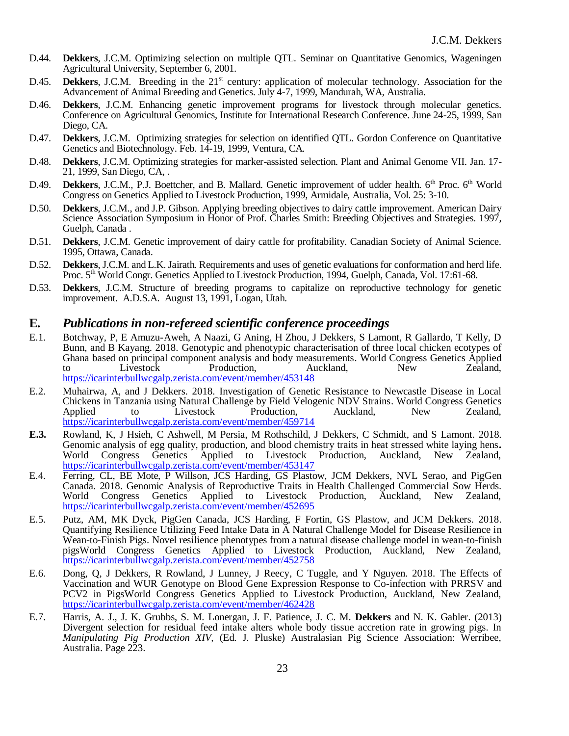D.44. **Dekkers**, J.C.M. Optimizing selection on multiple QTL. Seminar on Quantitative Genomics, Wageningen Agricultural University, September 6, 2001.

D.45. **Dekkers**, J.C.M. Breeding in the 21st century: application of molecular technology. Association for the Advancement of Animal Breeding and Genetics. July 4-7, 1999, Mandurah, WA, Australia.

D.46. **Dekkers**, J.C.M. Enhancing genetic improvement programs for livestock through molecular genetics. Conference on Agricultural Genomics, Institute for International Research Conference. June 24-25, 1999, San Diego, CA.

D.47. **Dekkers**, J.C.M. Optimizing strategies for selection on identified QTL. Gordon Conference on Quantitative Genetics and Biotechnology. Feb. 14-19, 1999, Ventura, CA.

D.48. **Dekkers**, J.C.M. Optimizing strategies for marker-assisted selection. Plant and Animal Genome VII. Jan. 17-21, 1999, San Diego, CA, .

D.49. **Dekkers**, J.C.M., P.J. Boettcher, and B. Mallard. Genetic improvement of udder health. 6th Proc. 6th World Congress on Genetics Applied to Livestock Production, 1999, Armidale, Australia, Vol. 25: 3-10.

D.50. **Dekkers**, J.C.M., and J.P. Gibson. Applying breeding objectives to dairy cattle improvement. American Dairy Science Association Symposium in Honor of Prof. Charles Smith: Breeding Objectives and Strategies. 1997, Guelph, Canada .

D.51. **Dekkers**, J.C.M. Genetic improvement of dairy cattle for profitability. Canadian Society of Animal Science. 1995, Ottawa, Canada.

D.52. **Dekkers**, J.C.M. and L.K. Jairath. Requirements and uses of genetic evaluations for conformation and herd life. Proc. 5th World Congr. Genetics Applied to Livestock Production, 1994, Guelph, Canada, Vol. 17:61-68.

D.53. **Dekkers**, J.C.M. Structure of breeding programs to capitalize on reproductive technology for genetic improvement. A.D.S.A. August 13, 1991, Logan, Utah.

## E. *Publications in non-refereed scientific conference proceedings*

E.1. Botchway, P, E Amuzu-Aweh, A Naazi, G Aning, H Zhou, J Dekkers, S Lamont, R Gallardo, T Kelly, D Bunn, and B Kayang. 2018. Genotypic and phenotypic characterisation of three local chicken ecotypes of Ghana based on principal component analysis and body measurements. World Congress Genetics Applied to Livestock Production, Auckland, New Zealand, https://icarinterbullwcgalp.zerista.com/event/member/453148

E.2. Muhairwa, A, and J Dekkers. 2018. Investigation of Genetic Resistance to Newcastle Disease in Local Chickens in Tanzania using Natural Challenge by Field Velogenic NDV Strains. World Congress Genetics Applied to Livestock Production, Auckland, New Zealand, https://icarinterbullwcgalp.zerista.com/event/member/459714

**E.3.** Rowland, K, J Hsieh, C Ashwell, M Persia, M Rothschild, J Dekkers, C Schmidt, and S Lamont. 2018. Genomic analysis of egg quality, production, and blood chemistry traits in heat stressed white laying hens**.** World Congress Genetics Applied to Livestock Production, Auckland, New Zealand, https://icarinterbullwcgalp.zerista.com/event/member/453147

E.4. Ferring, CL, BE Mote, P Willson, JCS Harding, GS Plastow, JCM Dekkers, NVL Serao, and PigGen Canada. 2018. Genomic Analysis of Reproductive Traits in Health Challenged Commercial Sow Herds. World Congress Genetics Applied to Livestock Production, Auckland, New Zealand, https://icarinterbullwcgalp.zerista.com/event/member/452695

E.5. Putz, AM, MK Dyck, PigGen Canada, JCS Harding, F Fortin, GS Plastow, and JCM Dekkers. 2018. Quantifying Resilience Utilizing Feed Intake Data in A Natural Challenge Model for Disease Resilience in Wean-to-Finish Pigs. Novel resilience phenotypes from a natural disease challenge model in wean-to-finish pigsWorld Congress Genetics Applied to Livestock Production, Auckland, New Zealand, https://icarinterbullwcgalp.zerista.com/event/member/452758

E.6. Dong, Q, J Dekkers, R Rowland, J Lunney, J Reecy, C Tuggle, and Y Nguyen. 2018. The Effects of Vaccination and WUR Genotype on Blood Gene Expression Response to Co-infection with PRRSV and PCV2 in PigsWorld Congress Genetics Applied to Livestock Production, Auckland, New Zealand, https://icarinterbullwcgalp.zerista.com/event/member/462428

E.7. Harris, A. J., J. K. Grubbs, S. M. Lonergan, J. F. Patience, J. C. M. **Dekkers** and N. K. Gabler. (2013) Divergent selection for residual feed intake alters whole body tissue accretion rate in growing pigs. In *Manipulating Pig Production XIV,* (Ed. J. Pluske) Australasian Pig Science Association: Werribee, Australia. Page 223.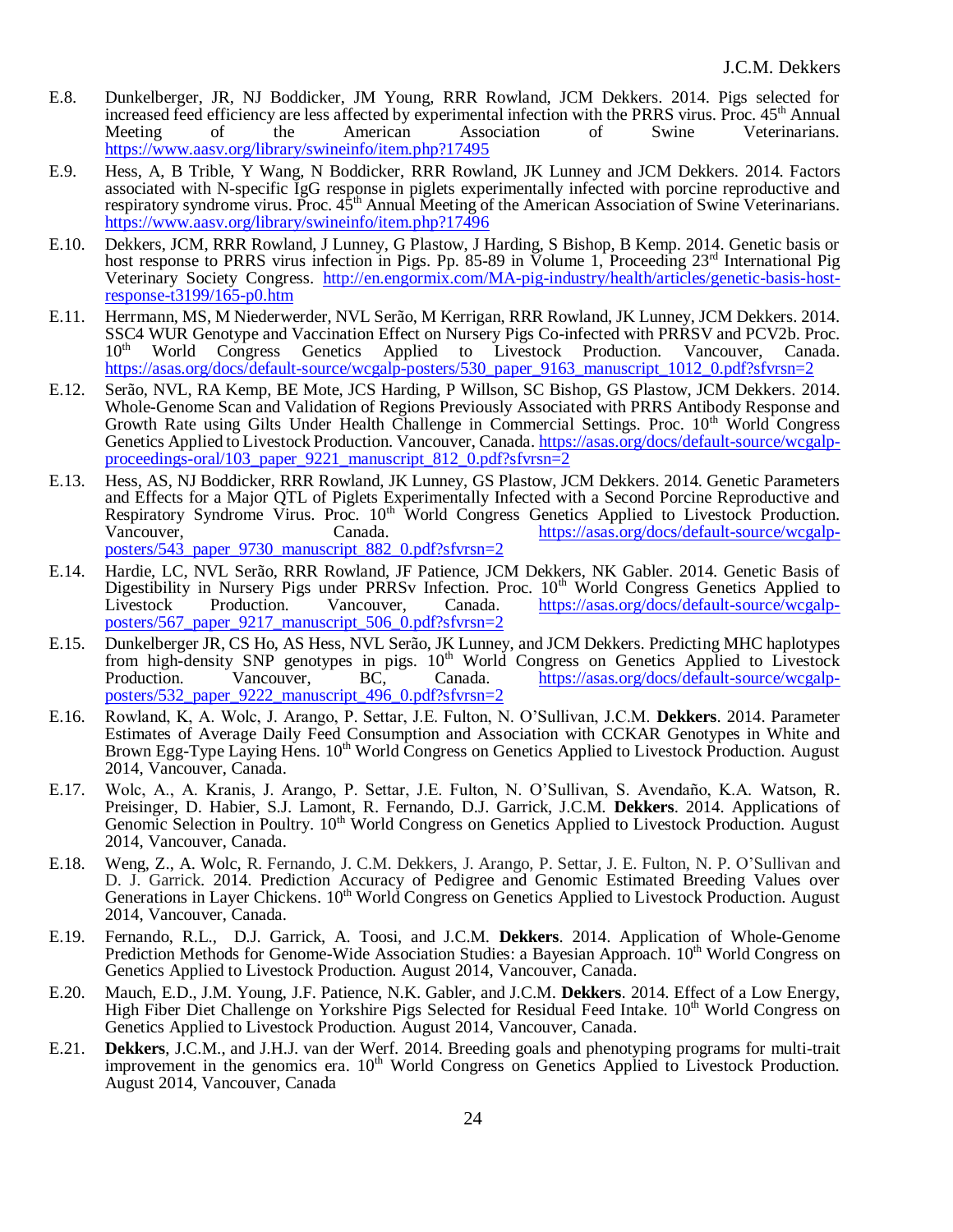E.8. Dunkelberger, JR, NJ Boddicker, JM Young, RRR Rowland, JCM Dekkers. 2014. Pigs selected for increased feed efficiency are less affected by experimental infection with the PRRS virus. Proc. 45th Annual Meeting of the American Association of Swine Veterinarians. https://www.aasv.org/library/swineinfo/item.php?17495

E.9. Hess, A, B Trible, Y Wang, N Boddicker, RRR Rowland, JK Lunney and JCM Dekkers. 2014. Factors associated with N-specific IgG response in piglets experimentally infected with porcine reproductive and respiratory syndrome virus. Proc. 45th Annual Meeting of the American Association of Swine Veterinarians. https://www.aasv.org/library/swineinfo/item.php?17496

E.10. Dekkers, JCM, RRR Rowland, J Lunney, G Plastow, J Harding, S Bishop, B Kemp. 2014. Genetic basis or host response to PRRS virus infection in Pigs. Pp. 85-89 in Volume 1, Proceeding 23rd International Pig Veterinary Society Congress. http://en.engormix.com/MA-pig-industry/health/articles/genetic-basis-host-response-t3199/165-p0.htm

E.11. Herrmann, MS, M Niederwerder, NVL Serão, M Kerrigan, RRR Rowland, JK Lunney, JCM Dekkers. 2014. SSC4 WUR Genotype and Vaccination Effect on Nursery Pigs Co-infected with PRRSV and PCV2b. Proc. 10th World Congress Genetics Applied to Livestock Production. Vancouver, Canada. https://asas.org/docs/default-source/wcgalp-posters/530_paper_9163_manuscript_1012_0.pdf?sfvrsn=2

E.12. Serão, NVL, RA Kemp, BE Mote, JCS Harding, P Willson, SC Bishop, GS Plastow, JCM Dekkers. 2014. Whole-Genome Scan and Validation of Regions Previously Associated with PRRS Antibody Response and Growth Rate using Gilts Under Health Challenge in Commercial Settings. Proc. 10th World Congress Genetics Applied to Livestock Production. Vancouver, Canada. https://asas.org/docs/default-source/wcgalp-proceedings-oral/103_paper_9221_manuscript_812_0.pdf?sfvrsn=2

E.13. Hess, AS, NJ Boddicker, RRR Rowland, JK Lunney, GS Plastow, JCM Dekkers. 2014. Genetic Parameters and Effects for a Major QTL of Piglets Experimentally Infected with a Second Porcine Reproductive and Respiratory Syndrome Virus. Proc. 10th World Congress Genetics Applied to Livestock Production. Vancouver, Canada. https://asas.org/docs/default-source/wcgalp-posters/543_paper_9730_manuscript_882_0.pdf?sfvrsn=2

E.14. Hardie, LC, NVL Serão, RRR Rowland, JF Patience, JCM Dekkers, NK Gabler. 2014. Genetic Basis of Digestibility in Nursery Pigs under PRRSv Infection. Proc. 10th World Congress Genetics Applied to Livestock Production. Vancouver, Canada. https://asas.org/docs/default-source/wcgalp-posters/567_paper_9217_manuscript_506_0.pdf?sfvrsn=2

E.15. Dunkelberger JR, CS Ho, AS Hess, NVL Serão, JK Lunney, and JCM Dekkers. Predicting MHC haplotypes from high-density SNP genotypes in pigs. 10th World Congress on Genetics Applied to Livestock Production. Vancouver, BC, Canada. https://asas.org/docs/default-source/wcgalp-posters/532_paper_9222_manuscript_496_0.pdf?sfvrsn=2

E.16. Rowland, K, A. Wolc, J. Arango, P. Settar, J.E. Fulton, N. O'Sullivan, J.C.M. **Dekkers**. 2014. Parameter Estimates of Average Daily Feed Consumption and Association with CCKAR Genotypes in White and Brown Egg-Type Laying Hens. 10th World Congress on Genetics Applied to Livestock Production. August 2014, Vancouver, Canada.

E.17. Wolc, A., A. Kranis, J. Arango, P. Settar, J.E. Fulton, N. O'Sullivan, S. Avendaño, K.A. Watson, R. Preisinger, D. Habier, S.J. Lamont, R. Fernando, D.J. Garrick, J.C.M. **Dekkers**. 2014. Applications of Genomic Selection in Poultry. 10th World Congress on Genetics Applied to Livestock Production. August 2014, Vancouver, Canada.

E.18. Weng, Z., A. Wolc, R. Fernando, J. C.M. Dekkers, J. Arango, P. Settar, J. E. Fulton, N. P. O'Sullivan and D. J. Garrick. 2014. Prediction Accuracy of Pedigree and Genomic Estimated Breeding Values over Generations in Layer Chickens. 10th World Congress on Genetics Applied to Livestock Production. August 2014, Vancouver, Canada.

E.19. Fernando, R.L., D.J. Garrick, A. Toosi, and J.C.M. **Dekkers**. 2014. Application of Whole-Genome Prediction Methods for Genome-Wide Association Studies: a Bayesian Approach. 10th World Congress on Genetics Applied to Livestock Production. August 2014, Vancouver, Canada.

E.20. Mauch, E.D., J.M. Young, J.F. Patience, N.K. Gabler, and J.C.M. **Dekkers**. 2014. Effect of a Low Energy, High Fiber Diet Challenge on Yorkshire Pigs Selected for Residual Feed Intake. 10th World Congress on Genetics Applied to Livestock Production. August 2014, Vancouver, Canada.

E.21. **Dekkers**, J.C.M., and J.H.J. van der Werf. 2014. Breeding goals and phenotyping programs for multi-trait improvement in the genomics era. 10th World Congress on Genetics Applied to Livestock Production. August 2014, Vancouver, Canada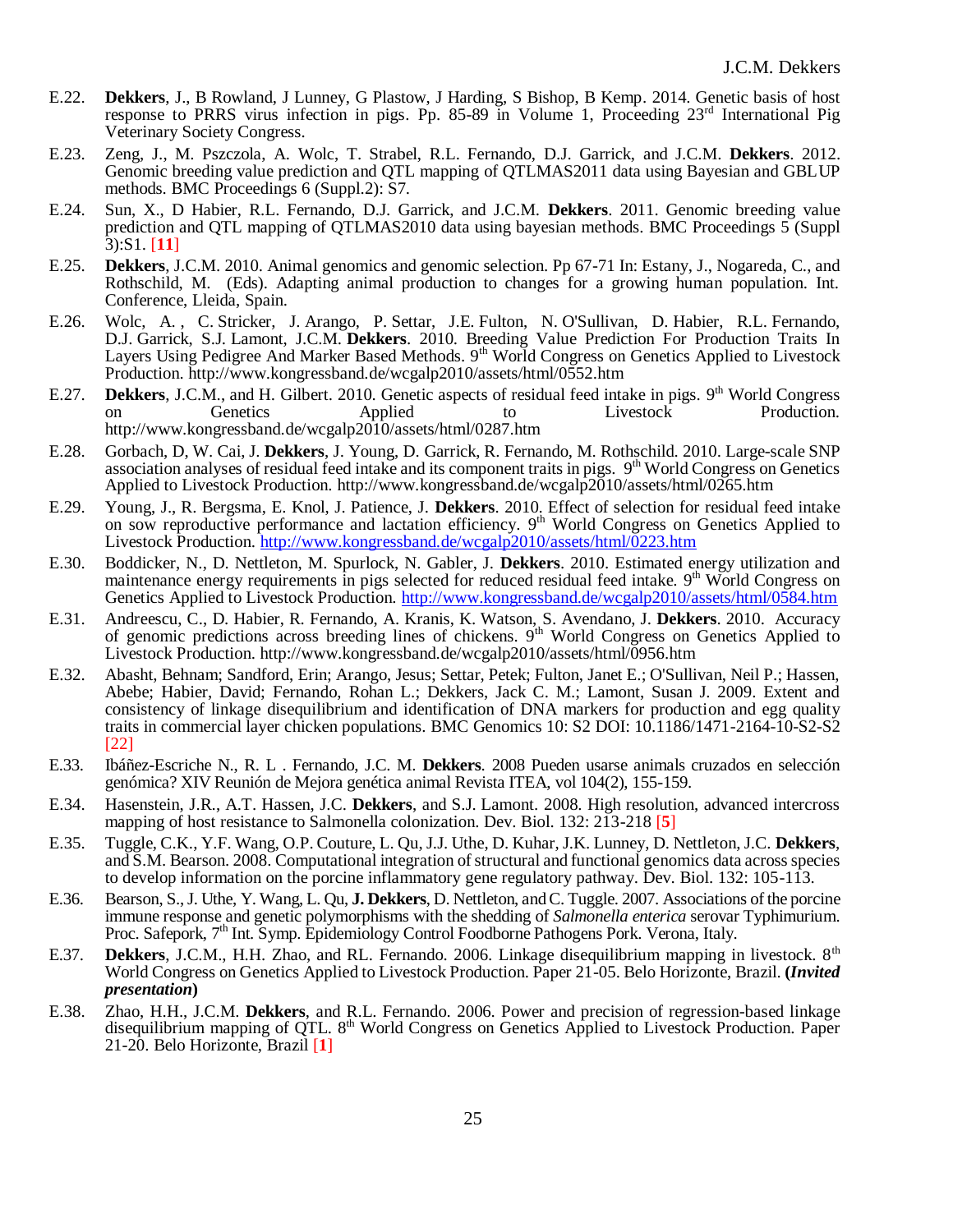E.22. **Dekkers**, J., B Rowland, J Lunney, G Plastow, J Harding, S Bishop, B Kemp. 2014. Genetic basis of host response to PRRS virus infection in pigs. Pp. 85-89 in Volume 1, Proceeding 23rd International Pig Veterinary Society Congress.

E.23. Zeng, J., M. Pszczola, A. Wolc, T. Strabel, R.L. Fernando, D.J. Garrick, and J.C.M. **Dekkers**. 2012. Genomic breeding value prediction and QTL mapping of QTLMAS2011 data using Bayesian and GBLUP methods. BMC Proceedings 6 (Suppl.2): S7.

E.24. Sun, X., D Habier, R.L. Fernando, D.J. Garrick, and J.C.M. **Dekkers**. 2011. Genomic breeding value prediction and QTL mapping of QTLMAS2010 data using bayesian methods. BMC Proceedings 5 (Suppl 3):S1. [**11**]

E.25. **Dekkers**, J.C.M. 2010. Animal genomics and genomic selection. Pp 67-71 In: Estany, J., Nogareda, C., and Rothschild, M. (Eds). Adapting animal production to changes for a growing human population. Int. Conference, Lleida, Spain.

E.26. Wolc, A. , C. Stricker, J. Arango, P. Settar, J.E. Fulton, N. O'Sullivan, D. Habier, R.L. Fernando, D.J. Garrick, S.J. Lamont, J.C.M. **Dekkers**. 2010. Breeding Value Prediction For Production Traits In Layers Using Pedigree And Marker Based Methods. 9th World Congress on Genetics Applied to Livestock Production. http://www.kongressband.de/wcgalp2010/assets/html/0552.htm

E.27. **Dekkers**, J.C.M., and H. Gilbert. 2010. Genetic aspects of residual feed intake in pigs. 9th World Congress on Genetics Applied to Livestock Production. http://www.kongressband.de/wcgalp2010/assets/html/0287.htm

E.28. Gorbach, D, W. Cai, J. **Dekkers**, J. Young, D. Garrick, R. Fernando, M. Rothschild. 2010. Large-scale SNP association analyses of residual feed intake and its component traits in pigs. 9th World Congress on Genetics Applied to Livestock Production. http://www.kongressband.de/wcgalp2010/assets/html/0265.htm

E.29. Young, J., R. Bergsma, E. Knol, J. Patience, J. **Dekkers**. 2010. Effect of selection for residual feed intake on sow reproductive performance and lactation efficiency. 9th World Congress on Genetics Applied to Livestock Production. http://www.kongressband.de/wcgalp2010/assets/html/0223.htm

E.30. Boddicker, N., D. Nettleton, M. Spurlock, N. Gabler, J. **Dekkers**. 2010. Estimated energy utilization and maintenance energy requirements in pigs selected for reduced residual feed intake. 9th World Congress on Genetics Applied to Livestock Production. http://www.kongressband.de/wcgalp2010/assets/html/0584.htm

E.31. Andreescu, C., D. Habier, R. Fernando, A. Kranis, K. Watson, S. Avendano, J. **Dekkers**. 2010. Accuracy of genomic predictions across breeding lines of chickens. 9th World Congress on Genetics Applied to Livestock Production. http://www.kongressband.de/wcgalp2010/assets/html/0956.htm

E.32. Abasht, Behnam; Sandford, Erin; Arango, Jesus; Settar, Petek; Fulton, Janet E.; O'Sullivan, Neil P.; Hassen, Abebe; Habier, David; Fernando, Rohan L.; Dekkers, Jack C. M.; Lamont, Susan J. 2009. Extent and consistency of linkage disequilibrium and identification of DNA markers for production and egg quality traits in commercial layer chicken populations. BMC Genomics 10: S2 DOI: 10.1186/1471-2164-10-S2-S2 [22]

E.33. Ibáñez-Escriche N., R. L . Fernando, J.C. M. **Dekkers**. 2008 Pueden usarse animals cruzados en selección genómica? XIV Reunión de Mejora genética animal Revista ITEA, vol 104(2), 155-159.

E.34. Hasenstein, J.R., A.T. Hassen, J.C. **Dekkers**, and S.J. Lamont. 2008. High resolution, advanced intercross mapping of host resistance to Salmonella colonization. Dev. Biol. 132: 213-218 [**5**]

E.35. Tuggle, C.K., Y.F. Wang, O.P. Couture, L. Qu, J.J. Uthe, D. Kuhar, J.K. Lunney, D. Nettleton, J.C. **Dekkers**, and S.M. Bearson. 2008. Computational integration of structural and functional genomics data across species to develop information on the porcine inflammatory gene regulatory pathway. Dev. Biol. 132: 105-113.

E.36. Bearson, S., J. Uthe, Y. Wang, L. Qu, **J. Dekkers**, D. Nettleton, and C. Tuggle. 2007. Associations of the porcine immune response and genetic polymorphisms with the shedding of *Salmonella enterica* serovar Typhimurium. Proc. Safepork, 7th Int. Symp. Epidemiology Control Foodborne Pathogens Pork. Verona, Italy.

E.37. **Dekkers**, J.C.M., H.H. Zhao, and RL. Fernando. 2006. Linkage disequilibrium mapping in livestock. 8th World Congress on Genetics Applied to Livestock Production. Paper 21-05. Belo Horizonte, Brazil. **(*Invited presentation*)**

E.38. Zhao, H.H., J.C.M. **Dekkers**, and R.L. Fernando. 2006. Power and precision of regression-based linkage disequilibrium mapping of QTL. 8th World Congress on Genetics Applied to Livestock Production. Paper 21-20. Belo Horizonte, Brazil [**1**]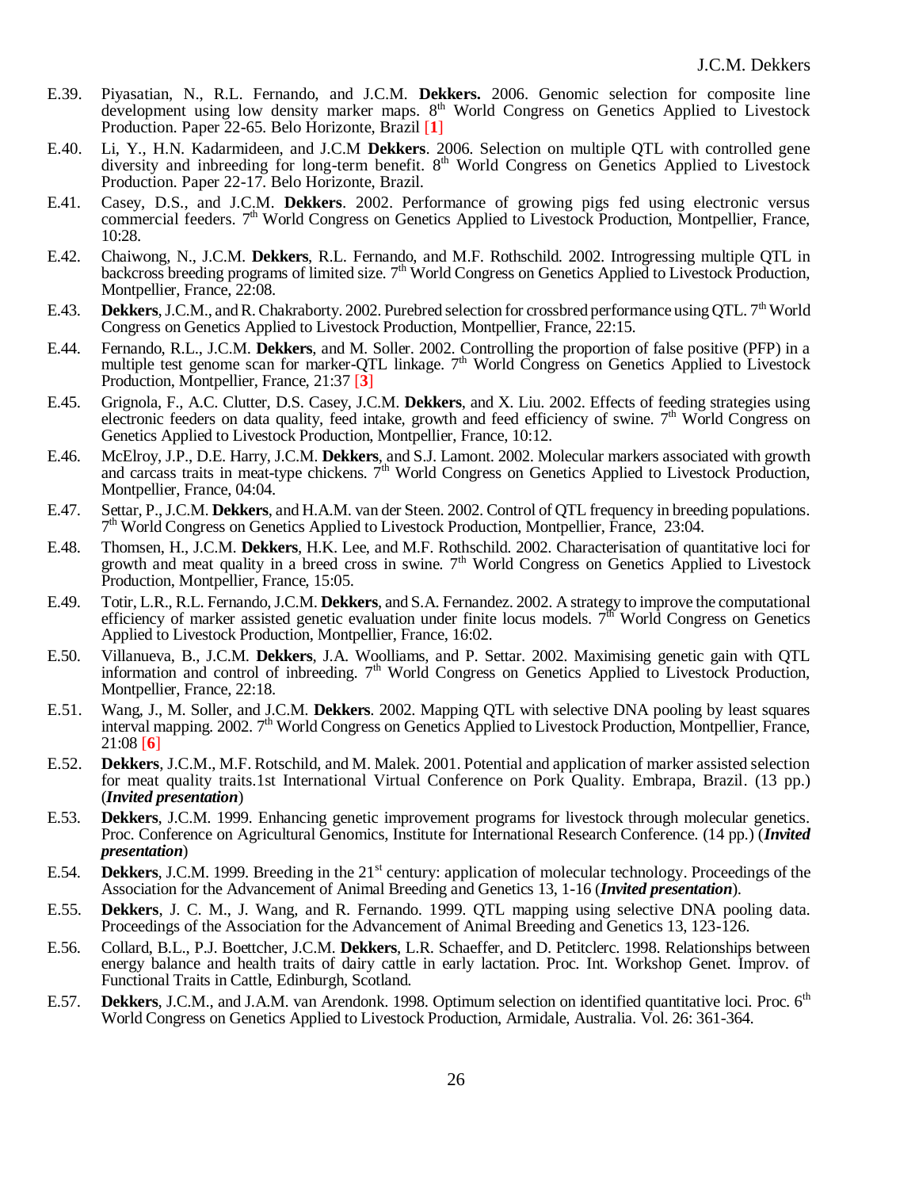E.39. Piyasatian, N., R.L. Fernando, and J.C.M. **Dekkers.** 2006. Genomic selection for composite line development using low density marker maps. 8th World Congress on Genetics Applied to Livestock Production. Paper 22-65. Belo Horizonte, Brazil [**1**]

E.40. Li, Y., H.N. Kadarmideen, and J.C.M **Dekkers**. 2006. Selection on multiple QTL with controlled gene diversity and inbreeding for long-term benefit. 8th World Congress on Genetics Applied to Livestock Production. Paper 22-17. Belo Horizonte, Brazil.

E.41. Casey, D.S., and J.C.M. **Dekkers**. 2002. Performance of growing pigs fed using electronic versus commercial feeders. 7th World Congress on Genetics Applied to Livestock Production, Montpellier, France, 10:28.

E.42. Chaiwong, N., J.C.M. **Dekkers**, R.L. Fernando, and M.F. Rothschild. 2002. Introgressing multiple QTL in backcross breeding programs of limited size. 7th World Congress on Genetics Applied to Livestock Production, Montpellier, France, 22:08.

E.43. **Dekkers**, J.C.M., and R. Chakraborty. 2002. Purebred selection for crossbred performance using QTL. 7th World Congress on Genetics Applied to Livestock Production, Montpellier, France, 22:15.

E.44. Fernando, R.L., J.C.M. **Dekkers**, and M. Soller. 2002. Controlling the proportion of false positive (PFP) in a multiple test genome scan for marker-QTL linkage. 7th World Congress on Genetics Applied to Livestock Production, Montpellier, France, 21:37 [**3**]

E.45. Grignola, F., A.C. Clutter, D.S. Casey, J.C.M. **Dekkers**, and X. Liu. 2002. Effects of feeding strategies using electronic feeders on data quality, feed intake, growth and feed efficiency of swine. 7th World Congress on Genetics Applied to Livestock Production, Montpellier, France, 10:12.

E.46. McElroy, J.P., D.E. Harry, J.C.M. **Dekkers**, and S.J. Lamont. 2002. Molecular markers associated with growth and carcass traits in meat-type chickens. 7th World Congress on Genetics Applied to Livestock Production, Montpellier, France, 04:04.

E.47. Settar, P., J.C.M. **Dekkers**, and H.A.M. van der Steen. 2002. Control of QTL frequency in breeding populations. 7th World Congress on Genetics Applied to Livestock Production, Montpellier, France, 23:04.

E.48. Thomsen, H., J.C.M. **Dekkers**, H.K. Lee, and M.F. Rothschild. 2002. Characterisation of quantitative loci for growth and meat quality in a breed cross in swine. 7th World Congress on Genetics Applied to Livestock Production, Montpellier, France, 15:05.

E.49. Totir, L.R., R.L. Fernando, J.C.M. **Dekkers**, and S.A. Fernandez. 2002. A strategy to improve the computational efficiency of marker assisted genetic evaluation under finite locus models. 7th World Congress on Genetics Applied to Livestock Production, Montpellier, France, 16:02.

E.50. Villanueva, B., J.C.M. **Dekkers**, J.A. Woolliams, and P. Settar. 2002. Maximising genetic gain with QTL information and control of inbreeding. 7th World Congress on Genetics Applied to Livestock Production, Montpellier, France, 22:18.

E.51. Wang, J., M. Soller, and J.C.M. **Dekkers**. 2002. Mapping QTL with selective DNA pooling by least squares interval mapping. 2002. 7th World Congress on Genetics Applied to Livestock Production, Montpellier, France, 21:08 [**6**]

E.52. **Dekkers**, J.C.M., M.F. Rotschild, and M. Malek. 2001. Potential and application of marker assisted selection for meat quality traits.1st International Virtual Conference on Pork Quality. Embrapa, Brazil. (13 pp.) (***Invited presentation***)

E.53. **Dekkers**, J.C.M. 1999. Enhancing genetic improvement programs for livestock through molecular genetics. Proc. Conference on Agricultural Genomics, Institute for International Research Conference. (14 pp.) (***Invited presentation***)

E.54. **Dekkers**, J.C.M. 1999. Breeding in the 21st century: application of molecular technology. Proceedings of the Association for the Advancement of Animal Breeding and Genetics 13, 1-16 (***Invited presentation***).

E.55. **Dekkers**, J. C. M., J. Wang, and R. Fernando. 1999. QTL mapping using selective DNA pooling data. Proceedings of the Association for the Advancement of Animal Breeding and Genetics 13, 123-126.

E.56. Collard, B.L., P.J. Boettcher, J.C.M. **Dekkers**, L.R. Schaeffer, and D. Petitclerc. 1998. Relationships between energy balance and health traits of dairy cattle in early lactation. Proc. Int. Workshop Genet. Improv. of Functional Traits in Cattle, Edinburgh, Scotland.

E.57. **Dekkers**, J.C.M., and J.A.M. van Arendonk. 1998. Optimum selection on identified quantitative loci. Proc. 6th World Congress on Genetics Applied to Livestock Production, Armidale, Australia. Vol. 26: 361-364.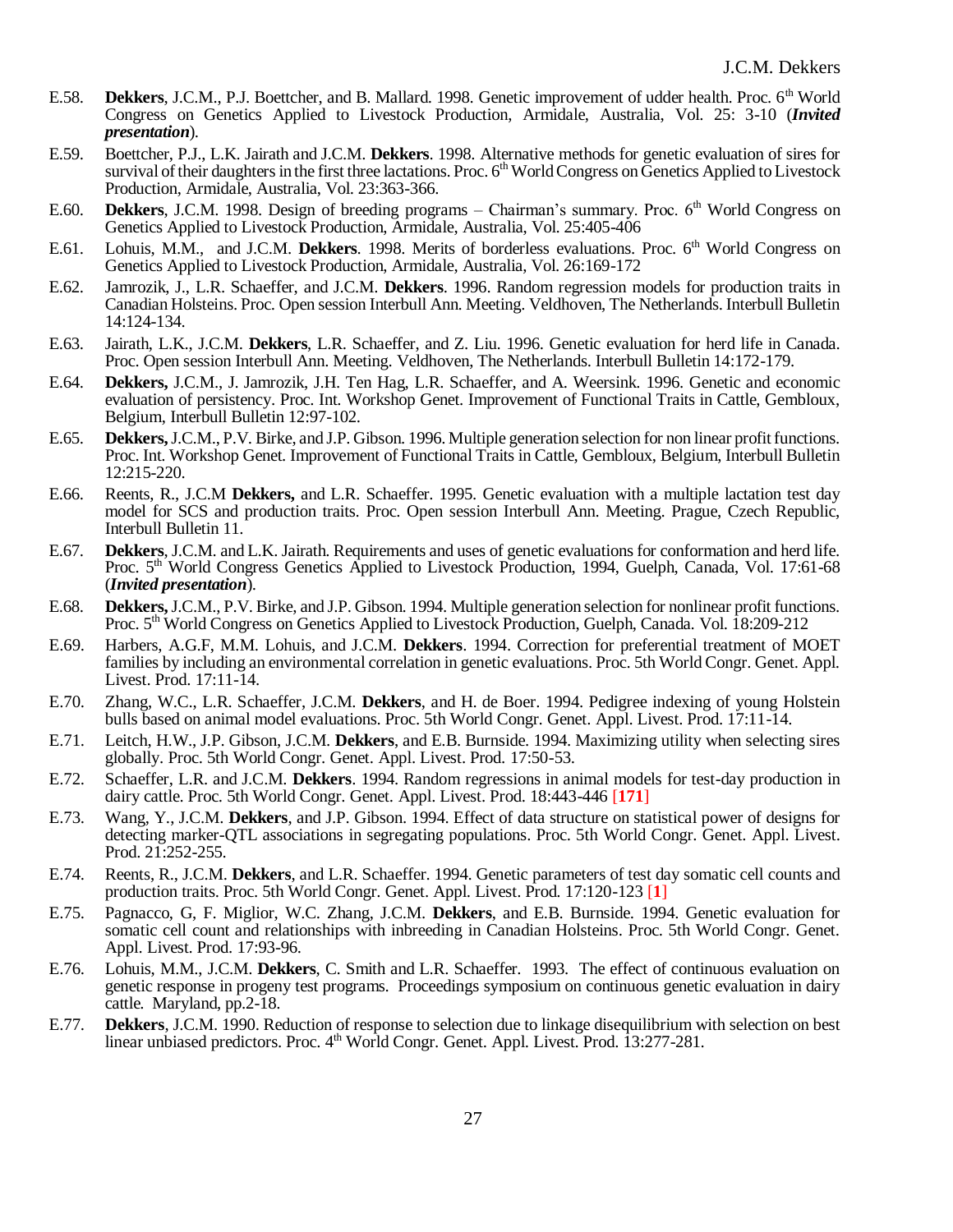E.58. **Dekkers**, J.C.M., P.J. Boettcher, and B. Mallard. 1998. Genetic improvement of udder health. Proc. 6th World Congress on Genetics Applied to Livestock Production, Armidale, Australia, Vol. 25: 3-10 (***Invited presentation***).

E.59. Boettcher, P.J., L.K. Jairath and J.C.M. **Dekkers**. 1998. Alternative methods for genetic evaluation of sires for survival of their daughters in the first three lactations. Proc. 6th World Congress on Genetics Applied to Livestock Production, Armidale, Australia, Vol. 23:363-366.

E.60. **Dekkers**, J.C.M. 1998. Design of breeding programs – Chairman's summary. Proc. 6th World Congress on Genetics Applied to Livestock Production, Armidale, Australia, Vol. 25:405-406

E.61. Lohuis, M.M., and J.C.M. **Dekkers**. 1998. Merits of borderless evaluations. Proc. 6th World Congress on Genetics Applied to Livestock Production, Armidale, Australia, Vol. 26:169-172

E.62. Jamrozik, J., L.R. Schaeffer, and J.C.M. **Dekkers**. 1996. Random regression models for production traits in Canadian Holsteins. Proc. Open session Interbull Ann. Meeting. Veldhoven, The Netherlands. Interbull Bulletin 14:124-134.

E.63. Jairath, L.K., J.C.M. **Dekkers**, L.R. Schaeffer, and Z. Liu. 1996. Genetic evaluation for herd life in Canada. Proc. Open session Interbull Ann. Meeting. Veldhoven, The Netherlands. Interbull Bulletin 14:172-179.

E.64. **Dekkers,** J.C.M., J. Jamrozik, J.H. Ten Hag, L.R. Schaeffer, and A. Weersink. 1996. Genetic and economic evaluation of persistency. Proc. Int. Workshop Genet. Improvement of Functional Traits in Cattle, Gembloux, Belgium, Interbull Bulletin 12:97-102.

E.65. **Dekkers,** J.C.M., P.V. Birke, and J.P. Gibson. 1996. Multiple generation selection for non linear profit functions. Proc. Int. Workshop Genet. Improvement of Functional Traits in Cattle, Gembloux, Belgium, Interbull Bulletin 12:215-220.

E.66. Reents, R., J.C.M **Dekkers,** and L.R. Schaeffer. 1995. Genetic evaluation with a multiple lactation test day model for SCS and production traits. Proc. Open session Interbull Ann. Meeting. Prague, Czech Republic, Interbull Bulletin 11.

E.67. **Dekkers**, J.C.M. and L.K. Jairath. Requirements and uses of genetic evaluations for conformation and herd life. Proc. 5th World Congress Genetics Applied to Livestock Production, 1994, Guelph, Canada, Vol. 17:61-68 (***Invited presentation***).

E.68. **Dekkers,** J.C.M., P.V. Birke, and J.P. Gibson. 1994. Multiple generation selection for nonlinear profit functions. Proc. 5th World Congress on Genetics Applied to Livestock Production, Guelph, Canada. Vol. 18:209-212

E.69. Harbers, A.G.F, M.M. Lohuis, and J.C.M. **Dekkers**. 1994. Correction for preferential treatment of MOET families by including an environmental correlation in genetic evaluations. Proc. 5th World Congr. Genet. Appl. Livest. Prod. 17:11-14.

E.70. Zhang, W.C., L.R. Schaeffer, J.C.M. **Dekkers**, and H. de Boer. 1994. Pedigree indexing of young Holstein bulls based on animal model evaluations. Proc. 5th World Congr. Genet. Appl. Livest. Prod. 17:11-14.

E.71. Leitch, H.W., J.P. Gibson, J.C.M. **Dekkers**, and E.B. Burnside. 1994. Maximizing utility when selecting sires globally. Proc. 5th World Congr. Genet. Appl. Livest. Prod. 17:50-53.

E.72. Schaeffer, L.R. and J.C.M. **Dekkers**. 1994. Random regressions in animal models for test-day production in dairy cattle. Proc. 5th World Congr. Genet. Appl. Livest. Prod. 18:443-446 [**171**]

E.73. Wang, Y., J.C.M. **Dekkers**, and J.P. Gibson. 1994. Effect of data structure on statistical power of designs for detecting marker-QTL associations in segregating populations. Proc. 5th World Congr. Genet. Appl. Livest. Prod. 21:252-255.

E.74. Reents, R., J.C.M. **Dekkers**, and L.R. Schaeffer. 1994. Genetic parameters of test day somatic cell counts and production traits. Proc. 5th World Congr. Genet. Appl. Livest. Prod. 17:120-123 [**1**]

E.75. Pagnacco, G, F. Miglior, W.C. Zhang, J.C.M. **Dekkers**, and E.B. Burnside. 1994. Genetic evaluation for somatic cell count and relationships with inbreeding in Canadian Holsteins. Proc. 5th World Congr. Genet. Appl. Livest. Prod. 17:93-96.

E.76. Lohuis, M.M., J.C.M. **Dekkers**, C. Smith and L.R. Schaeffer. 1993. The effect of continuous evaluation on genetic response in progeny test programs. Proceedings symposium on continuous genetic evaluation in dairy cattle. Maryland, pp.2-18.

E.77. **Dekkers**, J.C.M. 1990. Reduction of response to selection due to linkage disequilibrium with selection on best linear unbiased predictors. Proc. 4th World Congr. Genet. Appl. Livest. Prod. 13:277-281.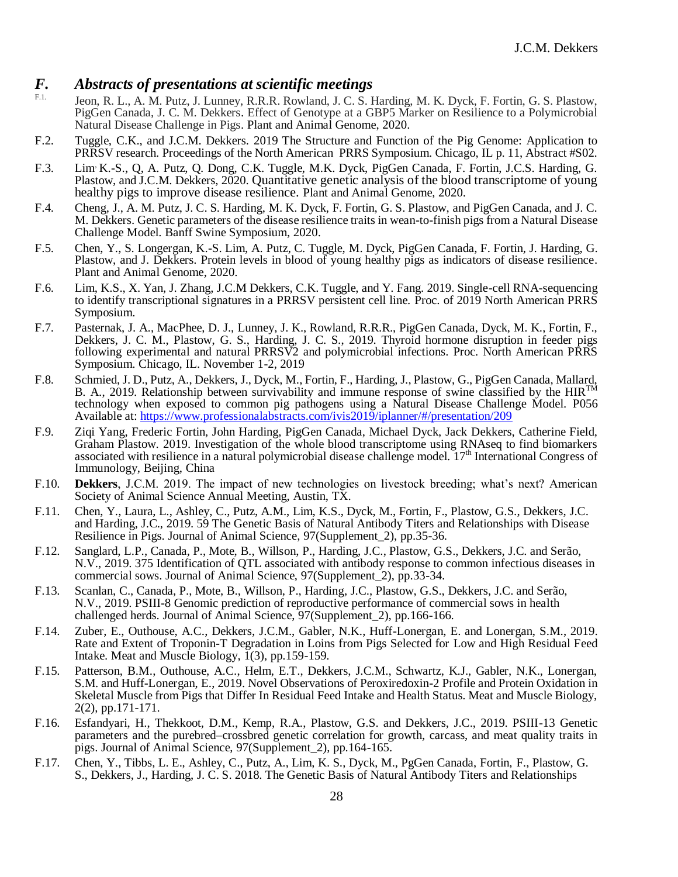# *F. Abstracts of presentations at scientific meetings*

F.1. Jeon, R. L., A. M. Putz, J. Lunney, R.R.R. Rowland, J. C. S. Harding, M. K. Dyck, F. Fortin, G. S. Plastow, PigGen Canada, J. C. M. Dekkers. Effect of Genotype at a GBP5 Marker on Resilience to a Polymicrobial Natural Disease Challenge in Pigs. Plant and Animal Genome, 2020.

F.2. Tuggle, C.K., and J.C.M. Dekkers. 2019 The Structure and Function of the Pig Genome: Application to PRRSV research. Proceedings of the North American PRRS Symposium. Chicago, IL p. 11, Abstract #S02.

F.3. Lim, K.-S., Q, A. Putz, Q. Dong, C.K. Tuggle, M.K. Dyck, PigGen Canada, F. Fortin, J.C.S. Harding, G. Plastow, and J.C.M. Dekkers, 2020. Quantitative genetic analysis of the blood transcriptome of young healthy pigs to improve disease resilience. Plant and Animal Genome, 2020.

F.4. Cheng, J., A. M. Putz, J. C. S. Harding, M. K. Dyck, F. Fortin, G. S. Plastow, and PigGen Canada, and J. C. M. Dekkers. Genetic parameters of the disease resilience traits in wean-to-finish pigs from a Natural Disease Challenge Model. Banff Swine Symposium, 2020.

F.5. Chen, Y., S. Longergan, K.-S. Lim, A. Putz, C. Tuggle, M. Dyck, PigGen Canada, F. Fortin, J. Harding, G. Plastow, and J. Dekkers. Protein levels in blood of young healthy pigs as indicators of disease resilience. Plant and Animal Genome, 2020.

F.6. Lim, K.S., X. Yan, J. Zhang, J.C.M Dekkers, C.K. Tuggle, and Y. Fang. 2019. Single-cell RNA-sequencing to identify transcriptional signatures in a PRRSV persistent cell line. Proc. of 2019 North American PRRS Symposium.

F.7. Pasternak, J. A., MacPhee, D. J., Lunney, J. K., Rowland, R.R.R., PigGen Canada, Dyck, M. K., Fortin, F., Dekkers, J. C. M., Plastow, G. S., Harding, J. C. S., 2019. Thyroid hormone disruption in feeder pigs following experimental and natural PRRSV2 and polymicrobial infections. Proc. North American PRRS Symposium. Chicago, IL. November 1-2, 2019

F.8. Schmied, J. D., Putz, A., Dekkers, J., Dyck, M., Fortin, F., Harding, J., Plastow, G., PigGen Canada, Mallard, B. A., 2019. Relationship between survivability and immune response of swine classified by the HIR™ technology when exposed to common pig pathogens using a Natural Disease Challenge Model. P056 Available at: https://www.professionalabstracts.com/ivis2019/iplanner/#/presentation/209

F.9. Ziqi Yang, Frederic Fortin, John Harding, PigGen Canada, Michael Dyck, Jack Dekkers, Catherine Field, Graham Plastow. 2019. Investigation of the whole blood transcriptome using RNAseq to find biomarkers associated with resilience in a natural polymicrobial disease challenge model. 17th International Congress of Immunology, Beijing, China

F.10. **Dekkers**, J.C.M. 2019. The impact of new technologies on livestock breeding; what's next? American Society of Animal Science Annual Meeting, Austin, TX.

F.11. Chen, Y., Laura, L., Ashley, C., Putz, A.M., Lim, K.S., Dyck, M., Fortin, F., Plastow, G.S., Dekkers, J.C. and Harding, J.C., 2019. 59 The Genetic Basis of Natural Antibody Titers and Relationships with Disease Resilience in Pigs. Journal of Animal Science, 97(Supplement_2), pp.35-36.

F.12. Sanglard, L.P., Canada, P., Mote, B., Willson, P., Harding, J.C., Plastow, G.S., Dekkers, J.C. and Serão, N.V., 2019. 375 Identification of QTL associated with antibody response to common infectious diseases in commercial sows. Journal of Animal Science, 97(Supplement_2), pp.33-34.

F.13. Scanlan, C., Canada, P., Mote, B., Willson, P., Harding, J.C., Plastow, G.S., Dekkers, J.C. and Serão, N.V., 2019. PSIII-8 Genomic prediction of reproductive performance of commercial sows in health challenged herds. Journal of Animal Science, 97(Supplement_2), pp.166-166.

F.14. Zuber, E., Outhouse, A.C., Dekkers, J.C.M., Gabler, N.K., Huff-Lonergan, E. and Lonergan, S.M., 2019. Rate and Extent of Troponin-T Degradation in Loins from Pigs Selected for Low and High Residual Feed Intake. Meat and Muscle Biology, 1(3), pp.159-159.

F.15. Patterson, B.M., Outhouse, A.C., Helm, E.T., Dekkers, J.C.M., Schwartz, K.J., Gabler, N.K., Lonergan, S.M. and Huff-Lonergan, E., 2019. Novel Observations of Peroxiredoxin-2 Profile and Protein Oxidation in Skeletal Muscle from Pigs that Differ In Residual Feed Intake and Health Status. Meat and Muscle Biology, 2(2), pp.171-171.

F.16. Esfandyari, H., Thekkoot, D.M., Kemp, R.A., Plastow, G.S. and Dekkers, J.C., 2019. PSIII-13 Genetic parameters and the purebred–crossbred genetic correlation for growth, carcass, and meat quality traits in pigs. Journal of Animal Science, 97(Supplement_2), pp.164-165.

F.17. Chen, Y., Tibbs, L. E., Ashley, C., Putz, A., Lim, K. S., Dyck, M., PgGen Canada, Fortin, F., Plastow, G. S., Dekkers, J., Harding, J. C. S. 2018. The Genetic Basis of Natural Antibody Titers and Relationships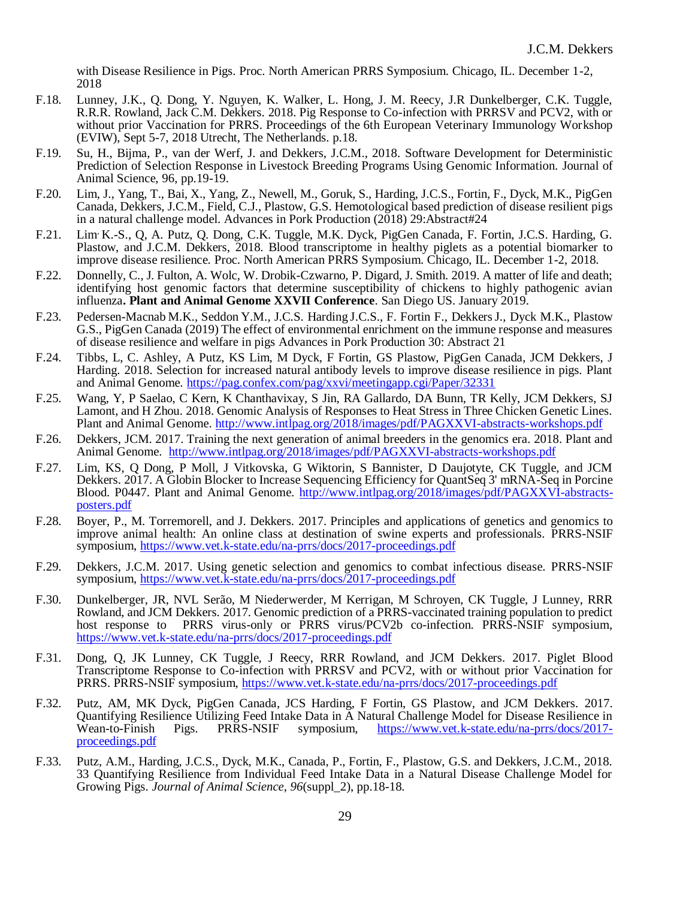with Disease Resilience in Pigs. Proc. North American PRRS Symposium. Chicago, IL. December 1-2, 2018

F.18. Lunney, J.K., Q. Dong, Y. Nguyen, K. Walker, L. Hong, J. M. Reecy, J.R Dunkelberger, C.K. Tuggle, R.R.R. Rowland, Jack C.M. Dekkers. 2018. Pig Response to Co-infection with PRRSV and PCV2, with or without prior Vaccination for PRRS. Proceedings of the 6th European Veterinary Immunology Workshop (EVIW), Sept 5-7, 2018 Utrecht, The Netherlands. p.18.

F.19. Su, H., Bijma, P., van der Werf, J. and Dekkers, J.C.M., 2018. Software Development for Deterministic Prediction of Selection Response in Livestock Breeding Programs Using Genomic Information. Journal of Animal Science, 96, pp.19-19.

F.20. Lim, J., Yang, T., Bai, X., Yang, Z., Newell, M., Goruk, S., Harding, J.C.S., Fortin, F., Dyck, M.K., PigGen Canada, Dekkers, J.C.M., Field, C.J., Plastow, G.S. Hemotological based prediction of disease resilient pigs in a natural challenge model. Advances in Pork Production (2018) 29:Abstract#24

F.21. Lim, K.-S., Q, A. Putz, Q. Dong, C.K. Tuggle, M.K. Dyck, PigGen Canada, F. Fortin, J.C.S. Harding, G. Plastow, and J.C.M. Dekkers, 2018. Blood transcriptome in healthy piglets as a potential biomarker to improve disease resilience. Proc. North American PRRS Symposium. Chicago, IL. December 1-2, 2018.

F.22. Donnelly, C., J. Fulton, A. Wolc, W. Drobik-Czwarno, P. Digard, J. Smith. 2019. A matter of life and death; identifying host genomic factors that determine susceptibility of chickens to highly pathogenic avian influenza**. Plant and Animal Genome XXVII Conference**. San Diego US. January 2019.

F.23. Pedersen-Macnab M.K., Seddon Y.M., J.C.S. Harding J.C.S., F. Fortin F., Dekkers J., Dyck M.K., Plastow G.S., PigGen Canada (2019) The effect of environmental enrichment on the immune response and measures of disease resilience and welfare in pigs Advances in Pork Production 30: Abstract 21

F.24. Tibbs, L, C. Ashley, A Putz, KS Lim, M Dyck, F Fortin, GS Plastow, PigGen Canada, JCM Dekkers, J Harding. 2018. Selection for increased natural antibody levels to improve disease resilience in pigs. Plant and Animal Genome. https://pag.confex.com/pag/xxvi/meetingapp.cgi/Paper/32331

F.25. Wang, Y, P Saelao, C Kern, K Chanthavixay, S Jin, RA Gallardo, DA Bunn, TR Kelly, JCM Dekkers, SJ Lamont, and H Zhou. 2018. Genomic Analysis of Responses to Heat Stress in Three Chicken Genetic Lines. Plant and Animal Genome. http://www.intlpag.org/2018/images/pdf/PAGXXVI-abstracts-workshops.pdf

F.26. Dekkers, JCM. 2017. Training the next generation of animal breeders in the genomics era. 2018. Plant and Animal Genome. http://www.intlpag.org/2018/images/pdf/PAGXXVI-abstracts-workshops.pdf

F.27. Lim, KS, Q Dong, P Moll, J Vitkovska, G Wiktorin, S Bannister, D Daujotyte, CK Tuggle, and JCM Dekkers. 2017. A Globin Blocker to Increase Sequencing Efficiency for QuantSeq 3' mRNA-Seq in Porcine Blood. P0447. Plant and Animal Genome. http://www.intlpag.org/2018/images/pdf/PAGXXVI-abstracts-posters.pdf

F.28. Boyer, P., M. Torremorell, and J. Dekkers. 2017. Principles and applications of genetics and genomics to improve animal health: An online class at destination of swine experts and professionals. PRRS-NSIF symposium, https://www.vet.k-state.edu/na-prrs/docs/2017-proceedings.pdf

F.29. Dekkers, J.C.M. 2017. Using genetic selection and genomics to combat infectious disease. PRRS-NSIF symposium, https://www.vet.k-state.edu/na-prrs/docs/2017-proceedings.pdf

F.30. Dunkelberger, JR, NVL Serão, M Niederwerder, M Kerrigan, M Schroyen, CK Tuggle, J Lunney, RRR Rowland, and JCM Dekkers. 2017. Genomic prediction of a PRRS-vaccinated training population to predict host response to PRRS virus-only or PRRS virus/PCV2b co-infection. PRRS-NSIF symposium, https://www.vet.k-state.edu/na-prrs/docs/2017-proceedings.pdf

F.31. Dong, Q, JK Lunney, CK Tuggle, J Reecy, RRR Rowland, and JCM Dekkers. 2017. Piglet Blood Transcriptome Response to Co-infection with PRRSV and PCV2, with or without prior Vaccination for PRRS. PRRS-NSIF symposium, https://www.vet.k-state.edu/na-prrs/docs/2017-proceedings.pdf

F.32. Putz, AM, MK Dyck, PigGen Canada, JCS Harding, F Fortin, GS Plastow, and JCM Dekkers. 2017. Quantifying Resilience Utilizing Feed Intake Data in A Natural Challenge Model for Disease Resilience in Wean-to-Finish Pigs. PRRS-NSIF symposium, https://www.vet.k-state.edu/na-prrs/docs/2017-proceedings.pdf

F.33. Putz, A.M., Harding, J.C.S., Dyck, M.K., Canada, P., Fortin, F., Plastow, G.S. and Dekkers, J.C.M., 2018. 33 Quantifying Resilience from Individual Feed Intake Data in a Natural Disease Challenge Model for Growing Pigs. *Journal of Animal Science*, *96*(suppl_2), pp.18-18.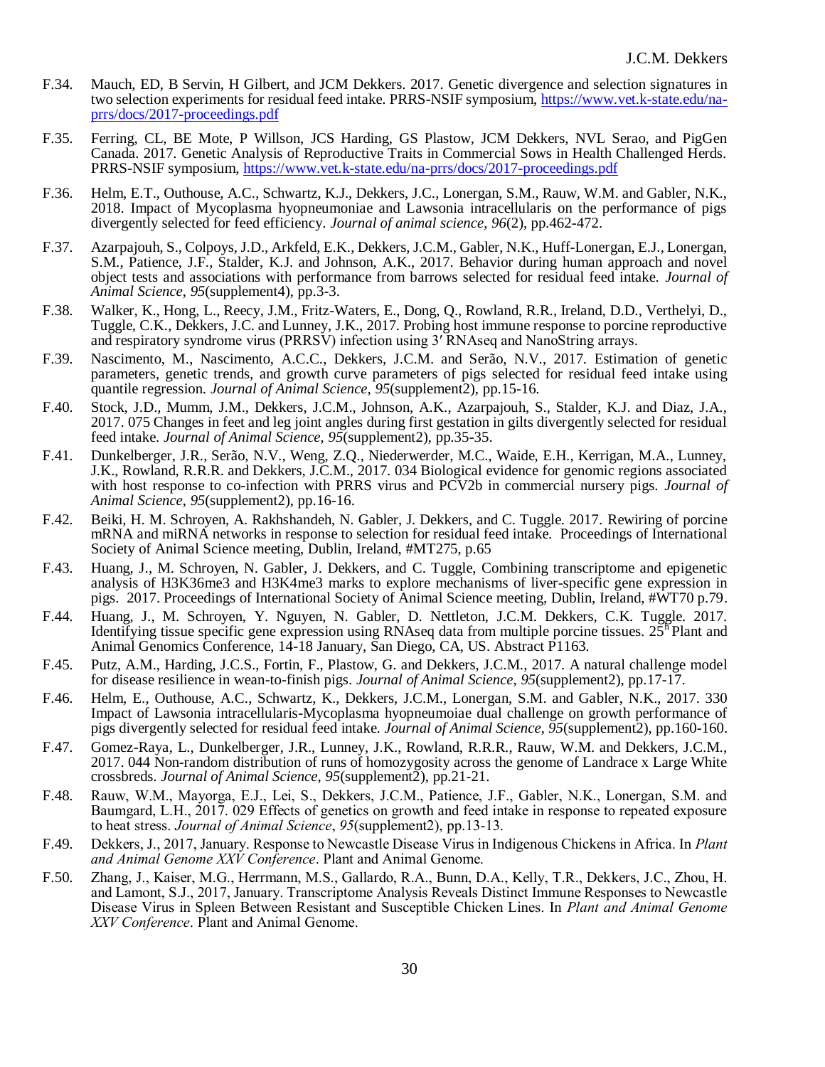F.34. Mauch, ED, B Servin, H Gilbert, and JCM Dekkers. 2017. Genetic divergence and selection signatures in two selection experiments for residual feed intake. PRRS-NSIF symposium, https://www.vet.k-state.edu/na-prrs/docs/2017-proceedings.pdf

F.35. Ferring, CL, BE Mote, P Willson, JCS Harding, GS Plastow, JCM Dekkers, NVL Serao, and PigGen Canada. 2017. Genetic Analysis of Reproductive Traits in Commercial Sows in Health Challenged Herds. PRRS-NSIF symposium, https://www.vet.k-state.edu/na-prrs/docs/2017-proceedings.pdf

F.36. Helm, E.T., Outhouse, A.C., Schwartz, K.J., Dekkers, J.C., Lonergan, S.M., Rauw, W.M. and Gabler, N.K., 2018. Impact of Mycoplasma hyopneumoniae and Lawsonia intracellularis on the performance of pigs divergently selected for feed efficiency. *Journal of animal science*, *96*(2), pp.462-472.

F.37. Azarpajouh, S., Colpoys, J.D., Arkfeld, E.K., Dekkers, J.C.M., Gabler, N.K., Huff-Lonergan, E.J., Lonergan, S.M., Patience, J.F., Stalder, K.J. and Johnson, A.K., 2017. Behavior during human approach and novel object tests and associations with performance from barrows selected for residual feed intake. *Journal of Animal Science*, *95*(supplement4), pp.3-3.

F.38. Walker, K., Hong, L., Reecy, J.M., Fritz-Waters, E., Dong, Q., Rowland, R.R., Ireland, D.D., Verthelyi, D., Tuggle, C.K., Dekkers, J.C. and Lunney, J.K., 2017. Probing host immune response to porcine reproductive and respiratory syndrome virus (PRRSV) infection using 3′ RNAseq and NanoString arrays.

F.39. Nascimento, M., Nascimento, A.C.C., Dekkers, J.C.M. and Serão, N.V., 2017. Estimation of genetic parameters, genetic trends, and growth curve parameters of pigs selected for residual feed intake using quantile regression. *Journal of Animal Science*, *95*(supplement2), pp.15-16.

F.40. Stock, J.D., Mumm, J.M., Dekkers, J.C.M., Johnson, A.K., Azarpajouh, S., Stalder, K.J. and Diaz, J.A., 2017. 075 Changes in feet and leg joint angles during first gestation in gilts divergently selected for residual feed intake. *Journal of Animal Science*, *95*(supplement2), pp.35-35.

F.41. Dunkelberger, J.R., Serão, N.V., Weng, Z.Q., Niederwerder, M.C., Waide, E.H., Kerrigan, M.A., Lunney, J.K., Rowland, R.R.R. and Dekkers, J.C.M., 2017. 034 Biological evidence for genomic regions associated with host response to co-infection with PRRS virus and PCV2b in commercial nursery pigs. *Journal of Animal Science*, *95*(supplement2), pp.16-16.

F.42. Beiki, H. M. Schroyen, A. Rakhshandeh, N. Gabler, J. Dekkers, and C. Tuggle. 2017. Rewiring of porcine mRNA and miRNA networks in response to selection for residual feed intake. Proceedings of International Society of Animal Science meeting, Dublin, Ireland, #MT275, p.65

F.43. Huang, J., M. Schroyen, N. Gabler, J. Dekkers, and C. Tuggle, Combining transcriptome and epigenetic analysis of H3K36me3 and H3K4me3 marks to explore mechanisms of liver-specific gene expression in pigs. 2017. Proceedings of International Society of Animal Science meeting, Dublin, Ireland, #WT70 p.79.

F.44. Huang, J., M. Schroyen, Y. Nguyen, N. Gabler, D. Nettleton, J.C.M. Dekkers, C.K. Tuggle. 2017. Identifying tissue specific gene expression using RNAseq data from multiple porcine tissues. 25th Plant and Animal Genomics Conference, 14-18 January, San Diego, CA, US. Abstract P1163.

F.45. Putz, A.M., Harding, J.C.S., Fortin, F., Plastow, G. and Dekkers, J.C.M., 2017. A natural challenge model for disease resilience in wean-to-finish pigs. *Journal of Animal Science*, *95*(supplement2), pp.17-17.

F.46. Helm, E., Outhouse, A.C., Schwartz, K., Dekkers, J.C.M., Lonergan, S.M. and Gabler, N.K., 2017. 330 Impact of Lawsonia intracellularis-Mycoplasma hyopneumoiae dual challenge on growth performance of pigs divergently selected for residual feed intake. *Journal of Animal Science*, *95*(supplement2), pp.160-160.

F.47. Gomez-Raya, L., Dunkelberger, J.R., Lunney, J.K., Rowland, R.R.R., Rauw, W.M. and Dekkers, J.C.M., 2017. 044 Non-random distribution of runs of homozygosity across the genome of Landrace x Large White crossbreds. *Journal of Animal Science*, *95*(supplement2), pp.21-21.

F.48. Rauw, W.M., Mayorga, E.J., Lei, S., Dekkers, J.C.M., Patience, J.F., Gabler, N.K., Lonergan, S.M. and Baumgard, L.H., 2017. 029 Effects of genetics on growth and feed intake in response to repeated exposure to heat stress. *Journal of Animal Science*, *95*(supplement2), pp.13-13.

F.49. Dekkers, J., 2017, January. Response to Newcastle Disease Virus in Indigenous Chickens in Africa. In *Plant and Animal Genome XXV Conference*. Plant and Animal Genome.

F.50. Zhang, J., Kaiser, M.G., Herrmann, M.S., Gallardo, R.A., Bunn, D.A., Kelly, T.R., Dekkers, J.C., Zhou, H. and Lamont, S.J., 2017, January. Transcriptome Analysis Reveals Distinct Immune Responses to Newcastle Disease Virus in Spleen Between Resistant and Susceptible Chicken Lines. In *Plant and Animal Genome XXV Conference*. Plant and Animal Genome.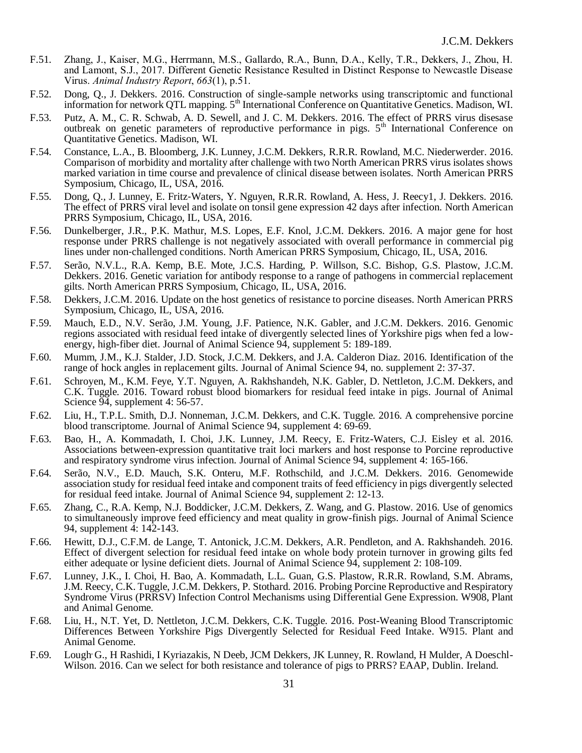F.51. Zhang, J., Kaiser, M.G., Herrmann, M.S., Gallardo, R.A., Bunn, D.A., Kelly, T.R., Dekkers, J., Zhou, H. and Lamont, S.J., 2017. Different Genetic Resistance Resulted in Distinct Response to Newcastle Disease Virus. *Animal Industry Report*, *663*(1), p.51.

F.52. Dong, Q., J. Dekkers. 2016. Construction of single-sample networks using transcriptomic and functional information for network QTL mapping. 5th International Conference on Quantitative Genetics. Madison, WI.

F.53. Putz, A. M., C. R. Schwab, A. D. Sewell, and J. C. M. Dekkers. 2016. The effect of PRRS virus disesase outbreak on genetic parameters of reproductive performance in pigs. 5th International Conference on Quantitative Genetics. Madison, WI.

F.54. Constance, L.A., B. Bloomberg, J.K. Lunney, J.C.M. Dekkers, R.R.R. Rowland, M.C. Niederwerder. 2016. Comparison of morbidity and mortality after challenge with two North American PRRS virus isolates shows marked variation in time course and prevalence of clinical disease between isolates. North American PRRS Symposium, Chicago, IL, USA, 2016.

F.55. Dong, Q., J. Lunney, E. Fritz-Waters, Y. Nguyen, R.R.R. Rowland, A. Hess, J. Reecy1, J. Dekkers. 2016. The effect of PRRS viral level and isolate on tonsil gene expression 42 days after infection. North American PRRS Symposium, Chicago, IL, USA, 2016.

F.56. Dunkelberger, J.R., P.K. Mathur, M.S. Lopes, E.F. Knol, J.C.M. Dekkers. 2016. A major gene for host response under PRRS challenge is not negatively associated with overall performance in commercial pig lines under non-challenged conditions. North American PRRS Symposium, Chicago, IL, USA, 2016.

F.57. Serão, N.V.L., R.A. Kemp, B.E. Mote, J.C.S. Harding, P. Willson, S.C. Bishop, G.S. Plastow, J.C.M. Dekkers. 2016. Genetic variation for antibody response to a range of pathogens in commercial replacement gilts. North American PRRS Symposium, Chicago, IL, USA, 2016.

F.58. Dekkers, J.C.M. 2016. Update on the host genetics of resistance to porcine diseases. North American PRRS Symposium, Chicago, IL, USA, 2016.

F.59. Mauch, E.D., N.V. Serão, J.M. Young, J.F. Patience, N.K. Gabler, and J.C.M. Dekkers. 2016. Genomic regions associated with residual feed intake of divergently selected lines of Yorkshire pigs when fed a low-energy, high-fiber diet. Journal of Animal Science 94, supplement 5: 189-189.

F.60. Mumm, J.M., K.J. Stalder, J.D. Stock, J.C.M. Dekkers, and J.A. Calderon Diaz. 2016. Identification of the range of hock angles in replacement gilts. Journal of Animal Science 94, no. supplement 2: 37-37.

F.61. Schroyen, M., K.M. Feye, Y.T. Nguyen, A. Rakhshandeh, N.K. Gabler, D. Nettleton, J.C.M. Dekkers, and C.K. Tuggle. 2016. Toward robust blood biomarkers for residual feed intake in pigs. Journal of Animal Science 94, supplement 4: 56-57.

F.62. Liu, H., T.P.L. Smith, D.J. Nonneman, J.C.M. Dekkers, and C.K. Tuggle. 2016. A comprehensive porcine blood transcriptome. Journal of Animal Science 94, supplement 4: 69-69.

F.63. Bao, H., A. Kommadath, I. Choi, J.K. Lunney, J.M. Reecy, E. Fritz-Waters, C.J. Eisley et al. 2016. Associations between-expression quantitative trait loci markers and host response to Porcine reproductive and respiratory syndrome virus infection. Journal of Animal Science 94, supplement 4: 165-166.

F.64. Serão, N.V., E.D. Mauch, S.K. Onteru, M.F. Rothschild, and J.C.M. Dekkers. 2016. Genomewide association study for residual feed intake and component traits of feed efficiency in pigs divergently selected for residual feed intake. Journal of Animal Science 94, supplement 2: 12-13.

F.65. Zhang, C., R.A. Kemp, N.J. Boddicker, J.C.M. Dekkers, Z. Wang, and G. Plastow. 2016. Use of genomics to simultaneously improve feed efficiency and meat quality in grow-finish pigs. Journal of Animal Science 94, supplement 4: 142-143.

F.66. Hewitt, D.J., C.F.M. de Lange, T. Antonick, J.C.M. Dekkers, A.R. Pendleton, and A. Rakhshandeh. 2016. Effect of divergent selection for residual feed intake on whole body protein turnover in growing gilts fed either adequate or lysine deficient diets. Journal of Animal Science 94, supplement 2: 108-109.

F.67. Lunney, J.K., I. Choi, H. Bao, A. Kommadath, L.L. Guan, G.S. Plastow, R.R.R. Rowland, S.M. Abrams, J.M. Reecy, C.K. Tuggle, J.C.M. Dekkers, P. Stothard. 2016. Probing Porcine Reproductive and Respiratory Syndrome Virus (PRRSV) Infection Control Mechanisms using Differential Gene Expression. W908, Plant and Animal Genome.

F.68. Liu, H., N.T. Yet, D. Nettleton, J.C.M. Dekkers, C.K. Tuggle. 2016. Post-Weaning Blood Transcriptomic Differences Between Yorkshire Pigs Divergently Selected for Residual Feed Intake. W915. Plant and Animal Genome.

F.69. Lough, G., H Rashidi, I Kyriazakis, N Deeb, JCM Dekkers, JK Lunney, R. Rowland, H Mulder, A Doeschl-Wilson. 2016. Can we select for both resistance and tolerance of pigs to PRRS? EAAP, Dublin. Ireland.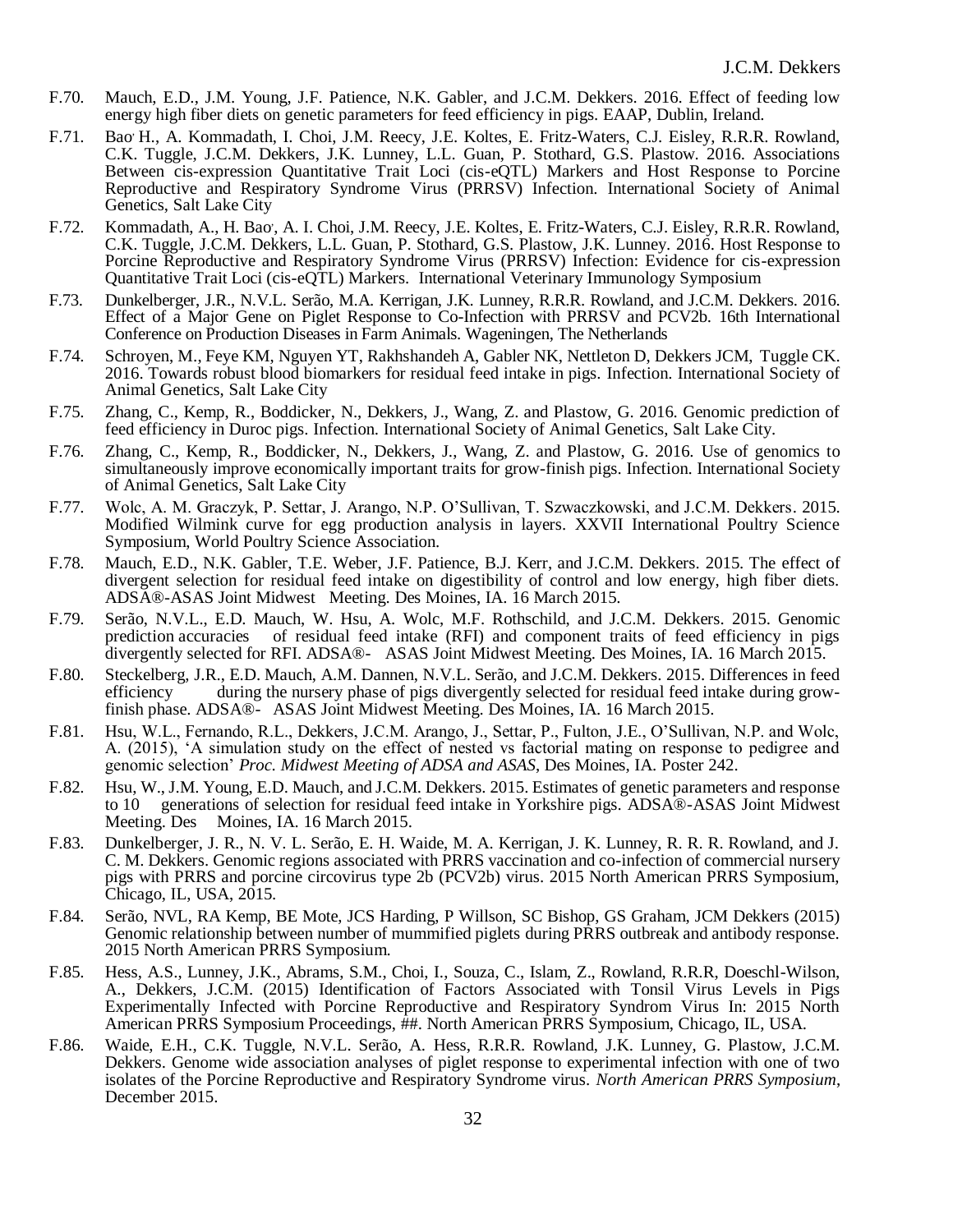F.70. Mauch, E.D., J.M. Young, J.F. Patience, N.K. Gabler, and J.C.M. Dekkers. 2016. Effect of feeding low energy high fiber diets on genetic parameters for feed efficiency in pigs. EAAP, Dublin, Ireland.

F.71. Bao' H., A. Kommadath, I. Choi, J.M. Reecy, J.E. Koltes, E. Fritz-Waters, C.J. Eisley, R.R.R. Rowland, C.K. Tuggle, J.C.M. Dekkers, J.K. Lunney, L.L. Guan, P. Stothard, G.S. Plastow. 2016. Associations Between cis-expression Quantitative Trait Loci (cis-eQTL) Markers and Host Response to Porcine Reproductive and Respiratory Syndrome Virus (PRRSV) Infection. International Society of Animal Genetics, Salt Lake City

F.72. Kommadath, A., H. Bao', A. I. Choi, J.M. Reecy, J.E. Koltes, E. Fritz-Waters, C.J. Eisley, R.R.R. Rowland, C.K. Tuggle, J.C.M. Dekkers, L.L. Guan, P. Stothard, G.S. Plastow, J.K. Lunney. 2016. Host Response to Porcine Reproductive and Respiratory Syndrome Virus (PRRSV) Infection: Evidence for cis-expression Quantitative Trait Loci (cis-eQTL) Markers. International Veterinary Immunology Symposium

F.73. Dunkelberger, J.R., N.V.L. Serão, M.A. Kerrigan, J.K. Lunney, R.R.R. Rowland, and J.C.M. Dekkers. 2016. Effect of a Major Gene on Piglet Response to Co-Infection with PRRSV and PCV2b. 16th International Conference on Production Diseases in Farm Animals. Wageningen, The Netherlands

F.74. Schroyen, M., Feye KM, Nguyen YT, Rakhshandeh A, Gabler NK, Nettleton D, Dekkers JCM, Tuggle CK. 2016. Towards robust blood biomarkers for residual feed intake in pigs. Infection. International Society of Animal Genetics, Salt Lake City

F.75. Zhang, C., Kemp, R., Boddicker, N., Dekkers, J., Wang, Z. and Plastow, G. 2016. Genomic prediction of feed efficiency in Duroc pigs. Infection. International Society of Animal Genetics, Salt Lake City.

F.76. Zhang, C., Kemp, R., Boddicker, N., Dekkers, J., Wang, Z. and Plastow, G. 2016. Use of genomics to simultaneously improve economically important traits for grow-finish pigs. Infection. International Society of Animal Genetics, Salt Lake City

F.77. Wolc, A. M. Graczyk, P. Settar, J. Arango, N.P. O'Sullivan, T. Szwaczkowski, and J.C.M. Dekkers. 2015. Modified Wilmink curve for egg production analysis in layers. XXVII International Poultry Science Symposium, World Poultry Science Association.

F.78. Mauch, E.D., N.K. Gabler, T.E. Weber, J.F. Patience, B.J. Kerr, and J.C.M. Dekkers. 2015. The effect of divergent selection for residual feed intake on digestibility of control and low energy, high fiber diets. ADSA®-ASAS Joint Midwest Meeting. Des Moines, IA. 16 March 2015.

F.79. Serão, N.V.L., E.D. Mauch, W. Hsu, A. Wolc, M.F. Rothschild, and J.C.M. Dekkers. 2015. Genomic prediction accuracies of residual feed intake (RFI) and component traits of feed efficiency in pigs divergently selected for RFI. ADSA®- ASAS Joint Midwest Meeting. Des Moines, IA. 16 March 2015.

F.80. Steckelberg, J.R., E.D. Mauch, A.M. Dannen, N.V.L. Serão, and J.C.M. Dekkers. 2015. Differences in feed efficiency during the nursery phase of pigs divergently selected for residual feed intake during grow-finish phase. ADSA®- ASAS Joint Midwest Meeting. Des Moines, IA. 16 March 2015.

F.81. Hsu, W.L., Fernando, R.L., Dekkers, J.C.M. Arango, J., Settar, P., Fulton, J.E., O'Sullivan, N.P. and Wolc, A. (2015), 'A simulation study on the effect of nested vs factorial mating on response to pedigree and genomic selection' *Proc. Midwest Meeting of ADSA and ASAS*, Des Moines, IA. Poster 242.

F.82. Hsu, W., J.M. Young, E.D. Mauch, and J.C.M. Dekkers. 2015. Estimates of genetic parameters and response to 10 generations of selection for residual feed intake in Yorkshire pigs. ADSA®-ASAS Joint Midwest Meeting. Des Moines, IA. 16 March 2015.

F.83. Dunkelberger, J. R., N. V. L. Serão, E. H. Waide, M. A. Kerrigan, J. K. Lunney, R. R. R. Rowland, and J. C. M. Dekkers. Genomic regions associated with PRRS vaccination and co-infection of commercial nursery pigs with PRRS and porcine circovirus type 2b (PCV2b) virus. 2015 North American PRRS Symposium, Chicago, IL, USA, 2015.

F.84. Serão, NVL, RA Kemp, BE Mote, JCS Harding, P Willson, SC Bishop, GS Graham, JCM Dekkers (2015) Genomic relationship between number of mummified piglets during PRRS outbreak and antibody response. 2015 North American PRRS Symposium.

F.85. Hess, A.S., Lunney, J.K., Abrams, S.M., Choi, I., Souza, C., Islam, Z., Rowland, R.R.R, Doeschl-Wilson, A., Dekkers, J.C.M. (2015) Identification of Factors Associated with Tonsil Virus Levels in Pigs Experimentally Infected with Porcine Reproductive and Respiratory Syndrom Virus In: 2015 North American PRRS Symposium Proceedings, ##. North American PRRS Symposium, Chicago, IL, USA.

F.86. Waide, E.H., C.K. Tuggle, N.V.L. Serão, A. Hess, R.R.R. Rowland, J.K. Lunney, G. Plastow, J.C.M. Dekkers. Genome wide association analyses of piglet response to experimental infection with one of two isolates of the Porcine Reproductive and Respiratory Syndrome virus. *North American PRRS Symposium*, December 2015.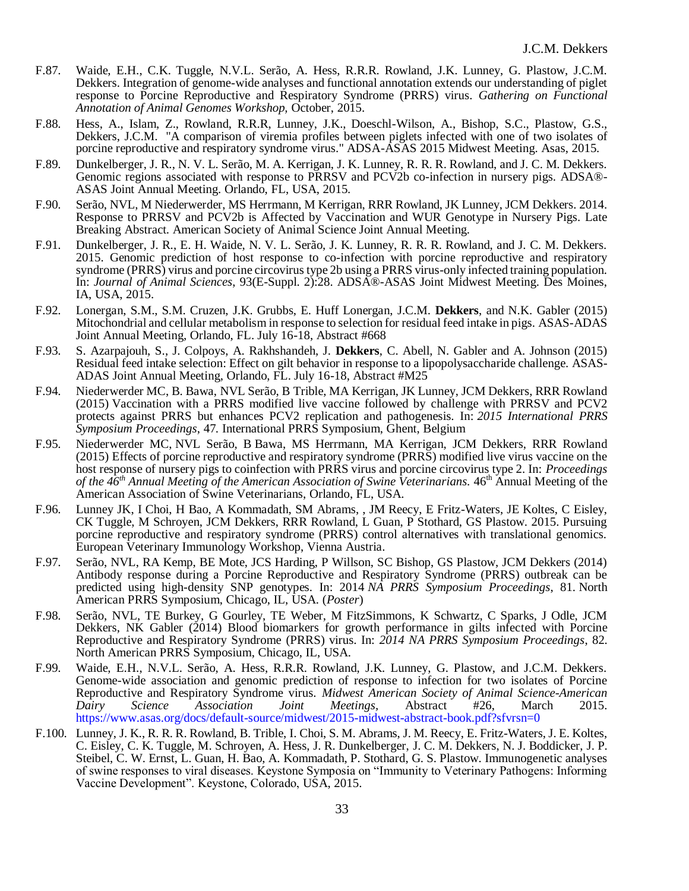F.87. Waide, E.H., C.K. Tuggle, N.V.L. Serão, A. Hess, R.R.R. Rowland, J.K. Lunney, G. Plastow, J.C.M. Dekkers. Integration of genome-wide analyses and functional annotation extends our understanding of piglet response to Porcine Reproductive and Respiratory Syndrome (PRRS) virus. *Gathering on Functional Annotation of Animal Genomes Workshop,* October, 2015.

F.88. Hess, A., Islam, Z., Rowland, R.R.R, Lunney, J.K., Doeschl-Wilson, A., Bishop, S.C., Plastow, G.S., Dekkers, J.C.M. "A comparison of viremia profiles between piglets infected with one of two isolates of porcine reproductive and respiratory syndrome virus." ADSA-ASAS 2015 Midwest Meeting. Asas, 2015.

F.89. Dunkelberger, J. R., N. V. L. Serão, M. A. Kerrigan, J. K. Lunney, R. R. R. Rowland, and J. C. M. Dekkers. Genomic regions associated with response to PRRSV and PCV2b co-infection in nursery pigs. ADSA®-ASAS Joint Annual Meeting. Orlando, FL, USA, 2015.

F.90. Serão, NVL, M Niederwerder, MS Herrmann, M Kerrigan, RRR Rowland, JK Lunney, JCM Dekkers. 2014. Response to PRRSV and PCV2b is Affected by Vaccination and WUR Genotype in Nursery Pigs. Late Breaking Abstract. American Society of Animal Science Joint Annual Meeting.

F.91. Dunkelberger, J. R., E. H. Waide, N. V. L. Serão, J. K. Lunney, R. R. R. Rowland, and J. C. M. Dekkers. 2015. Genomic prediction of host response to co-infection with porcine reproductive and respiratory syndrome (PRRS) virus and porcine circovirus type 2b using a PRRS virus-only infected training population. In: *Journal of Animal Sciences*, 93(E-Suppl. 2):28. ADSA®-ASAS Joint Midwest Meeting. Des Moines, IA, USA, 2015.

F.92. Lonergan, S.M., S.M. Cruzen, J.K. Grubbs, E. Huff Lonergan, J.C.M. **Dekkers**, and N.K. Gabler (2015) Mitochondrial and cellular metabolism in response to selection for residual feed intake in pigs. ASAS-ADAS Joint Annual Meeting, Orlando, FL. July 16-18, Abstract #668

F.93. S. Azarpajouh, S., J. Colpoys, A. Rakhshandeh, J. **Dekkers**, C. Abell, N. Gabler and A. Johnson (2015) Residual feed intake selection: Effect on gilt behavior in response to a lipopolysaccharide challenge. ASAS-ADAS Joint Annual Meeting, Orlando, FL. July 16-18, Abstract #M25

F.94. Niederwerder MC, B. Bawa, NVL Serão, B Trible, MA Kerrigan, JK Lunney, JCM Dekkers, RRR Rowland (2015) Vaccination with a PRRS modified live vaccine followed by challenge with PRRSV and PCV2 protects against PRRS but enhances PCV2 replication and pathogenesis. In: *2015 International PRRS Symposium Proceedings*, 47. International PRRS Symposium, Ghent, Belgium

F.95. Niederwerder MC, NVL Serão, B Bawa, MS Herrmann, MA Kerrigan, JCM Dekkers, RRR Rowland (2015) Effects of porcine reproductive and respiratory syndrome (PRRS) modified live virus vaccine on the host response of nursery pigs to coinfection with PRRS virus and porcine circovirus type 2. In: *Proceedings of the 46th Annual Meeting of the American Association of Swine Veterinarians.* 46th Annual Meeting of the American Association of Swine Veterinarians, Orlando, FL, USA.

F.96. Lunney JK, I Choi, H Bao, A Kommadath, SM Abrams, , JM Reecy, E Fritz-Waters, JE Koltes, C Eisley, CK Tuggle, M Schroyen, JCM Dekkers, RRR Rowland, L Guan, P Stothard, GS Plastow. 2015. Pursuing porcine reproductive and respiratory syndrome (PRRS) control alternatives with translational genomics. European Veterinary Immunology Workshop, Vienna Austria.

F.97. Serão, NVL, RA Kemp, BE Mote, JCS Harding, P Willson, SC Bishop, GS Plastow, JCM Dekkers (2014) Antibody response during a Porcine Reproductive and Respiratory Syndrome (PRRS) outbreak can be predicted using high-density SNP genotypes. In: 2014 *NA PRRS Symposium Proceedings*, 81. North American PRRS Symposium, Chicago, IL, USA. (*Poster*)

F.98. Serão, NVL, TE Burkey, G Gourley, TE Weber, M FitzSimmons, K Schwartz, C Sparks, J Odle, JCM Dekkers, NK Gabler (2014) Blood biomarkers for growth performance in gilts infected with Porcine Reproductive and Respiratory Syndrome (PRRS) virus. In: *2014 NA PRRS Symposium Proceedings*, 82. North American PRRS Symposium, Chicago, IL, USA.

F.99. Waide, E.H., N.V.L. Serão, A. Hess, R.R.R. Rowland, J.K. Lunney, G. Plastow, and J.C.M. Dekkers. Genome-wide association and genomic prediction of response to infection for two isolates of Porcine Reproductive and Respiratory Syndrome virus. *Midwest American Society of Animal Science-American Dairy Science Association Joint Meetings,* Abstract #26, March 2015. https://www.asas.org/docs/default-source/midwest/2015-midwest-abstract-book.pdf?sfvrsn=0

F.100. Lunney, J. K., R. R. R. Rowland, B. Trible, I. Choi, S. M. Abrams, J. M. Reecy, E. Fritz-Waters, J. E. Koltes, C. Eisley, C. K. Tuggle, M. Schroyen, A. Hess, J. R. Dunkelberger, J. C. M. Dekkers, N. J. Boddicker, J. P. Steibel, C. W. Ernst, L. Guan, H. Bao, A. Kommadath, P. Stothard, G. S. Plastow. Immunogenetic analyses of swine responses to viral diseases. Keystone Symposia on "Immunity to Veterinary Pathogens: Informing Vaccine Development". Keystone, Colorado, USA, 2015.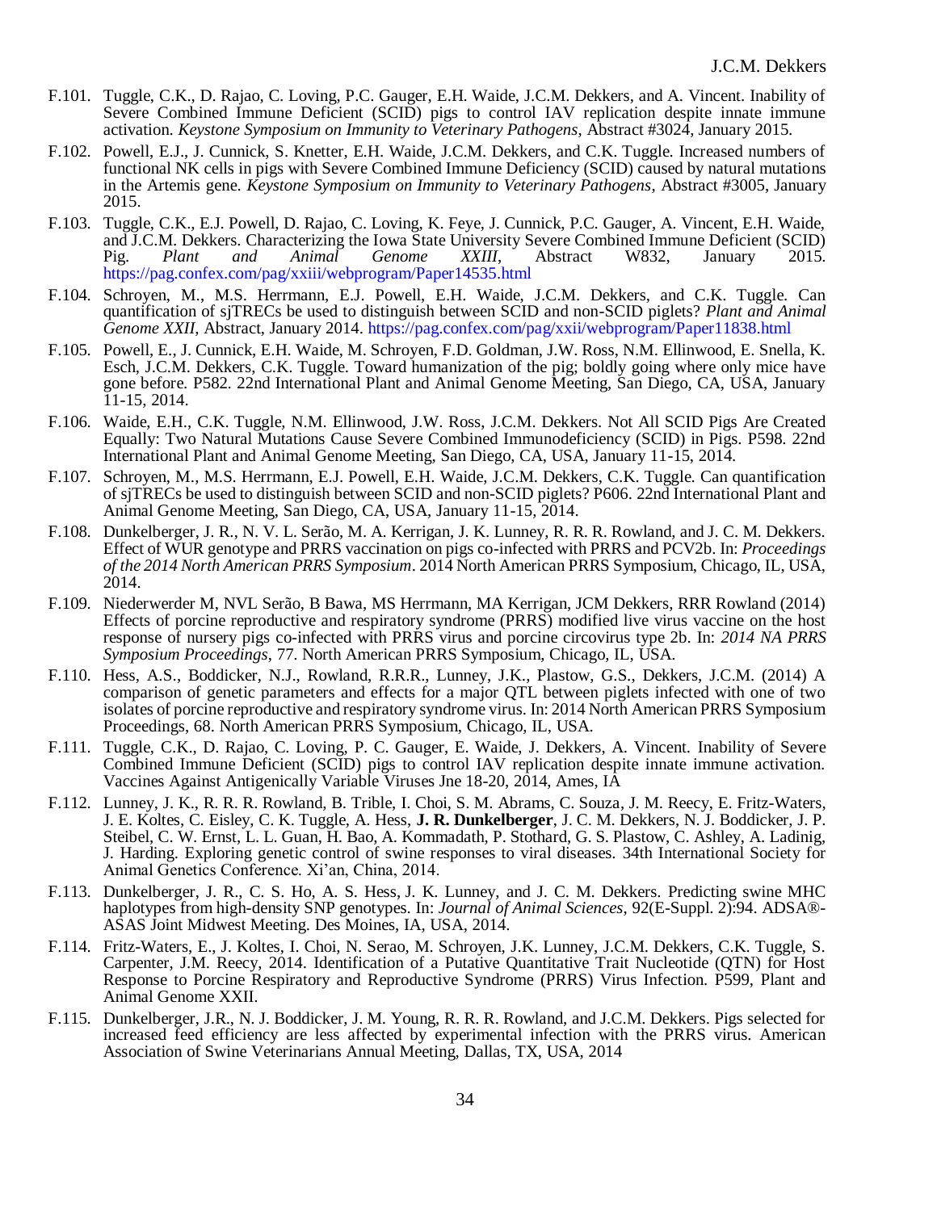F.101. Tuggle, C.K., D. Rajao, C. Loving, P.C. Gauger, E.H. Waide, J.C.M. Dekkers, and A. Vincent. Inability of Severe Combined Immune Deficient (SCID) pigs to control IAV replication despite innate immune activation. *Keystone Symposium on Immunity to Veterinary Pathogens*, Abstract #3024, January 2015.

F.102. Powell, E.J., J. Cunnick, S. Knetter, E.H. Waide, J.C.M. Dekkers, and C.K. Tuggle. Increased numbers of functional NK cells in pigs with Severe Combined Immune Deficiency (SCID) caused by natural mutations in the Artemis gene. *Keystone Symposium on Immunity to Veterinary Pathogens*, Abstract #3005, January 2015.

F.103. Tuggle, C.K., E.J. Powell, D. Rajao, C. Loving, K. Feye, J. Cunnick, P.C. Gauger, A. Vincent, E.H. Waide, and J.C.M. Dekkers. Characterizing the Iowa State University Severe Combined Immune Deficient (SCID) Pig. *Plant and Animal Genome XXIII*, Abstract W832, January 2015. https://pag.confex.com/pag/xxiii/webprogram/Paper14535.html

F.104. Schroyen, M., M.S. Herrmann, E.J. Powell, E.H. Waide, J.C.M. Dekkers, and C.K. Tuggle. Can quantification of sjTRECs be used to distinguish between SCID and non-SCID piglets? *Plant and Animal Genome XXII*, Abstract, January 2014. https://pag.confex.com/pag/xxii/webprogram/Paper11838.html

F.105. Powell, E., J. Cunnick, E.H. Waide, M. Schroyen, F.D. Goldman, J.W. Ross, N.M. Ellinwood, E. Snella, K. Esch, J.C.M. Dekkers, C.K. Tuggle. Toward humanization of the pig; boldly going where only mice have gone before. P582. 22nd International Plant and Animal Genome Meeting, San Diego, CA, USA, January 11-15, 2014.

F.106. Waide, E.H., C.K. Tuggle, N.M. Ellinwood, J.W. Ross, J.C.M. Dekkers. Not All SCID Pigs Are Created Equally: Two Natural Mutations Cause Severe Combined Immunodeficiency (SCID) in Pigs. P598. 22nd International Plant and Animal Genome Meeting, San Diego, CA, USA, January 11-15, 2014.

F.107. Schroyen, M., M.S. Herrmann, E.J. Powell, E.H. Waide, J.C.M. Dekkers, C.K. Tuggle. Can quantification of sjTRECs be used to distinguish between SCID and non-SCID piglets? P606. 22nd International Plant and Animal Genome Meeting, San Diego, CA, USA, January 11-15, 2014.

F.108. Dunkelberger, J. R., N. V. L. Serão, M. A. Kerrigan, J. K. Lunney, R. R. R. Rowland, and J. C. M. Dekkers. Effect of WUR genotype and PRRS vaccination on pigs co-infected with PRRS and PCV2b. In: *Proceedings of the 2014 North American PRRS Symposium*. 2014 North American PRRS Symposium, Chicago, IL, USA, 2014.

F.109. Niederwerder M, NVL Serão, B Bawa, MS Herrmann, MA Kerrigan, JCM Dekkers, RRR Rowland (2014) Effects of porcine reproductive and respiratory syndrome (PRRS) modified live virus vaccine on the host response of nursery pigs co-infected with PRRS virus and porcine circovirus type 2b. In: *2014 NA PRRS Symposium Proceedings*, 77. North American PRRS Symposium, Chicago, IL, USA.

F.110. Hess, A.S., Boddicker, N.J., Rowland, R.R.R., Lunney, J.K., Plastow, G.S., Dekkers, J.C.M. (2014) A comparison of genetic parameters and effects for a major QTL between piglets infected with one of two isolates of porcine reproductive and respiratory syndrome virus. In: 2014 North American PRRS Symposium Proceedings, 68. North American PRRS Symposium, Chicago, IL, USA.

F.111. Tuggle, C.K., D. Rajao, C. Loving, P. C. Gauger, E. Waide, J. Dekkers, A. Vincent. Inability of Severe Combined Immune Deficient (SCID) pigs to control IAV replication despite innate immune activation. Vaccines Against Antigenically Variable Viruses Jne 18-20, 2014, Ames, IA

F.112. Lunney, J. K., R. R. R. Rowland, B. Trible, I. Choi, S. M. Abrams, C. Souza, J. M. Reecy, E. Fritz-Waters, J. E. Koltes, C. Eisley, C. K. Tuggle, A. Hess, **J. R. Dunkelberger**, J. C. M. Dekkers, N. J. Boddicker, J. P. Steibel, C. W. Ernst, L. L. Guan, H. Bao, A. Kommadath, P. Stothard, G. S. Plastow, C. Ashley, A. Ladinig, J. Harding. Exploring genetic control of swine responses to viral diseases. 34th International Society for Animal Genetics Conference. Xi'an, China, 2014.

F.113. Dunkelberger, J. R., C. S. Ho, A. S. Hess, J. K. Lunney, and J. C. M. Dekkers. Predicting swine MHC haplotypes from high-density SNP genotypes. In: *Journal of Animal Sciences*, 92(E-Suppl. 2):94. ADSA®-ASAS Joint Midwest Meeting. Des Moines, IA, USA, 2014.

F.114. Fritz-Waters, E., J. Koltes, I. Choi, N. Serao, M. Schroyen, J.K. Lunney, J.C.M. Dekkers, C.K. Tuggle, S. Carpenter, J.M. Reecy, 2014. Identification of a Putative Quantitative Trait Nucleotide (QTN) for Host Response to Porcine Respiratory and Reproductive Syndrome (PRRS) Virus Infection. P599, Plant and Animal Genome XXII.

F.115. Dunkelberger, J.R., N. J. Boddicker, J. M. Young, R. R. R. Rowland, and J.C.M. Dekkers. Pigs selected for increased feed efficiency are less affected by experimental infection with the PRRS virus. American Association of Swine Veterinarians Annual Meeting, Dallas, TX, USA, 2014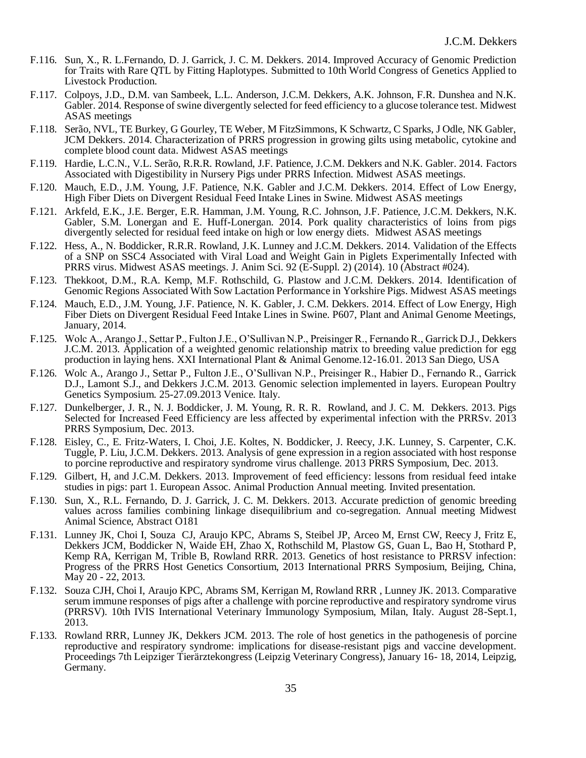F.116. Sun, X., R. L.Fernando, D. J. Garrick, J. C. M. Dekkers. 2014. Improved Accuracy of Genomic Prediction for Traits with Rare QTL by Fitting Haplotypes. Submitted to 10th World Congress of Genetics Applied to Livestock Production.

F.117. Colpoys, J.D., D.M. van Sambeek, L.L. Anderson, J.C.M. Dekkers, A.K. Johnson, F.R. Dunshea and N.K. Gabler. 2014. Response of swine divergently selected for feed efficiency to a glucose tolerance test. Midwest ASAS meetings

F.118. Serão, NVL, TE Burkey, G Gourley, TE Weber, M FitzSimmons, K Schwartz, C Sparks, J Odle, NK Gabler, JCM Dekkers. 2014. Characterization of PRRS progression in growing gilts using metabolic, cytokine and complete blood count data. Midwest ASAS meetings

F.119. Hardie, L.C.N., V.L. Serão, R.R.R. Rowland, J.F. Patience, J.C.M. Dekkers and N.K. Gabler. 2014. Factors Associated with Digestibility in Nursery Pigs under PRRS Infection. Midwest ASAS meetings.

F.120. Mauch, E.D., J.M. Young, J.F. Patience, N.K. Gabler and J.C.M. Dekkers. 2014. Effect of Low Energy, High Fiber Diets on Divergent Residual Feed Intake Lines in Swine. Midwest ASAS meetings

F.121. Arkfeld, E.K., J.E. Berger, E.R. Hamman, J.M. Young, R.C. Johnson, J.F. Patience, J.C.M. Dekkers, N.K. Gabler, S.M. Lonergan and E. Huff-Lonergan. 2014. Pork quality characteristics of loins from pigs divergently selected for residual feed intake on high or low energy diets. Midwest ASAS meetings

F.122. Hess, A., N. Boddicker, R.R.R. Rowland, J.K. Lunney and J.C.M. Dekkers. 2014. Validation of the Effects of a SNP on SSC4 Associated with Viral Load and Weight Gain in Piglets Experimentally Infected with PRRS virus. Midwest ASAS meetings. J. Anim Sci. 92 (E-Suppl. 2) (2014). 10 (Abstract #024).

F.123. Thekkoot, D.M., R.A. Kemp, M.F. Rothschild, G. Plastow and J.C.M. Dekkers. 2014. Identification of Genomic Regions Associated With Sow Lactation Performance in Yorkshire Pigs. Midwest ASAS meetings

F.124. Mauch, E.D., J.M. Young, J.F. Patience, N. K. Gabler, J. C.M. Dekkers. 2014. Effect of Low Energy, High Fiber Diets on Divergent Residual Feed Intake Lines in Swine. P607, Plant and Animal Genome Meetings, January, 2014.

F.125. Wolc A., Arango J., Settar P., Fulton J.E., O'Sullivan N.P., Preisinger R., Fernando R., Garrick D.J., Dekkers J.C.M. 2013. Application of a weighted genomic relationship matrix to breeding value prediction for egg production in laying hens. XXI International Plant & Animal Genome.12-16.01. 2013 San Diego, USA

F.126. Wolc A., Arango J., Settar P., Fulton J.E., O'Sullivan N.P., Preisinger R., Habier D., Fernando R., Garrick D.J., Lamont S.J., and Dekkers J.C.M. 2013. Genomic selection implemented in layers. European Poultry Genetics Symposium. 25-27.09.2013 Venice. Italy.

F.127. Dunkelberger, J. R., N. J. Boddicker, J. M. Young, R. R. R. Rowland, and J. C. M. Dekkers. 2013. Pigs Selected for Increased Feed Efficiency are less affected by experimental infection with the PRRSv. 2013 PRRS Symposium, Dec. 2013.

F.128. Eisley, C., E. Fritz-Waters, I. Choi, J.E. Koltes, N. Boddicker, J. Reecy, J.K. Lunney, S. Carpenter, C.K. Tuggle, P. Liu, J.C.M. Dekkers. 2013. Analysis of gene expression in a region associated with host response to porcine reproductive and respiratory syndrome virus challenge. 2013 PRRS Symposium, Dec. 2013.

F.129. Gilbert, H, and J.C.M. Dekkers. 2013. Improvement of feed efficiency: lessons from residual feed intake studies in pigs: part 1. European Assoc. Animal Production Annual meeting. Invited presentation.

F.130. Sun, X., R.L. Fernando, D. J. Garrick, J. C. M. Dekkers. 2013. Accurate prediction of genomic breeding values across families combining linkage disequilibrium and co-segregation. Annual meeting Midwest Animal Science, Abstract O181

F.131. Lunney JK, Choi I, Souza CJ, Araujo KPC, Abrams S, Steibel JP, Arceo M, Ernst CW, Reecy J, Fritz E, Dekkers JCM, Boddicker N, Waide EH, Zhao X, Rothschild M, Plastow GS, Guan L, Bao H, Stothard P, Kemp RA, Kerrigan M, Trible B, Rowland RRR. 2013. Genetics of host resistance to PRRSV infection: Progress of the PRRS Host Genetics Consortium, 2013 International PRRS Symposium, Beijing, China, May 20 - 22, 2013.

F.132. Souza CJH, Choi I, Araujo KPC, Abrams SM, Kerrigan M, Rowland RRR , Lunney JK. 2013. Comparative serum immune responses of pigs after a challenge with porcine reproductive and respiratory syndrome virus (PRRSV). 10th IVIS International Veterinary Immunology Symposium, Milan, Italy. August 28-Sept.1, 2013.

F.133. Rowland RRR, Lunney JK, Dekkers JCM. 2013. The role of host genetics in the pathogenesis of porcine reproductive and respiratory syndrome: implications for disease-resistant pigs and vaccine development. Proceedings 7th Leipziger Tierärztekongress (Leipzig Veterinary Congress), January 16- 18, 2014, Leipzig, Germany.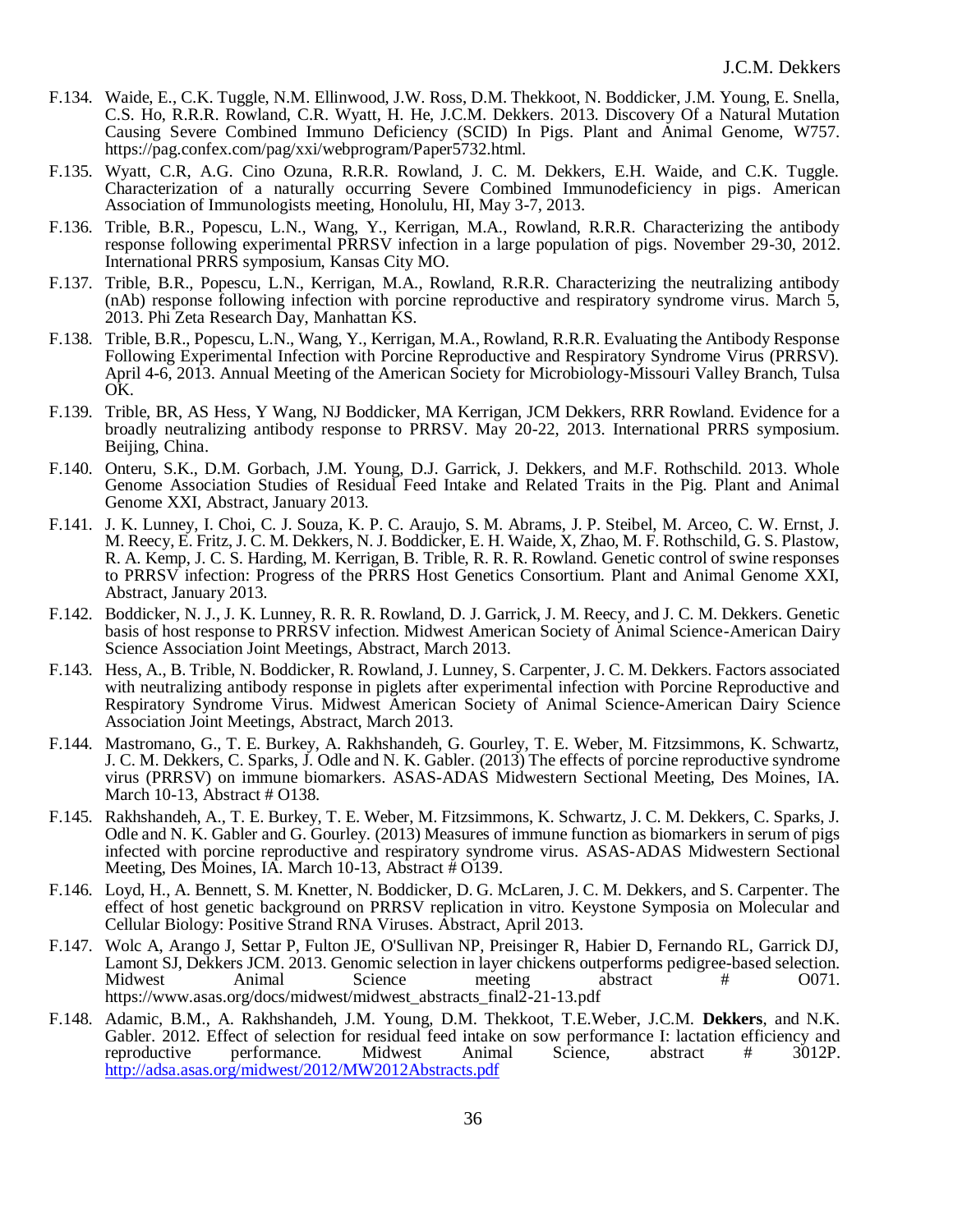F.134. Waide, E., C.K. Tuggle, N.M. Ellinwood, J.W. Ross, D.M. Thekkoot, N. Boddicker, J.M. Young, E. Snella, C.S. Ho, R.R.R. Rowland, C.R. Wyatt, H. He, J.C.M. Dekkers. 2013. Discovery Of a Natural Mutation Causing Severe Combined Immuno Deficiency (SCID) In Pigs. Plant and Animal Genome, W757. https://pag.confex.com/pag/xxi/webprogram/Paper5732.html.

F.135. Wyatt, C.R, A.G. Cino Ozuna, R.R.R. Rowland, J. C. M. Dekkers, E.H. Waide, and C.K. Tuggle. Characterization of a naturally occurring Severe Combined Immunodeficiency in pigs. American Association of Immunologists meeting, Honolulu, HI, May 3-7, 2013.

F.136. Trible, B.R., Popescu, L.N., Wang, Y., Kerrigan, M.A., Rowland, R.R.R. Characterizing the antibody response following experimental PRRSV infection in a large population of pigs. November 29-30, 2012. International PRRS symposium, Kansas City MO.

F.137. Trible, B.R., Popescu, L.N., Kerrigan, M.A., Rowland, R.R.R. Characterizing the neutralizing antibody (nAb) response following infection with porcine reproductive and respiratory syndrome virus. March 5, 2013. Phi Zeta Research Day, Manhattan KS.

F.138. Trible, B.R., Popescu, L.N., Wang, Y., Kerrigan, M.A., Rowland, R.R.R. Evaluating the Antibody Response Following Experimental Infection with Porcine Reproductive and Respiratory Syndrome Virus (PRRSV). April 4-6, 2013. Annual Meeting of the American Society for Microbiology-Missouri Valley Branch, Tulsa OK.

F.139. Trible, BR, AS Hess, Y Wang, NJ Boddicker, MA Kerrigan, JCM Dekkers, RRR Rowland. Evidence for a broadly neutralizing antibody response to PRRSV. May 20-22, 2013. International PRRS symposium. Beijing, China.

F.140. Onteru, S.K., D.M. Gorbach, J.M. Young, D.J. Garrick, J. Dekkers, and M.F. Rothschild. 2013. Whole Genome Association Studies of Residual Feed Intake and Related Traits in the Pig. Plant and Animal Genome XXI, Abstract, January 2013.

F.141. J. K. Lunney, I. Choi, C. J. Souza, K. P. C. Araujo, S. M. Abrams, J. P. Steibel, M. Arceo, C. W. Ernst, J. M. Reecy, E. Fritz, J. C. M. Dekkers, N. J. Boddicker, E. H. Waide, X, Zhao, M. F. Rothschild, G. S. Plastow, R. A. Kemp, J. C. S. Harding, M. Kerrigan, B. Trible, R. R. R. Rowland. Genetic control of swine responses to PRRSV infection: Progress of the PRRS Host Genetics Consortium. Plant and Animal Genome XXI, Abstract, January 2013.

F.142. Boddicker, N. J., J. K. Lunney, R. R. R. Rowland, D. J. Garrick, J. M. Reecy, and J. C. M. Dekkers. Genetic basis of host response to PRRSV infection. Midwest American Society of Animal Science-American Dairy Science Association Joint Meetings, Abstract, March 2013.

F.143. Hess, A., B. Trible, N. Boddicker, R. Rowland, J. Lunney, S. Carpenter, J. C. M. Dekkers. Factors associated with neutralizing antibody response in piglets after experimental infection with Porcine Reproductive and Respiratory Syndrome Virus. Midwest American Society of Animal Science-American Dairy Science Association Joint Meetings, Abstract, March 2013.

F.144. Mastromano, G., T. E. Burkey, A. Rakhshandeh, G. Gourley, T. E. Weber, M. Fitzsimmons, K. Schwartz, J. C. M. Dekkers, C. Sparks, J. Odle and N. K. Gabler. (2013) The effects of porcine reproductive syndrome virus (PRRSV) on immune biomarkers. ASAS-ADAS Midwestern Sectional Meeting, Des Moines, IA. March 10-13, Abstract # O138.

F.145. Rakhshandeh, A., T. E. Burkey, T. E. Weber, M. Fitzsimmons, K. Schwartz, J. C. M. Dekkers, C. Sparks, J. Odle and N. K. Gabler and G. Gourley. (2013) Measures of immune function as biomarkers in serum of pigs infected with porcine reproductive and respiratory syndrome virus. ASAS-ADAS Midwestern Sectional Meeting, Des Moines, IA. March 10-13, Abstract # O139.

F.146. Loyd, H., A. Bennett, S. M. Knetter, N. Boddicker, D. G. McLaren, J. C. M. Dekkers, and S. Carpenter. The effect of host genetic background on PRRSV replication in vitro. Keystone Symposia on Molecular and Cellular Biology: Positive Strand RNA Viruses. Abstract, April 2013.

F.147. Wolc A, Arango J, Settar P, Fulton JE, O'Sullivan NP, Preisinger R, Habier D, Fernando RL, Garrick DJ, Lamont SJ, Dekkers JCM. 2013. Genomic selection in layer chickens outperforms pedigree-based selection. Midwest Animal Science meeting abstract # O071. https://www.asas.org/docs/midwest/midwest_abstracts_final2-21-13.pdf

F.148. Adamic, B.M., A. Rakhshandeh, J.M. Young, D.M. Thekkoot, T.E.Weber, J.C.M. **Dekkers**, and N.K. Gabler. 2012. Effect of selection for residual feed intake on sow performance I: lactation efficiency and reproductive performance. Midwest Animal Science, abstract # 3012P. http://adsa.asas.org/midwest/2012/MW2012Abstracts.pdf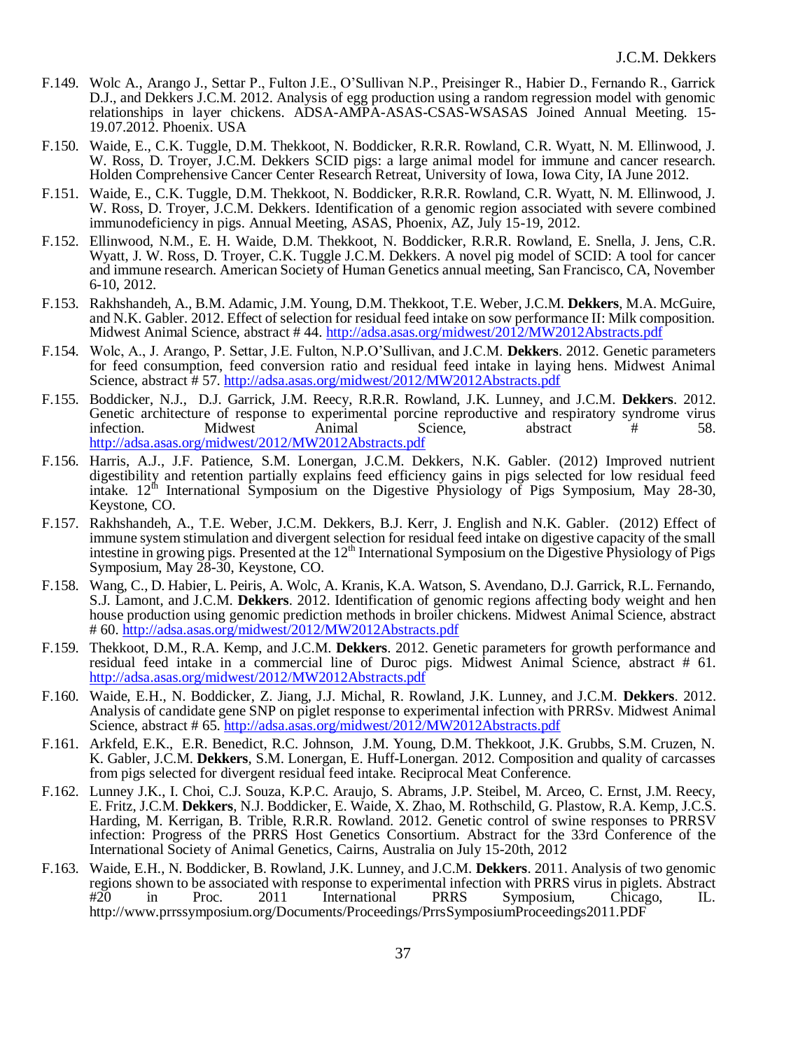F.149. Wolc A., Arango J., Settar P., Fulton J.E., O'Sullivan N.P., Preisinger R., Habier D., Fernando R., Garrick D.J., and Dekkers J.C.M. 2012. Analysis of egg production using a random regression model with genomic relationships in layer chickens. ADSA-AMPA-ASAS-CSAS-WSASAS Joined Annual Meeting. 15-19.07.2012. Phoenix. USA

F.150. Waide, E., C.K. Tuggle, D.M. Thekkoot, N. Boddicker, R.R.R. Rowland, C.R. Wyatt, N. M. Ellinwood, J. W. Ross, D. Troyer, J.C.M. Dekkers SCID pigs: a large animal model for immune and cancer research. Holden Comprehensive Cancer Center Research Retreat, University of Iowa, Iowa City, IA June 2012.

F.151. Waide, E., C.K. Tuggle, D.M. Thekkoot, N. Boddicker, R.R.R. Rowland, C.R. Wyatt, N. M. Ellinwood, J. W. Ross, D. Troyer, J.C.M. Dekkers. Identification of a genomic region associated with severe combined immunodeficiency in pigs. Annual Meeting, ASAS, Phoenix, AZ, July 15-19, 2012.

F.152. Ellinwood, N.M., E. H. Waide, D.M. Thekkoot, N. Boddicker, R.R.R. Rowland, E. Snella, J. Jens, C.R. Wyatt, J. W. Ross, D. Troyer, C.K. Tuggle J.C.M. Dekkers. A novel pig model of SCID: A tool for cancer and immune research. American Society of Human Genetics annual meeting, San Francisco, CA, November 6-10, 2012.

F.153. Rakhshandeh, A., B.M. Adamic, J.M. Young, D.M. Thekkoot, T.E. Weber, J.C.M. **Dekkers**, M.A. McGuire, and N.K. Gabler. 2012. Effect of selection for residual feed intake on sow performance II: Milk composition. Midwest Animal Science, abstract # 44. http://adsa.asas.org/midwest/2012/MW2012Abstracts.pdf

F.154. Wolc, A., J. Arango, P. Settar, J.E. Fulton, N.P.O'Sullivan, and J.C.M. **Dekkers**. 2012. Genetic parameters for feed consumption, feed conversion ratio and residual feed intake in laying hens. Midwest Animal Science, abstract # 57. http://adsa.asas.org/midwest/2012/MW2012Abstracts.pdf

F.155. Boddicker, N.J., D.J. Garrick, J.M. Reecy, R.R.R. Rowland, J.K. Lunney, and J.C.M. **Dekkers**. 2012. Genetic architecture of response to experimental porcine reproductive and respiratory syndrome virus infection. Midwest Animal Science, abstract # 58. http://adsa.asas.org/midwest/2012/MW2012Abstracts.pdf

F.156. Harris, A.J., J.F. Patience, S.M. Lonergan, J.C.M. Dekkers, N.K. Gabler. (2012) Improved nutrient digestibility and retention partially explains feed efficiency gains in pigs selected for low residual feed intake. 12th International Symposium on the Digestive Physiology of Pigs Symposium, May 28-30, Keystone, CO.

F.157. Rakhshandeh, A., T.E. Weber, J.C.M. Dekkers, B.J. Kerr, J. English and N.K. Gabler. (2012) Effect of immune system stimulation and divergent selection for residual feed intake on digestive capacity of the small intestine in growing pigs. Presented at the 12th International Symposium on the Digestive Physiology of Pigs Symposium, May 28-30, Keystone, CO.

F.158. Wang, C., D. Habier, L. Peiris, A. Wolc, A. Kranis, K.A. Watson, S. Avendano, D.J. Garrick, R.L. Fernando, S.J. Lamont, and J.C.M. **Dekkers**. 2012. Identification of genomic regions affecting body weight and hen house production using genomic prediction methods in broiler chickens. Midwest Animal Science, abstract # 60. http://adsa.asas.org/midwest/2012/MW2012Abstracts.pdf

F.159. Thekkoot, D.M., R.A. Kemp, and J.C.M. **Dekkers**. 2012. Genetic parameters for growth performance and residual feed intake in a commercial line of Duroc pigs. Midwest Animal Science, abstract # 61. http://adsa.asas.org/midwest/2012/MW2012Abstracts.pdf

F.160. Waide, E.H., N. Boddicker, Z. Jiang, J.J. Michal, R. Rowland, J.K. Lunney, and J.C.M. **Dekkers**. 2012. Analysis of candidate gene SNP on piglet response to experimental infection with PRRSv. Midwest Animal Science, abstract # 65. http://adsa.asas.org/midwest/2012/MW2012Abstracts.pdf

F.161. Arkfeld, E.K., E.R. Benedict, R.C. Johnson, J.M. Young, D.M. Thekkoot, J.K. Grubbs, S.M. Cruzen, N. K. Gabler, J.C.M. **Dekkers**, S.M. Lonergan, E. Huff-Lonergan. 2012. Composition and quality of carcasses from pigs selected for divergent residual feed intake. Reciprocal Meat Conference.

F.162. Lunney J.K., I. Choi, C.J. Souza, K.P.C. Araujo, S. Abrams, J.P. Steibel, M. Arceo, C. Ernst, J.M. Reecy, E. Fritz, J.C.M. **Dekkers**, N.J. Boddicker, E. Waide, X. Zhao, M. Rothschild, G. Plastow, R.A. Kemp, J.C.S. Harding, M. Kerrigan, B. Trible, R.R.R. Rowland. 2012. Genetic control of swine responses to PRRSV infection: Progress of the PRRS Host Genetics Consortium. Abstract for the 33rd Conference of the International Society of Animal Genetics, Cairns, Australia on July 15-20th, 2012

F.163. Waide, E.H., N. Boddicker, B. Rowland, J.K. Lunney, and J.C.M. **Dekkers**. 2011. Analysis of two genomic regions shown to be associated with response to experimental infection with PRRS virus in piglets. Abstract #20 in Proc. 2011 International PRRS Symposium, Chicago, IL. http://www.prrssymposium.org/Documents/Proceedings/PrrsSymposiumProceedings2011.PDF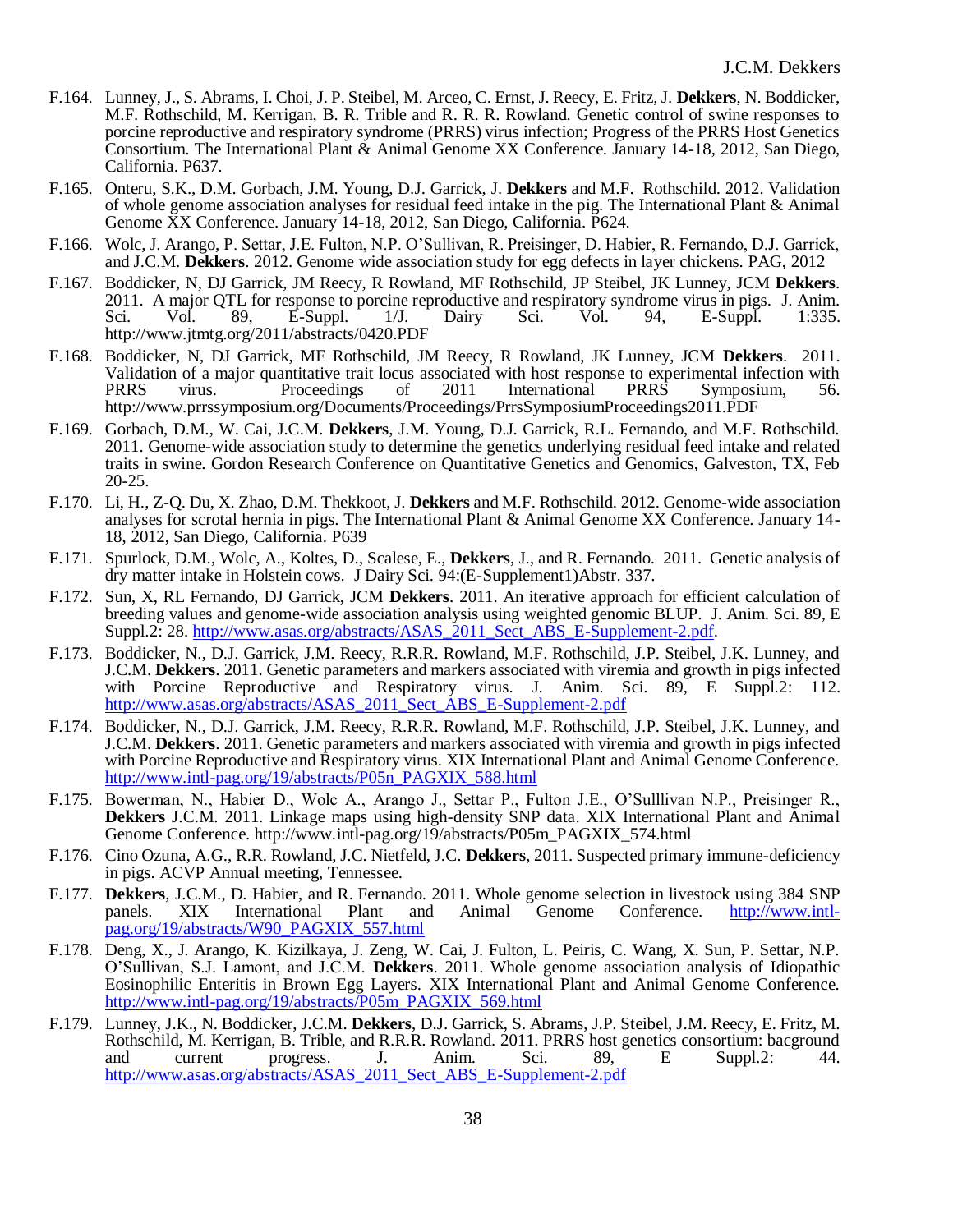F.164. Lunney, J., S. Abrams, I. Choi, J. P. Steibel, M. Arceo, C. Ernst, J. Reecy, E. Fritz, J. **Dekkers**, N. Boddicker, M.F. Rothschild, M. Kerrigan, B. R. Trible and R. R. R. Rowland. Genetic control of swine responses to porcine reproductive and respiratory syndrome (PRRS) virus infection; Progress of the PRRS Host Genetics Consortium. The International Plant & Animal Genome XX Conference. January 14-18, 2012, San Diego, California. P637.

F.165. Onteru, S.K., D.M. Gorbach, J.M. Young, D.J. Garrick, J. **Dekkers** and M.F. Rothschild. 2012. Validation of whole genome association analyses for residual feed intake in the pig. The International Plant & Animal Genome XX Conference. January 14-18, 2012, San Diego, California. P624.

F.166. Wolc, J. Arango, P. Settar, J.E. Fulton, N.P. O'Sullivan, R. Preisinger, D. Habier, R. Fernando, D.J. Garrick, and J.C.M. **Dekkers**. 2012. Genome wide association study for egg defects in layer chickens. PAG, 2012

F.167. Boddicker, N, DJ Garrick, JM Reecy, R Rowland, MF Rothschild, JP Steibel, JK Lunney, JCM **Dekkers**. 2011. A major QTL for response to porcine reproductive and respiratory syndrome virus in pigs. J. Anim. Sci. Vol. 89, E-Suppl. 1/J. Dairy Sci. Vol. 94, E-Suppl. 1:335. http://www.jtmtg.org/2011/abstracts/0420.PDF

F.168. Boddicker, N, DJ Garrick, MF Rothschild, JM Reecy, R Rowland, JK Lunney, JCM **Dekkers**. 2011. Validation of a major quantitative trait locus associated with host response to experimental infection with PRRS virus. Proceedings of 2011 International PRRS Symposium, 56. http://www.prrssymposium.org/Documents/Proceedings/PrrsSymposiumProceedings2011.PDF

F.169. Gorbach, D.M., W. Cai, J.C.M. **Dekkers**, J.M. Young, D.J. Garrick, R.L. Fernando, and M.F. Rothschild. 2011. Genome-wide association study to determine the genetics underlying residual feed intake and related traits in swine. Gordon Research Conference on Quantitative Genetics and Genomics, Galveston, TX, Feb 20-25.

F.170. Li, H., Z-Q. Du, X. Zhao, D.M. Thekkoot, J. **Dekkers** and M.F. Rothschild. 2012. Genome-wide association analyses for scrotal hernia in pigs. The International Plant & Animal Genome XX Conference. January 14-18, 2012, San Diego, California. P639

F.171. Spurlock, D.M., Wolc, A., Koltes, D., Scalese, E., **Dekkers**, J., and R. Fernando. 2011. Genetic analysis of dry matter intake in Holstein cows. J Dairy Sci. 94:(E-Supplement1)Abstr. 337.

F.172. Sun, X, RL Fernando, DJ Garrick, JCM **Dekkers**. 2011. An iterative approach for efficient calculation of breeding values and genome-wide association analysis using weighted genomic BLUP. J. Anim. Sci. 89, E Suppl.2: 28. http://www.asas.org/abstracts/ASAS_2011_Sect_ABS_E-Supplement-2.pdf.

F.173. Boddicker, N., D.J. Garrick, J.M. Reecy, R.R.R. Rowland, M.F. Rothschild, J.P. Steibel, J.K. Lunney, and J.C.M. **Dekkers**. 2011. Genetic parameters and markers associated with viremia and growth in pigs infected with Porcine Reproductive and Respiratory virus. J. Anim. Sci. 89, E Suppl.2: 112. http://www.asas.org/abstracts/ASAS_2011_Sect_ABS_E-Supplement-2.pdf

F.174. Boddicker, N., D.J. Garrick, J.M. Reecy, R.R.R. Rowland, M.F. Rothschild, J.P. Steibel, J.K. Lunney, and J.C.M. **Dekkers**. 2011. Genetic parameters and markers associated with viremia and growth in pigs infected with Porcine Reproductive and Respiratory virus. XIX International Plant and Animal Genome Conference. http://www.intl-pag.org/19/abstracts/P05n_PAGXIX_588.html

F.175. Bowerman, N., Habier D., Wolc A., Arango J., Settar P., Fulton J.E., O'Sulllivan N.P., Preisinger R., **Dekkers** J.C.M. 2011. Linkage maps using high-density SNP data. XIX International Plant and Animal Genome Conference. http://www.intl-pag.org/19/abstracts/P05m_PAGXIX_574.html

F.176. Cino Ozuna, A.G., R.R. Rowland, J.C. Nietfeld, J.C. **Dekkers**, 2011. Suspected primary immune-deficiency in pigs. ACVP Annual meeting, Tennessee.

F.177. **Dekkers**, J.C.M., D. Habier, and R. Fernando. 2011. Whole genome selection in livestock using 384 SNP panels. XIX International Plant and Animal Genome Conference. http://www.intl-pag.org/19/abstracts/W90_PAGXIX_557.html

F.178. Deng, X., J. Arango, K. Kizilkaya, J. Zeng, W. Cai, J. Fulton, L. Peiris, C. Wang, X. Sun, P. Settar, N.P. O'Sullivan, S.J. Lamont, and J.C.M. **Dekkers**. 2011. Whole genome association analysis of Idiopathic Eosinophilic Enteritis in Brown Egg Layers. XIX International Plant and Animal Genome Conference. http://www.intl-pag.org/19/abstracts/P05m_PAGXIX_569.html

F.179. Lunney, J.K., N. Boddicker, J.C.M. **Dekkers**, D.J. Garrick, S. Abrams, J.P. Steibel, J.M. Reecy, E. Fritz, M. Rothschild, M. Kerrigan, B. Trible, and R.R.R. Rowland. 2011. PRRS host genetics consortium: bacground and current progress. J. Anim. Sci. 89, E Suppl.2: 44. http://www.asas.org/abstracts/ASAS_2011_Sect_ABS_E-Supplement-2.pdf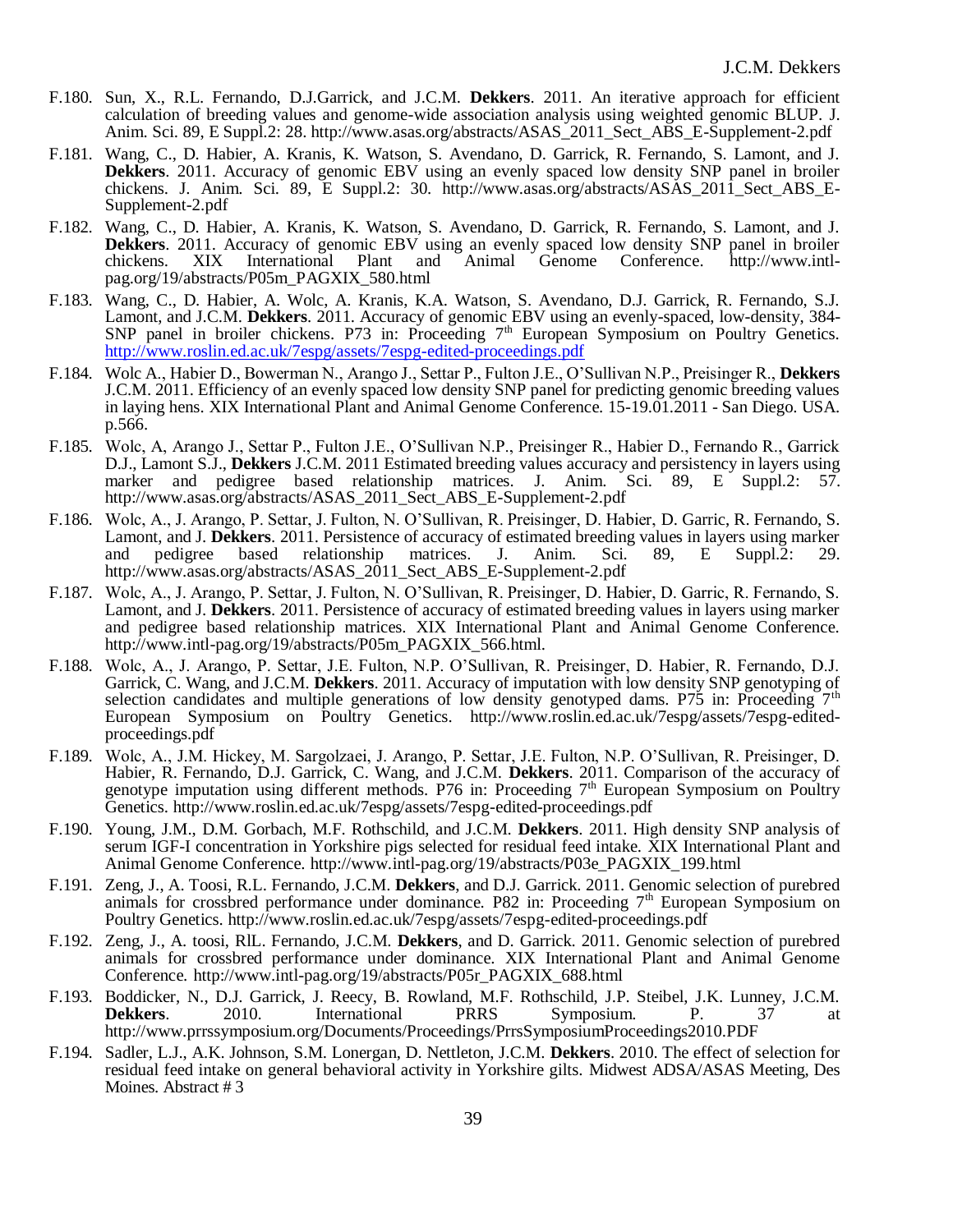F.180. Sun, X., R.L. Fernando, D.J.Garrick, and J.C.M. **Dekkers**. 2011. An iterative approach for efficient calculation of breeding values and genome-wide association analysis using weighted genomic BLUP. J. Anim. Sci. 89, E Suppl.2: 28. http://www.asas.org/abstracts/ASAS_2011_Sect_ABS_E-Supplement-2.pdf

F.181. Wang, C., D. Habier, A. Kranis, K. Watson, S. Avendano, D. Garrick, R. Fernando, S. Lamont, and J. **Dekkers**. 2011. Accuracy of genomic EBV using an evenly spaced low density SNP panel in broiler chickens. J. Anim. Sci. 89, E Suppl.2: 30. http://www.asas.org/abstracts/ASAS_2011_Sect_ABS_E-Supplement-2.pdf

F.182. Wang, C., D. Habier, A. Kranis, K. Watson, S. Avendano, D. Garrick, R. Fernando, S. Lamont, and J. **Dekkers**. 2011. Accuracy of genomic EBV using an evenly spaced low density SNP panel in broiler chickens. XIX International Plant and Animal Genome Conference. http://www.intl-pag.org/19/abstracts/P05m_PAGXIX_580.html

F.183. Wang, C., D. Habier, A. Wolc, A. Kranis, K.A. Watson, S. Avendano, D.J. Garrick, R. Fernando, S.J. Lamont, and J.C.M. **Dekkers**. 2011. Accuracy of genomic EBV using an evenly-spaced, low-density, 384-SNP panel in broiler chickens. P73 in: Proceeding 7[th] European Symposium on Poultry Genetics. http://www.roslin.ed.ac.uk/7espg/assets/7espg-edited-proceedings.pdf

F.184. Wolc A., Habier D., Bowerman N., Arango J., Settar P., Fulton J.E., O'Sullivan N.P., Preisinger R., **Dekkers** J.C.M. 2011. Efficiency of an evenly spaced low density SNP panel for predicting genomic breeding values in laying hens. XIX International Plant and Animal Genome Conference. 15-19.01.2011 - San Diego. USA. p.566.

F.185. Wolc, A, Arango J., Settar P., Fulton J.E., O'Sullivan N.P., Preisinger R., Habier D., Fernando R., Garrick D.J., Lamont S.J., **Dekkers** J.C.M. 2011 Estimated breeding values accuracy and persistency in layers using marker and pedigree based relationship matrices. J. Anim. Sci. 89, E Suppl.2: 57. http://www.asas.org/abstracts/ASAS_2011_Sect_ABS_E-Supplement-2.pdf

F.186. Wolc, A., J. Arango, P. Settar, J. Fulton, N. O'Sullivan, R. Preisinger, D. Habier, D. Garric, R. Fernando, S. Lamont, and J. **Dekkers**. 2011. Persistence of accuracy of estimated breeding values in layers using marker and pedigree based relationship matrices. J. Anim. Sci. 89, E Suppl.2: 29. http://www.asas.org/abstracts/ASAS_2011_Sect_ABS_E-Supplement-2.pdf

F.187. Wolc, A., J. Arango, P. Settar, J. Fulton, N. O'Sullivan, R. Preisinger, D. Habier, D. Garric, R. Fernando, S. Lamont, and J. **Dekkers**. 2011. Persistence of accuracy of estimated breeding values in layers using marker and pedigree based relationship matrices. XIX International Plant and Animal Genome Conference. http://www.intl-pag.org/19/abstracts/P05m_PAGXIX_566.html.

F.188. Wolc, A., J. Arango, P. Settar, J.E. Fulton, N.P. O'Sullivan, R. Preisinger, D. Habier, R. Fernando, D.J. Garrick, C. Wang, and J.C.M. **Dekkers**. 2011. Accuracy of imputation with low density SNP genotyping of selection candidates and multiple generations of low density genotyped dams. P75 in: Proceeding 7[th] European Symposium on Poultry Genetics. http://www.roslin.ed.ac.uk/7espg/assets/7espg-edited-proceedings.pdf

F.189. Wolc, A., J.M. Hickey, M. Sargolzaei, J. Arango, P. Settar, J.E. Fulton, N.P. O'Sullivan, R. Preisinger, D. Habier, R. Fernando, D.J. Garrick, C. Wang, and J.C.M. **Dekkers**. 2011. Comparison of the accuracy of genotype imputation using different methods. P76 in: Proceeding 7[th] European Symposium on Poultry Genetics. http://www.roslin.ed.ac.uk/7espg/assets/7espg-edited-proceedings.pdf

F.190. Young, J.M., D.M. Gorbach, M.F. Rothschild, and J.C.M. **Dekkers**. 2011. High density SNP analysis of serum IGF-I concentration in Yorkshire pigs selected for residual feed intake. XIX International Plant and Animal Genome Conference. http://www.intl-pag.org/19/abstracts/P03e_PAGXIX_199.html

F.191. Zeng, J., A. Toosi, R.L. Fernando, J.C.M. **Dekkers**, and D.J. Garrick. 2011. Genomic selection of purebred animals for crossbred performance under dominance. P82 in: Proceeding 7[th] European Symposium on Poultry Genetics. http://www.roslin.ed.ac.uk/7espg/assets/7espg-edited-proceedings.pdf

F.192. Zeng, J., A. toosi, RlL. Fernando, J.C.M. **Dekkers**, and D. Garrick. 2011. Genomic selection of purebred animals for crossbred performance under dominance. XIX International Plant and Animal Genome Conference. http://www.intl-pag.org/19/abstracts/P05r_PAGXIX_688.html

F.193. Boddicker, N., D.J. Garrick, J. Reecy, B. Rowland, M.F. Rothschild, J.P. Steibel, J.K. Lunney, J.C.M. **Dekkers**. 2010. International PRRS Symposium. P. 37 at http://www.prrssymposium.org/Documents/Proceedings/PrrsSymposiumProceedings2010.PDF

F.194. Sadler, L.J., A.K. Johnson, S.M. Lonergan, D. Nettleton, J.C.M. **Dekkers**. 2010. The effect of selection for residual feed intake on general behavioral activity in Yorkshire gilts. Midwest ADSA/ASAS Meeting, Des Moines. Abstract # 3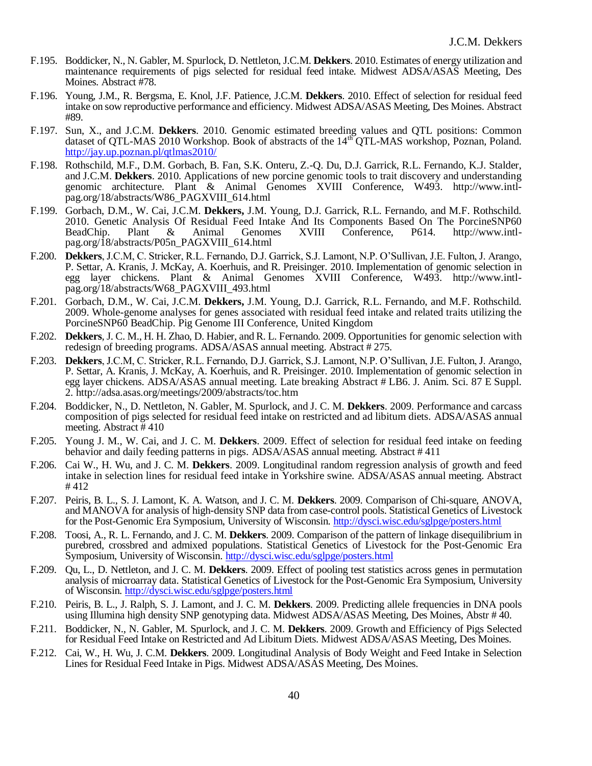F.195. Boddicker, N., N. Gabler, M. Spurlock, D. Nettleton, J.C.M. **Dekkers**. 2010. Estimates of energy utilization and maintenance requirements of pigs selected for residual feed intake. Midwest ADSA/ASAS Meeting, Des Moines. Abstract #78.

F.196. Young, J.M., R. Bergsma, E. Knol, J.F. Patience, J.C.M. **Dekkers**. 2010. Effect of selection for residual feed intake on sow reproductive performance and efficiency. Midwest ADSA/ASAS Meeting, Des Moines. Abstract #89.

F.197. Sun, X., and J.C.M. **Dekkers**. 2010. Genomic estimated breeding values and QTL positions: Common dataset of QTL-MAS 2010 Workshop. Book of abstracts of the 14th QTL-MAS workshop, Poznan, Poland. http://jay.up.poznan.pl/qtlmas2010/

F.198. Rothschild, M.F., D.M. Gorbach, B. Fan, S.K. Onteru, Z.-Q. Du, D.J. Garrick, R.L. Fernando, K.J. Stalder, and J.C.M. **Dekkers**. 2010. Applications of new porcine genomic tools to trait discovery and understanding genomic architecture. Plant & Animal Genomes XVIII Conference, W493. http://www.intl-pag.org/18/abstracts/W86_PAGXVIII_614.html

F.199. Gorbach, D.M., W. Cai, J.C.M. **Dekkers,** J.M. Young, D.J. Garrick, R.L. Fernando, and M.F. Rothschild. 2010. Genetic Analysis Of Residual Feed Intake And Its Components Based On The PorcineSNP60 BeadChip. Plant & Animal Genomes XVIII Conference, P614. http://www.intl-pag.org/18/abstracts/P05n_PAGXVIII_614.html

F.200. **Dekkers**, J.C.M, C. Stricker, R.L. Fernando, D.J. Garrick, S.J. Lamont, N.P. O'Sullivan, J.E. Fulton, J. Arango, P. Settar, A. Kranis, J. McKay, A. Koerhuis, and R. Preisinger. 2010. Implementation of genomic selection in egg layer chickens. Plant & Animal Genomes XVIII Conference, W493. http://www.intl-pag.org/18/abstracts/W68_PAGXVIII_493.html

F.201. Gorbach, D.M., W. Cai, J.C.M. **Dekkers,** J.M. Young, D.J. Garrick, R.L. Fernando, and M.F. Rothschild. 2009. Whole-genome analyses for genes associated with residual feed intake and related traits utilizing the PorcineSNP60 BeadChip. Pig Genome III Conference, United Kingdom

F.202. **Dekkers**, J. C. M., H. H. Zhao, D. Habier, and R. L. Fernando. 2009. Opportunities for genomic selection with redesign of breeding programs. ADSA/ASAS annual meeting. Abstract # 275.

F.203. **Dekkers**, J.C.M, C. Stricker, R.L. Fernando, D.J. Garrick, S.J. Lamont, N.P. O'Sullivan, J.E. Fulton, J. Arango, P. Settar, A. Kranis, J. McKay, A. Koerhuis, and R. Preisinger. 2010. Implementation of genomic selection in egg layer chickens. ADSA/ASAS annual meeting. Late breaking Abstract # LB6. J. Anim. Sci. 87 E Suppl. 2. http://adsa.asas.org/meetings/2009/abstracts/toc.htm

F.204. Boddicker, N., D. Nettleton, N. Gabler, M. Spurlock, and J. C. M. **Dekkers**. 2009. Performance and carcass composition of pigs selected for residual feed intake on restricted and ad libitum diets. ADSA/ASAS annual meeting. Abstract # 410

F.205. Young J. M., W. Cai, and J. C. M. **Dekkers**. 2009. Effect of selection for residual feed intake on feeding behavior and daily feeding patterns in pigs. ADSA/ASAS annual meeting. Abstract # 411

F.206. Cai W., H. Wu, and J. C. M. **Dekkers**. 2009. Longitudinal random regression analysis of growth and feed intake in selection lines for residual feed intake in Yorkshire swine. ADSA/ASAS annual meeting. Abstract # 412

F.207. Peiris, B. L., S. J. Lamont, K. A. Watson, and J. C. M. **Dekkers**. 2009. Comparison of Chi-square, ANOVA, and MANOVA for analysis of high-density SNP data from case-control pools. Statistical Genetics of Livestock for the Post-Genomic Era Symposium, University of Wisconsin. http://dysci.wisc.edu/sglpge/posters.html

F.208. Toosi, A., R. L. Fernando, and J. C. M. **Dekkers**. 2009. Comparison of the pattern of linkage disequilibrium in purebred, crossbred and admixed populations. Statistical Genetics of Livestock for the Post-Genomic Era Symposium, University of Wisconsin. http://dysci.wisc.edu/sglpge/posters.html

F.209. Qu, L., D. Nettleton, and J. C. M. **Dekkers**. 2009. Effect of pooling test statistics across genes in permutation analysis of microarray data. Statistical Genetics of Livestock for the Post-Genomic Era Symposium, University of Wisconsin. http://dysci.wisc.edu/sglpge/posters.html

F.210. Peiris, B. L., J. Ralph, S. J. Lamont, and J. C. M. **Dekkers**. 2009. Predicting allele frequencies in DNA pools using Illumina high density SNP genotyping data. Midwest ADSA/ASAS Meeting, Des Moines, Abstr # 40.

F.211. Boddicker, N., N. Gabler, M. Spurlock, and J. C. M. **Dekkers**. 2009. Growth and Efficiency of Pigs Selected for Residual Feed Intake on Restricted and Ad Libitum Diets. Midwest ADSA/ASAS Meeting, Des Moines.

F.212. Cai, W., H. Wu, J. C.M. **Dekkers**. 2009. Longitudinal Analysis of Body Weight and Feed Intake in Selection Lines for Residual Feed Intake in Pigs. Midwest ADSA/ASAS Meeting, Des Moines.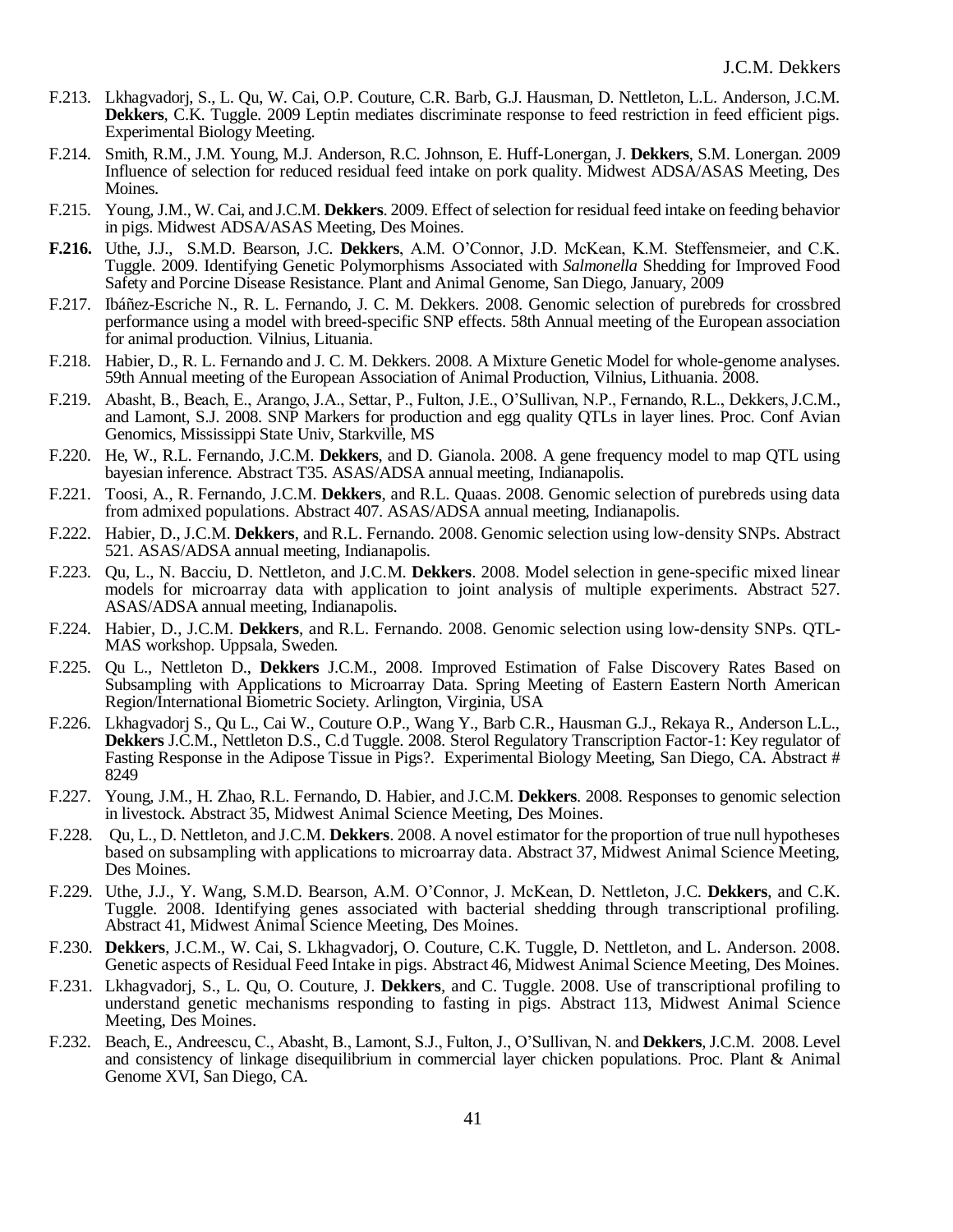F.213. Lkhagvadorj, S., L. Qu, W. Cai, O.P. Couture, C.R. Barb, G.J. Hausman, D. Nettleton, L.L. Anderson, J.C.M. **Dekkers**, C.K. Tuggle. 2009 Leptin mediates discriminate response to feed restriction in feed efficient pigs. Experimental Biology Meeting.

F.214. Smith, R.M., J.M. Young, M.J. Anderson, R.C. Johnson, E. Huff-Lonergan, J. **Dekkers**, S.M. Lonergan. 2009 Influence of selection for reduced residual feed intake on pork quality. Midwest ADSA/ASAS Meeting, Des Moines.

F.215. Young, J.M., W. Cai, and J.C.M. **Dekkers**. 2009. Effect of selection for residual feed intake on feeding behavior in pigs. Midwest ADSA/ASAS Meeting, Des Moines.

**F.216.** Uthe, J.J., S.M.D. Bearson, J.C. **Dekkers**, A.M. O'Connor, J.D. McKean, K.M. Steffensmeier, and C.K. Tuggle. 2009. Identifying Genetic Polymorphisms Associated with *Salmonella* Shedding for Improved Food Safety and Porcine Disease Resistance. Plant and Animal Genome, San Diego, January, 2009

F.217. Ibáñez-Escriche N., R. L. Fernando, J. C. M. Dekkers. 2008. Genomic selection of purebreds for crossbred performance using a model with breed-specific SNP effects. 58th Annual meeting of the European association for animal production. Vilnius, Lituania.

F.218. Habier, D., R. L. Fernando and J. C. M. Dekkers. 2008. A Mixture Genetic Model for whole-genome analyses. 59th Annual meeting of the European Association of Animal Production, Vilnius, Lithuania. 2008.

F.219. Abasht, B., Beach, E., Arango, J.A., Settar, P., Fulton, J.E., O'Sullivan, N.P., Fernando, R.L., Dekkers, J.C.M., and Lamont, S.J. 2008. SNP Markers for production and egg quality QTLs in layer lines. Proc. Conf Avian Genomics, Mississippi State Univ, Starkville, MS

F.220. He, W., R.L. Fernando, J.C.M. **Dekkers**, and D. Gianola. 2008. A gene frequency model to map QTL using bayesian inference. Abstract T35. ASAS/ADSA annual meeting, Indianapolis.

F.221. Toosi, A., R. Fernando, J.C.M. **Dekkers**, and R.L. Quaas. 2008. Genomic selection of purebreds using data from admixed populations. Abstract 407. ASAS/ADSA annual meeting, Indianapolis.

F.222. Habier, D., J.C.M. **Dekkers**, and R.L. Fernando. 2008. Genomic selection using low-density SNPs. Abstract 521. ASAS/ADSA annual meeting, Indianapolis.

F.223. Qu, L., N. Bacciu, D. Nettleton, and J.C.M. **Dekkers**. 2008. Model selection in gene-specific mixed linear models for microarray data with application to joint analysis of multiple experiments. Abstract 527. ASAS/ADSA annual meeting, Indianapolis.

F.224. Habier, D., J.C.M. **Dekkers**, and R.L. Fernando. 2008. Genomic selection using low-density SNPs. QTL-MAS workshop. Uppsala, Sweden.

F.225. Qu L., Nettleton D., **Dekkers** J.C.M., 2008. Improved Estimation of False Discovery Rates Based on Subsampling with Applications to Microarray Data. Spring Meeting of Eastern Eastern North American Region/International Biometric Society. Arlington, Virginia, USA

F.226. Lkhagvadorj S., Qu L., Cai W., Couture O.P., Wang Y., Barb C.R., Hausman G.J., Rekaya R., Anderson L.L., **Dekkers** J.C.M., Nettleton D.S., C.d Tuggle. 2008. Sterol Regulatory Transcription Factor-1: Key regulator of Fasting Response in the Adipose Tissue in Pigs?. Experimental Biology Meeting, San Diego, CA. Abstract # 8249

F.227. Young, J.M., H. Zhao, R.L. Fernando, D. Habier, and J.C.M. **Dekkers**. 2008. Responses to genomic selection in livestock. Abstract 35, Midwest Animal Science Meeting, Des Moines.

F.228. Qu, L., D. Nettleton, and J.C.M. **Dekkers**. 2008. A novel estimator for the proportion of true null hypotheses based on subsampling with applications to microarray data. Abstract 37, Midwest Animal Science Meeting, Des Moines.

F.229. Uthe, J.J., Y. Wang, S.M.D. Bearson, A.M. O'Connor, J. McKean, D. Nettleton, J.C. **Dekkers**, and C.K. Tuggle. 2008. Identifying genes associated with bacterial shedding through transcriptional profiling. Abstract 41, Midwest Animal Science Meeting, Des Moines.

F.230. **Dekkers**, J.C.M., W. Cai, S. Lkhagvadorj, O. Couture, C.K. Tuggle, D. Nettleton, and L. Anderson. 2008. Genetic aspects of Residual Feed Intake in pigs. Abstract 46, Midwest Animal Science Meeting, Des Moines.

F.231. Lkhagvadorj, S., L. Qu, O. Couture, J. **Dekkers**, and C. Tuggle. 2008. Use of transcriptional profiling to understand genetic mechanisms responding to fasting in pigs. Abstract 113, Midwest Animal Science Meeting, Des Moines.

F.232. Beach, E., Andreescu, C., Abasht, B., Lamont, S.J., Fulton, J., O'Sullivan, N. and **Dekkers**, J.C.M. 2008. Level and consistency of linkage disequilibrium in commercial layer chicken populations. Proc. Plant & Animal Genome XVI, San Diego, CA.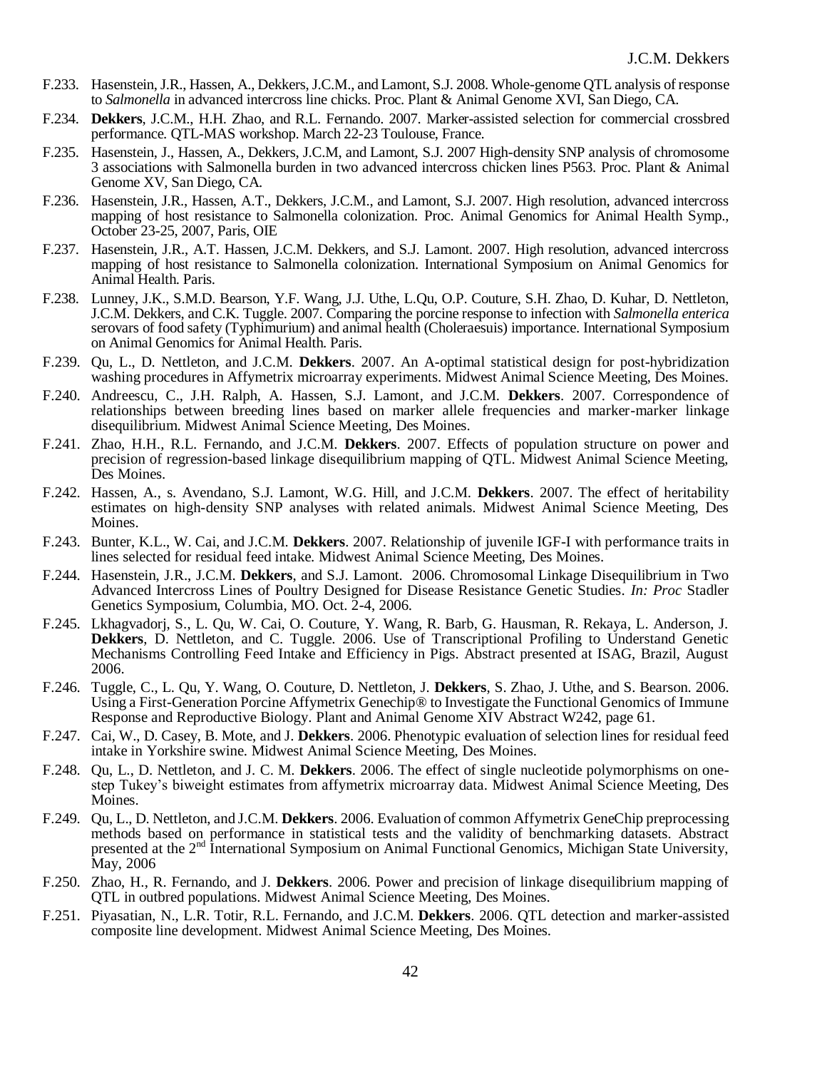F.233. Hasenstein, J.R., Hassen, A., Dekkers, J.C.M., and Lamont, S.J. 2008. Whole-genome QTL analysis of response to *Salmonella* in advanced intercross line chicks. Proc. Plant & Animal Genome XVI, San Diego, CA.

F.234. **Dekkers**, J.C.M., H.H. Zhao, and R.L. Fernando. 2007. Marker-assisted selection for commercial crossbred performance. QTL-MAS workshop. March 22-23 Toulouse, France.

F.235. Hasenstein, J., Hassen, A., Dekkers, J.C.M, and Lamont, S.J. 2007 High-density SNP analysis of chromosome 3 associations with Salmonella burden in two advanced intercross chicken lines P563. Proc. Plant & Animal Genome XV, San Diego, CA.

F.236. Hasenstein, J.R., Hassen, A.T., Dekkers, J.C.M., and Lamont, S.J. 2007. High resolution, advanced intercross mapping of host resistance to Salmonella colonization. Proc. Animal Genomics for Animal Health Symp., October 23-25, 2007, Paris, OIE

F.237. Hasenstein, J.R., A.T. Hassen, J.C.M. Dekkers, and S.J. Lamont. 2007. High resolution, advanced intercross mapping of host resistance to Salmonella colonization. International Symposium on Animal Genomics for Animal Health. Paris.

F.238. Lunney, J.K., S.M.D. Bearson, Y.F. Wang, J.J. Uthe, L.Qu, O.P. Couture, S.H. Zhao, D. Kuhar, D. Nettleton, J.C.M. Dekkers, and C.K. Tuggle. 2007. Comparing the porcine response to infection with *Salmonella enterica* serovars of food safety (Typhimurium) and animal health (Choleraesuis) importance. International Symposium on Animal Genomics for Animal Health.

F.239. Qu, L., D. Nettleton, and J.C.M. **Dekkers**. 2007. An A-optimal statistical design for post-hybridization washing procedures in Affymetrix microarray experiments. Midwest Animal Science Meeting, Des Moines.

F.240. Andreescu, C., J.H. Ralph, A. Hassen, S.J. Lamont, and J.C.M. **Dekkers**. 2007. Correspondence of relationships between breeding lines based on marker allele frequencies and marker-marker linkage disequilibrium. Midwest Animal Science Meeting, Des Moines.

F.241. Zhao, H.H., R.L. Fernando, and J.C.M. **Dekkers**. 2007. Effects of population structure on power and precision of regression-based linkage disequilibrium mapping of QTL. Midwest Animal Science Meeting, Des Moines.

F.242. Hassen, A., s. Avendano, S.J. Lamont, W.G. Hill, and J.C.M. **Dekkers**. 2007. The effect of heritability estimates on high-density SNP analyses with related animals. Midwest Animal Science Meeting, Des Moines.

F.243. Bunter, K.L., W. Cai, and J.C.M. **Dekkers**. 2007. Relationship of juvenile IGF-I with performance traits in lines selected for residual feed intake. Midwest Animal Science Meeting, Des Moines.

F.244. Hasenstein, J.R., J.C.M. **Dekkers**, and S.J. Lamont. 2006. Chromosomal Linkage Disequilibrium in Two Advanced Intercross Lines of Poultry Designed for Disease Resistance Genetic Studies. *In: Proc* Stadler Genetics Symposium, Columbia, MO. Oct. 2-4, 2006.

F.245. Lkhagvadorj, S., L. Qu, W. Cai, O. Couture, Y. Wang, R. Barb, G. Hausman, R. Rekaya, L. Anderson, J. **Dekkers**, D. Nettleton, and C. Tuggle. 2006. Use of Transcriptional Profiling to Understand Genetic Mechanisms Controlling Feed Intake and Efficiency in Pigs. Abstract presented at ISAG, Brazil, August 2006.

F.246. Tuggle, C., L. Qu, Y. Wang, O. Couture, D. Nettleton, J. **Dekkers**, S. Zhao, J. Uthe, and S. Bearson. 2006. Using a First-Generation Porcine Affymetrix Genechip® to Investigate the Functional Genomics of Immune Response and Reproductive Biology. Plant and Animal Genome XIV Abstract W242, page 61.

F.247. Cai, W., D. Casey, B. Mote, and J. **Dekkers**. 2006. Phenotypic evaluation of selection lines for residual feed intake in Yorkshire swine. Midwest Animal Science Meeting, Des Moines.

F.248. Qu, L., D. Nettleton, and J. C. M. **Dekkers**. 2006. The effect of single nucleotide polymorphisms on one-step Tukey's biweight estimates from affymetrix microarray data. Midwest Animal Science Meeting, Des Moines.

F.249. Qu, L., D. Nettleton, and J.C.M. **Dekkers**. 2006. Evaluation of common Affymetrix GeneChip preprocessing methods based on performance in statistical tests and the validity of benchmarking datasets. Abstract presented at the 2nd International Symposium on Animal Functional Genomics, Michigan State University, May, 2006

F.250. Zhao, H., R. Fernando, and J. **Dekkers**. 2006. Power and precision of linkage disequilibrium mapping of QTL in outbred populations. Midwest Animal Science Meeting, Des Moines.

F.251. Piyasatian, N., L.R. Totir, R.L. Fernando, and J.C.M. **Dekkers**. 2006. QTL detection and marker-assisted composite line development. Midwest Animal Science Meeting, Des Moines.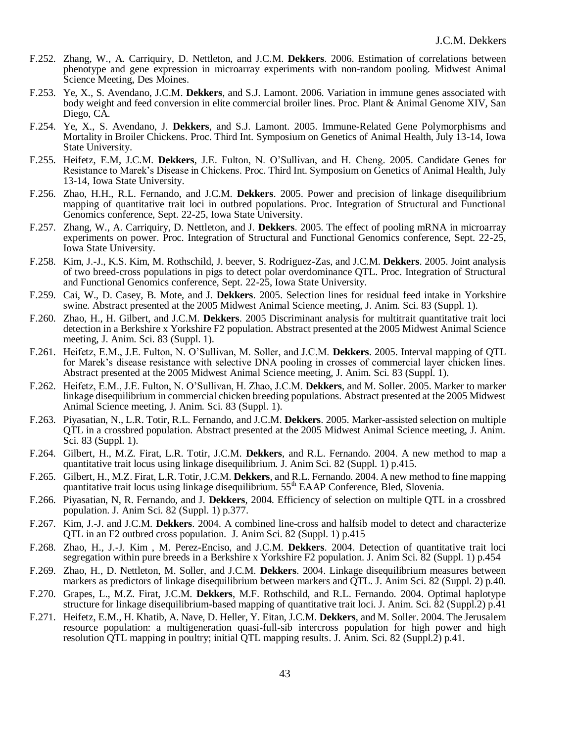F.252. Zhang, W., A. Carriquiry, D. Nettleton, and J.C.M. **Dekkers**. 2006. Estimation of correlations between phenotype and gene expression in microarray experiments with non-random pooling. Midwest Animal Science Meeting, Des Moines.

F.253. Ye, X., S. Avendano, J.C.M. **Dekkers**, and S.J. Lamont. 2006. Variation in immune genes associated with body weight and feed conversion in elite commercial broiler lines. Proc. Plant & Animal Genome XIV, San Diego, CA.

F.254. Ye, X., S. Avendano, J. **Dekkers**, and S.J. Lamont. 2005. Immune-Related Gene Polymorphisms and Mortality in Broiler Chickens. Proc. Third Int. Symposium on Genetics of Animal Health, July 13-14, Iowa State University.

F.255. Heifetz, E.M, J.C.M. **Dekkers**, J.E. Fulton, N. O'Sullivan, and H. Cheng. 2005. Candidate Genes for Resistance to Marek's Disease in Chickens. Proc. Third Int. Symposium on Genetics of Animal Health, July 13-14, Iowa State University.

F.256. Zhao, H.H., R.L. Fernando, and J.C.M. **Dekkers**. 2005. Power and precision of linkage disequilibrium mapping of quantitative trait loci in outbred populations. Proc. Integration of Structural and Functional Genomics conference, Sept. 22-25, Iowa State University.

F.257. Zhang, W., A. Carriquiry, D. Nettleton, and J. **Dekkers**. 2005. The effect of pooling mRNA in microarray experiments on power. Proc. Integration of Structural and Functional Genomics conference, Sept. 22-25, Iowa State University.

F.258. Kim, J.-J., K.S. Kim, M. Rothschild, J. beever, S. Rodriguez-Zas, and J.C.M. **Dekkers**. 2005. Joint analysis of two breed-cross populations in pigs to detect polar overdominance QTL. Proc. Integration of Structural and Functional Genomics conference, Sept. 22-25, Iowa State University.

F.259. Cai, W., D. Casey, B. Mote, and J. **Dekkers**. 2005. Selection lines for residual feed intake in Yorkshire swine. Abstract presented at the 2005 Midwest Animal Science meeting, J. Anim. Sci. 83 (Suppl. 1).

F.260. Zhao, H., H. Gilbert, and J.C.M. **Dekkers**. 2005 Discriminant analysis for multitrait quantitative trait loci detection in a Berkshire x Yorkshire F2 population. Abstract presented at the 2005 Midwest Animal Science meeting, J. Anim. Sci. 83 (Suppl. 1).

F.261. Heifetz, E.M., J.E. Fulton, N. O'Sullivan, M. Soller, and J.C.M. **Dekkers**. 2005. Interval mapping of QTL for Marek's disease resistance with selective DNA pooling in crosses of commercial layer chicken lines. Abstract presented at the 2005 Midwest Animal Science meeting, J. Anim. Sci. 83 (Suppl. 1).

F.262. Heifetz, E.M., J.E. Fulton, N. O'Sullivan, H. Zhao, J.C.M. **Dekkers**, and M. Soller. 2005. Marker to marker linkage disequilibrium in commercial chicken breeding populations. Abstract presented at the 2005 Midwest Animal Science meeting, J. Anim. Sci. 83 (Suppl. 1).

F.263. Piyasatian, N., L.R. Totir, R.L. Fernando, and J.C.M. **Dekkers**. 2005. Marker-assisted selection on multiple QTL in a crossbred population. Abstract presented at the 2005 Midwest Animal Science meeting, J. Anim. Sci. 83 (Suppl. 1).

F.264. Gilbert, H., M.Z. Firat, L.R. Totir, J.C.M. **Dekkers**, and R.L. Fernando. 2004. A new method to map a quantitative trait locus using linkage disequilibrium. J. Anim Sci. 82 (Suppl. 1) p.415.

F.265. Gilbert, H., M.Z. Firat, L.R. Totir, J.C.M. **Dekkers**, and R.L. Fernando. 2004. A new method to fine mapping quantitative trait locus using linkage disequilibrium. 55th EAAP Conference, Bled, Slovenia.

F.266. Piyasatian, N, R. Fernando, and J. **Dekkers**, 2004. Efficiency of selection on multiple QTL in a crossbred population. J. Anim Sci. 82 (Suppl. 1) p.377.

F.267. Kim, J.-J. and J.C.M. **Dekkers**. 2004. A combined line-cross and halfsib model to detect and characterize QTL in an F2 outbred cross population. J. Anim Sci. 82 (Suppl. 1) p.415

F.268. Zhao, H., J.-J. Kim , M. Perez-Enciso, and J.C.M. **Dekkers**. 2004. Detection of quantitative trait loci segregation within pure breeds in a Berkshire x Yorkshire F2 population. J. Anim Sci. 82 (Suppl. 1) p.454

F.269. Zhao, H., D. Nettleton, M. Soller, and J.C.M. **Dekkers**. 2004. Linkage disequilibrium measures between markers as predictors of linkage disequilibrium between markers and QTL. J. Anim Sci. 82 (Suppl. 2) p.40.

F.270. Grapes, L., M.Z. Firat, J.C.M. **Dekkers**, M.F. Rothschild, and R.L. Fernando. 2004. Optimal haplotype structure for linkage disequilibrium-based mapping of quantitative trait loci. J. Anim. Sci. 82 (Suppl.2) p.41

F.271. Heifetz, E.M., H. Khatib, A. Nave, D. Heller, Y. Eitan, J.C.M. **Dekkers**, and M. Soller. 2004. The Jerusalem resource population: a multigeneration quasi-full-sib intercross population for high power and high resolution QTL mapping in poultry; initial QTL mapping results. J. Anim. Sci. 82 (Suppl.2) p.41.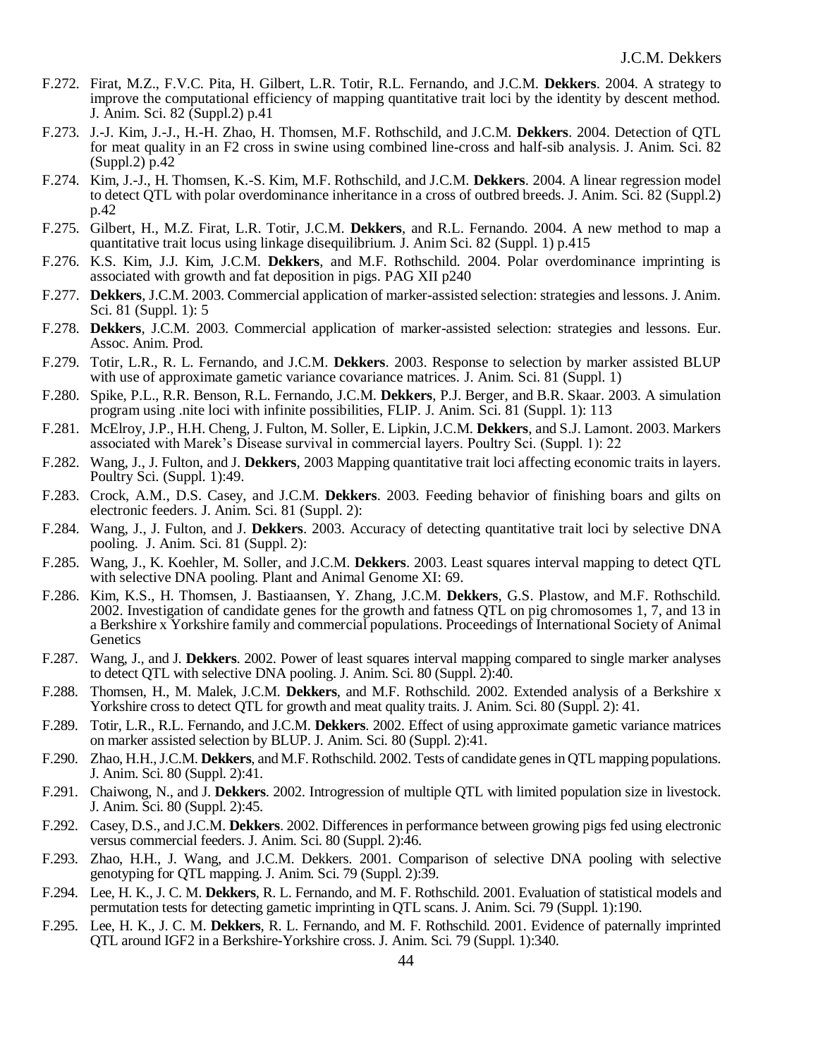F.272. Firat, M.Z., F.V.C. Pita, H. Gilbert, L.R. Totir, R.L. Fernando, and J.C.M. **Dekkers**. 2004. A strategy to improve the computational efficiency of mapping quantitative trait loci by the identity by descent method. J. Anim. Sci. 82 (Suppl.2) p.41

F.273. J.-J. Kim, J.-J., H.-H. Zhao, H. Thomsen, M.F. Rothschild, and J.C.M. **Dekkers**. 2004. Detection of QTL for meat quality in an F2 cross in swine using combined line-cross and half-sib analysis. J. Anim. Sci. 82 (Suppl.2) p.42

F.274. Kim, J.-J., H. Thomsen, K.-S. Kim, M.F. Rothschild, and J.C.M. **Dekkers**. 2004. A linear regression model to detect QTL with polar overdominance inheritance in a cross of outbred breeds. J. Anim. Sci. 82 (Suppl.2) p.42

F.275. Gilbert, H., M.Z. Firat, L.R. Totir, J.C.M. **Dekkers**, and R.L. Fernando. 2004. A new method to map a quantitative trait locus using linkage disequilibrium. J. Anim Sci. 82 (Suppl. 1) p.415

F.276. K.S. Kim, J.J. Kim, J.C.M. **Dekkers**, and M.F. Rothschild. 2004. Polar overdominance imprinting is associated with growth and fat deposition in pigs. PAG XII p240

F.277. **Dekkers**, J.C.M. 2003. Commercial application of marker-assisted selection: strategies and lessons. J. Anim. Sci. 81 (Suppl. 1): 5

F.278. **Dekkers**, J.C.M. 2003. Commercial application of marker-assisted selection: strategies and lessons. Eur. Assoc. Anim. Prod.

F.279. Totir, L.R., R. L. Fernando, and J.C.M. **Dekkers**. 2003. Response to selection by marker assisted BLUP with use of approximate gametic variance covariance matrices. J. Anim. Sci. 81 (Suppl. 1)

F.280. Spike, P.L., R.R. Benson, R.L. Fernando, J.C.M. **Dekkers**, P.J. Berger, and B.R. Skaar. 2003. A simulation program using .nite loci with infinite possibilities, FLIP. J. Anim. Sci. 81 (Suppl. 1): 113

F.281. McElroy, J.P., H.H. Cheng, J. Fulton, M. Soller, E. Lipkin, J.C.M. **Dekkers**, and S.J. Lamont. 2003. Markers associated with Marek's Disease survival in commercial layers. Poultry Sci. (Suppl. 1): 22

F.282. Wang, J., J. Fulton, and J. **Dekkers**, 2003 Mapping quantitative trait loci affecting economic traits in layers. Poultry Sci. (Suppl. 1):49.

F.283. Crock, A.M., D.S. Casey, and J.C.M. **Dekkers**. 2003. Feeding behavior of finishing boars and gilts on electronic feeders. J. Anim. Sci. 81 (Suppl. 2):

F.284. Wang, J., J. Fulton, and J. **Dekkers**. 2003. Accuracy of detecting quantitative trait loci by selective DNA pooling. J. Anim. Sci. 81 (Suppl. 2):

F.285. Wang, J., K. Koehler, M. Soller, and J.C.M. **Dekkers**. 2003. Least squares interval mapping to detect QTL with selective DNA pooling. Plant and Animal Genome XI: 69.

F.286. Kim, K.S., H. Thomsen, J. Bastiaansen, Y. Zhang, J.C.M. **Dekkers**, G.S. Plastow, and M.F. Rothschild. 2002. Investigation of candidate genes for the growth and fatness QTL on pig chromosomes 1, 7, and 13 in a Berkshire x Yorkshire family and commercial populations. Proceedings of International Society of Animal Genetics

F.287. Wang, J., and J. **Dekkers**. 2002. Power of least squares interval mapping compared to single marker analyses to detect QTL with selective DNA pooling. J. Anim. Sci. 80 (Suppl. 2):40.

F.288. Thomsen, H., M. Malek, J.C.M. **Dekkers**, and M.F. Rothschild. 2002. Extended analysis of a Berkshire x Yorkshire cross to detect QTL for growth and meat quality traits. J. Anim. Sci. 80 (Suppl. 2): 41.

F.289. Totir, L.R., R.L. Fernando, and J.C.M. **Dekkers**. 2002. Effect of using approximate gametic variance matrices on marker assisted selection by BLUP. J. Anim. Sci. 80 (Suppl. 2):41.

F.290. Zhao, H.H., J.C.M. **Dekkers**, and M.F. Rothschild. 2002. Tests of candidate genes in QTL mapping populations. J. Anim. Sci. 80 (Suppl. 2):41.

F.291. Chaiwong, N., and J. **Dekkers**. 2002. Introgression of multiple QTL with limited population size in livestock. J. Anim. Sci. 80 (Suppl. 2):45.

F.292. Casey, D.S., and J.C.M. **Dekkers**. 2002. Differences in performance between growing pigs fed using electronic versus commercial feeders. J. Anim. Sci. 80 (Suppl. 2):46.

F.293. Zhao, H.H., J. Wang, and J.C.M. Dekkers. 2001. Comparison of selective DNA pooling with selective genotyping for QTL mapping. J. Anim. Sci. 79 (Suppl. 2):39.

F.294. Lee, H. K., J. C. M. **Dekkers**, R. L. Fernando, and M. F. Rothschild. 2001. Evaluation of statistical models and permutation tests for detecting gametic imprinting in QTL scans. J. Anim. Sci. 79 (Suppl. 1):190.

F.295. Lee, H. K., J. C. M. **Dekkers**, R. L. Fernando, and M. F. Rothschild. 2001. Evidence of paternally imprinted QTL around IGF2 in a Berkshire-Yorkshire cross. J. Anim. Sci. 79 (Suppl. 1):340.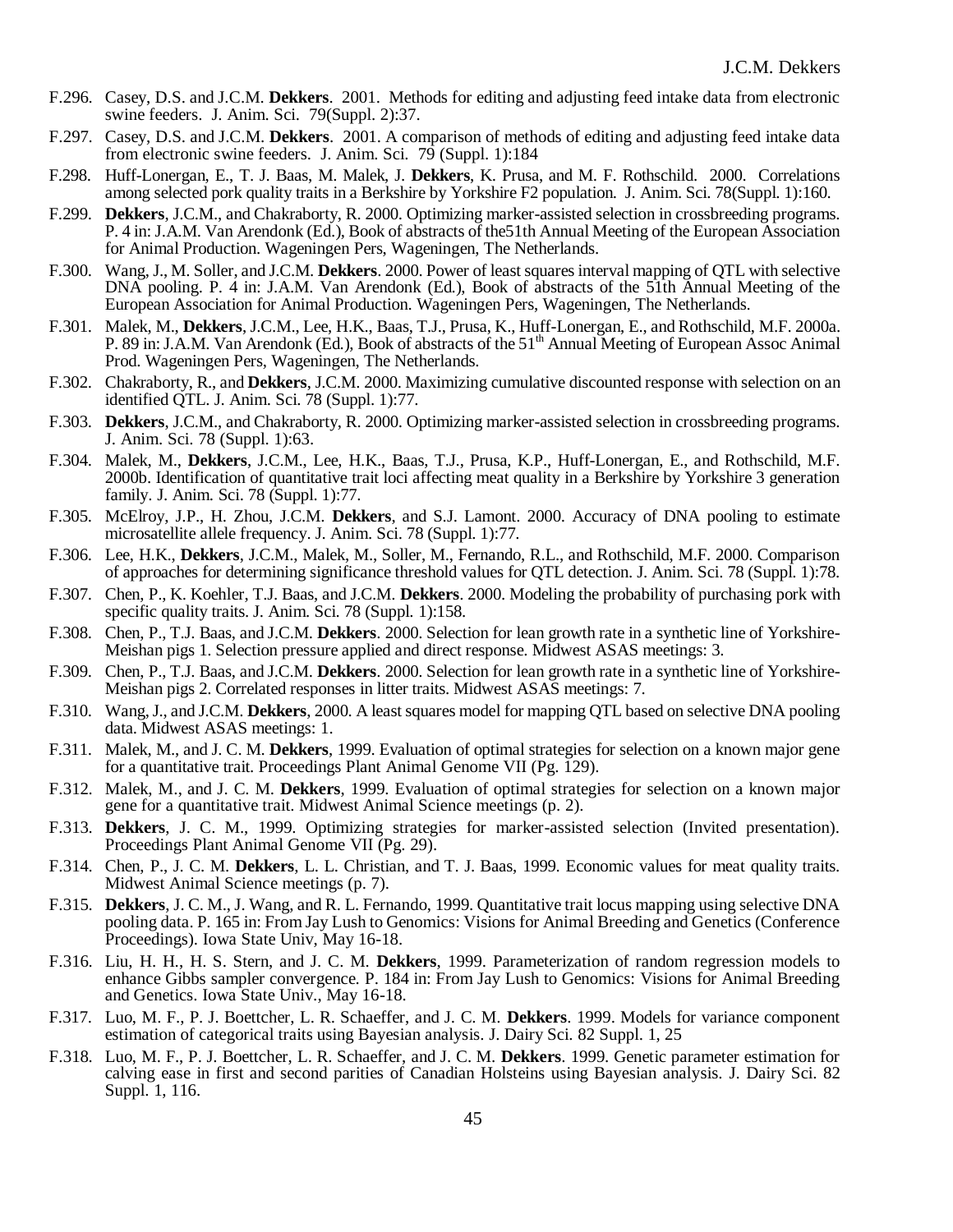F.296. Casey, D.S. and J.C.M. **Dekkers**. 2001. Methods for editing and adjusting feed intake data from electronic swine feeders. J. Anim. Sci. 79(Suppl. 2):37.

F.297. Casey, D.S. and J.C.M. **Dekkers**. 2001. A comparison of methods of editing and adjusting feed intake data from electronic swine feeders. J. Anim. Sci. 79 (Suppl. 1):184

F.298. Huff-Lonergan, E., T. J. Baas, M. Malek, J. **Dekkers**, K. Prusa, and M. F. Rothschild. 2000. Correlations among selected pork quality traits in a Berkshire by Yorkshire F2 population. J. Anim. Sci. 78(Suppl. 1):160.

F.299. **Dekkers**, J.C.M., and Chakraborty, R. 2000. Optimizing marker-assisted selection in crossbreeding programs. P. 4 in: J.A.M. Van Arendonk (Ed.), Book of abstracts of the51th Annual Meeting of the European Association for Animal Production. Wageningen Pers, Wageningen, The Netherlands.

F.300. Wang, J., M. Soller, and J.C.M. **Dekkers**. 2000. Power of least squares interval mapping of QTL with selective DNA pooling. P. 4 in: J.A.M. Van Arendonk (Ed.), Book of abstracts of the 51th Annual Meeting of the European Association for Animal Production. Wageningen Pers, Wageningen, The Netherlands.

F.301. Malek, M., **Dekkers**, J.C.M., Lee, H.K., Baas, T.J., Prusa, K., Huff-Lonergan, E., and Rothschild, M.F. 2000a. P. 89 in: J.A.M. Van Arendonk (Ed.), Book of abstracts of the 51th Annual Meeting of European Assoc Animal Prod. Wageningen Pers, Wageningen, The Netherlands.

F.302. Chakraborty, R., and **Dekkers**, J.C.M. 2000. Maximizing cumulative discounted response with selection on an identified QTL. J. Anim. Sci. 78 (Suppl. 1):77.

F.303. **Dekkers**, J.C.M., and Chakraborty, R. 2000. Optimizing marker-assisted selection in crossbreeding programs. J. Anim. Sci. 78 (Suppl. 1):63.

F.304. Malek, M., **Dekkers**, J.C.M., Lee, H.K., Baas, T.J., Prusa, K.P., Huff-Lonergan, E., and Rothschild, M.F. 2000b. Identification of quantitative trait loci affecting meat quality in a Berkshire by Yorkshire 3 generation family. J. Anim. Sci. 78 (Suppl. 1):77.

F.305. McElroy, J.P., H. Zhou, J.C.M. **Dekkers**, and S.J. Lamont. 2000. Accuracy of DNA pooling to estimate microsatellite allele frequency. J. Anim. Sci. 78 (Suppl. 1):77.

F.306. Lee, H.K., **Dekkers**, J.C.M., Malek, M., Soller, M., Fernando, R.L., and Rothschild, M.F. 2000. Comparison of approaches for determining significance threshold values for QTL detection. J. Anim. Sci. 78 (Suppl. 1):78.

F.307. Chen, P., K. Koehler, T.J. Baas, and J.C.M. **Dekkers**. 2000. Modeling the probability of purchasing pork with specific quality traits. J. Anim. Sci. 78 (Suppl. 1):158.

F.308. Chen, P., T.J. Baas, and J.C.M. **Dekkers**. 2000. Selection for lean growth rate in a synthetic line of Yorkshire-Meishan pigs 1. Selection pressure applied and direct response. Midwest ASAS meetings: 3.

F.309. Chen, P., T.J. Baas, and J.C.M. **Dekkers**. 2000. Selection for lean growth rate in a synthetic line of Yorkshire-Meishan pigs 2. Correlated responses in litter traits. Midwest ASAS meetings: 7.

F.310. Wang, J., and J.C.M. **Dekkers**, 2000. A least squares model for mapping QTL based on selective DNA pooling data. Midwest ASAS meetings: 1.

F.311. Malek, M., and J. C. M. **Dekkers**, 1999. Evaluation of optimal strategies for selection on a known major gene for a quantitative trait. Proceedings Plant Animal Genome VII (Pg. 129).

F.312. Malek, M., and J. C. M. **Dekkers**, 1999. Evaluation of optimal strategies for selection on a known major gene for a quantitative trait. Midwest Animal Science meetings (p. 2).

F.313. **Dekkers**, J. C. M., 1999. Optimizing strategies for marker-assisted selection (Invited presentation). Proceedings Plant Animal Genome VII (Pg. 29).

F.314. Chen, P., J. C. M. **Dekkers**, L. L. Christian, and T. J. Baas, 1999. Economic values for meat quality traits. Midwest Animal Science meetings (p. 7).

F.315. **Dekkers**, J. C. M., J. Wang, and R. L. Fernando, 1999. Quantitative trait locus mapping using selective DNA pooling data. P. 165 in: From Jay Lush to Genomics: Visions for Animal Breeding and Genetics (Conference Proceedings). Iowa State Univ, May 16-18.

F.316. Liu, H. H., H. S. Stern, and J. C. M. **Dekkers**, 1999. Parameterization of random regression models to enhance Gibbs sampler convergence. P. 184 in: From Jay Lush to Genomics: Visions for Animal Breeding and Genetics. Iowa State Univ., May 16-18.

F.317. Luo, M. F., P. J. Boettcher, L. R. Schaeffer, and J. C. M. **Dekkers**. 1999. Models for variance component estimation of categorical traits using Bayesian analysis. J. Dairy Sci. 82 Suppl. 1, 25

F.318. Luo, M. F., P. J. Boettcher, L. R. Schaeffer, and J. C. M. **Dekkers**. 1999. Genetic parameter estimation for calving ease in first and second parities of Canadian Holsteins using Bayesian analysis. J. Dairy Sci. 82 Suppl. 1, 116.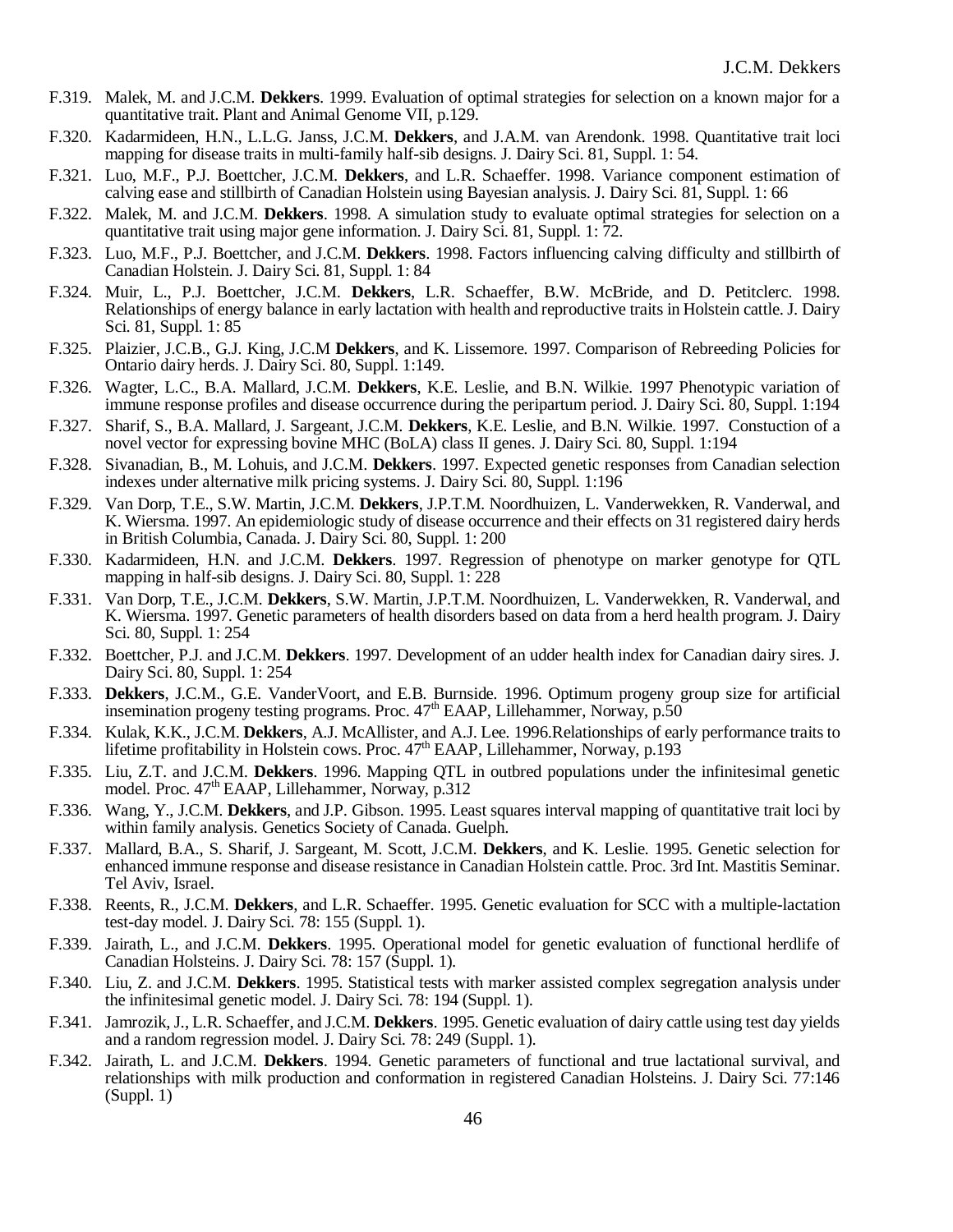F.319. Malek, M. and J.C.M. **Dekkers**. 1999. Evaluation of optimal strategies for selection on a known major for a quantitative trait. Plant and Animal Genome VII, p.129.

F.320. Kadarmideen, H.N., L.L.G. Janss, J.C.M. **Dekkers**, and J.A.M. van Arendonk. 1998. Quantitative trait loci mapping for disease traits in multi-family half-sib designs. J. Dairy Sci. 81, Suppl. 1: 54.

F.321. Luo, M.F., P.J. Boettcher, J.C.M. **Dekkers**, and L.R. Schaeffer. 1998. Variance component estimation of calving ease and stillbirth of Canadian Holstein using Bayesian analysis. J. Dairy Sci. 81, Suppl. 1: 66

F.322. Malek, M. and J.C.M. **Dekkers**. 1998. A simulation study to evaluate optimal strategies for selection on a quantitative trait using major gene information. J. Dairy Sci. 81, Suppl. 1: 72.

F.323. Luo, M.F., P.J. Boettcher, and J.C.M. **Dekkers**. 1998. Factors influencing calving difficulty and stillbirth of Canadian Holstein. J. Dairy Sci. 81, Suppl. 1: 84

F.324. Muir, L., P.J. Boettcher, J.C.M. **Dekkers**, L.R. Schaeffer, B.W. McBride, and D. Petitclerc. 1998. Relationships of energy balance in early lactation with health and reproductive traits in Holstein cattle. J. Dairy Sci. 81, Suppl. 1: 85

F.325. Plaizier, J.C.B., G.J. King, J.C.M **Dekkers**, and K. Lissemore. 1997. Comparison of Rebreeding Policies for Ontario dairy herds. J. Dairy Sci. 80, Suppl. 1:149.

F.326. Wagter, L.C., B.A. Mallard, J.C.M. **Dekkers**, K.E. Leslie, and B.N. Wilkie. 1997 Phenotypic variation of immune response profiles and disease occurrence during the peripartum period. J. Dairy Sci. 80, Suppl. 1:194

F.327. Sharif, S., B.A. Mallard, J. Sargeant, J.C.M. **Dekkers**, K.E. Leslie, and B.N. Wilkie. 1997. Constuction of a novel vector for expressing bovine MHC (BoLA) class II genes. J. Dairy Sci. 80, Suppl. 1:194

F.328. Sivanadian, B., M. Lohuis, and J.C.M. **Dekkers**. 1997. Expected genetic responses from Canadian selection indexes under alternative milk pricing systems. J. Dairy Sci. 80, Suppl. 1:196

F.329. Van Dorp, T.E., S.W. Martin, J.C.M. **Dekkers**, J.P.T.M. Noordhuizen, L. Vanderwekken, R. Vanderwal, and K. Wiersma. 1997. An epidemiologic study of disease occurrence and their effects on 31 registered dairy herds in British Columbia, Canada. J. Dairy Sci. 80, Suppl. 1: 200

F.330. Kadarmideen, H.N. and J.C.M. **Dekkers**. 1997. Regression of phenotype on marker genotype for QTL mapping in half-sib designs. J. Dairy Sci. 80, Suppl. 1: 228

F.331. Van Dorp, T.E., J.C.M. **Dekkers**, S.W. Martin, J.P.T.M. Noordhuizen, L. Vanderwekken, R. Vanderwal, and K. Wiersma. 1997. Genetic parameters of health disorders based on data from a herd health program. J. Dairy Sci. 80, Suppl. 1: 254

F.332. Boettcher, P.J. and J.C.M. **Dekkers**. 1997. Development of an udder health index for Canadian dairy sires. J. Dairy Sci. 80, Suppl. 1: 254

F.333. **Dekkers**, J.C.M., G.E. VanderVoort, and E.B. Burnside. 1996. Optimum progeny group size for artificial insemination progeny testing programs. Proc. 47th EAAP, Lillehammer, Norway, p.50

F.334. Kulak, K.K., J.C.M. **Dekkers**, A.J. McAllister, and A.J. Lee. 1996.Relationships of early performance traits to lifetime profitability in Holstein cows. Proc. 47th EAAP, Lillehammer, Norway, p.193

F.335. Liu, Z.T. and J.C.M. **Dekkers**. 1996. Mapping QTL in outbred populations under the infinitesimal genetic model. Proc. 47th EAAP, Lillehammer, Norway, p.312

F.336. Wang, Y., J.C.M. **Dekkers**, and J.P. Gibson. 1995. Least squares interval mapping of quantitative trait loci by within family analysis. Genetics Society of Canada. Guelph.

F.337. Mallard, B.A., S. Sharif, J. Sargeant, M. Scott, J.C.M. **Dekkers**, and K. Leslie. 1995. Genetic selection for enhanced immune response and disease resistance in Canadian Holstein cattle. Proc. 3rd Int. Mastitis Seminar. Tel Aviv, Israel.

F.338. Reents, R., J.C.M. **Dekkers**, and L.R. Schaeffer. 1995. Genetic evaluation for SCC with a multiple-lactation test-day model. J. Dairy Sci. 78: 155 (Suppl. 1).

F.339. Jairath, L., and J.C.M. **Dekkers**. 1995. Operational model for genetic evaluation of functional herdlife of Canadian Holsteins. J. Dairy Sci. 78: 157 (Suppl. 1).

F.340. Liu, Z. and J.C.M. **Dekkers**. 1995. Statistical tests with marker assisted complex segregation analysis under the infinitesimal genetic model. J. Dairy Sci. 78: 194 (Suppl. 1).

F.341. Jamrozik, J., L.R. Schaeffer, and J.C.M. **Dekkers**. 1995. Genetic evaluation of dairy cattle using test day yields and a random regression model. J. Dairy Sci. 78: 249 (Suppl. 1).

F.342. Jairath, L. and J.C.M. **Dekkers**. 1994. Genetic parameters of functional and true lactational survival, and relationships with milk production and conformation in registered Canadian Holsteins. J. Dairy Sci. 77:146 (Suppl. 1)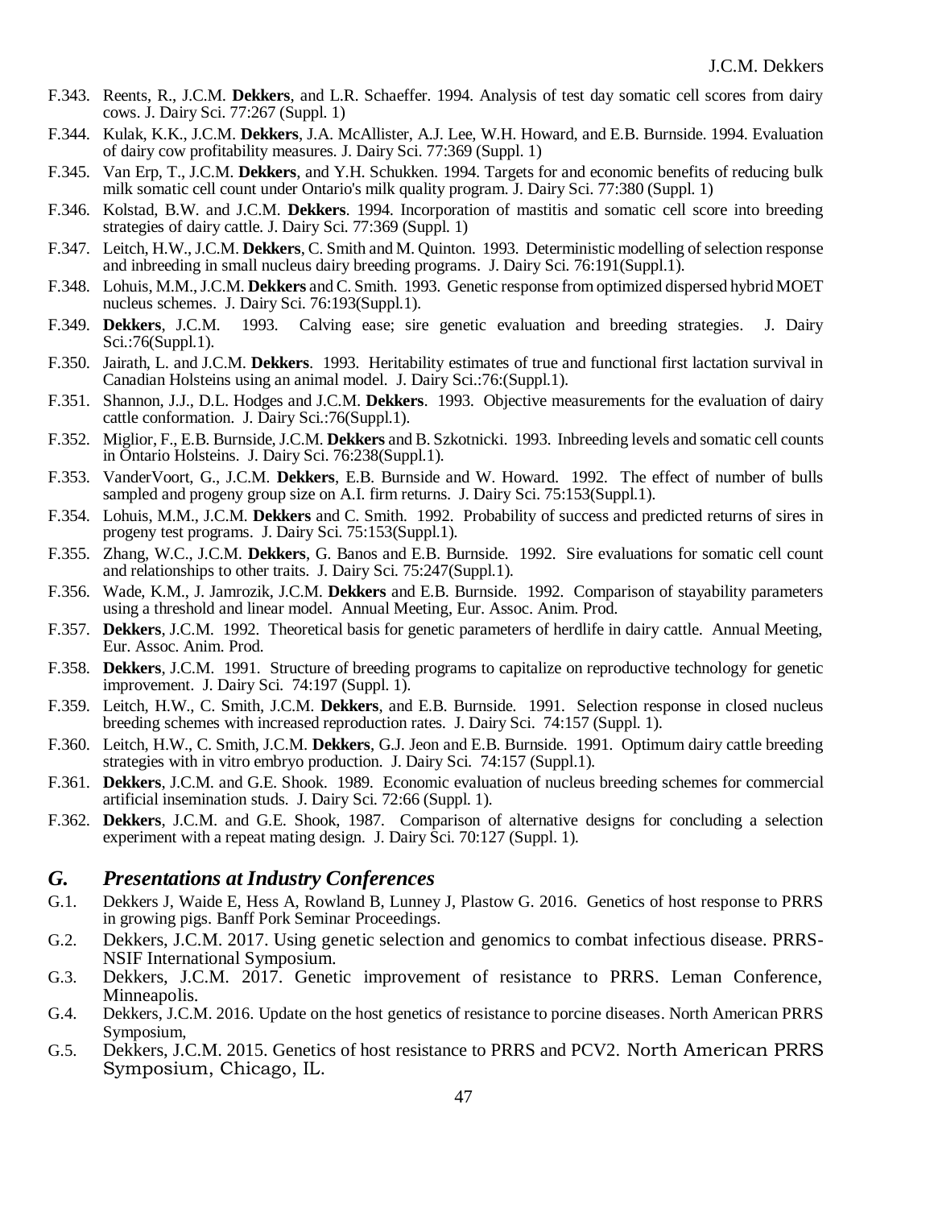F.343. Reents, R., J.C.M. **Dekkers**, and L.R. Schaeffer. 1994. Analysis of test day somatic cell scores from dairy cows. J. Dairy Sci. 77:267 (Suppl. 1)

F.344. Kulak, K.K., J.C.M. **Dekkers**, J.A. McAllister, A.J. Lee, W.H. Howard, and E.B. Burnside. 1994. Evaluation of dairy cow profitability measures. J. Dairy Sci. 77:369 (Suppl. 1)

F.345. Van Erp, T., J.C.M. **Dekkers**, and Y.H. Schukken. 1994. Targets for and economic benefits of reducing bulk milk somatic cell count under Ontario's milk quality program. J. Dairy Sci. 77:380 (Suppl. 1)

F.346. Kolstad, B.W. and J.C.M. **Dekkers**. 1994. Incorporation of mastitis and somatic cell score into breeding strategies of dairy cattle. J. Dairy Sci. 77:369 (Suppl. 1)

F.347. Leitch, H.W., J.C.M. **Dekkers**, C. Smith and M. Quinton. 1993. Deterministic modelling of selection response and inbreeding in small nucleus dairy breeding programs. J. Dairy Sci. 76:191(Suppl.1).

F.348. Lohuis, M.M., J.C.M. **Dekkers** and C. Smith. 1993. Genetic response from optimized dispersed hybrid MOET nucleus schemes. J. Dairy Sci. 76:193(Suppl.1).

F.349. **Dekkers**, J.C.M. 1993. Calving ease; sire genetic evaluation and breeding strategies. J. Dairy Sci.:76(Suppl.1).

F.350. Jairath, L. and J.C.M. **Dekkers**. 1993. Heritability estimates of true and functional first lactation survival in Canadian Holsteins using an animal model. J. Dairy Sci.:76:(Suppl.1).

F.351. Shannon, J.J., D.L. Hodges and J.C.M. **Dekkers**. 1993. Objective measurements for the evaluation of dairy cattle conformation. J. Dairy Sci.:76(Suppl.1).

F.352. Miglior, F., E.B. Burnside, J.C.M. **Dekkers** and B. Szkotnicki. 1993. Inbreeding levels and somatic cell counts in Ontario Holsteins. J. Dairy Sci. 76:238(Suppl.1).

F.353. VanderVoort, G., J.C.M. **Dekkers**, E.B. Burnside and W. Howard. 1992. The effect of number of bulls sampled and progeny group size on A.I. firm returns. J. Dairy Sci. 75:153(Suppl.1).

F.354. Lohuis, M.M., J.C.M. **Dekkers** and C. Smith. 1992. Probability of success and predicted returns of sires in progeny test programs. J. Dairy Sci. 75:153(Suppl.1).

F.355. Zhang, W.C., J.C.M. **Dekkers**, G. Banos and E.B. Burnside. 1992. Sire evaluations for somatic cell count and relationships to other traits. J. Dairy Sci. 75:247(Suppl.1).

F.356. Wade, K.M., J. Jamrozik, J.C.M. **Dekkers** and E.B. Burnside. 1992. Comparison of stayability parameters using a threshold and linear model. Annual Meeting, Eur. Assoc. Anim. Prod.

F.357. **Dekkers**, J.C.M. 1992. Theoretical basis for genetic parameters of herdlife in dairy cattle. Annual Meeting, Eur. Assoc. Anim. Prod.

F.358. **Dekkers**, J.C.M. 1991. Structure of breeding programs to capitalize on reproductive technology for genetic improvement. J. Dairy Sci. 74:197 (Suppl. 1).

F.359. Leitch, H.W., C. Smith, J.C.M. **Dekkers**, and E.B. Burnside. 1991. Selection response in closed nucleus breeding schemes with increased reproduction rates. J. Dairy Sci. 74:157 (Suppl. 1).

F.360. Leitch, H.W., C. Smith, J.C.M. **Dekkers**, G.J. Jeon and E.B. Burnside. 1991. Optimum dairy cattle breeding strategies with in vitro embryo production. J. Dairy Sci. 74:157 (Suppl.1).

F.361. **Dekkers**, J.C.M. and G.E. Shook. 1989. Economic evaluation of nucleus breeding schemes for commercial artificial insemination studs. J. Dairy Sci. 72:66 (Suppl. 1).

F.362. **Dekkers**, J.C.M. and G.E. Shook, 1987. Comparison of alternative designs for concluding a selection experiment with a repeat mating design. J. Dairy Sci. 70:127 (Suppl. 1).

## *G. Presentations at Industry Conferences*

G.1. Dekkers J, Waide E, Hess A, Rowland B, Lunney J, Plastow G. 2016. Genetics of host response to PRRS in growing pigs. Banff Pork Seminar Proceedings.

G.2. Dekkers, J.C.M. 2017. Using genetic selection and genomics to combat infectious disease. PRRS-NSIF International Symposium.

G.3. Dekkers, J.C.M. 2017. Genetic improvement of resistance to PRRS. Leman Conference, Minneapolis.

G.4. Dekkers, J.C.M. 2016. Update on the host genetics of resistance to porcine diseases. North American PRRS Symposium,

G.5. Dekkers, J.C.M. 2015. Genetics of host resistance to PRRS and PCV2. North American PRRS Symposium, Chicago, IL.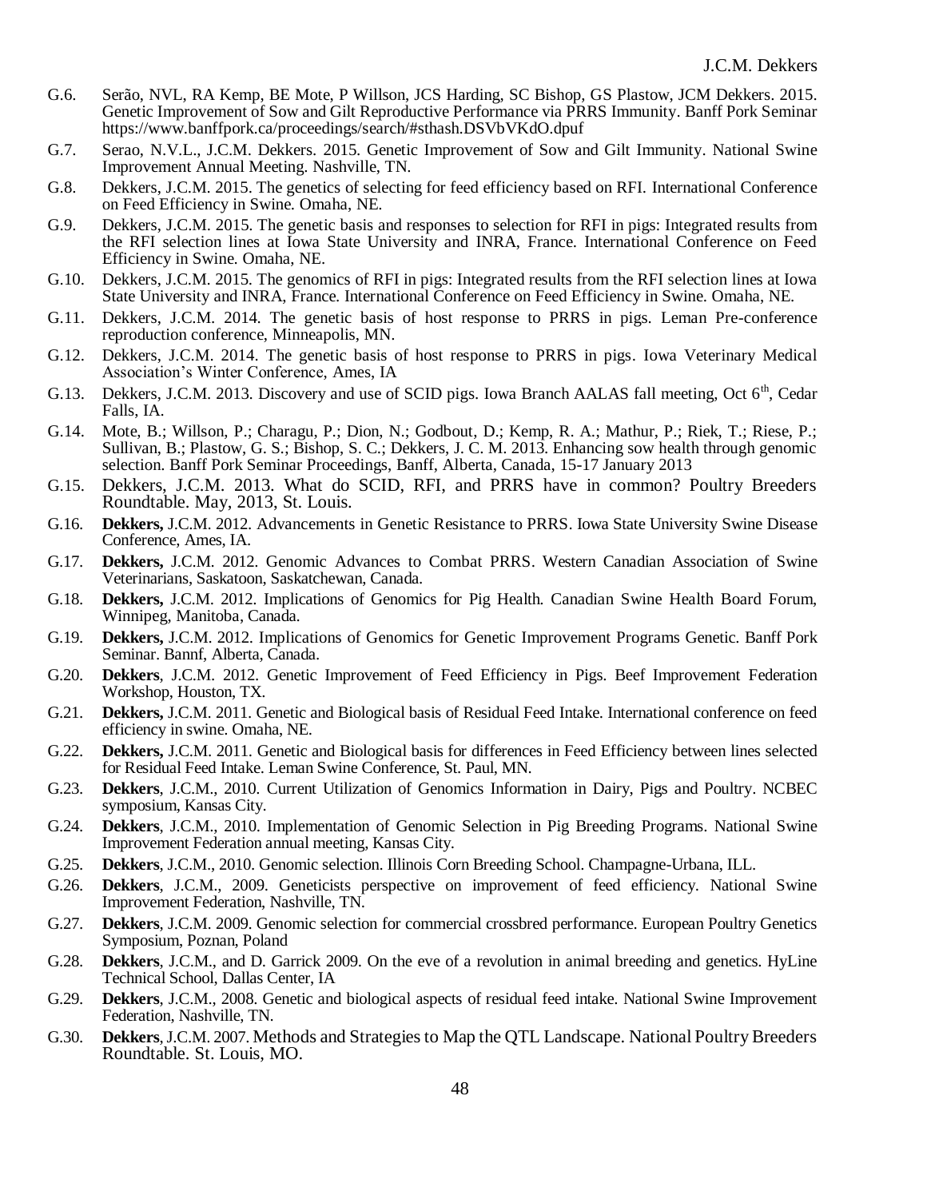G.6. Serão, NVL, RA Kemp, BE Mote, P Willson, JCS Harding, SC Bishop, GS Plastow, JCM Dekkers. 2015. Genetic Improvement of Sow and Gilt Reproductive Performance via PRRS Immunity. Banff Pork Seminar https://www.banffpork.ca/proceedings/search/#sthash.DSVbVKdO.dpuf

G.7. Serao, N.V.L., J.C.M. Dekkers. 2015. Genetic Improvement of Sow and Gilt Immunity. National Swine Improvement Annual Meeting. Nashville, TN.

G.8. Dekkers, J.C.M. 2015. The genetics of selecting for feed efficiency based on RFI. International Conference on Feed Efficiency in Swine. Omaha, NE.

G.9. Dekkers, J.C.M. 2015. The genetic basis and responses to selection for RFI in pigs: Integrated results from the RFI selection lines at Iowa State University and INRA, France. International Conference on Feed Efficiency in Swine. Omaha, NE.

G.10. Dekkers, J.C.M. 2015. The genomics of RFI in pigs: Integrated results from the RFI selection lines at Iowa State University and INRA, France. International Conference on Feed Efficiency in Swine. Omaha, NE.

G.11. Dekkers, J.C.M. 2014. The genetic basis of host response to PRRS in pigs. Leman Pre-conference reproduction conference, Minneapolis, MN.

G.12. Dekkers, J.C.M. 2014. The genetic basis of host response to PRRS in pigs. Iowa Veterinary Medical Association's Winter Conference, Ames, IA

G.13. Dekkers, J.C.M. 2013. Discovery and use of SCID pigs. Iowa Branch AALAS fall meeting, Oct 6th, Cedar Falls, IA.

G.14. Mote, B.; Willson, P.; Charagu, P.; Dion, N.; Godbout, D.; Kemp, R. A.; Mathur, P.; Riek, T.; Riese, P.; Sullivan, B.; Plastow, G. S.; Bishop, S. C.; Dekkers, J. C. M. 2013. Enhancing sow health through genomic selection. Banff Pork Seminar Proceedings, Banff, Alberta, Canada, 15-17 January 2013

G.15. Dekkers, J.C.M. 2013. What do SCID, RFI, and PRRS have in common? Poultry Breeders Roundtable. May, 2013, St. Louis.

G.16. **Dekkers,** J.C.M. 2012. Advancements in Genetic Resistance to PRRS. Iowa State University Swine Disease Conference, Ames, IA.

G.17. **Dekkers,** J.C.M. 2012. Genomic Advances to Combat PRRS. Western Canadian Association of Swine Veterinarians, Saskatoon, Saskatchewan, Canada.

G.18. **Dekkers,** J.C.M. 2012. Implications of Genomics for Pig Health. Canadian Swine Health Board Forum, Winnipeg, Manitoba, Canada.

G.19. **Dekkers,** J.C.M. 2012. Implications of Genomics for Genetic Improvement Programs Genetic. Banff Pork Seminar. Bannf, Alberta, Canada.

G.20. **Dekkers**, J.C.M. 2012. Genetic Improvement of Feed Efficiency in Pigs. Beef Improvement Federation Workshop, Houston, TX.

G.21. **Dekkers,** J.C.M. 2011. Genetic and Biological basis of Residual Feed Intake. International conference on feed efficiency in swine. Omaha, NE.

G.22. **Dekkers,** J.C.M. 2011. Genetic and Biological basis for differences in Feed Efficiency between lines selected for Residual Feed Intake. Leman Swine Conference, St. Paul, MN.

G.23. **Dekkers**, J.C.M., 2010. Current Utilization of Genomics Information in Dairy, Pigs and Poultry. NCBEC symposium, Kansas City.

G.24. **Dekkers**, J.C.M., 2010. Implementation of Genomic Selection in Pig Breeding Programs. National Swine Improvement Federation annual meeting, Kansas City.

G.25. **Dekkers**, J.C.M., 2010. Genomic selection. Illinois Corn Breeding School. Champagne-Urbana, ILL.

G.26. **Dekkers**, J.C.M., 2009. Geneticists perspective on improvement of feed efficiency. National Swine Improvement Federation, Nashville, TN.

G.27. **Dekkers**, J.C.M. 2009. Genomic selection for commercial crossbred performance. European Poultry Genetics Symposium, Poznan, Poland

G.28. **Dekkers**, J.C.M., and D. Garrick 2009. On the eve of a revolution in animal breeding and genetics. HyLine Technical School, Dallas Center, IA

G.29. **Dekkers**, J.C.M., 2008. Genetic and biological aspects of residual feed intake. National Swine Improvement Federation, Nashville, TN.

G.30. **Dekkers**, J.C.M. 2007. Methods and Strategies to Map the QTL Landscape. National Poultry Breeders Roundtable. St. Louis, MO.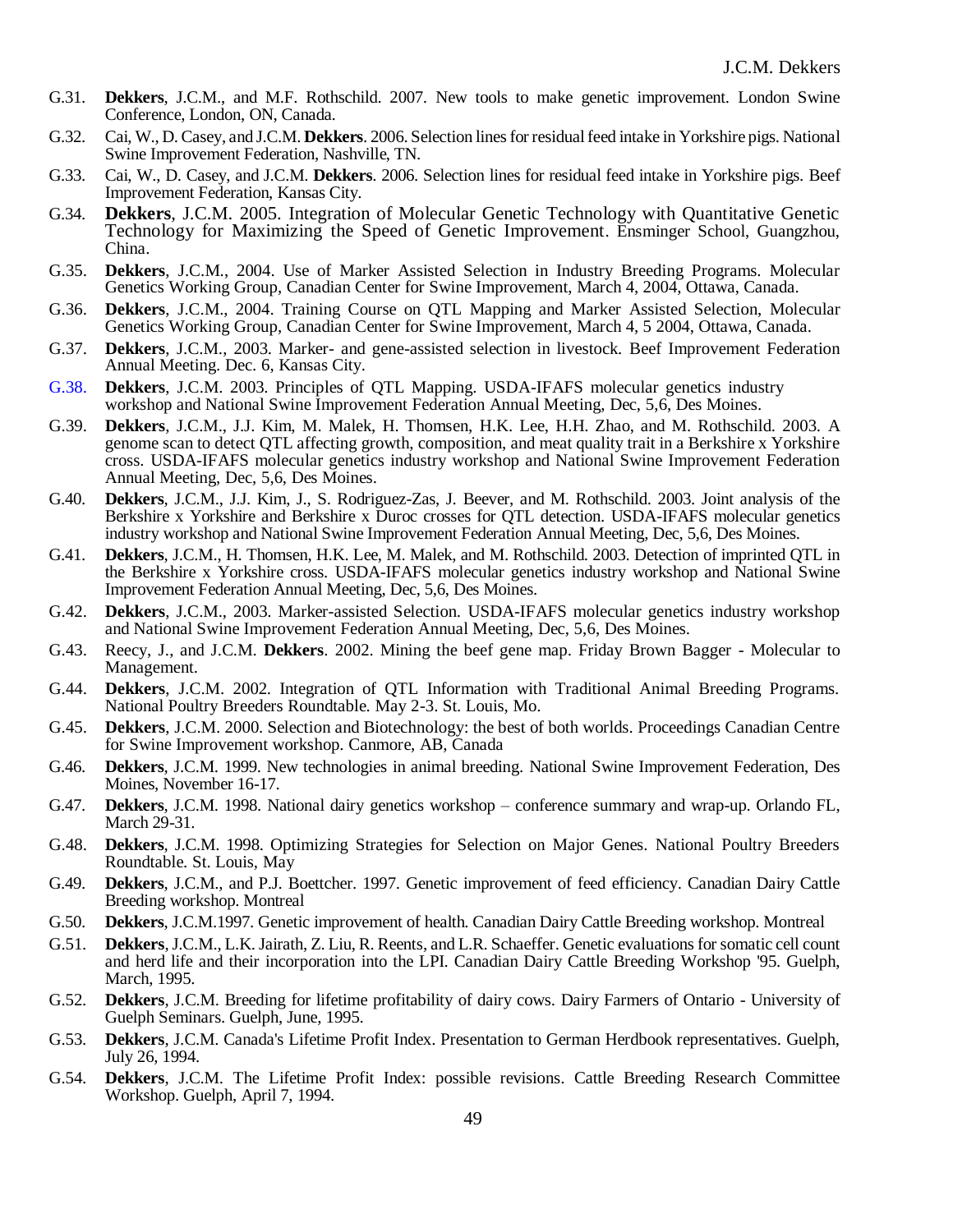G.31. **Dekkers**, J.C.M., and M.F. Rothschild. 2007. New tools to make genetic improvement. London Swine Conference, London, ON, Canada.

G.32. Cai, W., D. Casey, and J.C.M. **Dekkers**. 2006. Selection lines for residual feed intake in Yorkshire pigs. National Swine Improvement Federation, Nashville, TN.

G.33. Cai, W., D. Casey, and J.C.M. **Dekkers**. 2006. Selection lines for residual feed intake in Yorkshire pigs. Beef Improvement Federation, Kansas City.

G.34. **Dekkers**, J.C.M. 2005. Integration of Molecular Genetic Technology with Quantitative Genetic Technology for Maximizing the Speed of Genetic Improvement. Ensminger School, Guangzhou, China.

G.35. **Dekkers**, J.C.M., 2004. Use of Marker Assisted Selection in Industry Breeding Programs. Molecular Genetics Working Group, Canadian Center for Swine Improvement, March 4, 2004, Ottawa, Canada.

G.36. **Dekkers**, J.C.M., 2004. Training Course on QTL Mapping and Marker Assisted Selection, Molecular Genetics Working Group, Canadian Center for Swine Improvement, March 4, 5 2004, Ottawa, Canada.

G.37. **Dekkers**, J.C.M., 2003. Marker- and gene-assisted selection in livestock. Beef Improvement Federation Annual Meeting. Dec. 6, Kansas City.

G.38. **Dekkers**, J.C.M. 2003. Principles of QTL Mapping. USDA-IFAFS molecular genetics industry workshop and National Swine Improvement Federation Annual Meeting, Dec, 5,6, Des Moines.

G.39. **Dekkers**, J.C.M., J.J. Kim, M. Malek, H. Thomsen, H.K. Lee, H.H. Zhao, and M. Rothschild. 2003. A genome scan to detect QTL affecting growth, composition, and meat quality trait in a Berkshire x Yorkshire cross. USDA-IFAFS molecular genetics industry workshop and National Swine Improvement Federation Annual Meeting, Dec, 5,6, Des Moines.

G.40. **Dekkers**, J.C.M., J.J. Kim, J., S. Rodriguez-Zas, J. Beever, and M. Rothschild. 2003. Joint analysis of the Berkshire x Yorkshire and Berkshire x Duroc crosses for QTL detection. USDA-IFAFS molecular genetics industry workshop and National Swine Improvement Federation Annual Meeting, Dec, 5,6, Des Moines.

G.41. **Dekkers**, J.C.M., H. Thomsen, H.K. Lee, M. Malek, and M. Rothschild. 2003. Detection of imprinted QTL in the Berkshire x Yorkshire cross. USDA-IFAFS molecular genetics industry workshop and National Swine Improvement Federation Annual Meeting, Dec, 5,6, Des Moines.

G.42. **Dekkers**, J.C.M., 2003. Marker-assisted Selection. USDA-IFAFS molecular genetics industry workshop and National Swine Improvement Federation Annual Meeting, Dec, 5,6, Des Moines.

G.43. Reecy, J., and J.C.M. **Dekkers**. 2002. Mining the beef gene map. Friday Brown Bagger - Molecular to Management.

G.44. **Dekkers**, J.C.M. 2002. Integration of QTL Information with Traditional Animal Breeding Programs. National Poultry Breeders Roundtable. May 2-3. St. Louis, Mo.

G.45. **Dekkers**, J.C.M. 2000. Selection and Biotechnology: the best of both worlds. Proceedings Canadian Centre for Swine Improvement workshop. Canmore, AB, Canada

G.46. **Dekkers**, J.C.M. 1999. New technologies in animal breeding. National Swine Improvement Federation, Des Moines, November 16-17.

G.47. **Dekkers**, J.C.M. 1998. National dairy genetics workshop – conference summary and wrap-up. Orlando FL, March 29-31.

G.48. **Dekkers**, J.C.M. 1998. Optimizing Strategies for Selection on Major Genes. National Poultry Breeders Roundtable. St. Louis, May

G.49. **Dekkers**, J.C.M., and P.J. Boettcher. 1997. Genetic improvement of feed efficiency. Canadian Dairy Cattle Breeding workshop. Montreal

G.50. **Dekkers**, J.C.M.1997. Genetic improvement of health. Canadian Dairy Cattle Breeding workshop. Montreal

G.51. **Dekkers**, J.C.M., L.K. Jairath, Z. Liu, R. Reents, and L.R. Schaeffer. Genetic evaluations for somatic cell count and herd life and their incorporation into the LPI. Canadian Dairy Cattle Breeding Workshop '95. Guelph, March, 1995.

G.52. **Dekkers**, J.C.M. Breeding for lifetime profitability of dairy cows. Dairy Farmers of Ontario - University of Guelph Seminars. Guelph, June, 1995.

G.53. **Dekkers**, J.C.M. Canada's Lifetime Profit Index. Presentation to German Herdbook representatives. Guelph, July 26, 1994.

G.54. **Dekkers**, J.C.M. The Lifetime Profit Index: possible revisions. Cattle Breeding Research Committee Workshop. Guelph, April 7, 1994.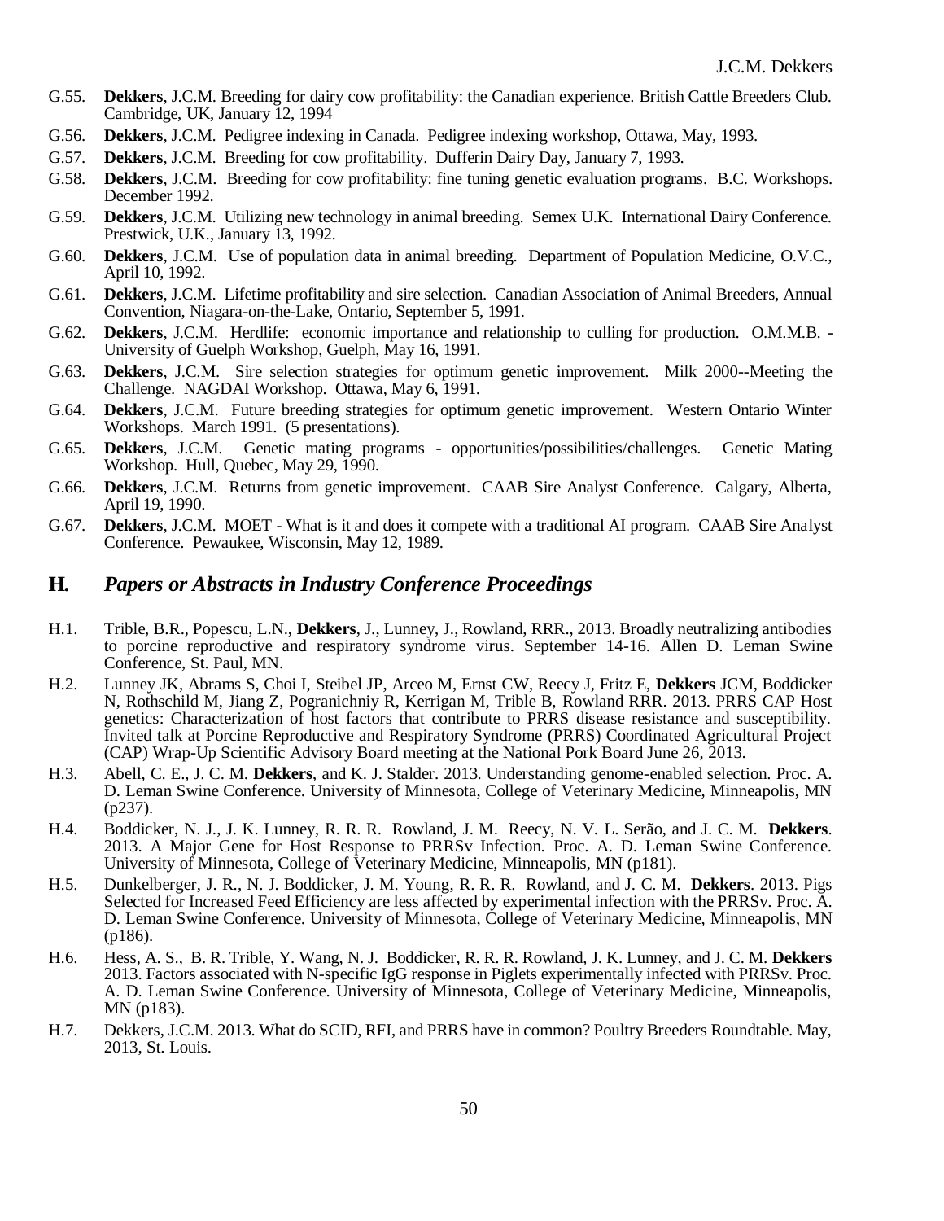G.55. **Dekkers**, J.C.M. Breeding for dairy cow profitability: the Canadian experience. British Cattle Breeders Club. Cambridge, UK, January 12, 1994

G.56. **Dekkers**, J.C.M. Pedigree indexing in Canada. Pedigree indexing workshop, Ottawa, May, 1993.

G.57. **Dekkers**, J.C.M. Breeding for cow profitability. Dufferin Dairy Day, January 7, 1993.

G.58. **Dekkers**, J.C.M. Breeding for cow profitability: fine tuning genetic evaluation programs. B.C. Workshops. December 1992.

G.59. **Dekkers**, J.C.M. Utilizing new technology in animal breeding. Semex U.K. International Dairy Conference. Prestwick, U.K., January 13, 1992.

G.60. **Dekkers**, J.C.M. Use of population data in animal breeding. Department of Population Medicine, O.V.C., April 10, 1992.

G.61. **Dekkers**, J.C.M. Lifetime profitability and sire selection. Canadian Association of Animal Breeders, Annual Convention, Niagara-on-the-Lake, Ontario, September 5, 1991.

G.62. **Dekkers**, J.C.M. Herdlife: economic importance and relationship to culling for production. O.M.M.B. - University of Guelph Workshop, Guelph, May 16, 1991.

G.63. **Dekkers**, J.C.M. Sire selection strategies for optimum genetic improvement. Milk 2000--Meeting the Challenge. NAGDAI Workshop. Ottawa, May 6, 1991.

G.64. **Dekkers**, J.C.M. Future breeding strategies for optimum genetic improvement. Western Ontario Winter Workshops. March 1991. (5 presentations).

G.65. **Dekkers**, J.C.M. Genetic mating programs - opportunities/possibilities/challenges. Genetic Mating Workshop. Hull, Quebec, May 29, 1990.

G.66. **Dekkers**, J.C.M. Returns from genetic improvement. CAAB Sire Analyst Conference. Calgary, Alberta, April 19, 1990.

G.67. **Dekkers**, J.C.M. MOET - What is it and does it compete with a traditional AI program. CAAB Sire Analyst Conference. Pewaukee, Wisconsin, May 12, 1989.

## H. *Papers or Abstracts in Industry Conference Proceedings*

H.1. Trible, B.R., Popescu, L.N., **Dekkers**, J., Lunney, J., Rowland, RRR., 2013. Broadly neutralizing antibodies to porcine reproductive and respiratory syndrome virus. September 14-16. Allen D. Leman Swine Conference, St. Paul, MN.

H.2. Lunney JK, Abrams S, Choi I, Steibel JP, Arceo M, Ernst CW, Reecy J, Fritz E, **Dekkers** JCM, Boddicker N, Rothschild M, Jiang Z, Pogranichniy R, Kerrigan M, Trible B, Rowland RRR. 2013. PRRS CAP Host genetics: Characterization of host factors that contribute to PRRS disease resistance and susceptibility. Invited talk at Porcine Reproductive and Respiratory Syndrome (PRRS) Coordinated Agricultural Project (CAP) Wrap-Up Scientific Advisory Board meeting at the National Pork Board June 26, 2013.

H.3. Abell, C. E., J. C. M. **Dekkers**, and K. J. Stalder. 2013. Understanding genome-enabled selection. Proc. A. D. Leman Swine Conference. University of Minnesota, College of Veterinary Medicine, Minneapolis, MN (p237).

H.4. Boddicker, N. J., J. K. Lunney, R. R. R. Rowland, J. M. Reecy, N. V. L. Serão, and J. C. M. **Dekkers**. 2013. A Major Gene for Host Response to PRRSv Infection. Proc. A. D. Leman Swine Conference. University of Minnesota, College of Veterinary Medicine, Minneapolis, MN (p181).

H.5. Dunkelberger, J. R., N. J. Boddicker, J. M. Young, R. R. R. Rowland, and J. C. M. **Dekkers**. 2013. Pigs Selected for Increased Feed Efficiency are less affected by experimental infection with the PRRSv. Proc. A. D. Leman Swine Conference. University of Minnesota, College of Veterinary Medicine, Minneapolis, MN (p186).

H.6. Hess, A. S., B. R. Trible, Y. Wang, N. J. Boddicker, R. R. R. Rowland, J. K. Lunney, and J. C. M. **Dekkers** 2013. Factors associated with N-specific IgG response in Piglets experimentally infected with PRRSv. Proc. A. D. Leman Swine Conference. University of Minnesota, College of Veterinary Medicine, Minneapolis, MN (p183).

H.7. Dekkers, J.C.M. 2013. What do SCID, RFI, and PRRS have in common? Poultry Breeders Roundtable. May, 2013, St. Louis.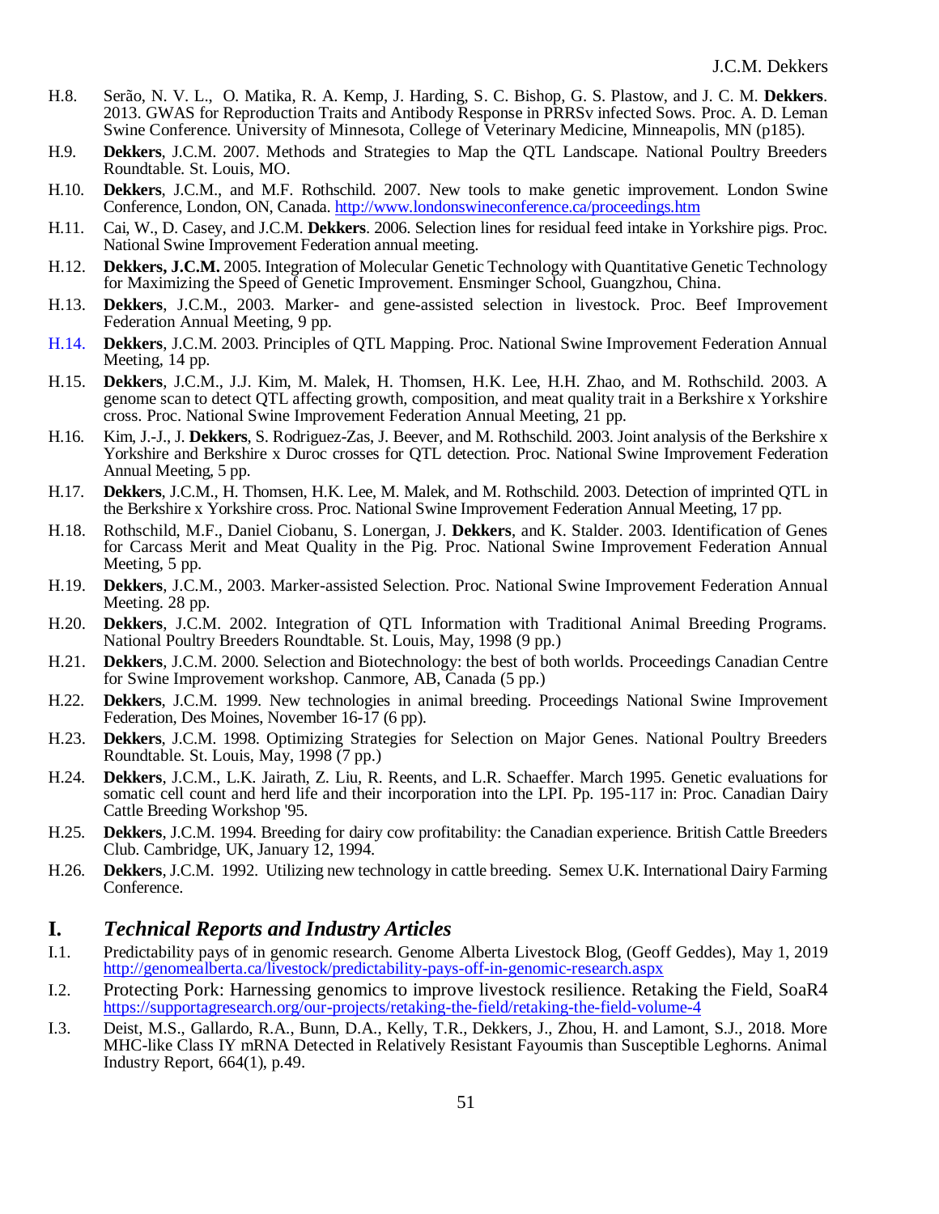H.8. Serão, N. V. L., O. Matika, R. A. Kemp, J. Harding, S. C. Bishop, G. S. Plastow, and J. C. M. **Dekkers**. 2013. GWAS for Reproduction Traits and Antibody Response in PRRSv infected Sows. Proc. A. D. Leman Swine Conference. University of Minnesota, College of Veterinary Medicine, Minneapolis, MN (p185).

H.9. **Dekkers**, J.C.M. 2007. Methods and Strategies to Map the QTL Landscape. National Poultry Breeders Roundtable. St. Louis, MO.

H.10. **Dekkers**, J.C.M., and M.F. Rothschild. 2007. New tools to make genetic improvement. London Swine Conference, London, ON, Canada. http://www.londonswineconference.ca/proceedings.htm

H.11. Cai, W., D. Casey, and J.C.M. **Dekkers**. 2006. Selection lines for residual feed intake in Yorkshire pigs. Proc. National Swine Improvement Federation annual meeting.

H.12. **Dekkers, J.C.M.** 2005. Integration of Molecular Genetic Technology with Quantitative Genetic Technology for Maximizing the Speed of Genetic Improvement. Ensminger School, Guangzhou, China.

H.13. **Dekkers**, J.C.M., 2003. Marker- and gene-assisted selection in livestock. Proc. Beef Improvement Federation Annual Meeting, 9 pp.

H.14. **Dekkers**, J.C.M. 2003. Principles of QTL Mapping. Proc. National Swine Improvement Federation Annual Meeting, 14 pp.

H.15. **Dekkers**, J.C.M., J.J. Kim, M. Malek, H. Thomsen, H.K. Lee, H.H. Zhao, and M. Rothschild. 2003. A genome scan to detect QTL affecting growth, composition, and meat quality trait in a Berkshire x Yorkshire cross. Proc. National Swine Improvement Federation Annual Meeting, 21 pp.

H.16. Kim, J.-J., J. **Dekkers**, S. Rodriguez-Zas, J. Beever, and M. Rothschild. 2003. Joint analysis of the Berkshire x Yorkshire and Berkshire x Duroc crosses for QTL detection. Proc. National Swine Improvement Federation Annual Meeting, 5 pp.

H.17. **Dekkers**, J.C.M., H. Thomsen, H.K. Lee, M. Malek, and M. Rothschild. 2003. Detection of imprinted QTL in the Berkshire x Yorkshire cross. Proc. National Swine Improvement Federation Annual Meeting, 17 pp.

H.18. Rothschild, M.F., Daniel Ciobanu, S. Lonergan, J. **Dekkers**, and K. Stalder. 2003. Identification of Genes for Carcass Merit and Meat Quality in the Pig. Proc. National Swine Improvement Federation Annual Meeting, 5 pp.

H.19. **Dekkers**, J.C.M., 2003. Marker-assisted Selection. Proc. National Swine Improvement Federation Annual Meeting. 28 pp.

H.20. **Dekkers**, J.C.M. 2002. Integration of QTL Information with Traditional Animal Breeding Programs. National Poultry Breeders Roundtable. St. Louis, May, 1998 (9 pp.)

H.21. **Dekkers**, J.C.M. 2000. Selection and Biotechnology: the best of both worlds. Proceedings Canadian Centre for Swine Improvement workshop. Canmore, AB, Canada (5 pp.)

H.22. **Dekkers**, J.C.M. 1999. New technologies in animal breeding. Proceedings National Swine Improvement Federation, Des Moines, November 16-17 (6 pp).

H.23. **Dekkers**, J.C.M. 1998. Optimizing Strategies for Selection on Major Genes. National Poultry Breeders Roundtable. St. Louis, May, 1998 (7 pp.)

H.24. **Dekkers**, J.C.M., L.K. Jairath, Z. Liu, R. Reents, and L.R. Schaeffer. March 1995. Genetic evaluations for somatic cell count and herd life and their incorporation into the LPI. Pp. 195-117 in: Proc. Canadian Dairy Cattle Breeding Workshop '95.

H.25. **Dekkers**, J.C.M. 1994. Breeding for dairy cow profitability: the Canadian experience. British Cattle Breeders Club. Cambridge, UK, January 12, 1994.

H.26. **Dekkers**, J.C.M. 1992. Utilizing new technology in cattle breeding. Semex U.K. International Dairy Farming Conference.

## I. *Technical Reports and Industry Articles*

I.1. Predictability pays of in genomic research. Genome Alberta Livestock Blog, (Geoff Geddes), May 1, 2019 http://genomealberta.ca/livestock/predictability-pays-off-in-genomic-research.aspx

I.2. Protecting Pork: Harnessing genomics to improve livestock resilience. Retaking the Field, SoaR4 https://supportagresearch.org/our-projects/retaking-the-field/retaking-the-field-volume-4

I.3. Deist, M.S., Gallardo, R.A., Bunn, D.A., Kelly, T.R., Dekkers, J., Zhou, H. and Lamont, S.J., 2018. More MHC-like Class IY mRNA Detected in Relatively Resistant Fayoumis than Susceptible Leghorns. Animal Industry Report, 664(1), p.49.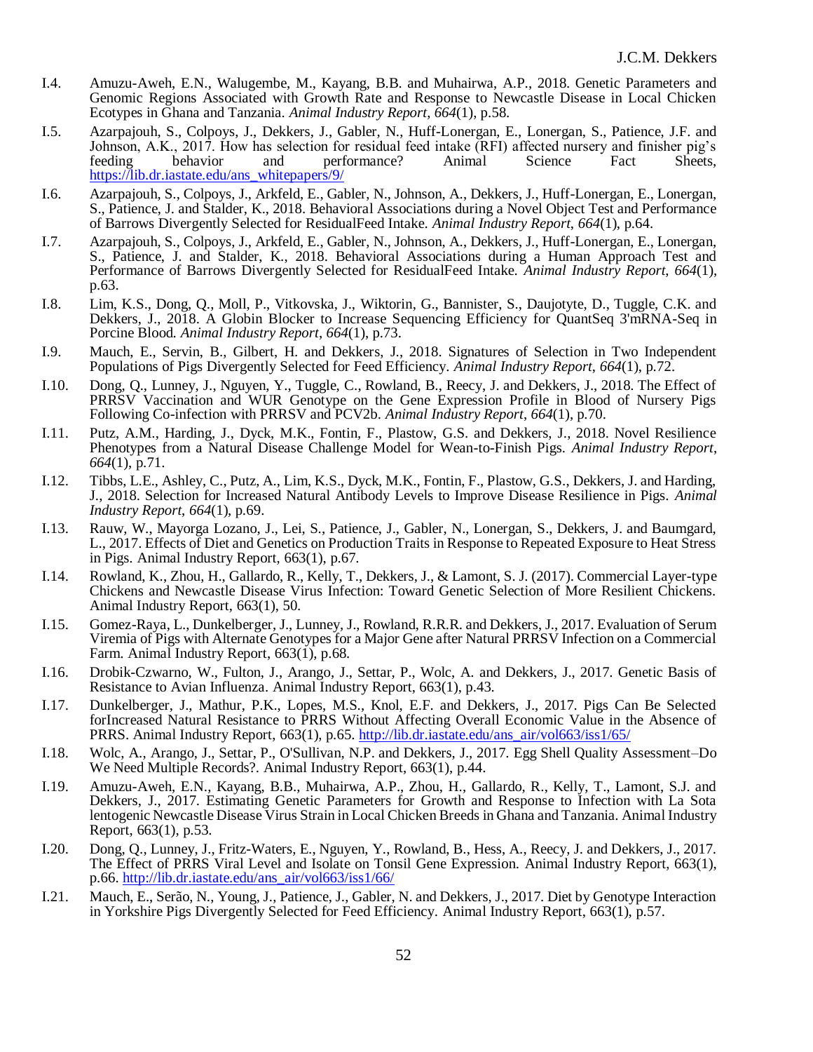I.4. Amuzu-Aweh, E.N., Walugembe, M., Kayang, B.B. and Muhairwa, A.P., 2018. Genetic Parameters and Genomic Regions Associated with Growth Rate and Response to Newcastle Disease in Local Chicken Ecotypes in Ghana and Tanzania. *Animal Industry Report*, *664*(1), p.58.

I.5. Azarpajouh, S., Colpoys, J., Dekkers, J., Gabler, N., Huff-Lonergan, E., Lonergan, S., Patience, J.F. and Johnson, A.K., 2017. How has selection for residual feed intake (RFI) affected nursery and finisher pig's feeding behavior and performance? Animal Science Fact Sheets, https://lib.dr.iastate.edu/ans_whitepapers/9/

I.6. Azarpajouh, S., Colpoys, J., Arkfeld, E., Gabler, N., Johnson, A., Dekkers, J., Huff-Lonergan, E., Lonergan, S., Patience, J. and Stalder, K., 2018. Behavioral Associations during a Novel Object Test and Performance of Barrows Divergently Selected for ResidualFeed Intake. *Animal Industry Report*, *664*(1), p.64.

I.7. Azarpajouh, S., Colpoys, J., Arkfeld, E., Gabler, N., Johnson, A., Dekkers, J., Huff-Lonergan, E., Lonergan, S., Patience, J. and Stalder, K., 2018. Behavioral Associations during a Human Approach Test and Performance of Barrows Divergently Selected for ResidualFeed Intake. *Animal Industry Report*, *664*(1), p.63.

I.8. Lim, K.S., Dong, Q., Moll, P., Vitkovska, J., Wiktorin, G., Bannister, S., Daujotyte, D., Tuggle, C.K. and Dekkers, J., 2018. A Globin Blocker to Increase Sequencing Efficiency for QuantSeq 3'mRNA-Seq in Porcine Blood. *Animal Industry Report*, *664*(1), p.73.

I.9. Mauch, E., Servin, B., Gilbert, H. and Dekkers, J., 2018. Signatures of Selection in Two Independent Populations of Pigs Divergently Selected for Feed Efficiency. *Animal Industry Report*, *664*(1), p.72.

I.10. Dong, Q., Lunney, J., Nguyen, Y., Tuggle, C., Rowland, B., Reecy, J. and Dekkers, J., 2018. The Effect of PRRSV Vaccination and WUR Genotype on the Gene Expression Profile in Blood of Nursery Pigs Following Co-infection with PRRSV and PCV2b. *Animal Industry Report*, *664*(1), p.70.

I.11. Putz, A.M., Harding, J., Dyck, M.K., Fontin, F., Plastow, G.S. and Dekkers, J., 2018. Novel Resilience Phenotypes from a Natural Disease Challenge Model for Wean-to-Finish Pigs. *Animal Industry Report*, *664*(1), p.71.

I.12. Tibbs, L.E., Ashley, C., Putz, A., Lim, K.S., Dyck, M.K., Fontin, F., Plastow, G.S., Dekkers, J. and Harding, J., 2018. Selection for Increased Natural Antibody Levels to Improve Disease Resilience in Pigs. *Animal Industry Report*, *664*(1), p.69.

I.13. Rauw, W., Mayorga Lozano, J., Lei, S., Patience, J., Gabler, N., Lonergan, S., Dekkers, J. and Baumgard, L., 2017. Effects of Diet and Genetics on Production Traits in Response to Repeated Exposure to Heat Stress in Pigs. Animal Industry Report, 663(1), p.67.

I.14. Rowland, K., Zhou, H., Gallardo, R., Kelly, T., Dekkers, J., & Lamont, S. J. (2017). Commercial Layer-type Chickens and Newcastle Disease Virus Infection: Toward Genetic Selection of More Resilient Chickens. Animal Industry Report, 663(1), 50.

I.15. Gomez-Raya, L., Dunkelberger, J., Lunney, J., Rowland, R.R.R. and Dekkers, J., 2017. Evaluation of Serum Viremia of Pigs with Alternate Genotypes for a Major Gene after Natural PRRSV Infection on a Commercial Farm. Animal Industry Report, 663(1), p.68.

I.16. Drobik-Czwarno, W., Fulton, J., Arango, J., Settar, P., Wolc, A. and Dekkers, J., 2017. Genetic Basis of Resistance to Avian Influenza. Animal Industry Report, 663(1), p.43.

I.17. Dunkelberger, J., Mathur, P.K., Lopes, M.S., Knol, E.F. and Dekkers, J., 2017. Pigs Can Be Selected forIncreased Natural Resistance to PRRS Without Affecting Overall Economic Value in the Absence of PRRS. Animal Industry Report, 663(1), p.65. http://lib.dr.iastate.edu/ans_air/vol663/iss1/65/

I.18. Wolc, A., Arango, J., Settar, P., O'Sullivan, N.P. and Dekkers, J., 2017. Egg Shell Quality Assessment–Do We Need Multiple Records?. Animal Industry Report, 663(1), p.44.

I.19. Amuzu-Aweh, E.N., Kayang, B.B., Muhairwa, A.P., Zhou, H., Gallardo, R., Kelly, T., Lamont, S.J. and Dekkers, J., 2017. Estimating Genetic Parameters for Growth and Response to Infection with La Sota lentogenic Newcastle Disease Virus Strain in Local Chicken Breeds in Ghana and Tanzania. Animal Industry Report, 663(1), p.53.

I.20. Dong, Q., Lunney, J., Fritz-Waters, E., Nguyen, Y., Rowland, B., Hess, A., Reecy, J. and Dekkers, J., 2017. The Effect of PRRS Viral Level and Isolate on Tonsil Gene Expression. Animal Industry Report, 663(1), p.66. http://lib.dr.iastate.edu/ans_air/vol663/iss1/66/

I.21. Mauch, E., Serão, N., Young, J., Patience, J., Gabler, N. and Dekkers, J., 2017. Diet by Genotype Interaction in Yorkshire Pigs Divergently Selected for Feed Efficiency. Animal Industry Report, 663(1), p.57.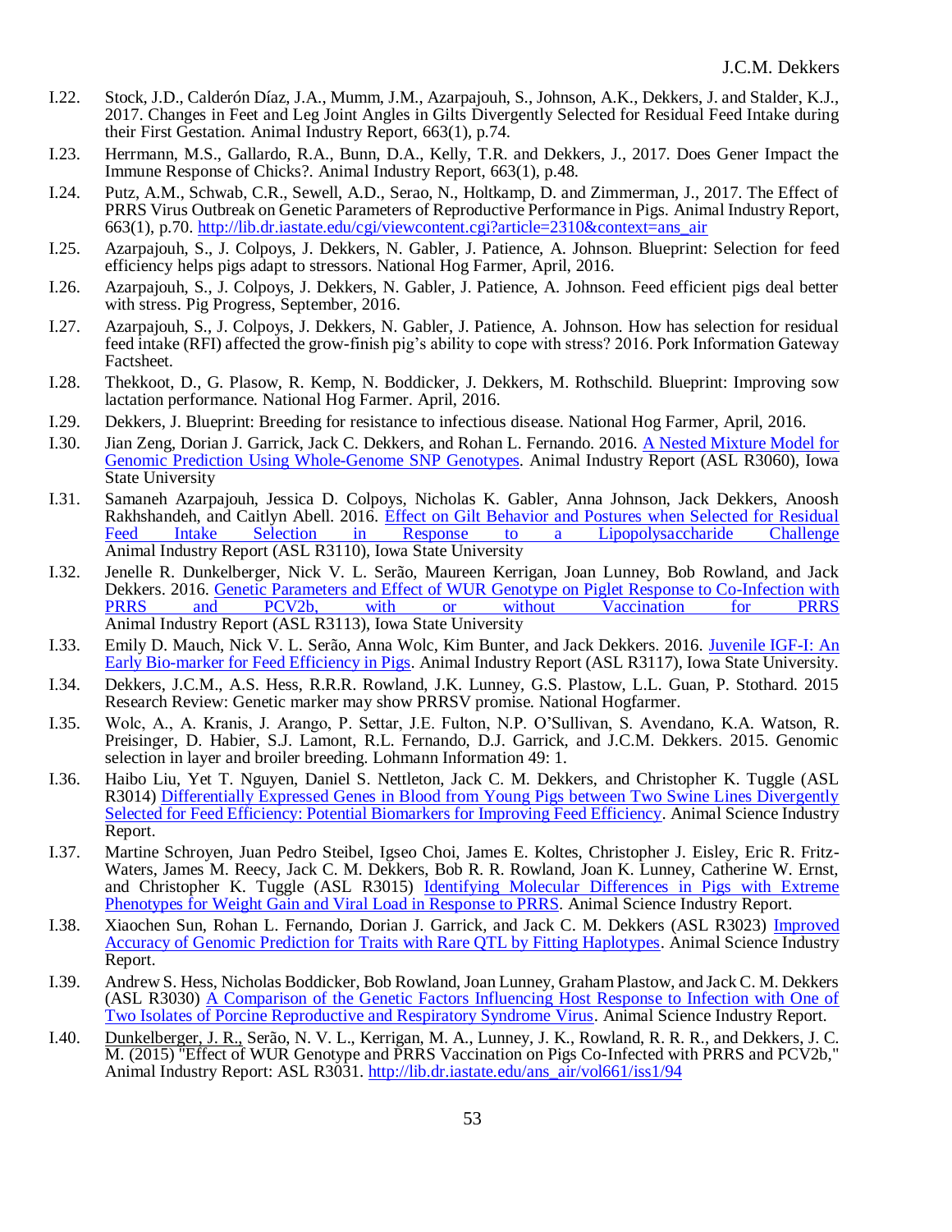I.22. Stock, J.D., Calderón Díaz, J.A., Mumm, J.M., Azarpajouh, S., Johnson, A.K., Dekkers, J. and Stalder, K.J., 2017. Changes in Feet and Leg Joint Angles in Gilts Divergently Selected for Residual Feed Intake during their First Gestation. Animal Industry Report, 663(1), p.74.

I.23. Herrmann, M.S., Gallardo, R.A., Bunn, D.A., Kelly, T.R. and Dekkers, J., 2017. Does Gener Impact the Immune Response of Chicks?. Animal Industry Report, 663(1), p.48.

I.24. Putz, A.M., Schwab, C.R., Sewell, A.D., Serao, N., Holtkamp, D. and Zimmerman, J., 2017. The Effect of PRRS Virus Outbreak on Genetic Parameters of Reproductive Performance in Pigs. Animal Industry Report, 663(1), p.70. http://lib.dr.iastate.edu/cgi/viewcontent.cgi?article=2310&context=ans_air

I.25. Azarpajouh, S., J. Colpoys, J. Dekkers, N. Gabler, J. Patience, A. Johnson. Blueprint: Selection for feed efficiency helps pigs adapt to stressors. National Hog Farmer, April, 2016.

I.26. Azarpajouh, S., J. Colpoys, J. Dekkers, N. Gabler, J. Patience, A. Johnson. Feed efficient pigs deal better with stress. Pig Progress, September, 2016.

I.27. Azarpajouh, S., J. Colpoys, J. Dekkers, N. Gabler, J. Patience, A. Johnson. How has selection for residual feed intake (RFI) affected the grow-finish pig's ability to cope with stress? 2016. Pork Information Gateway Factsheet.

I.28. Thekkoot, D., G. Plasow, R. Kemp, N. Boddicker, J. Dekkers, M. Rothschild. Blueprint: Improving sow lactation performance. National Hog Farmer. April, 2016.

I.29. Dekkers, J. Blueprint: Breeding for resistance to infectious disease. National Hog Farmer, April, 2016.

I.30. Jian Zeng, Dorian J. Garrick, Jack C. Dekkers, and Rohan L. Fernando. 2016. A Nested Mixture Model for Genomic Prediction Using Whole-Genome SNP Genotypes. Animal Industry Report (ASL R3060), Iowa State University

I.31. Samaneh Azarpajouh, Jessica D. Colpoys, Nicholas K. Gabler, Anna Johnson, Jack Dekkers, Anoosh Rakhshandeh, and Caitlyn Abell. 2016. Effect on Gilt Behavior and Postures when Selected for Residual Feed Intake Selection in Response to a Lipopolysaccharide Challenge Animal Industry Report (ASL R3110), Iowa State University

I.32. Jenelle R. Dunkelberger, Nick V. L. Serão, Maureen Kerrigan, Joan Lunney, Bob Rowland, and Jack Dekkers. 2016. Genetic Parameters and Effect of WUR Genotype on Piglet Response to Co-Infection with PRRS and PCV2b, with or without Vaccination for PRRS Animal Industry Report (ASL R3113), Iowa State University

I.33. Emily D. Mauch, Nick V. L. Serão, Anna Wolc, Kim Bunter, and Jack Dekkers. 2016. Juvenile IGF-I: An Early Bio-marker for Feed Efficiency in Pigs. Animal Industry Report (ASL R3117), Iowa State University.

I.34. Dekkers, J.C.M., A.S. Hess, R.R.R. Rowland, J.K. Lunney, G.S. Plastow, L.L. Guan, P. Stothard. 2015 Research Review: Genetic marker may show PRRSV promise. National Hogfarmer.

I.35. Wolc, A., A. Kranis, J. Arango, P. Settar, J.E. Fulton, N.P. O'Sullivan, S. Avendano, K.A. Watson, R. Preisinger, D. Habier, S.J. Lamont, R.L. Fernando, D.J. Garrick, and J.C.M. Dekkers. 2015. Genomic selection in layer and broiler breeding. Lohmann Information 49: 1.

I.36. Haibo Liu, Yet T. Nguyen, Daniel S. Nettleton, Jack C. M. Dekkers, and Christopher K. Tuggle (ASL R3014) Differentially Expressed Genes in Blood from Young Pigs between Two Swine Lines Divergently Selected for Feed Efficiency: Potential Biomarkers for Improving Feed Efficiency. Animal Science Industry Report.

I.37. Martine Schroyen, Juan Pedro Steibel, Igseo Choi, James E. Koltes, Christopher J. Eisley, Eric R. Fritz-Waters, James M. Reecy, Jack C. M. Dekkers, Bob R. R. Rowland, Joan K. Lunney, Catherine W. Ernst, and Christopher K. Tuggle (ASL R3015) Identifying Molecular Differences in Pigs with Extreme Phenotypes for Weight Gain and Viral Load in Response to PRRS. Animal Science Industry Report.

I.38. Xiaochen Sun, Rohan L. Fernando, Dorian J. Garrick, and Jack C. M. Dekkers (ASL R3023) Improved Accuracy of Genomic Prediction for Traits with Rare QTL by Fitting Haplotypes. Animal Science Industry Report.

I.39. Andrew S. Hess, Nicholas Boddicker, Bob Rowland, Joan Lunney, Graham Plastow, and Jack C. M. Dekkers (ASL R3030) A Comparison of the Genetic Factors Influencing Host Response to Infection with One of Two Isolates of Porcine Reproductive and Respiratory Syndrome Virus. Animal Science Industry Report.

I.40. Dunkelberger, J. R., Serão, N. V. L., Kerrigan, M. A., Lunney, J. K., Rowland, R. R. R., and Dekkers, J. C. M. (2015) "Effect of WUR Genotype and PRRS Vaccination on Pigs Co-Infected with PRRS and PCV2b," Animal Industry Report: ASL R3031. http://lib.dr.iastate.edu/ans_air/vol661/iss1/94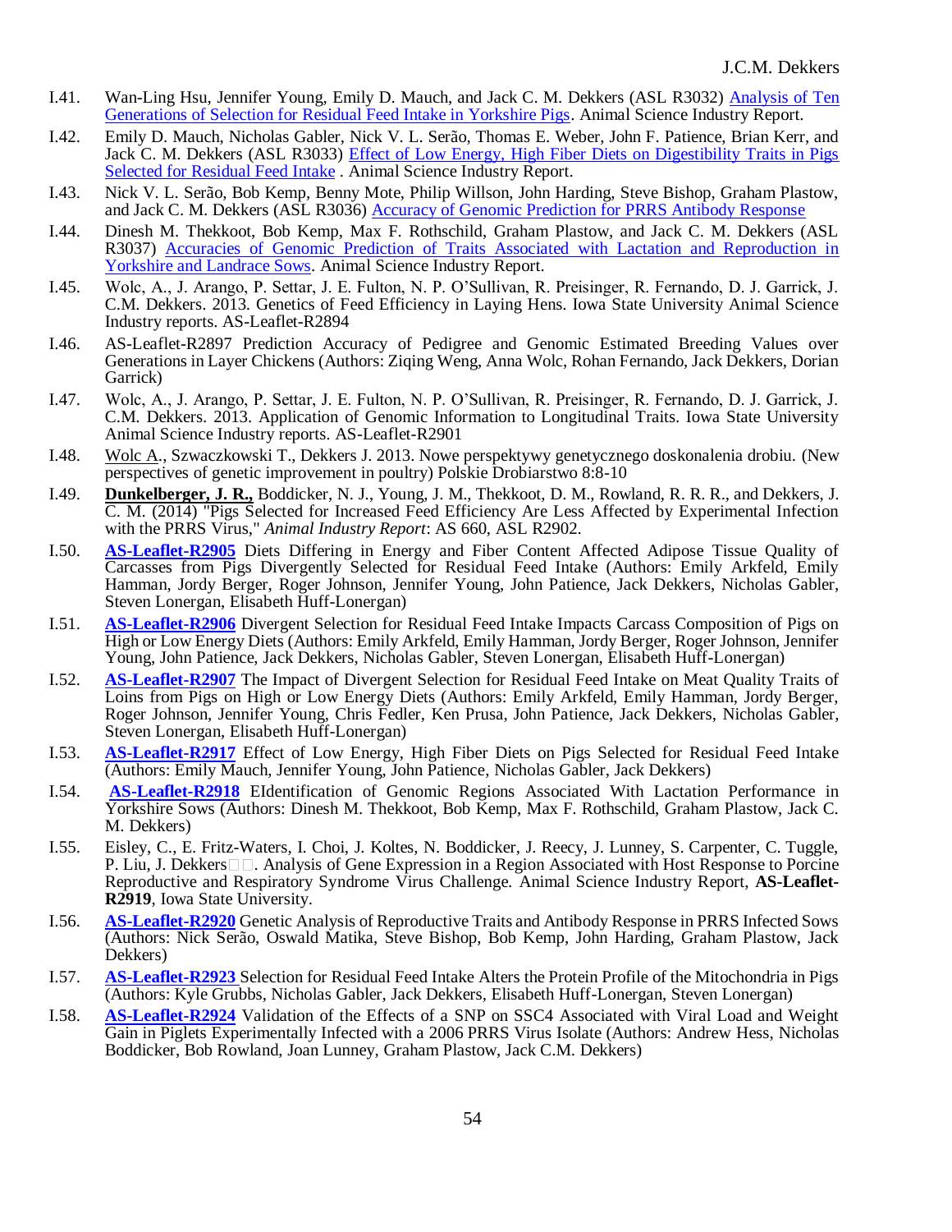I.41. Wan-Ling Hsu, Jennifer Young, Emily D. Mauch, and Jack C. M. Dekkers (ASL R3032) Analysis of Ten Generations of Selection for Residual Feed Intake in Yorkshire Pigs. Animal Science Industry Report.

I.42. Emily D. Mauch, Nicholas Gabler, Nick V. L. Serão, Thomas E. Weber, John F. Patience, Brian Kerr, and Jack C. M. Dekkers (ASL R3033) Effect of Low Energy, High Fiber Diets on Digestibility Traits in Pigs Selected for Residual Feed Intake . Animal Science Industry Report.

I.43. Nick V. L. Serão, Bob Kemp, Benny Mote, Philip Willson, John Harding, Steve Bishop, Graham Plastow, and Jack C. M. Dekkers (ASL R3036) Accuracy of Genomic Prediction for PRRS Antibody Response

I.44. Dinesh M. Thekkoot, Bob Kemp, Max F. Rothschild, Graham Plastow, and Jack C. M. Dekkers (ASL R3037) Accuracies of Genomic Prediction of Traits Associated with Lactation and Reproduction in Yorkshire and Landrace Sows. Animal Science Industry Report.

I.45. Wolc, A., J. Arango, P. Settar, J. E. Fulton, N. P. O'Sullivan, R. Preisinger, R. Fernando, D. J. Garrick, J. C.M. Dekkers. 2013. Genetics of Feed Efficiency in Laying Hens. Iowa State University Animal Science Industry reports. AS-Leaflet-R2894

I.46. AS-Leaflet-R2897 Prediction Accuracy of Pedigree and Genomic Estimated Breeding Values over Generations in Layer Chickens (Authors: Ziqing Weng, Anna Wolc, Rohan Fernando, Jack Dekkers, Dorian Garrick)

I.47. Wolc, A., J. Arango, P. Settar, J. E. Fulton, N. P. O'Sullivan, R. Preisinger, R. Fernando, D. J. Garrick, J. C.M. Dekkers. 2013. Application of Genomic Information to Longitudinal Traits. Iowa State University Animal Science Industry reports. AS-Leaflet-R2901

I.48. Wolc A., Szwaczkowski T., Dekkers J. 2013. Nowe perspektywy genetycznego doskonalenia drobiu. (New perspectives of genetic improvement in poultry) Polskie Drobiarstwo 8:8-10

I.49. **Dunkelberger, J. R.,** Boddicker, N. J., Young, J. M., Thekkoot, D. M., Rowland, R. R. R., and Dekkers, J. C. M. (2014) "Pigs Selected for Increased Feed Efficiency Are Less Affected by Experimental Infection with the PRRS Virus," *Animal Industry Report*: AS 660, ASL R2902.

I.50. **AS-Leaflet-R2905** Diets Differing in Energy and Fiber Content Affected Adipose Tissue Quality of Carcasses from Pigs Divergently Selected for Residual Feed Intake (Authors: Emily Arkfeld, Emily Hamman, Jordy Berger, Roger Johnson, Jennifer Young, John Patience, Jack Dekkers, Nicholas Gabler, Steven Lonergan, Elisabeth Huff-Lonergan)

I.51. **AS-Leaflet-R2906** Divergent Selection for Residual Feed Intake Impacts Carcass Composition of Pigs on High or Low Energy Diets (Authors: Emily Arkfeld, Emily Hamman, Jordy Berger, Roger Johnson, Jennifer Young, John Patience, Jack Dekkers, Nicholas Gabler, Steven Lonergan, Elisabeth Huff-Lonergan)

I.52. **AS-Leaflet-R2907** The Impact of Divergent Selection for Residual Feed Intake on Meat Quality Traits of Loins from Pigs on High or Low Energy Diets (Authors: Emily Arkfeld, Emily Hamman, Jordy Berger, Roger Johnson, Jennifer Young, Chris Fedler, Ken Prusa, John Patience, Jack Dekkers, Nicholas Gabler, Steven Lonergan, Elisabeth Huff-Lonergan)

I.53. **AS-Leaflet-R2917** Effect of Low Energy, High Fiber Diets on Pigs Selected for Residual Feed Intake (Authors: Emily Mauch, Jennifer Young, John Patience, Nicholas Gabler, Jack Dekkers)

I.54. **AS-Leaflet-R2918** EIdentification of Genomic Regions Associated With Lactation Performance in Yorkshire Sows (Authors: Dinesh M. Thekkoot, Bob Kemp, Max F. Rothschild, Graham Plastow, Jack C. M. Dekkers)

I.55. Eisley, C., E. Fritz-Waters, I. Choi, J. Koltes, N. Boddicker, J. Reecy, J. Lunney, S. Carpenter, C. Tuggle, P. Liu, J. Dekkers□□. Analysis of Gene Expression in a Region Associated with Host Response to Porcine Reproductive and Respiratory Syndrome Virus Challenge. Animal Science Industry Report, **AS-Leaflet-R2919**, Iowa State University.

I.56. **AS-Leaflet-R2920** Genetic Analysis of Reproductive Traits and Antibody Response in PRRS Infected Sows (Authors: Nick Serão, Oswald Matika, Steve Bishop, Bob Kemp, John Harding, Graham Plastow, Jack Dekkers)

I.57. **AS-Leaflet-R2923** Selection for Residual Feed Intake Alters the Protein Profile of the Mitochondria in Pigs (Authors: Kyle Grubbs, Nicholas Gabler, Jack Dekkers, Elisabeth Huff-Lonergan, Steven Lonergan)

I.58. **AS-Leaflet-R2924** Validation of the Effects of a SNP on SSC4 Associated with Viral Load and Weight Gain in Piglets Experimentally Infected with a 2006 PRRS Virus Isolate (Authors: Andrew Hess, Nicholas Boddicker, Bob Rowland, Joan Lunney, Graham Plastow, Jack C.M. Dekkers)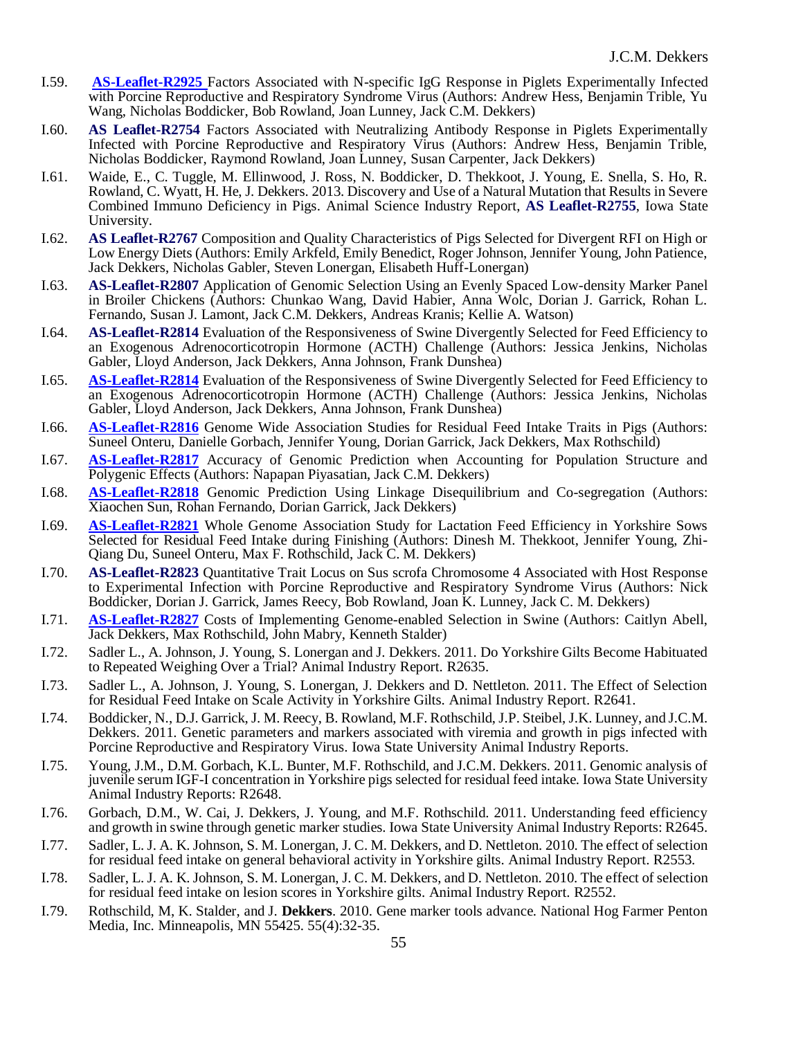I.59. **AS-Leaflet-R2925** Factors Associated with N-specific IgG Response in Piglets Experimentally Infected with Porcine Reproductive and Respiratory Syndrome Virus (Authors: Andrew Hess, Benjamin Trible, Yu Wang, Nicholas Boddicker, Bob Rowland, Joan Lunney, Jack C.M. Dekkers)

I.60. **AS Leaflet-R2754** Factors Associated with Neutralizing Antibody Response in Piglets Experimentally Infected with Porcine Reproductive and Respiratory Virus (Authors: Andrew Hess, Benjamin Trible, Nicholas Boddicker, Raymond Rowland, Joan Lunney, Susan Carpenter, Jack Dekkers)

I.61. Waide, E., C. Tuggle, M. Ellinwood, J. Ross, N. Boddicker, D. Thekkoot, J. Young, E. Snella, S. Ho, R. Rowland, C. Wyatt, H. He, J. Dekkers. 2013. Discovery and Use of a Natural Mutation that Results in Severe Combined Immuno Deficiency in Pigs. Animal Science Industry Report, **AS Leaflet-R2755**, Iowa State University.

I.62. **AS Leaflet-R2767** Composition and Quality Characteristics of Pigs Selected for Divergent RFI on High or Low Energy Diets (Authors: Emily Arkfeld, Emily Benedict, Roger Johnson, Jennifer Young, John Patience, Jack Dekkers, Nicholas Gabler, Steven Lonergan, Elisabeth Huff-Lonergan)

I.63. **AS-Leaflet-R2807** Application of Genomic Selection Using an Evenly Spaced Low-density Marker Panel in Broiler Chickens (Authors: Chunkao Wang, David Habier, Anna Wolc, Dorian J. Garrick, Rohan L. Fernando, Susan J. Lamont, Jack C.M. Dekkers, Andreas Kranis; Kellie A. Watson)

I.64. **AS-Leaflet-R2814** Evaluation of the Responsiveness of Swine Divergently Selected for Feed Efficiency to an Exogenous Adrenocorticotropin Hormone (ACTH) Challenge (Authors: Jessica Jenkins, Nicholas Gabler, Lloyd Anderson, Jack Dekkers, Anna Johnson, Frank Dunshea)

I.65. **AS-Leaflet-R2814** Evaluation of the Responsiveness of Swine Divergently Selected for Feed Efficiency to an Exogenous Adrenocorticotropin Hormone (ACTH) Challenge (Authors: Jessica Jenkins, Nicholas Gabler, Lloyd Anderson, Jack Dekkers, Anna Johnson, Frank Dunshea)

I.66. **AS-Leaflet-R2816** Genome Wide Association Studies for Residual Feed Intake Traits in Pigs (Authors: Suneel Onteru, Danielle Gorbach, Jennifer Young, Dorian Garrick, Jack Dekkers, Max Rothschild)

I.67. **AS-Leaflet-R2817** Accuracy of Genomic Prediction when Accounting for Population Structure and Polygenic Effects (Authors: Napapan Piyasatian, Jack C.M. Dekkers)

I.68. **AS-Leaflet-R2818** Genomic Prediction Using Linkage Disequilibrium and Co-segregation (Authors: Xiaochen Sun, Rohan Fernando, Dorian Garrick, Jack Dekkers)

I.69. **AS-Leaflet-R2821** Whole Genome Association Study for Lactation Feed Efficiency in Yorkshire Sows Selected for Residual Feed Intake during Finishing (Authors: Dinesh M. Thekkoot, Jennifer Young, Zhi-Qiang Du, Suneel Onteru, Max F. Rothschild, Jack C. M. Dekkers)

I.70. **AS-Leaflet-R2823** Quantitative Trait Locus on Sus scrofa Chromosome 4 Associated with Host Response to Experimental Infection with Porcine Reproductive and Respiratory Syndrome Virus (Authors: Nick Boddicker, Dorian J. Garrick, James Reecy, Bob Rowland, Joan K. Lunney, Jack C. M. Dekkers)

I.71. **AS-Leaflet-R2827** Costs of Implementing Genome-enabled Selection in Swine (Authors: Caitlyn Abell, Jack Dekkers, Max Rothschild, John Mabry, Kenneth Stalder)

I.72. Sadler L., A. Johnson, J. Young, S. Lonergan and J. Dekkers. 2011. Do Yorkshire Gilts Become Habituated to Repeated Weighing Over a Trial? Animal Industry Report. R2635.

I.73. Sadler L., A. Johnson, J. Young, S. Lonergan, J. Dekkers and D. Nettleton. 2011. The Effect of Selection for Residual Feed Intake on Scale Activity in Yorkshire Gilts. Animal Industry Report. R2641.

I.74. Boddicker, N., D.J. Garrick, J. M. Reecy, B. Rowland, M.F. Rothschild, J.P. Steibel, J.K. Lunney, and J.C.M. Dekkers. 2011. Genetic parameters and markers associated with viremia and growth in pigs infected with Porcine Reproductive and Respiratory Virus. Iowa State University Animal Industry Reports.

I.75. Young, J.M., D.M. Gorbach, K.L. Bunter, M.F. Rothschild, and J.C.M. Dekkers. 2011. Genomic analysis of juvenile serum IGF-I concentration in Yorkshire pigs selected for residual feed intake. Iowa State University Animal Industry Reports: R2648.

I.76. Gorbach, D.M., W. Cai, J. Dekkers, J. Young, and M.F. Rothschild. 2011. Understanding feed efficiency and growth in swine through genetic marker studies. Iowa State University Animal Industry Reports: R2645.

I.77. Sadler, L. J. A. K. Johnson, S. M. Lonergan, J. C. M. Dekkers, and D. Nettleton. 2010. The effect of selection for residual feed intake on general behavioral activity in Yorkshire gilts. Animal Industry Report. R2553.

I.78. Sadler, L. J. A. K. Johnson, S. M. Lonergan, J. C. M. Dekkers, and D. Nettleton. 2010. The effect of selection for residual feed intake on lesion scores in Yorkshire gilts. Animal Industry Report. R2552.

I.79. Rothschild, M, K. Stalder, and J. **Dekkers**. 2010. Gene marker tools advance. National Hog Farmer Penton Media, Inc. Minneapolis, MN 55425. 55(4):32-35.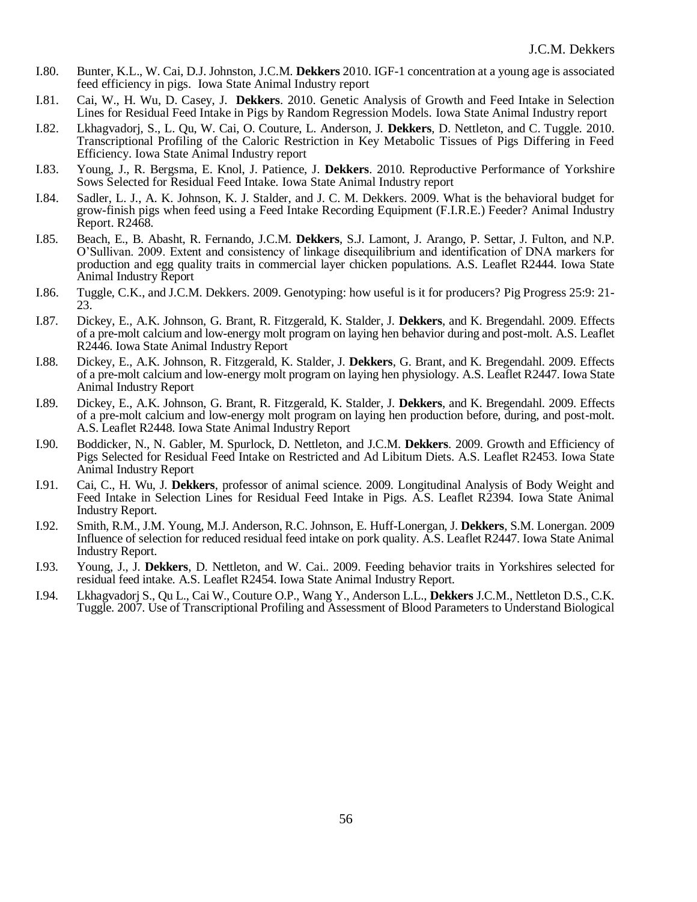I.80. Bunter, K.L., W. Cai, D.J. Johnston, J.C.M. **Dekkers** 2010. IGF-1 concentration at a young age is associated feed efficiency in pigs. Iowa State Animal Industry report

I.81. Cai, W., H. Wu, D. Casey, J. **Dekkers**. 2010. Genetic Analysis of Growth and Feed Intake in Selection Lines for Residual Feed Intake in Pigs by Random Regression Models. Iowa State Animal Industry report

I.82. Lkhagvadorj, S., L. Qu, W. Cai, O. Couture, L. Anderson, J. **Dekkers**, D. Nettleton, and C. Tuggle. 2010. Transcriptional Profiling of the Caloric Restriction in Key Metabolic Tissues of Pigs Differing in Feed Efficiency. Iowa State Animal Industry report

I.83. Young, J., R. Bergsma, E. Knol, J. Patience, J. **Dekkers**. 2010. Reproductive Performance of Yorkshire Sows Selected for Residual Feed Intake. Iowa State Animal Industry report

I.84. Sadler, L. J., A. K. Johnson, K. J. Stalder, and J. C. M. Dekkers. 2009. What is the behavioral budget for grow-finish pigs when feed using a Feed Intake Recording Equipment (F.I.R.E.) Feeder? Animal Industry Report. R2468.

I.85. Beach, E., B. Abasht, R. Fernando, J.C.M. **Dekkers**, S.J. Lamont, J. Arango, P. Settar, J. Fulton, and N.P. O'Sullivan. 2009. Extent and consistency of linkage disequilibrium and identification of DNA markers for production and egg quality traits in commercial layer chicken populations. A.S. Leaflet R2444. Iowa State Animal Industry Report

I.86. Tuggle, C.K., and J.C.M. Dekkers. 2009. Genotyping: how useful is it for producers? Pig Progress 25:9: 21-23.

I.87. Dickey, E., A.K. Johnson, G. Brant, R. Fitzgerald, K. Stalder, J. **Dekkers**, and K. Bregendahl. 2009. Effects of a pre-molt calcium and low-energy molt program on laying hen behavior during and post-molt. A.S. Leaflet R2446. Iowa State Animal Industry Report

I.88. Dickey, E., A.K. Johnson, R. Fitzgerald, K. Stalder, J. **Dekkers**, G. Brant, and K. Bregendahl. 2009. Effects of a pre-molt calcium and low-energy molt program on laying hen physiology. A.S. Leaflet R2447. Iowa State Animal Industry Report

I.89. Dickey, E., A.K. Johnson, G. Brant, R. Fitzgerald, K. Stalder, J. **Dekkers**, and K. Bregendahl. 2009. Effects of a pre-molt calcium and low-energy molt program on laying hen production before, during, and post-molt. A.S. Leaflet R2448. Iowa State Animal Industry Report

I.90. Boddicker, N., N. Gabler, M. Spurlock, D. Nettleton, and J.C.M. **Dekkers**. 2009. Growth and Efficiency of Pigs Selected for Residual Feed Intake on Restricted and Ad Libitum Diets. A.S. Leaflet R2453. Iowa State Animal Industry Report

I.91. Cai, C., H. Wu, J. **Dekkers**, professor of animal science. 2009. Longitudinal Analysis of Body Weight and Feed Intake in Selection Lines for Residual Feed Intake in Pigs. A.S. Leaflet R2394. Iowa State Animal Industry Report.

I.92. Smith, R.M., J.M. Young, M.J. Anderson, R.C. Johnson, E. Huff-Lonergan, J. **Dekkers**, S.M. Lonergan. 2009 Influence of selection for reduced residual feed intake on pork quality. A.S. Leaflet R2447. Iowa State Animal Industry Report.

I.93. Young, J., J. **Dekkers**, D. Nettleton, and W. Cai.. 2009. Feeding behavior traits in Yorkshires selected for residual feed intake. A.S. Leaflet R2454. Iowa State Animal Industry Report.

I.94. Lkhagvadorj S., Qu L., Cai W., Couture O.P., Wang Y., Anderson L.L., **Dekkers** J.C.M., Nettleton D.S., C.K. Tuggle. 2007. Use of Transcriptional Profiling and Assessment of Blood Parameters to Understand Biological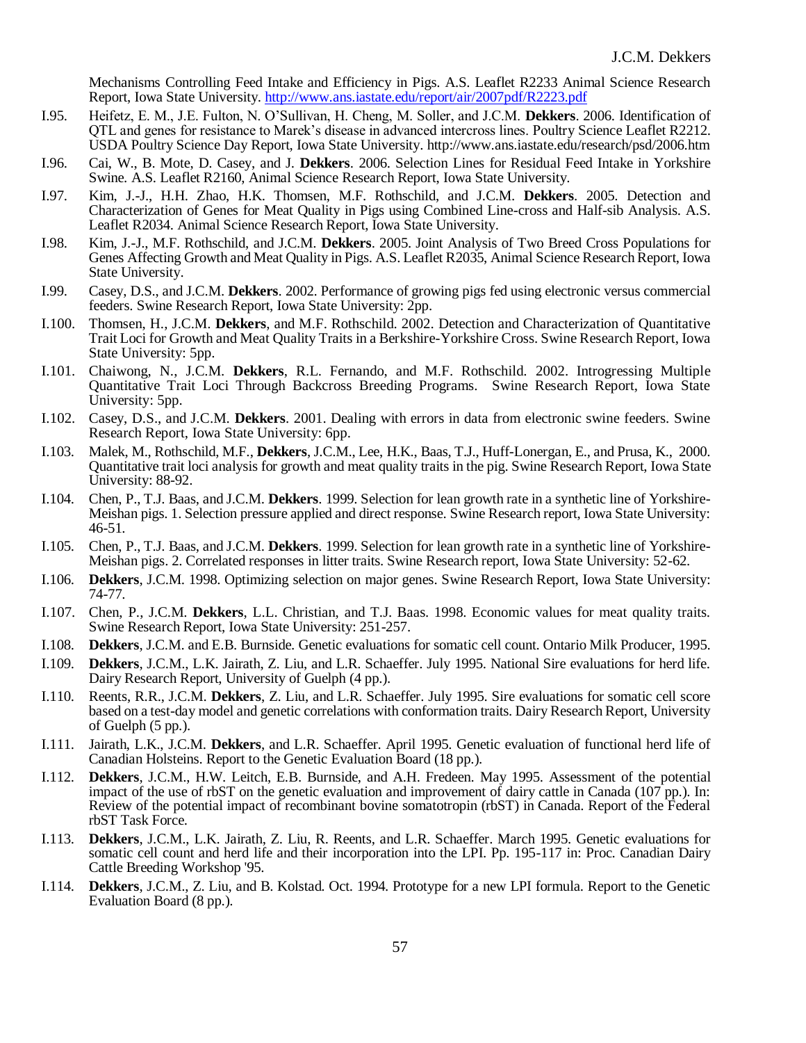Mechanisms Controlling Feed Intake and Efficiency in Pigs. A.S. Leaflet R2233 Animal Science Research Report, Iowa State University. http://www.ans.iastate.edu/report/air/2007pdf/R2223.pdf

I.95. Heifetz, E. M., J.E. Fulton, N. O'Sullivan, H. Cheng, M. Soller, and J.C.M. **Dekkers**. 2006. Identification of QTL and genes for resistance to Marek's disease in advanced intercross lines. Poultry Science Leaflet R2212. USDA Poultry Science Day Report, Iowa State University. http://www.ans.iastate.edu/research/psd/2006.htm

I.96. Cai, W., B. Mote, D. Casey, and J. **Dekkers**. 2006. Selection Lines for Residual Feed Intake in Yorkshire Swine. A.S. Leaflet R2160, Animal Science Research Report, Iowa State University.

I.97. Kim, J.-J., H.H. Zhao, H.K. Thomsen, M.F. Rothschild, and J.C.M. **Dekkers**. 2005. Detection and Characterization of Genes for Meat Quality in Pigs using Combined Line-cross and Half-sib Analysis. A.S. Leaflet R2034. Animal Science Research Report, Iowa State University.

I.98. Kim, J.-J., M.F. Rothschild, and J.C.M. **Dekkers**. 2005. Joint Analysis of Two Breed Cross Populations for Genes Affecting Growth and Meat Quality in Pigs. A.S. Leaflet R2035, Animal Science Research Report, Iowa State University.

I.99. Casey, D.S., and J.C.M. **Dekkers**. 2002. Performance of growing pigs fed using electronic versus commercial feeders. Swine Research Report, Iowa State University: 2pp.

I.100. Thomsen, H., J.C.M. **Dekkers**, and M.F. Rothschild. 2002. Detection and Characterization of Quantitative Trait Loci for Growth and Meat Quality Traits in a Berkshire-Yorkshire Cross. Swine Research Report, Iowa State University: 5pp.

I.101. Chaiwong, N., J.C.M. **Dekkers**, R.L. Fernando, and M.F. Rothschild. 2002. Introgressing Multiple Quantitative Trait Loci Through Backcross Breeding Programs. Swine Research Report, Iowa State University: 5pp.

I.102. Casey, D.S., and J.C.M. **Dekkers**. 2001. Dealing with errors in data from electronic swine feeders. Swine Research Report, Iowa State University: 6pp.

I.103. Malek, M., Rothschild, M.F., **Dekkers**, J.C.M., Lee, H.K., Baas, T.J., Huff-Lonergan, E., and Prusa, K., 2000. Quantitative trait loci analysis for growth and meat quality traits in the pig. Swine Research Report, Iowa State University: 88-92.

I.104. Chen, P., T.J. Baas, and J.C.M. **Dekkers**. 1999. Selection for lean growth rate in a synthetic line of Yorkshire-Meishan pigs. 1. Selection pressure applied and direct response. Swine Research report, Iowa State University: 46-51.

I.105. Chen, P., T.J. Baas, and J.C.M. **Dekkers**. 1999. Selection for lean growth rate in a synthetic line of Yorkshire-Meishan pigs. 2. Correlated responses in litter traits. Swine Research report, Iowa State University: 52-62.

I.106. **Dekkers**, J.C.M. 1998. Optimizing selection on major genes. Swine Research Report, Iowa State University: 74-77.

I.107. Chen, P., J.C.M. **Dekkers**, L.L. Christian, and T.J. Baas. 1998. Economic values for meat quality traits. Swine Research Report, Iowa State University: 251-257.

I.108. **Dekkers**, J.C.M. and E.B. Burnside. Genetic evaluations for somatic cell count. Ontario Milk Producer, 1995.

I.109. **Dekkers**, J.C.M., L.K. Jairath, Z. Liu, and L.R. Schaeffer. July 1995. National Sire evaluations for herd life. Dairy Research Report, University of Guelph (4 pp.).

I.110. Reents, R.R., J.C.M. **Dekkers**, Z. Liu, and L.R. Schaeffer. July 1995. Sire evaluations for somatic cell score based on a test-day model and genetic correlations with conformation traits. Dairy Research Report, University of Guelph (5 pp.).

I.111. Jairath, L.K., J.C.M. **Dekkers**, and L.R. Schaeffer. April 1995. Genetic evaluation of functional herd life of Canadian Holsteins. Report to the Genetic Evaluation Board (18 pp.).

I.112. **Dekkers**, J.C.M., H.W. Leitch, E.B. Burnside, and A.H. Fredeen. May 1995. Assessment of the potential impact of the use of rbST on the genetic evaluation and improvement of dairy cattle in Canada (107 pp.). In: Review of the potential impact of recombinant bovine somatotropin (rbST) in Canada. Report of the Federal rbST Task Force.

I.113. **Dekkers**, J.C.M., L.K. Jairath, Z. Liu, R. Reents, and L.R. Schaeffer. March 1995. Genetic evaluations for somatic cell count and herd life and their incorporation into the LPI. Pp. 195-117 in: Proc. Canadian Dairy Cattle Breeding Workshop '95.

I.114. **Dekkers**, J.C.M., Z. Liu, and B. Kolstad. Oct. 1994. Prototype for a new LPI formula. Report to the Genetic Evaluation Board (8 pp.).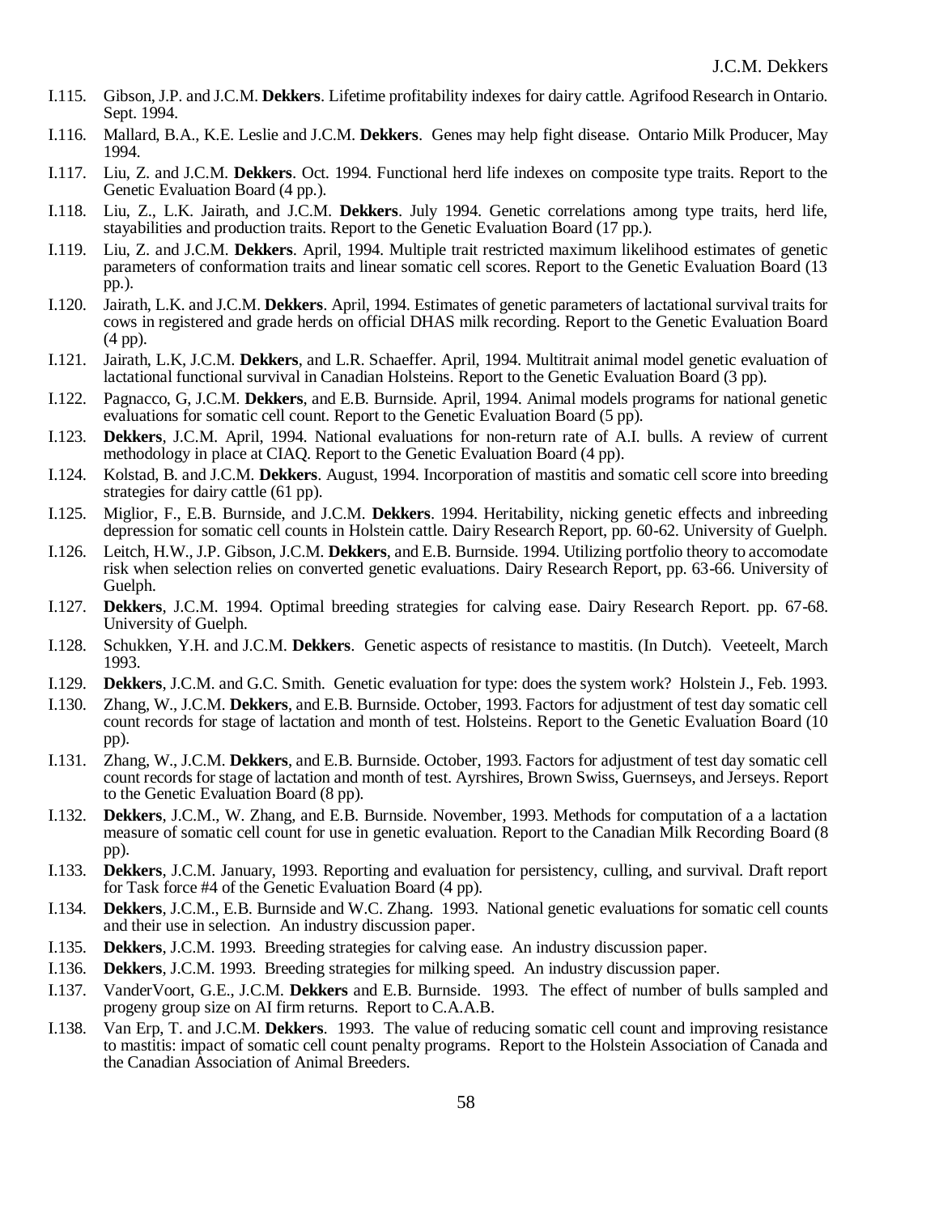I.115. Gibson, J.P. and J.C.M. **Dekkers**. Lifetime profitability indexes for dairy cattle. Agrifood Research in Ontario. Sept. 1994.

I.116. Mallard, B.A., K.E. Leslie and J.C.M. **Dekkers**. Genes may help fight disease. Ontario Milk Producer, May 1994.

I.117. Liu, Z. and J.C.M. **Dekkers**. Oct. 1994. Functional herd life indexes on composite type traits. Report to the Genetic Evaluation Board (4 pp.).

I.118. Liu, Z., L.K. Jairath, and J.C.M. **Dekkers**. July 1994. Genetic correlations among type traits, herd life, stayabilities and production traits. Report to the Genetic Evaluation Board (17 pp.).

I.119. Liu, Z. and J.C.M. **Dekkers**. April, 1994. Multiple trait restricted maximum likelihood estimates of genetic parameters of conformation traits and linear somatic cell scores. Report to the Genetic Evaluation Board (13 pp.).

I.120. Jairath, L.K. and J.C.M. **Dekkers**. April, 1994. Estimates of genetic parameters of lactational survival traits for cows in registered and grade herds on official DHAS milk recording. Report to the Genetic Evaluation Board (4 pp).

I.121. Jairath, L.K, J.C.M. **Dekkers**, and L.R. Schaeffer. April, 1994. Multitrait animal model genetic evaluation of lactational functional survival in Canadian Holsteins. Report to the Genetic Evaluation Board (3 pp).

I.122. Pagnacco, G, J.C.M. **Dekkers**, and E.B. Burnside. April, 1994. Animal models programs for national genetic evaluations for somatic cell count. Report to the Genetic Evaluation Board (5 pp).

I.123. **Dekkers**, J.C.M. April, 1994. National evaluations for non-return rate of A.I. bulls. A review of current methodology in place at CIAQ. Report to the Genetic Evaluation Board (4 pp).

I.124. Kolstad, B. and J.C.M. **Dekkers**. August, 1994. Incorporation of mastitis and somatic cell score into breeding strategies for dairy cattle (61 pp).

I.125. Miglior, F., E.B. Burnside, and J.C.M. **Dekkers**. 1994. Heritability, nicking genetic effects and inbreeding depression for somatic cell counts in Holstein cattle. Dairy Research Report, pp. 60-62. University of Guelph.

I.126. Leitch, H.W., J.P. Gibson, J.C.M. **Dekkers**, and E.B. Burnside. 1994. Utilizing portfolio theory to accomodate risk when selection relies on converted genetic evaluations. Dairy Research Report, pp. 63-66. University of Guelph.

I.127. **Dekkers**, J.C.M. 1994. Optimal breeding strategies for calving ease. Dairy Research Report. pp. 67-68. University of Guelph.

I.128. Schukken, Y.H. and J.C.M. **Dekkers**. Genetic aspects of resistance to mastitis. (In Dutch). Veeteelt, March 1993.

I.129. **Dekkers**, J.C.M. and G.C. Smith. Genetic evaluation for type: does the system work? Holstein J., Feb. 1993.

I.130. Zhang, W., J.C.M. **Dekkers**, and E.B. Burnside. October, 1993. Factors for adjustment of test day somatic cell count records for stage of lactation and month of test. Holsteins. Report to the Genetic Evaluation Board (10 pp).

I.131. Zhang, W., J.C.M. **Dekkers**, and E.B. Burnside. October, 1993. Factors for adjustment of test day somatic cell count records for stage of lactation and month of test. Ayrshires, Brown Swiss, Guernseys, and Jerseys. Report to the Genetic Evaluation Board (8 pp).

I.132. **Dekkers**, J.C.M., W. Zhang, and E.B. Burnside. November, 1993. Methods for computation of a a lactation measure of somatic cell count for use in genetic evaluation. Report to the Canadian Milk Recording Board (8 pp).

I.133. **Dekkers**, J.C.M. January, 1993. Reporting and evaluation for persistency, culling, and survival. Draft report for Task force #4 of the Genetic Evaluation Board (4 pp).

I.134. **Dekkers**, J.C.M., E.B. Burnside and W.C. Zhang. 1993. National genetic evaluations for somatic cell counts and their use in selection. An industry discussion paper.

I.135. **Dekkers**, J.C.M. 1993. Breeding strategies for calving ease. An industry discussion paper.

I.136. **Dekkers**, J.C.M. 1993. Breeding strategies for milking speed. An industry discussion paper.

I.137. VanderVoort, G.E., J.C.M. **Dekkers** and E.B. Burnside. 1993. The effect of number of bulls sampled and progeny group size on AI firm returns. Report to C.A.A.B.

I.138. Van Erp, T. and J.C.M. **Dekkers**. 1993. The value of reducing somatic cell count and improving resistance to mastitis: impact of somatic cell count penalty programs. Report to the Holstein Association of Canada and the Canadian Association of Animal Breeders.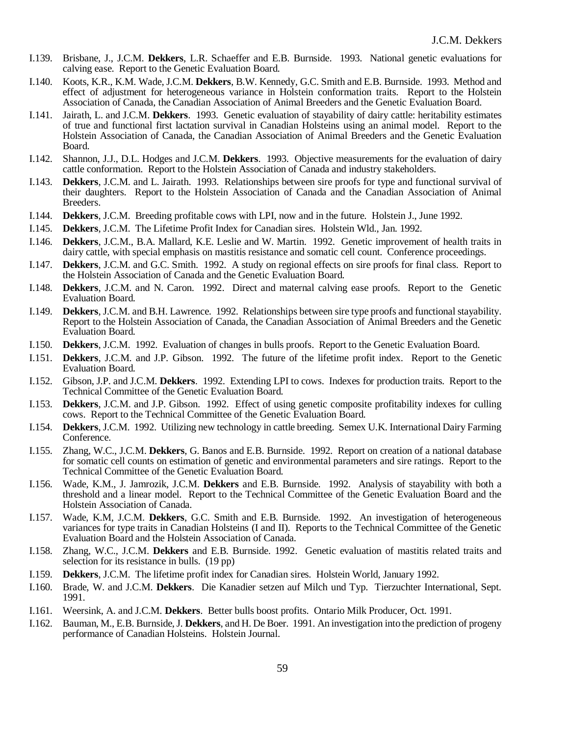I.139. Brisbane, J., J.C.M. **Dekkers**, L.R. Schaeffer and E.B. Burnside. 1993. National genetic evaluations for calving ease. Report to the Genetic Evaluation Board.

I.140. Koots, K.R., K.M. Wade, J.C.M. **Dekkers**, B.W. Kennedy, G.C. Smith and E.B. Burnside. 1993. Method and effect of adjustment for heterogeneous variance in Holstein conformation traits. Report to the Holstein Association of Canada, the Canadian Association of Animal Breeders and the Genetic Evaluation Board.

I.141. Jairath, L. and J.C.M. **Dekkers**. 1993. Genetic evaluation of stayability of dairy cattle: heritability estimates of true and functional first lactation survival in Canadian Holsteins using an animal model. Report to the Holstein Association of Canada, the Canadian Association of Animal Breeders and the Genetic Evaluation Board.

I.142. Shannon, J.J., D.L. Hodges and J.C.M. **Dekkers**. 1993. Objective measurements for the evaluation of dairy cattle conformation. Report to the Holstein Association of Canada and industry stakeholders.

I.143. **Dekkers**, J.C.M. and L. Jairath. 1993. Relationships between sire proofs for type and functional survival of their daughters. Report to the Holstein Association of Canada and the Canadian Association of Animal Breeders.

I.144. **Dekkers**, J.C.M. Breeding profitable cows with LPI, now and in the future. Holstein J., June 1992.

I.145. **Dekkers**, J.C.M. The Lifetime Profit Index for Canadian sires. Holstein Wld., Jan. 1992.

I.146. **Dekkers**, J.C.M., B.A. Mallard, K.E. Leslie and W. Martin. 1992. Genetic improvement of health traits in dairy cattle, with special emphasis on mastitis resistance and somatic cell count. Conference proceedings.

I.147. **Dekkers**, J.C.M. and G.C. Smith. 1992. A study on regional effects on sire proofs for final class. Report to the Holstein Association of Canada and the Genetic Evaluation Board.

I.148. **Dekkers**, J.C.M. and N. Caron. 1992. Direct and maternal calving ease proofs. Report to the Genetic Evaluation Board.

I.149. **Dekkers**, J.C.M. and B.H. Lawrence. 1992. Relationships between sire type proofs and functional stayability. Report to the Holstein Association of Canada, the Canadian Association of Animal Breeders and the Genetic Evaluation Board.

I.150. **Dekkers**, J.C.M. 1992. Evaluation of changes in bulls proofs. Report to the Genetic Evaluation Board.

I.151. **Dekkers**, J.C.M. and J.P. Gibson. 1992. The future of the lifetime profit index. Report to the Genetic Evaluation Board.

I.152. Gibson, J.P. and J.C.M. **Dekkers**. 1992. Extending LPI to cows. Indexes for production traits. Report to the Technical Committee of the Genetic Evaluation Board.

I.153. **Dekkers**, J.C.M. and J.P. Gibson. 1992. Effect of using genetic composite profitability indexes for culling cows. Report to the Technical Committee of the Genetic Evaluation Board.

I.154. **Dekkers**, J.C.M. 1992. Utilizing new technology in cattle breeding. Semex U.K. International Dairy Farming Conference.

I.155. Zhang, W.C., J.C.M. **Dekkers**, G. Banos and E.B. Burnside. 1992. Report on creation of a national database for somatic cell counts on estimation of genetic and environmental parameters and sire ratings. Report to the Technical Committee of the Genetic Evaluation Board.

I.156. Wade, K.M., J. Jamrozik, J.C.M. **Dekkers** and E.B. Burnside. 1992. Analysis of stayability with both a threshold and a linear model. Report to the Technical Committee of the Genetic Evaluation Board and the Holstein Association of Canada.

I.157. Wade, K.M, J.C.M. **Dekkers**, G.C. Smith and E.B. Burnside. 1992. An investigation of heterogeneous variances for type traits in Canadian Holsteins (I and II). Reports to the Technical Committee of the Genetic Evaluation Board and the Holstein Association of Canada.

I.158. Zhang, W.C., J.C.M. **Dekkers** and E.B. Burnside. 1992. Genetic evaluation of mastitis related traits and selection for its resistance in bulls. (19 pp)

I.159. **Dekkers**, J.C.M. The lifetime profit index for Canadian sires. Holstein World, January 1992.

I.160. Brade, W. and J.C.M. **Dekkers**. Die Kanadier setzen auf Milch und Typ. Tierzuchter International, Sept. 1991.

I.161. Weersink, A. and J.C.M. **Dekkers**. Better bulls boost profits. Ontario Milk Producer, Oct. 1991.

I.162. Bauman, M., E.B. Burnside, J. **Dekkers**, and H. De Boer. 1991. An investigation into the prediction of progeny performance of Canadian Holsteins. Holstein Journal.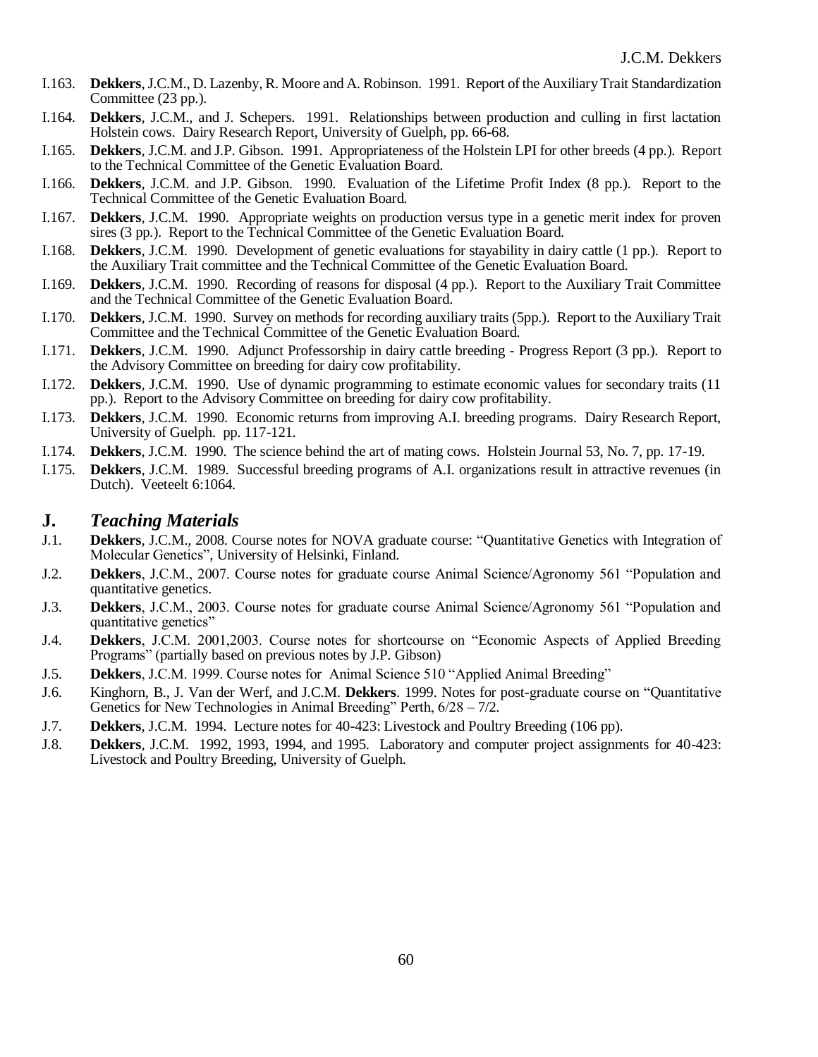I.163. **Dekkers**, J.C.M., D. Lazenby, R. Moore and A. Robinson. 1991. Report of the Auxiliary Trait Standardization Committee (23 pp.).

I.164. **Dekkers**, J.C.M., and J. Schepers. 1991. Relationships between production and culling in first lactation Holstein cows. Dairy Research Report, University of Guelph, pp. 66-68.

I.165. **Dekkers**, J.C.M. and J.P. Gibson. 1991. Appropriateness of the Holstein LPI for other breeds (4 pp.). Report to the Technical Committee of the Genetic Evaluation Board.

I.166. **Dekkers**, J.C.M. and J.P. Gibson. 1990. Evaluation of the Lifetime Profit Index (8 pp.). Report to the Technical Committee of the Genetic Evaluation Board.

I.167. **Dekkers**, J.C.M. 1990. Appropriate weights on production versus type in a genetic merit index for proven sires (3 pp.). Report to the Technical Committee of the Genetic Evaluation Board.

I.168. **Dekkers**, J.C.M. 1990. Development of genetic evaluations for stayability in dairy cattle (1 pp.). Report to the Auxiliary Trait committee and the Technical Committee of the Genetic Evaluation Board.

I.169. **Dekkers**, J.C.M. 1990. Recording of reasons for disposal (4 pp.). Report to the Auxiliary Trait Committee and the Technical Committee of the Genetic Evaluation Board.

I.170. **Dekkers**, J.C.M. 1990. Survey on methods for recording auxiliary traits (5pp.). Report to the Auxiliary Trait Committee and the Technical Committee of the Genetic Evaluation Board.

I.171. **Dekkers**, J.C.M. 1990. Adjunct Professorship in dairy cattle breeding - Progress Report (3 pp.). Report to the Advisory Committee on breeding for dairy cow profitability.

I.172. **Dekkers**, J.C.M. 1990. Use of dynamic programming to estimate economic values for secondary traits (11 pp.). Report to the Advisory Committee on breeding for dairy cow profitability.

I.173. **Dekkers**, J.C.M. 1990. Economic returns from improving A.I. breeding programs. Dairy Research Report, University of Guelph. pp. 117-121.

I.174. **Dekkers**, J.C.M. 1990. The science behind the art of mating cows. Holstein Journal 53, No. 7, pp. 17-19.

I.175. **Dekkers**, J.C.M. 1989. Successful breeding programs of A.I. organizations result in attractive revenues (in Dutch). Veeteelt 6:1064.

## J. *Teaching Materials*

J.1. **Dekkers**, J.C.M., 2008. Course notes for NOVA graduate course: "Quantitative Genetics with Integration of Molecular Genetics", University of Helsinki, Finland.

J.2. **Dekkers**, J.C.M., 2007. Course notes for graduate course Animal Science/Agronomy 561 "Population and quantitative genetics.

J.3. **Dekkers**, J.C.M., 2003. Course notes for graduate course Animal Science/Agronomy 561 "Population and quantitative genetics"

J.4. **Dekkers**, J.C.M. 2001,2003. Course notes for shortcourse on "Economic Aspects of Applied Breeding Programs" (partially based on previous notes by J.P. Gibson)

J.5. **Dekkers**, J.C.M. 1999. Course notes for Animal Science 510 "Applied Animal Breeding"

J.6. Kinghorn, B., J. Van der Werf, and J.C.M. **Dekkers**. 1999. Notes for post-graduate course on "Quantitative Genetics for New Technologies in Animal Breeding" Perth, 6/28 – 7/2.

J.7. **Dekkers**, J.C.M. 1994. Lecture notes for 40-423: Livestock and Poultry Breeding (106 pp).

J.8. **Dekkers**, J.C.M. 1992, 1993, 1994, and 1995. Laboratory and computer project assignments for 40-423: Livestock and Poultry Breeding, University of Guelph.